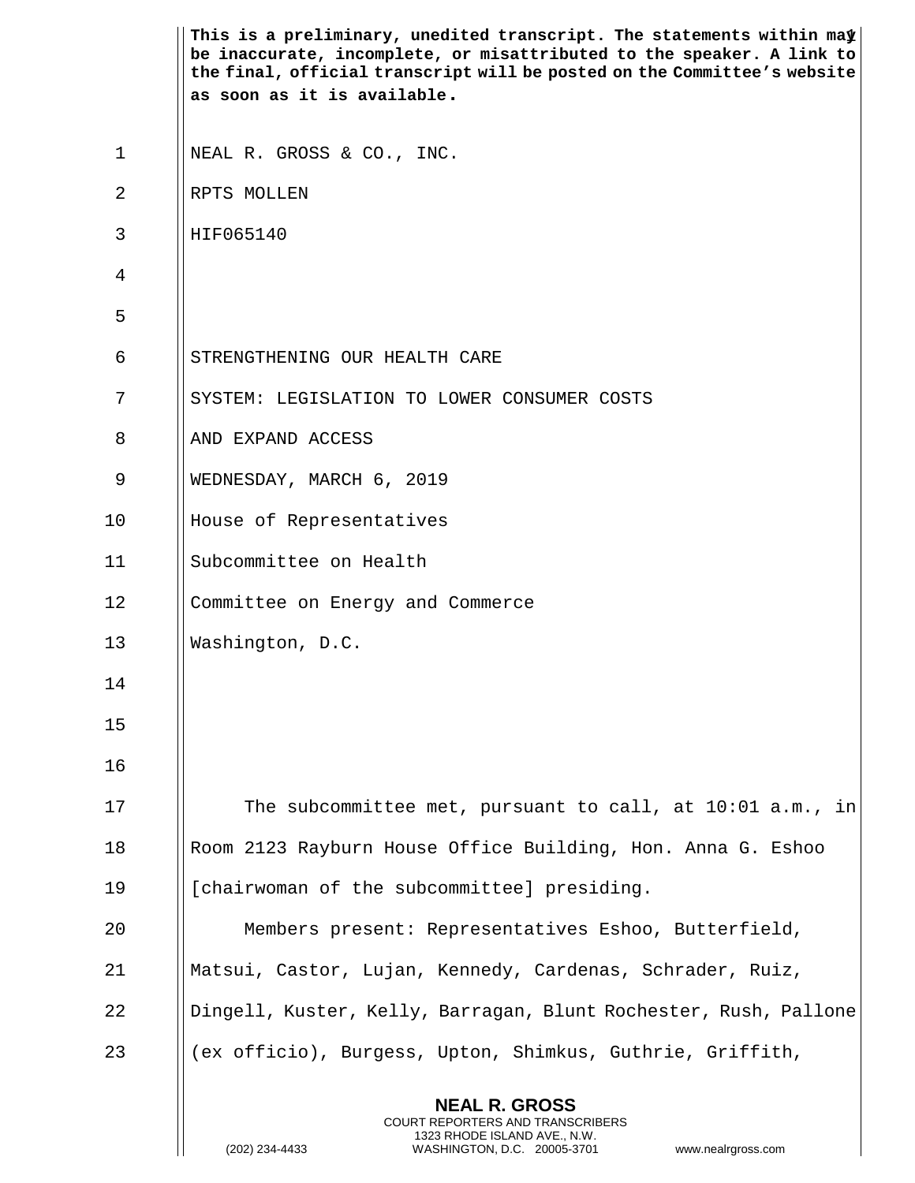**This is a preliminary, unedited transcript. The statements within may be inaccurate, incomplete, or misattributed to the speaker. A link to the final, official transcript will be posted on the Committee's website as soon as it is available.**

NEAL R. GROSS & CO., INC.

RPTS MOLLEN

HIF065140

STRENGTHENING OUR HEALTH CARE

SYSTEM: LEGISLATION TO LOWER CONSUMER COSTS

AND EXPAND ACCESS

WEDNESDAY, MARCH 6, 2019

House of Representatives

Subcommittee on Health

Committee on Energy and Commerce

Washington, D.C.

The subcommittee met, pursuant to call, at 10:01 a.m., in Room 2123 Rayburn House Office Building, Hon. Anna G. Eshoo [chairwoman of the subcommittee] presiding.

Members present: Representatives Eshoo, Butterfield, Matsui, Castor, Lujan, Kennedy, Cardenas, Schrader, Ruiz, Dingell, Kuster, Kelly, Barragan, Blunt Rochester, Rush, Pallone (ex officio), Burgess, Upton, Shimkus, Guthrie, Griffith,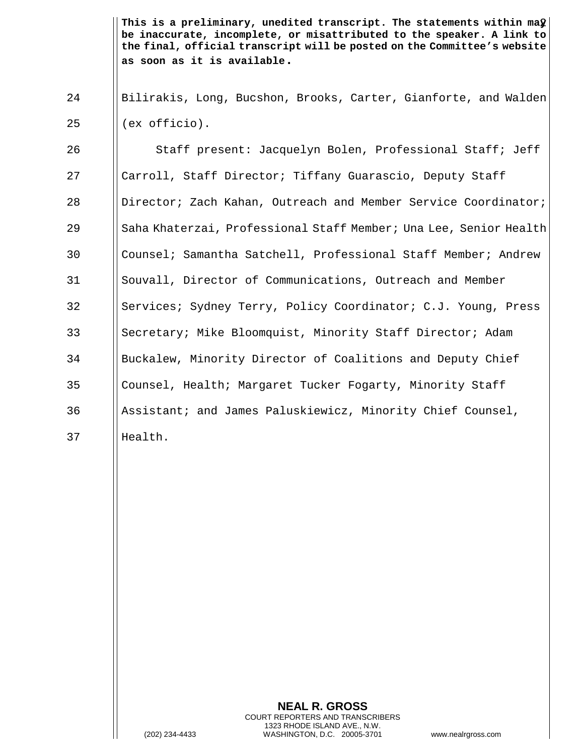This is a preliminary, unedited transcript. The statements within may be inaccurate, incomplete, or misattributed to the speaker. A link to the final, official transcript will be posted on the Committee's website as soon as it is available.

Bilirakis, Long, Bucshon, Brooks, Carter, Gianforte, and Walden (ex officio).

Staff present: Jacquelyn Bolen, Professional Staff; Jeff Carroll, Staff Director; Tiffany Guarascio, Deputy Staff Director; Zach Kahan, Outreach and Member Service Coordinator; Saha Khaterzai, Professional Staff Member; Una Lee, Senior Health Counsel; Samantha Satchell, Professional Staff Member; Andrew Souvall, Director of Communications, Outreach and Member Services; Sydney Terry, Policy Coordinator; C.J. Young, Press Secretary; Mike Bloomquist, Minority Staff Director; Adam Buckalew, Minority Director of Coalitions and Deputy Chief Counsel, Health; Margaret Tucker Fogarty, Minority Staff Assistant; and James Paluskiewicz, Minority Chief Counsel, Health.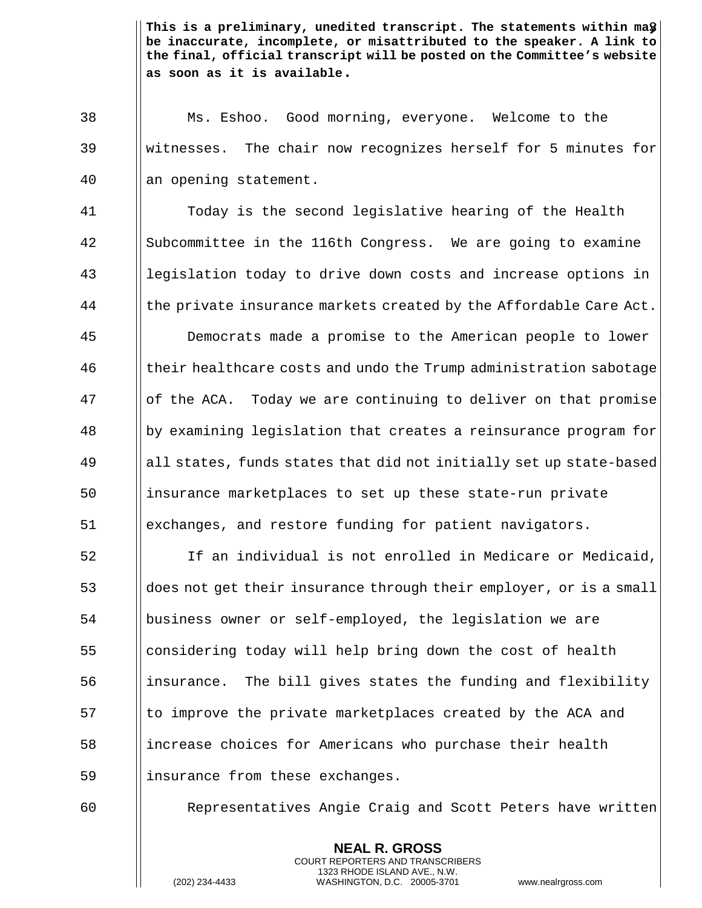**This is a preliminary, unedited transcript. The statements within may be inaccurate, incomplete, or misattributed to the speaker. A link to the final, official transcript will be posted on the Committee's website as soon as it is available.**

Ms. Eshoo. Good morning, everyone. Welcome to the witnesses. The chair now recognizes herself for 5 minutes for an opening statement.

Today is the second legislative hearing of the Health Subcommittee in the 116th Congress. We are going to examine legislation today to drive down costs and increase options in the private insurance markets created by the Affordable Care Act.

Democrats made a promise to the American people to lower their healthcare costs and undo the Trump administration sabotage of the ACA. Today we are continuing to deliver on that promise by examining legislation that creates a reinsurance program for all states, funds states that did not initially set up state-based insurance marketplaces to set up these state-run private exchanges, and restore funding for patient navigators.

If an individual is not enrolled in Medicare or Medicaid, does not get their insurance through their employer, or is a small business owner or self-employed, the legislation we are considering today will help bring down the cost of health insurance. The bill gives states the funding and flexibility to improve the private marketplaces created by the ACA and increase choices for Americans who purchase their health insurance from these exchanges.

Representatives Angie Craig and Scott Peters have written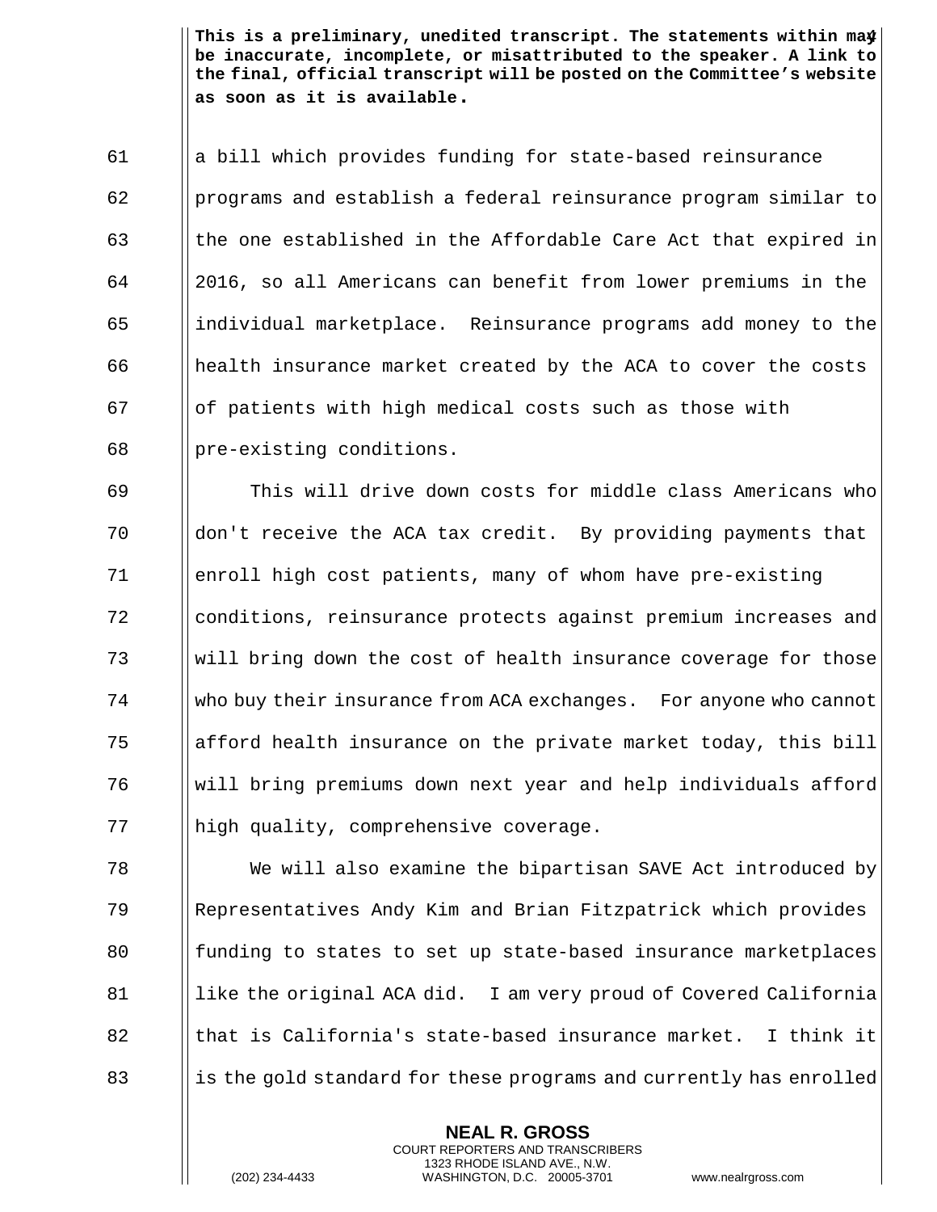**This is a preliminary, unedited transcript. The statements within may be inaccurate, incomplete, or misattributed to the speaker. A link to the final, official transcript will be posted on the Committee's website as soon as it is available.**

a bill which provides funding for state-based reinsurance programs and establish a federal reinsurance program similar to the one established in the Affordable Care Act that expired in 2016, so all Americans can benefit from lower premiums in the individual marketplace. Reinsurance programs add money to the health insurance market created by the ACA to cover the costs of patients with high medical costs such as those with pre-existing conditions.

This will drive down costs for middle class Americans who don't receive the ACA tax credit. By providing payments that enroll high cost patients, many of whom have pre-existing conditions, reinsurance protects against premium increases and will bring down the cost of health insurance coverage for those who buy their insurance from ACA exchanges. For anyone who cannot afford health insurance on the private market today, this bill will bring premiums down next year and help individuals afford high quality, comprehensive coverage.

We will also examine the bipartisan SAVE Act introduced by Representatives Andy Kim and Brian Fitzpatrick which provides funding to states to set up state-based insurance marketplaces like the original ACA did. I am very proud of Covered California that is California's state-based insurance market. I think it is the gold standard for these programs and currently has enrolled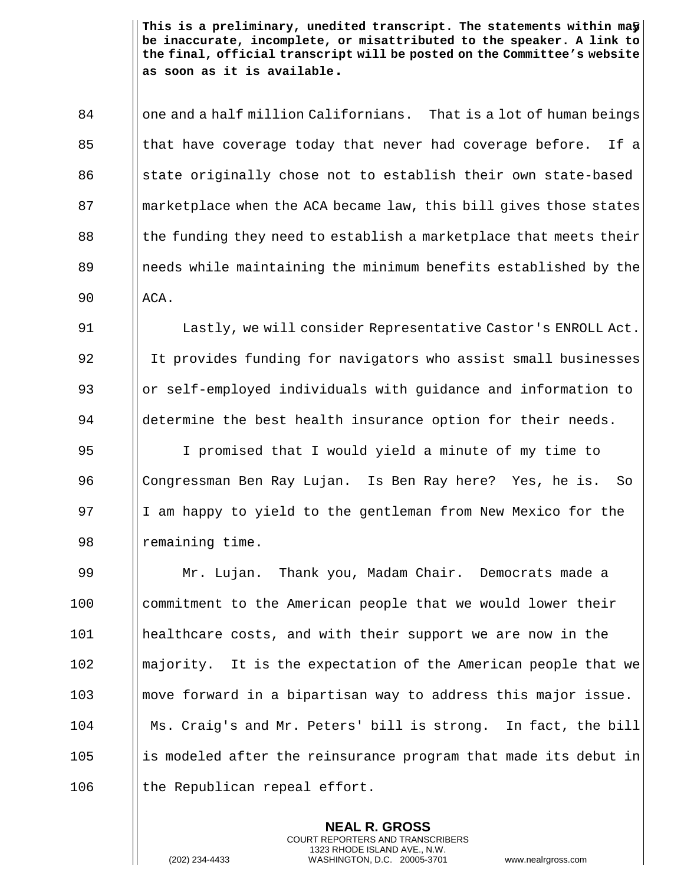one and a half million Californians. That is a lot of human beings that have coverage today that never had coverage before. If a state originally chose not to establish their own state-based marketplace when the ACA became law, this bill gives those states the funding they need to establish a marketplace that meets their needs while maintaining the minimum benefits established by the ACA.

Lastly, we will consider Representative Castor's ENROLL Act. It provides funding for navigators who assist small businesses or self-employed individuals with guidance and information to determine the best health insurance option for their needs.

I promised that I would yield a minute of my time to Congressman Ben Ray Lujan. Is Ben Ray here? Yes, he is. So I am happy to yield to the gentleman from New Mexico for the remaining time.

Mr. Lujan. Thank you, Madam Chair. Democrats made a commitment to the American people that we would lower their healthcare costs, and with their support we are now in the majority. It is the expectation of the American people that we move forward in a bipartisan way to address this major issue. Ms. Craig's and Mr. Peters' bill is strong. In fact, the bill is modeled after the reinsurance program that made its debut in the Republican repeal effort.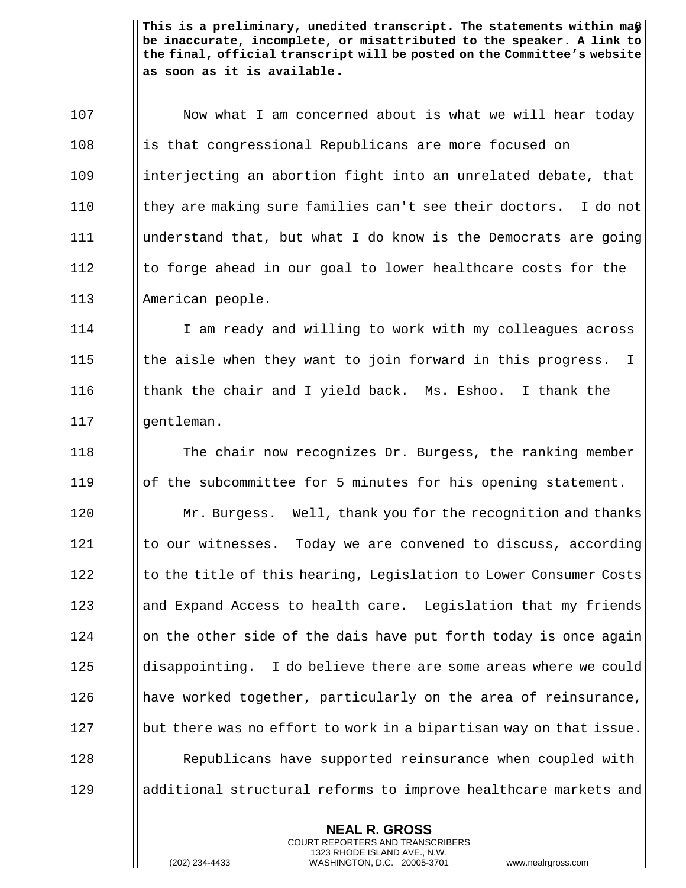Now what I am concerned about is what we will hear today is that congressional Republicans are more focused on interjecting an abortion fight into an unrelated debate, that they are making sure families can't see their doctors. I do not understand that, but what I do know is the Democrats are going to forge ahead in our goal to lower healthcare costs for the American people.

I am ready and willing to work with my colleagues across the aisle when they want to join forward in this progress. I thank the chair and I yield back. Ms. Eshoo. I thank the gentleman.

The chair now recognizes Dr. Burgess, the ranking member of the subcommittee for 5 minutes for his opening statement.

Mr. Burgess. Well, thank you for the recognition and thanks to our witnesses. Today we are convened to discuss, according to the title of this hearing, Legislation to Lower Consumer Costs and Expand Access to health care. Legislation that my friends on the other side of the dais have put forth today is once again disappointing. I do believe there are some areas where we could have worked together, particularly on the area of reinsurance, but there was no effort to work in a bipartisan way on that issue.

Republicans have supported reinsurance when coupled with additional structural reforms to improve healthcare markets and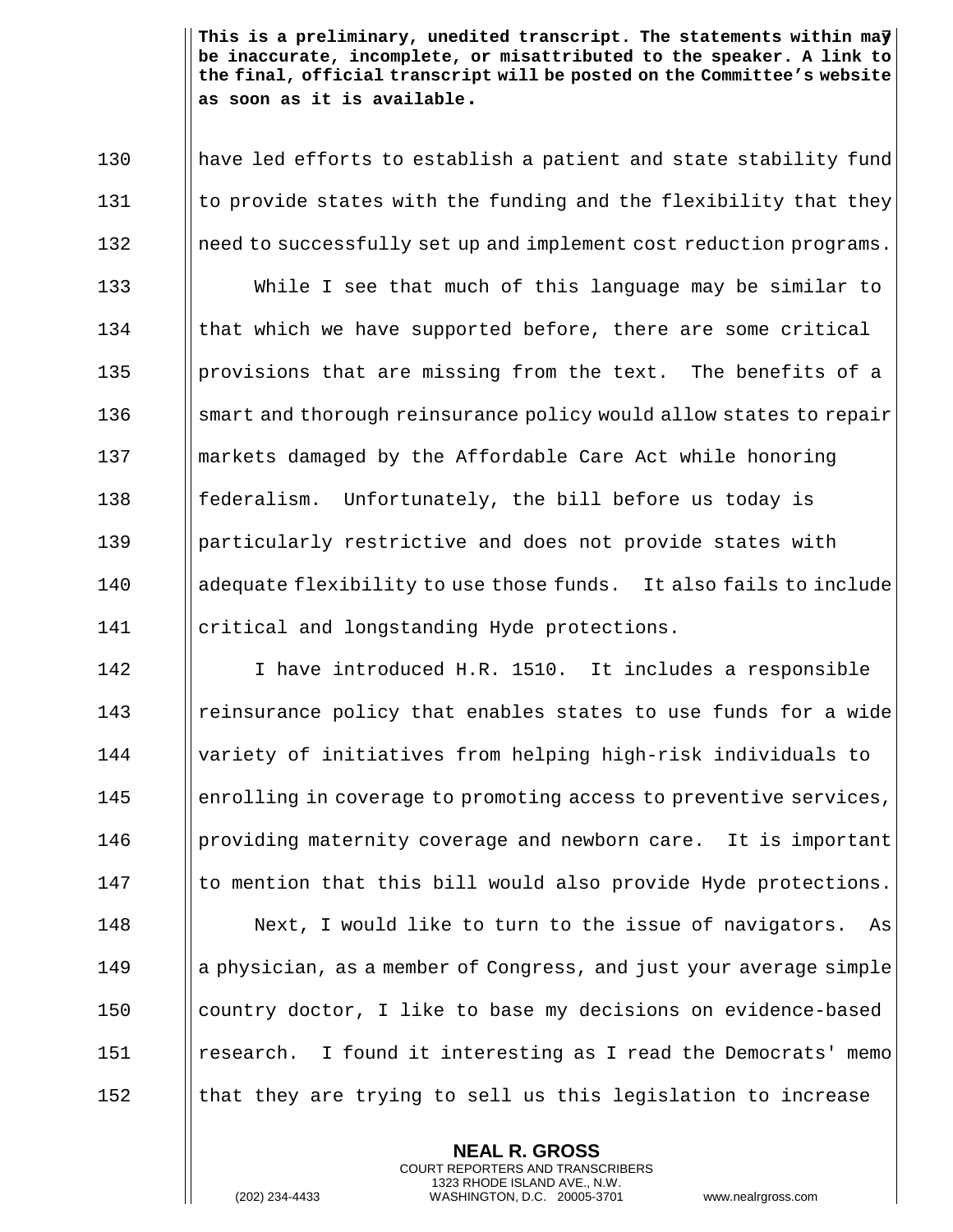**This is a preliminary, unedited transcript. The statements within may be inaccurate, incomplete, or misattributed to the speaker. A link to the final, official transcript will be posted on the Committee's website as soon as it is available.**

have led efforts to establish a patient and state stability fund to provide states with the funding and the flexibility that they need to successfully set up and implement cost reduction programs.

While I see that much of this language may be similar to that which we have supported before, there are some critical provisions that are missing from the text. The benefits of a smart and thorough reinsurance policy would allow states to repair markets damaged by the Affordable Care Act while honoring federalism. Unfortunately, the bill before us today is particularly restrictive and does not provide states with adequate flexibility to use those funds. It also fails to include critical and longstanding Hyde protections.

I have introduced H.R. 1510. It includes a responsible reinsurance policy that enables states to use funds for a wide variety of initiatives from helping high-risk individuals to enrolling in coverage to promoting access to preventive services, providing maternity coverage and newborn care. It is important to mention that this bill would also provide Hyde protections.

Next, I would like to turn to the issue of navigators. As a physician, as a member of Congress, and just your average simple country doctor, I like to base my decisions on evidence-based research. I found it interesting as I read the Democrats' memo that they are trying to sell us this legislation to increase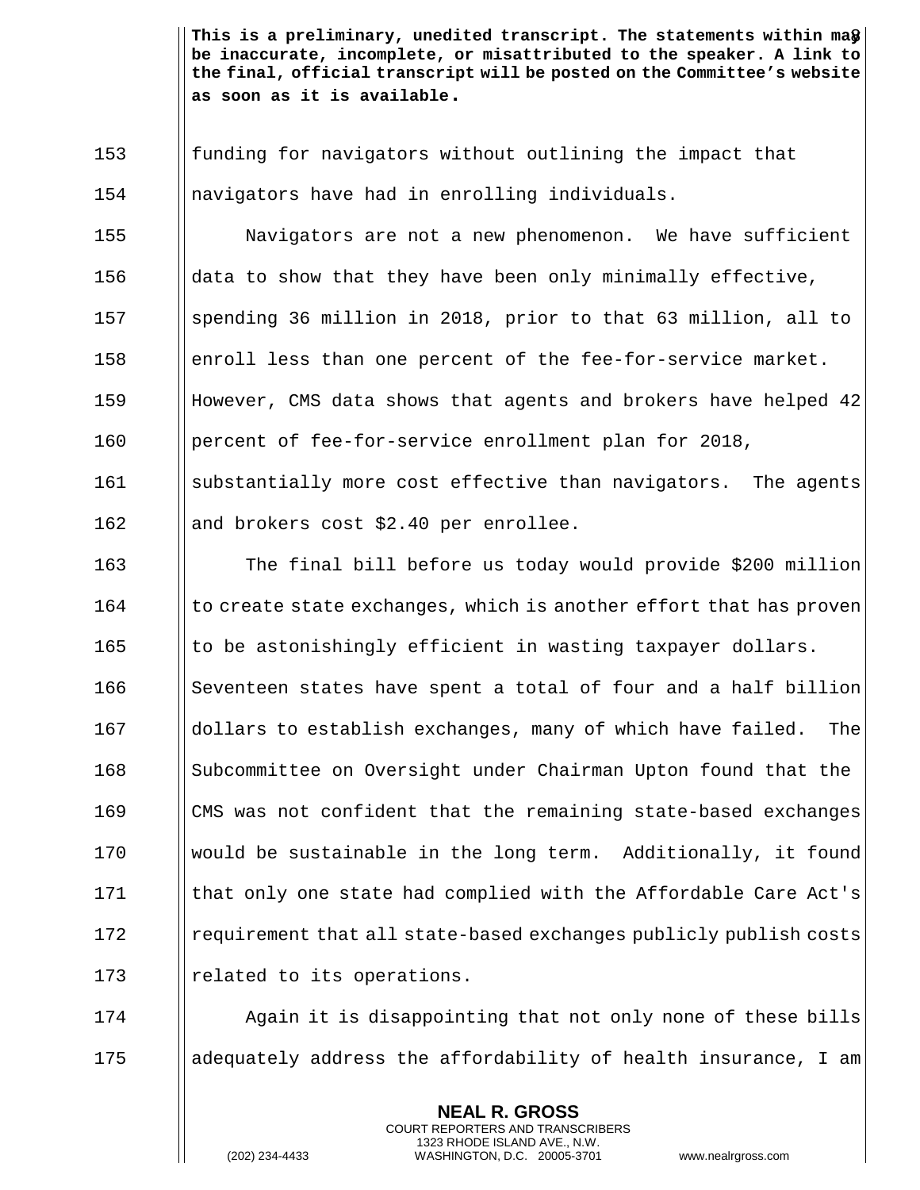funding for navigators without outlining the impact that navigators have had in enrolling individuals.

Navigators are not a new phenomenon. We have sufficient data to show that they have been only minimally effective, spending 36 million in 2018, prior to that 63 million, all to enroll less than one percent of the fee-for-service market. However, CMS data shows that agents and brokers have helped 42 percent of fee-for-service enrollment plan for 2018, substantially more cost effective than navigators. The agents and brokers cost $2.40 per enrollee.

The final bill before us today would provide $200 million to create state exchanges, which is another effort that has proven to be astonishingly efficient in wasting taxpayer dollars. Seventeen states have spent a total of four and a half billion dollars to establish exchanges, many of which have failed. The Subcommittee on Oversight under Chairman Upton found that the CMS was not confident that the remaining state-based exchanges would be sustainable in the long term. Additionally, it found that only one state had complied with the Affordable Care Act's requirement that all state-based exchanges publicly publish costs related to its operations.

Again it is disappointing that not only none of these bills adequately address the affordability of health insurance, I am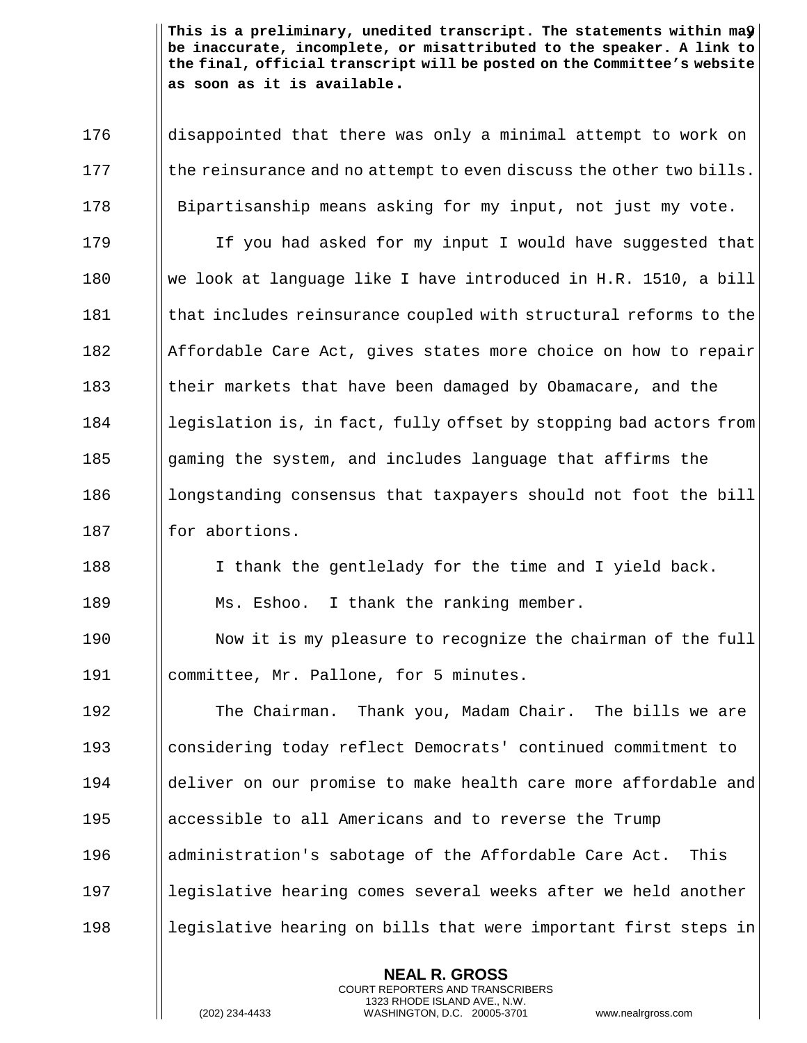**This is a preliminary, unedited transcript. The statements within may be inaccurate, incomplete, or misattributed to the speaker. A link to the final, official transcript will be posted on the Committee's website as soon as it is available.**

176 disappointed that there was only a minimal attempt to work on
177 the reinsurance and no attempt to even discuss the other two bills.
178 Bipartisanship means asking for my input, not just my vote.
179 If you had asked for my input I would have suggested that
180 we look at language like I have introduced in H.R. 1510, a bill
181 that includes reinsurance coupled with structural reforms to the
182 Affordable Care Act, gives states more choice on how to repair
183 their markets that have been damaged by Obamacare, and the
184 legislation is, in fact, fully offset by stopping bad actors from
185 gaming the system, and includes language that affirms the
186 longstanding consensus that taxpayers should not foot the bill
187 for abortions.
188 I thank the gentlelady for the time and I yield back.
189 Ms. Eshoo. I thank the ranking member.
190 Now it is my pleasure to recognize the chairman of the full
191 committee, Mr. Pallone, for 5 minutes.
192 The Chairman. Thank you, Madam Chair. The bills we are
193 considering today reflect Democrats' continued commitment to
194 deliver on our promise to make health care more affordable and
195 accessible to all Americans and to reverse the Trump
196 administration's sabotage of the Affordable Care Act. This
197 legislative hearing comes several weeks after we held another
198 legislative hearing on bills that were important first steps in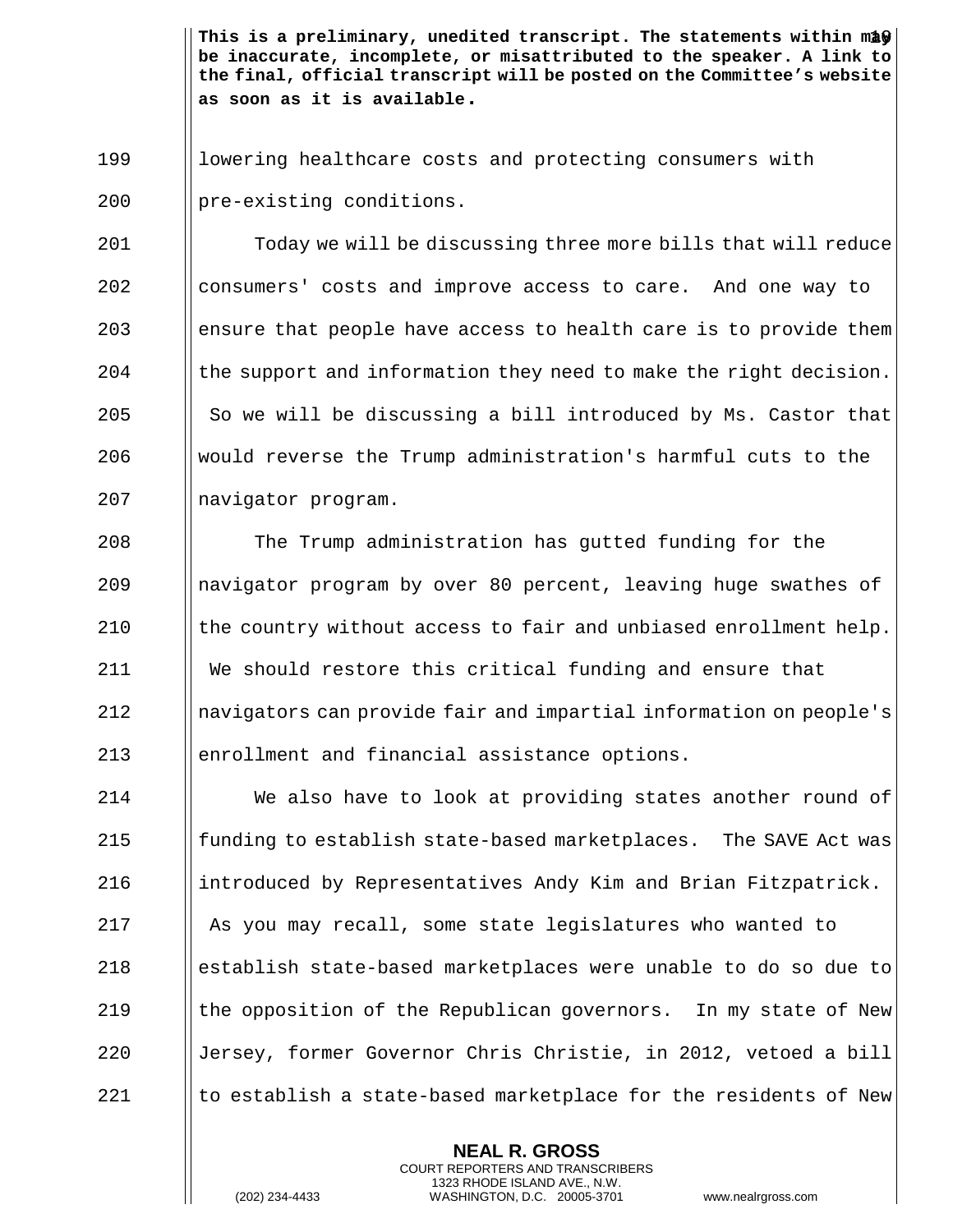**This is a preliminary, unedited transcript. The statements within may be inaccurate, incomplete, or misattributed to the speaker. A link to the final, official transcript will be posted on the Committee's website as soon as it is available.**

lowering healthcare costs and protecting consumers with pre-existing conditions.

Today we will be discussing three more bills that will reduce consumers' costs and improve access to care. And one way to ensure that people have access to health care is to provide them the support and information they need to make the right decision. So we will be discussing a bill introduced by Ms. Castor that would reverse the Trump administration's harmful cuts to the navigator program.

The Trump administration has gutted funding for the navigator program by over 80 percent, leaving huge swathes of the country without access to fair and unbiased enrollment help. We should restore this critical funding and ensure that navigators can provide fair and impartial information on people's enrollment and financial assistance options.

We also have to look at providing states another round of funding to establish state-based marketplaces. The SAVE Act was introduced by Representatives Andy Kim and Brian Fitzpatrick. As you may recall, some state legislatures who wanted to establish state-based marketplaces were unable to do so due to the opposition of the Republican governors. In my state of New Jersey, former Governor Chris Christie, in 2012, vetoed a bill to establish a state-based marketplace for the residents of New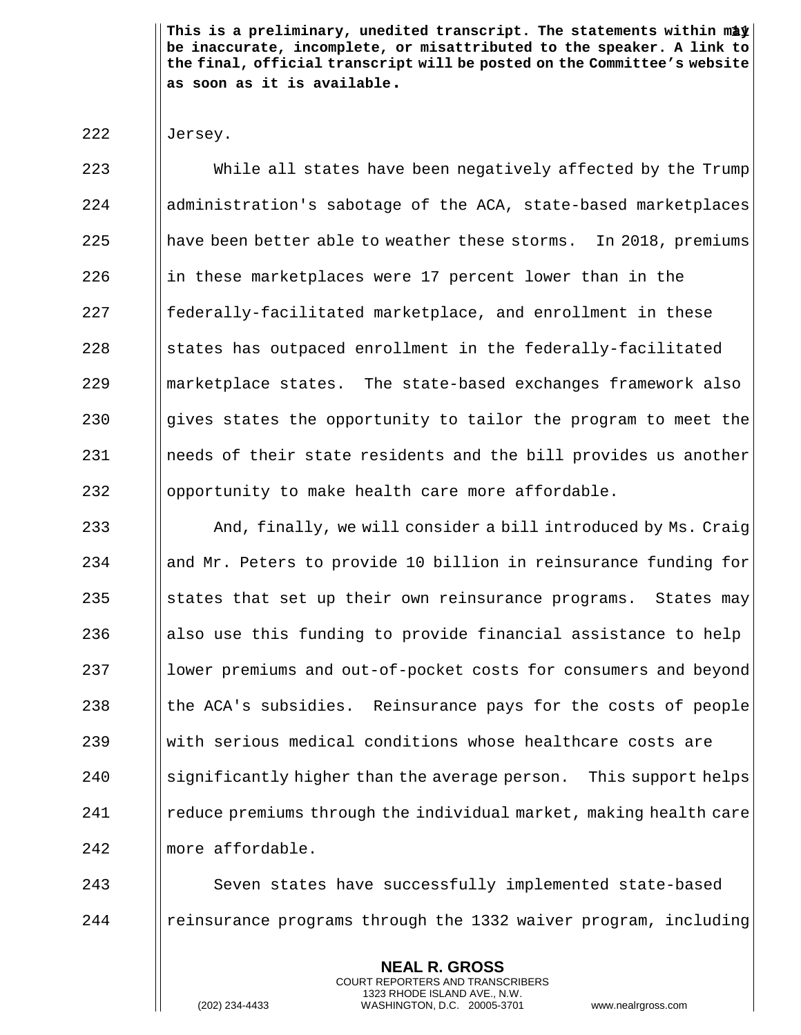This is a preliminary, unedited transcript. The statements within may be inaccurate, incomplete, or misattributed to the speaker. A link to the final, official transcript will be posted on the Committee's website as soon as it is available.

Jersey.

While all states have been negatively affected by the Trump administration's sabotage of the ACA, state-based marketplaces have been better able to weather these storms. In 2018, premiums in these marketplaces were 17 percent lower than in the federally-facilitated marketplace, and enrollment in these states has outpaced enrollment in the federally-facilitated marketplace states. The state-based exchanges framework also gives states the opportunity to tailor the program to meet the needs of their state residents and the bill provides us another opportunity to make health care more affordable.

And, finally, we will consider a bill introduced by Ms. Craig and Mr. Peters to provide 10 billion in reinsurance funding for states that set up their own reinsurance programs. States may also use this funding to provide financial assistance to help lower premiums and out-of-pocket costs for consumers and beyond the ACA's subsidies. Reinsurance pays for the costs of people with serious medical conditions whose healthcare costs are significantly higher than the average person. This support helps reduce premiums through the individual market, making health care more affordable.

Seven states have successfully implemented state-based reinsurance programs through the 1332 waiver program, including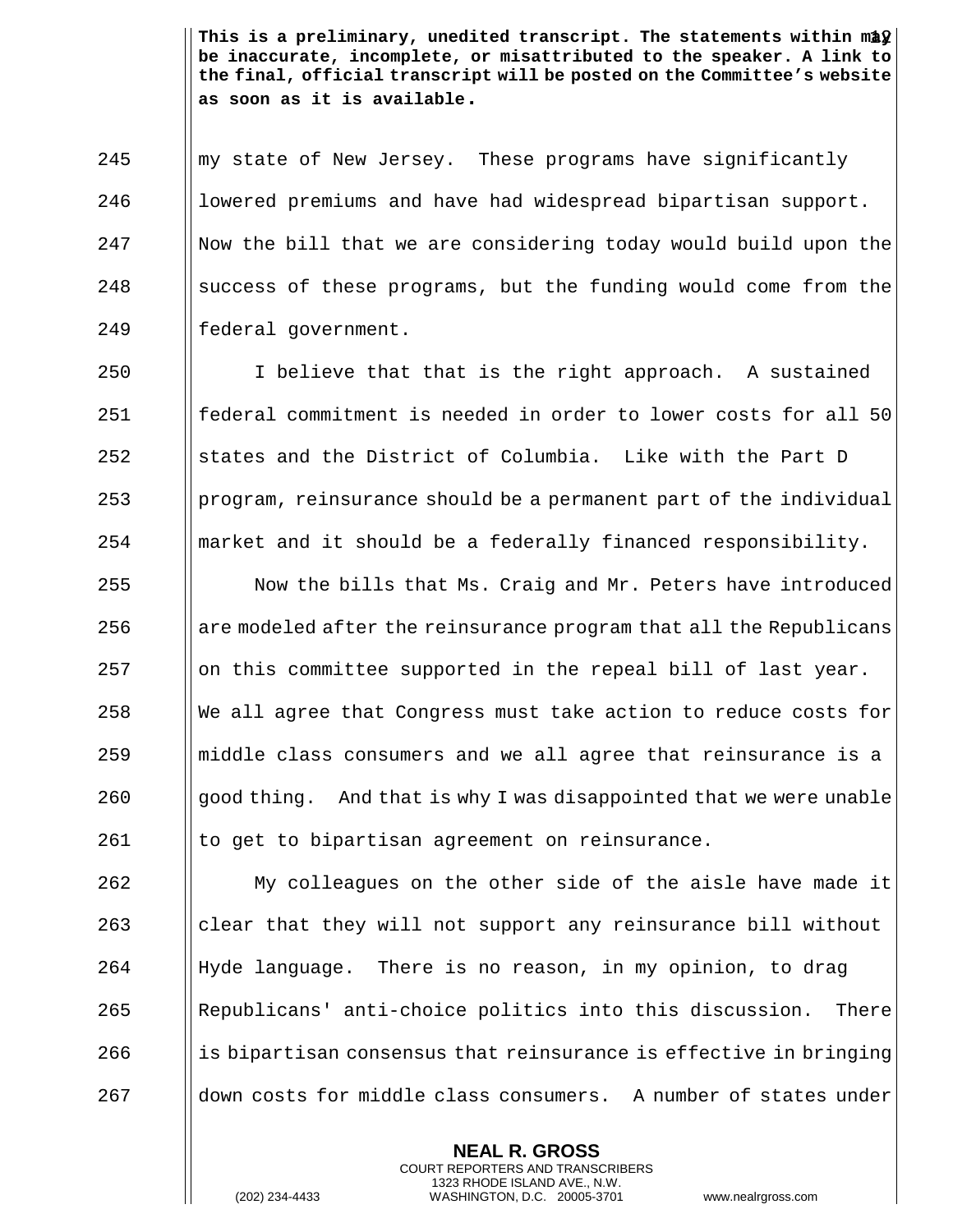**This is a preliminary, unedited transcript. The statements within may be inaccurate, incomplete, or misattributed to the speaker. A link to the final, official transcript will be posted on the Committee's website as soon as it is available.**

my state of New Jersey. These programs have significantly lowered premiums and have had widespread bipartisan support. Now the bill that we are considering today would build upon the success of these programs, but the funding would come from the federal government.

I believe that that is the right approach. A sustained federal commitment is needed in order to lower costs for all 50 states and the District of Columbia. Like with the Part D program, reinsurance should be a permanent part of the individual market and it should be a federally financed responsibility.

Now the bills that Ms. Craig and Mr. Peters have introduced are modeled after the reinsurance program that all the Republicans on this committee supported in the repeal bill of last year. We all agree that Congress must take action to reduce costs for middle class consumers and we all agree that reinsurance is a good thing. And that is why I was disappointed that we were unable to get to bipartisan agreement on reinsurance.

My colleagues on the other side of the aisle have made it clear that they will not support any reinsurance bill without Hyde language. There is no reason, in my opinion, to drag Republicans' anti-choice politics into this discussion. There is bipartisan consensus that reinsurance is effective in bringing down costs for middle class consumers. A number of states under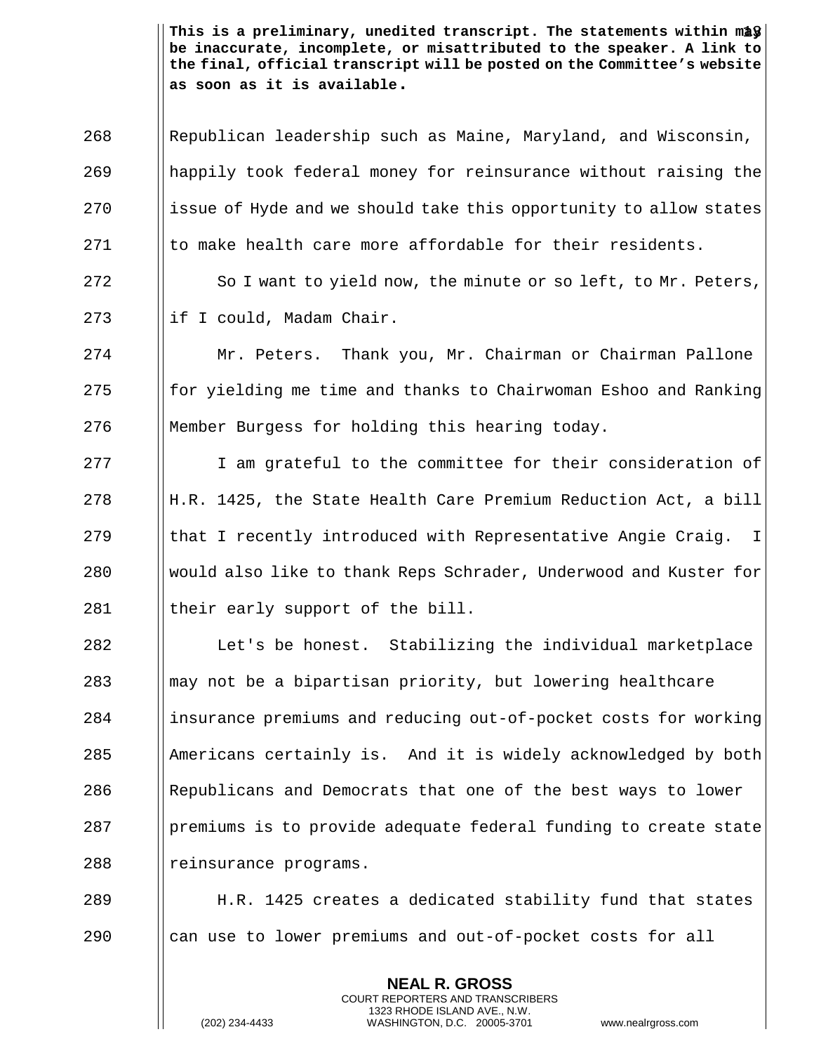**This is a preliminary, unedited transcript. The statements within may be inaccurate, incomplete, or misattributed to the speaker. A link to the final, official transcript will be posted on the Committee's website as soon as it is available.**

268 Republican leadership such as Maine, Maryland, and Wisconsin,
269 happily took federal money for reinsurance without raising the
270 issue of Hyde and we should take this opportunity to allow states
271 to make health care more affordable for their residents.

272 So I want to yield now, the minute or so left, to Mr. Peters,
273 if I could, Madam Chair.

274 Mr. Peters. Thank you, Mr. Chairman or Chairman Pallone
275 for yielding me time and thanks to Chairwoman Eshoo and Ranking
276 Member Burgess for holding this hearing today.

277 I am grateful to the committee for their consideration of
278 H.R. 1425, the State Health Care Premium Reduction Act, a bill
279 that I recently introduced with Representative Angie Craig. I
280 would also like to thank Reps Schrader, Underwood and Kuster for
281 their early support of the bill.

282 Let's be honest. Stabilizing the individual marketplace
283 may not be a bipartisan priority, but lowering healthcare
284 insurance premiums and reducing out-of-pocket costs for working
285 Americans certainly is. And it is widely acknowledged by both
286 Republicans and Democrats that one of the best ways to lower
287 premiums is to provide adequate federal funding to create state
288 reinsurance programs.

289 H.R. 1425 creates a dedicated stability fund that states
290 can use to lower premiums and out-of-pocket costs for all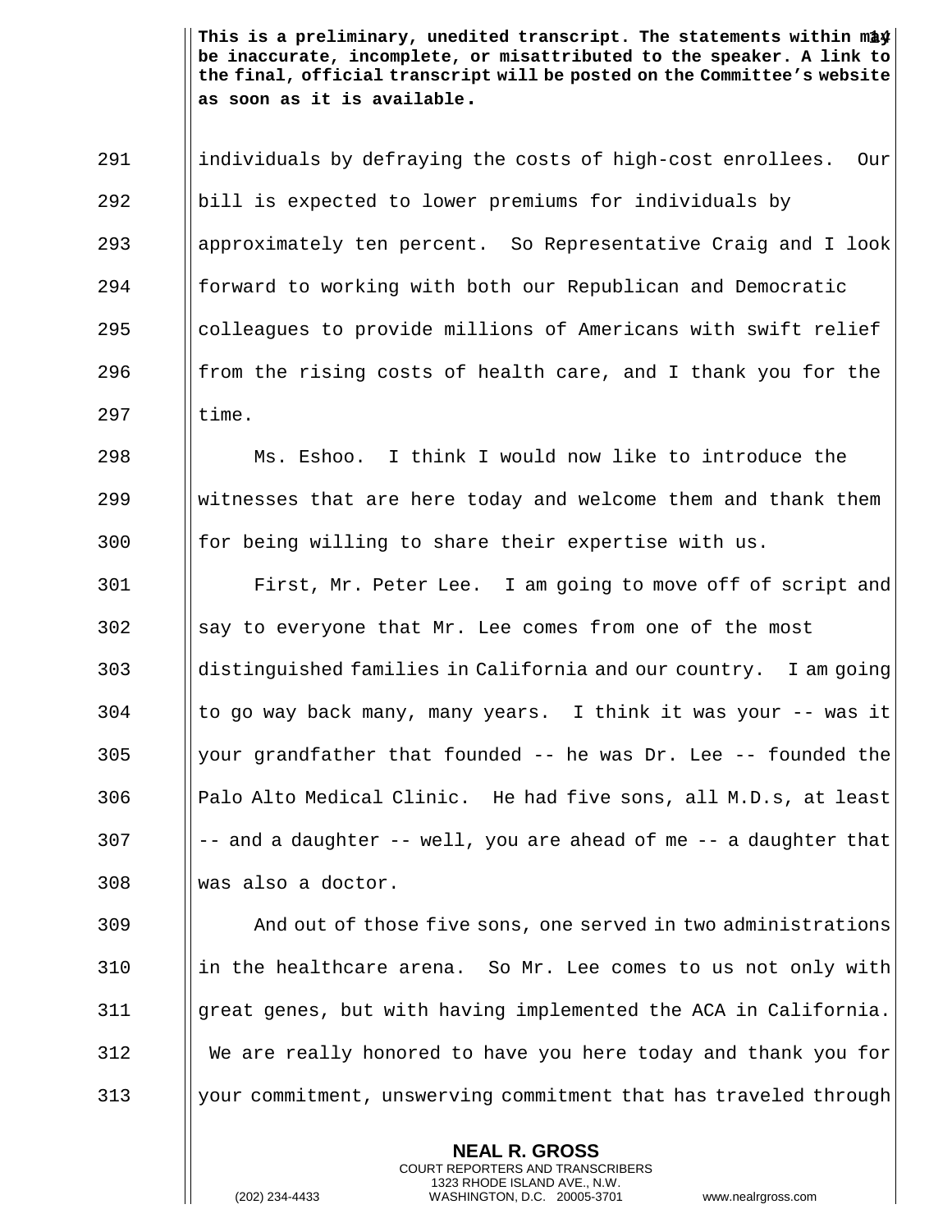**This is a preliminary, unedited transcript. The statements within may be inaccurate, incomplete, or misattributed to the speaker. A link to the final, official transcript will be posted on the Committee's website as soon as it is available.**

individuals by defraying the costs of high-cost enrollees. Our bill is expected to lower premiums for individuals by approximately ten percent. So Representative Craig and I look forward to working with both our Republican and Democratic colleagues to provide millions of Americans with swift relief from the rising costs of health care, and I thank you for the time.

Ms. Eshoo. I think I would now like to introduce the witnesses that are here today and welcome them and thank them for being willing to share their expertise with us.

First, Mr. Peter Lee. I am going to move off of script and say to everyone that Mr. Lee comes from one of the most distinguished families in California and our country. I am going to go way back many, many years. I think it was your -- was it your grandfather that founded -- he was Dr. Lee -- founded the Palo Alto Medical Clinic. He had five sons, all M.D.s, at least -- and a daughter -- well, you are ahead of me -- a daughter that was also a doctor.

And out of those five sons, one served in two administrations in the healthcare arena. So Mr. Lee comes to us not only with great genes, but with having implemented the ACA in California. We are really honored to have you here today and thank you for your commitment, unswerving commitment that has traveled through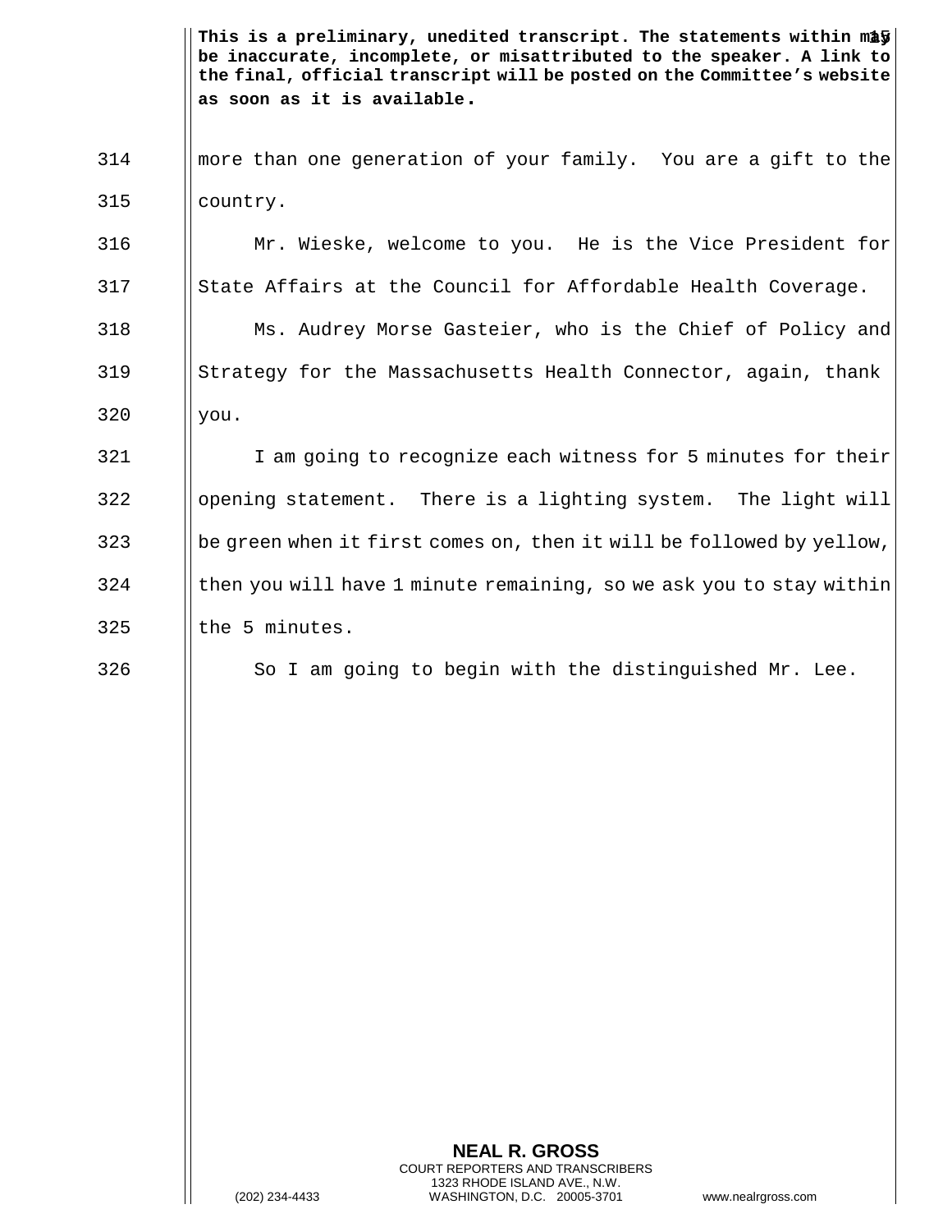more than one generation of your family. You are a gift to the country.

Mr. Wieske, welcome to you. He is the Vice President for State Affairs at the Council for Affordable Health Coverage.

Ms. Audrey Morse Gasteier, who is the Chief of Policy and Strategy for the Massachusetts Health Connector, again, thank you.

I am going to recognize each witness for 5 minutes for their opening statement. There is a lighting system. The light will be green when it first comes on, then it will be followed by yellow, then you will have 1 minute remaining, so we ask you to stay within the 5 minutes.

So I am going to begin with the distinguished Mr. Lee.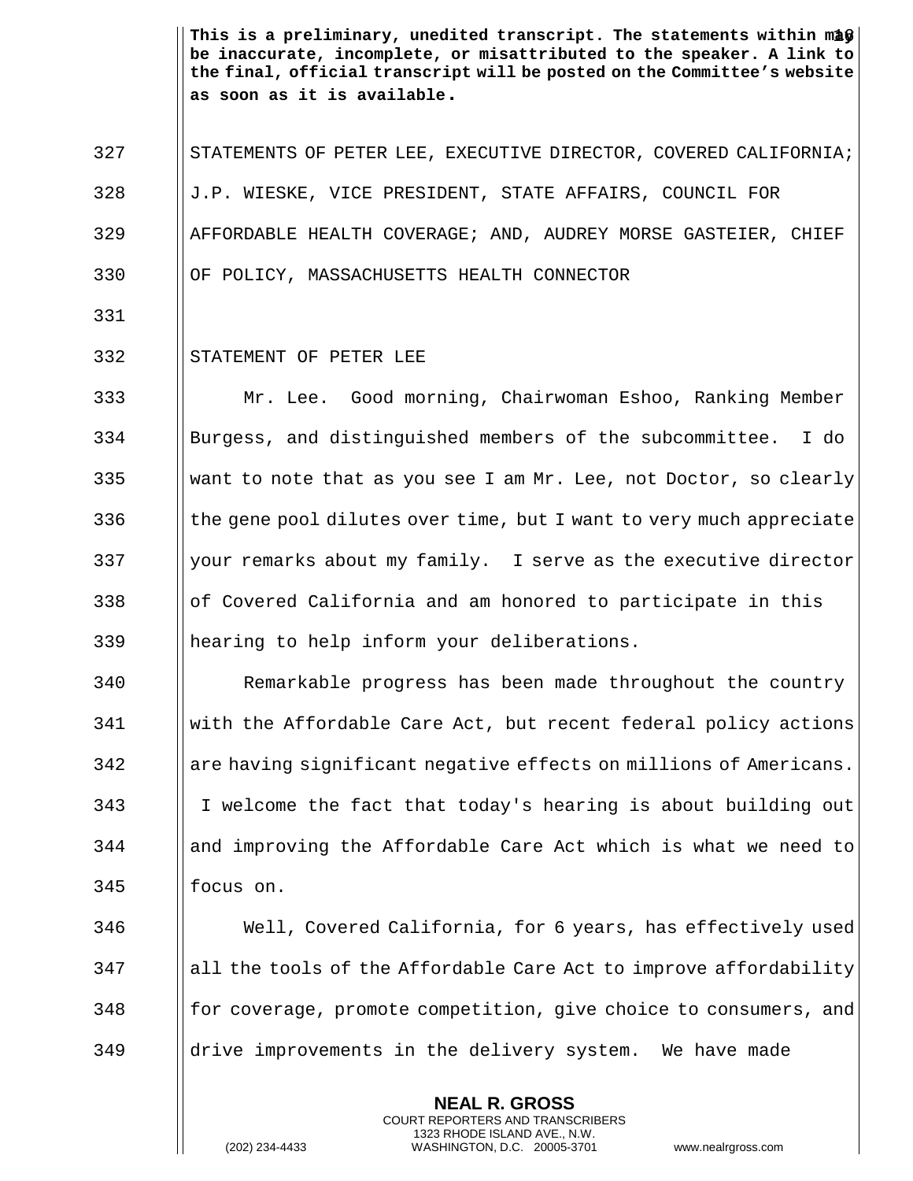**This is a preliminary, unedited transcript. The statements within may be inaccurate, incomplete, or misattributed to the speaker. A link to the final, official transcript will be posted on the Committee's website as soon as it is available.**

STATEMENTS OF PETER LEE, EXECUTIVE DIRECTOR, COVERED CALIFORNIA; J.P. WIESKE, VICE PRESIDENT, STATE AFFAIRS, COUNCIL FOR AFFORDABLE HEALTH COVERAGE; AND, AUDREY MORSE GASTEIER, CHIEF OF POLICY, MASSACHUSETTS HEALTH CONNECTOR

STATEMENT OF PETER LEE

Mr. Lee. Good morning, Chairwoman Eshoo, Ranking Member Burgess, and distinguished members of the subcommittee. I do want to note that as you see I am Mr. Lee, not Doctor, so clearly the gene pool dilutes over time, but I want to very much appreciate your remarks about my family. I serve as the executive director of Covered California and am honored to participate in this hearing to help inform your deliberations.

Remarkable progress has been made throughout the country with the Affordable Care Act, but recent federal policy actions are having significant negative effects on millions of Americans. I welcome the fact that today's hearing is about building out and improving the Affordable Care Act which is what we need to focus on.

Well, Covered California, for 6 years, has effectively used all the tools of the Affordable Care Act to improve affordability for coverage, promote competition, give choice to consumers, and drive improvements in the delivery system. We have made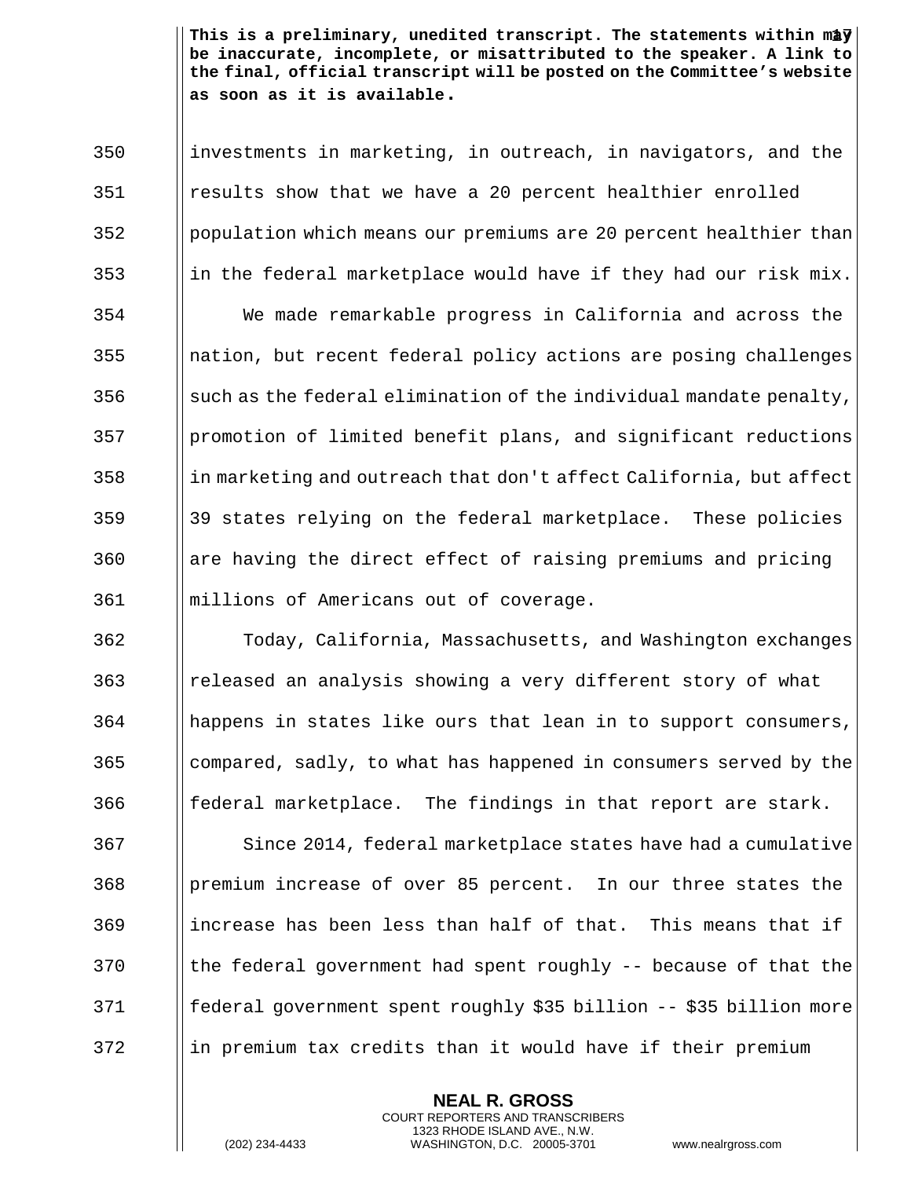investments in marketing, in outreach, in navigators, and the results show that we have a 20 percent healthier enrolled population which means our premiums are 20 percent healthier than in the federal marketplace would have if they had our risk mix.

We made remarkable progress in California and across the nation, but recent federal policy actions are posing challenges such as the federal elimination of the individual mandate penalty, promotion of limited benefit plans, and significant reductions in marketing and outreach that don't affect California, but affect 39 states relying on the federal marketplace. These policies are having the direct effect of raising premiums and pricing millions of Americans out of coverage.

Today, California, Massachusetts, and Washington exchanges released an analysis showing a very different story of what happens in states like ours that lean in to support consumers, compared, sadly, to what has happened in consumers served by the federal marketplace. The findings in that report are stark.

Since 2014, federal marketplace states have had a cumulative premium increase of over 85 percent. In our three states the increase has been less than half of that. This means that if the federal government had spent roughly -- because of that the federal government spent roughly $35 billion -- $35 billion more in premium tax credits than it would have if their premium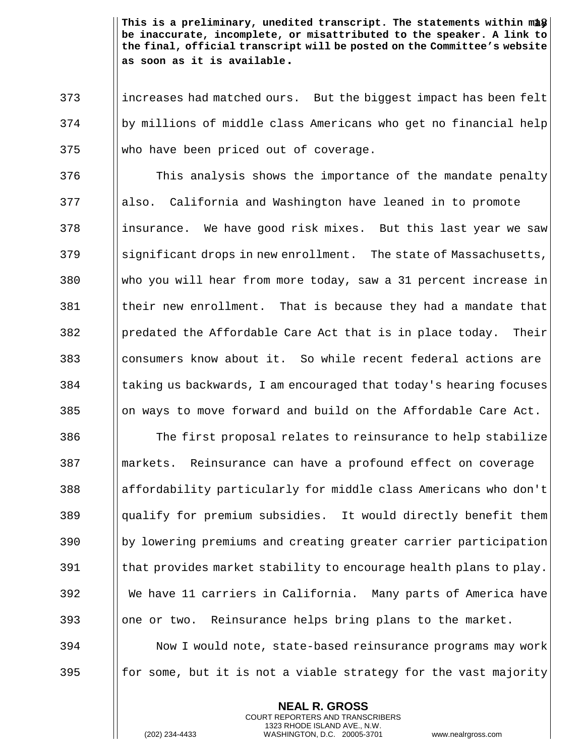increases had matched ours. But the biggest impact has been felt by millions of middle class Americans who get no financial help who have been priced out of coverage.

This analysis shows the importance of the mandate penalty also. California and Washington have leaned in to promote insurance. We have good risk mixes. But this last year we saw significant drops in new enrollment. The state of Massachusetts, who you will hear from more today, saw a 31 percent increase in their new enrollment. That is because they had a mandate that predated the Affordable Care Act that is in place today. Their consumers know about it. So while recent federal actions are taking us backwards, I am encouraged that today's hearing focuses on ways to move forward and build on the Affordable Care Act.

The first proposal relates to reinsurance to help stabilize markets. Reinsurance can have a profound effect on coverage affordability particularly for middle class Americans who don't qualify for premium subsidies. It would directly benefit them by lowering premiums and creating greater carrier participation that provides market stability to encourage health plans to play. We have 11 carriers in California. Many parts of America have one or two. Reinsurance helps bring plans to the market.

Now I would note, state-based reinsurance programs may work for some, but it is not a viable strategy for the vast majority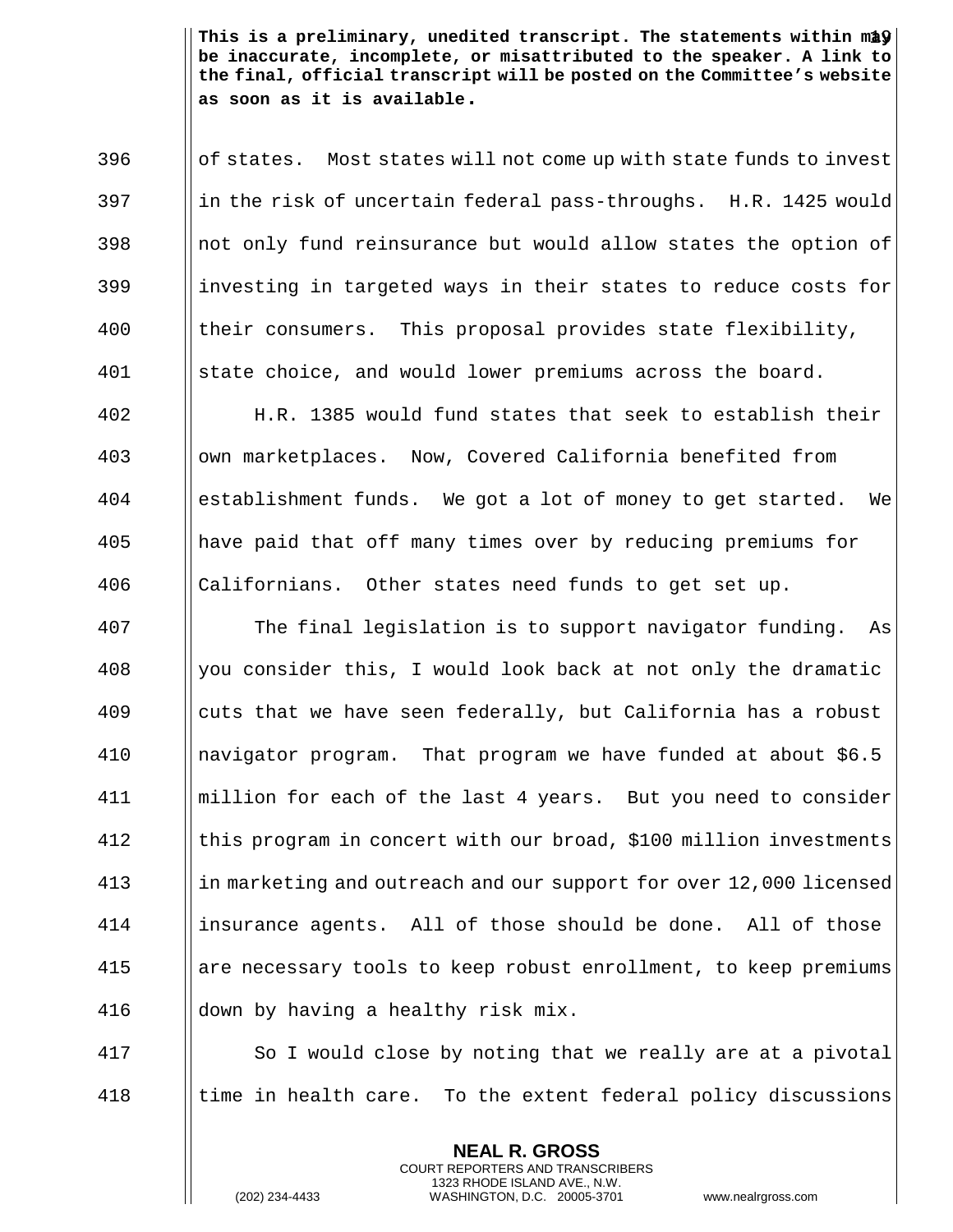**This is a preliminary, unedited transcript. The statements within may be inaccurate, incomplete, or misattributed to the speaker. A link to the final, official transcript will be posted on the Committee's website as soon as it is available.**

of states. Most states will not come up with state funds to invest in the risk of uncertain federal pass-throughs. H.R. 1425 would not only fund reinsurance but would allow states the option of investing in targeted ways in their states to reduce costs for their consumers. This proposal provides state flexibility, state choice, and would lower premiums across the board.

H.R. 1385 would fund states that seek to establish their own marketplaces. Now, Covered California benefited from establishment funds. We got a lot of money to get started. We have paid that off many times over by reducing premiums for Californians. Other states need funds to get set up.

The final legislation is to support navigator funding. As you consider this, I would look back at not only the dramatic cuts that we have seen federally, but California has a robust navigator program. That program we have funded at about $6.5 million for each of the last 4 years. But you need to consider this program in concert with our broad, $100 million investments in marketing and outreach and our support for over 12,000 licensed insurance agents. All of those should be done. All of those are necessary tools to keep robust enrollment, to keep premiums down by having a healthy risk mix.

So I would close by noting that we really are at a pivotal time in health care. To the extent federal policy discussions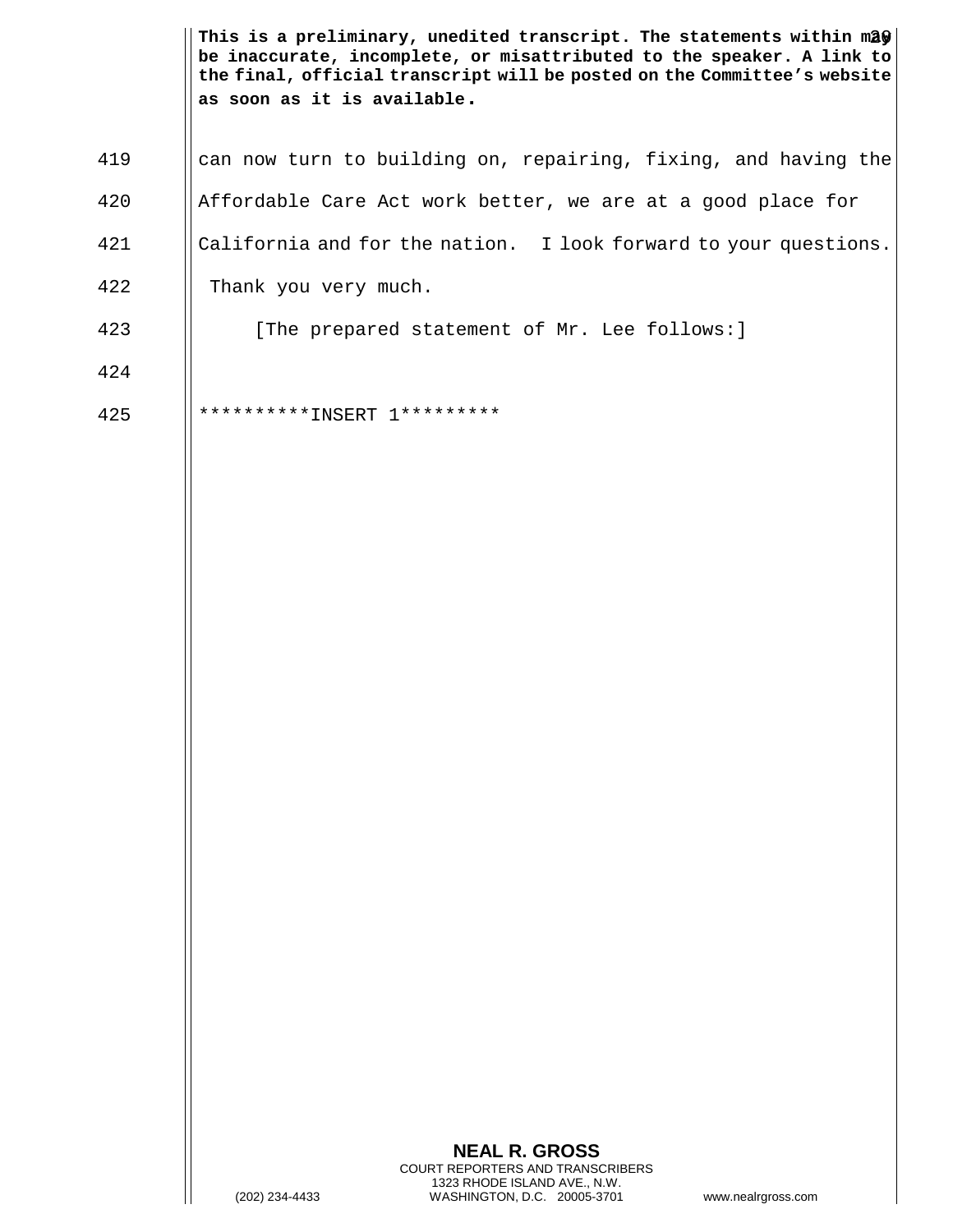**This is a preliminary, unedited transcript. The statements within may be inaccurate, incomplete, or misattributed to the speaker. A link to the final, official transcript will be posted on the Committee's website as soon as it is available.**

can now turn to building on, repairing, fixing, and having the Affordable Care Act work better, we are at a good place for California and for the nation. I look forward to your questions. Thank you very much.

[The prepared statement of Mr. Lee follows:]

**********INSERT 1*********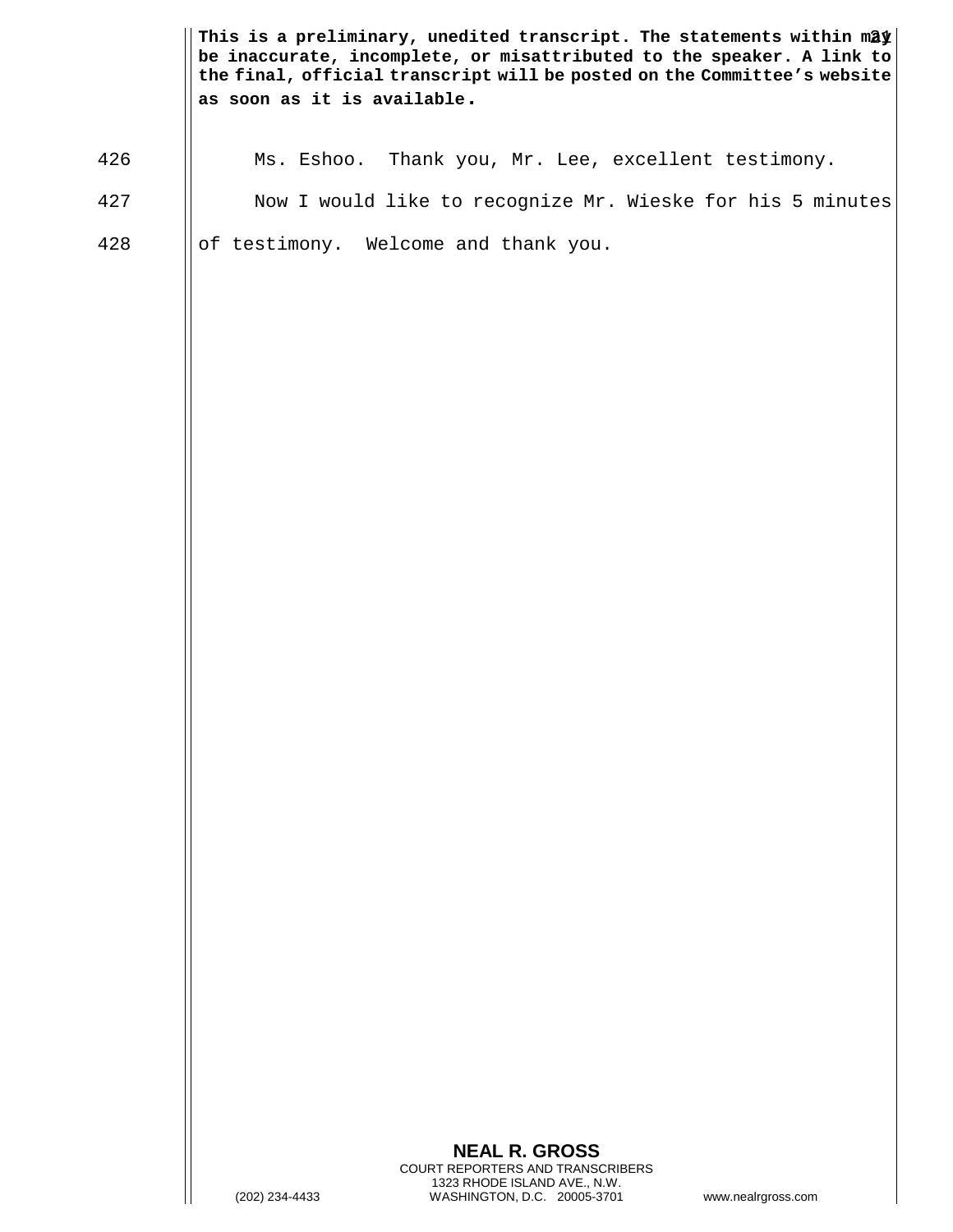426 Ms. Eshoo. Thank you, Mr. Lee, excellent testimony.

427 Now I would like to recognize Mr. Wieske for his 5 minutes

428 of testimony. Welcome and thank you.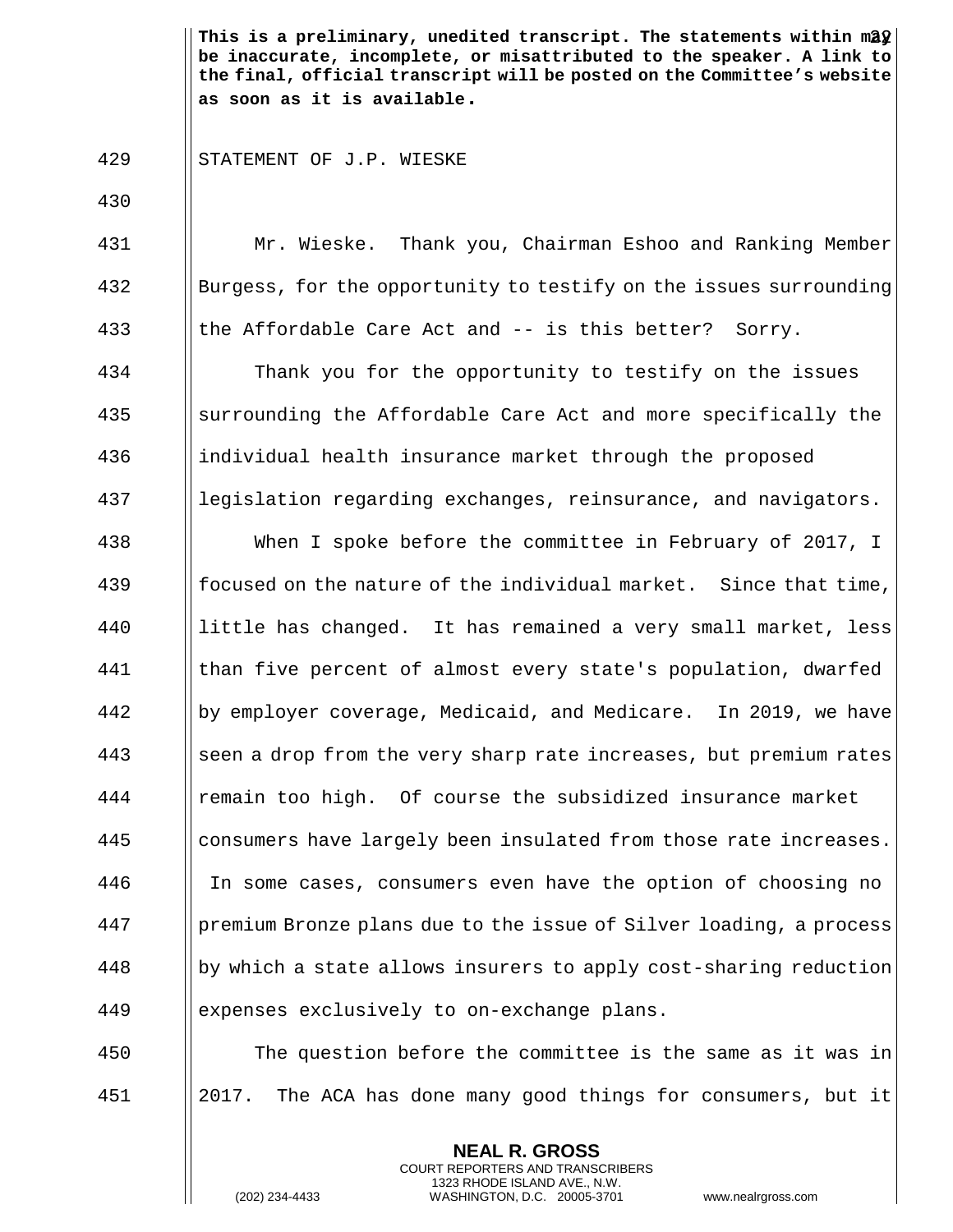**This is a preliminary, unedited transcript. The statements within may be inaccurate, incomplete, or misattributed to the speaker. A link to the final, official transcript will be posted on the Committee's website as soon as it is available.**

STATEMENT OF J.P. WIESKE

Mr. Wieske. Thank you, Chairman Eshoo and Ranking Member Burgess, for the opportunity to testify on the issues surrounding the Affordable Care Act and -- is this better? Sorry.

Thank you for the opportunity to testify on the issues surrounding the Affordable Care Act and more specifically the individual health insurance market through the proposed legislation regarding exchanges, reinsurance, and navigators.

When I spoke before the committee in February of 2017, I focused on the nature of the individual market. Since that time, little has changed. It has remained a very small market, less than five percent of almost every state's population, dwarfed by employer coverage, Medicaid, and Medicare. In 2019, we have seen a drop from the very sharp rate increases, but premium rates remain too high. Of course the subsidized insurance market consumers have largely been insulated from those rate increases. In some cases, consumers even have the option of choosing no premium Bronze plans due to the issue of Silver loading, a process by which a state allows insurers to apply cost-sharing reduction expenses exclusively to on-exchange plans.

The question before the committee is the same as it was in 2017. The ACA has done many good things for consumers, but it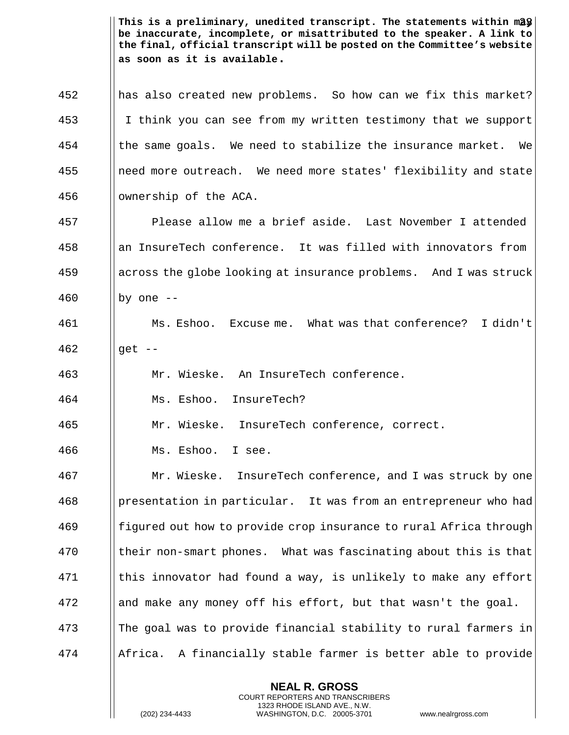has also created new problems. So how can we fix this market? I think you can see from my written testimony that we support the same goals. We need to stabilize the insurance market. We need more outreach. We need more states' flexibility and state ownership of the ACA.

Please allow me a brief aside. Last November I attended an InsureTech conference. It was filled with innovators from across the globe looking at insurance problems. And I was struck by one --

Ms. Eshoo. Excuse me. What was that conference? I didn't get --

Mr. Wieske. An InsureTech conference.

Ms. Eshoo. InsureTech?

Mr. Wieske. InsureTech conference, correct.

Ms. Eshoo. I see.

Mr. Wieske. InsureTech conference, and I was struck by one presentation in particular. It was from an entrepreneur who had figured out how to provide crop insurance to rural Africa through their non-smart phones. What was fascinating about this is that this innovator had found a way, is unlikely to make any effort and make any money off his effort, but that wasn't the goal. The goal was to provide financial stability to rural farmers in Africa. A financially stable farmer is better able to provide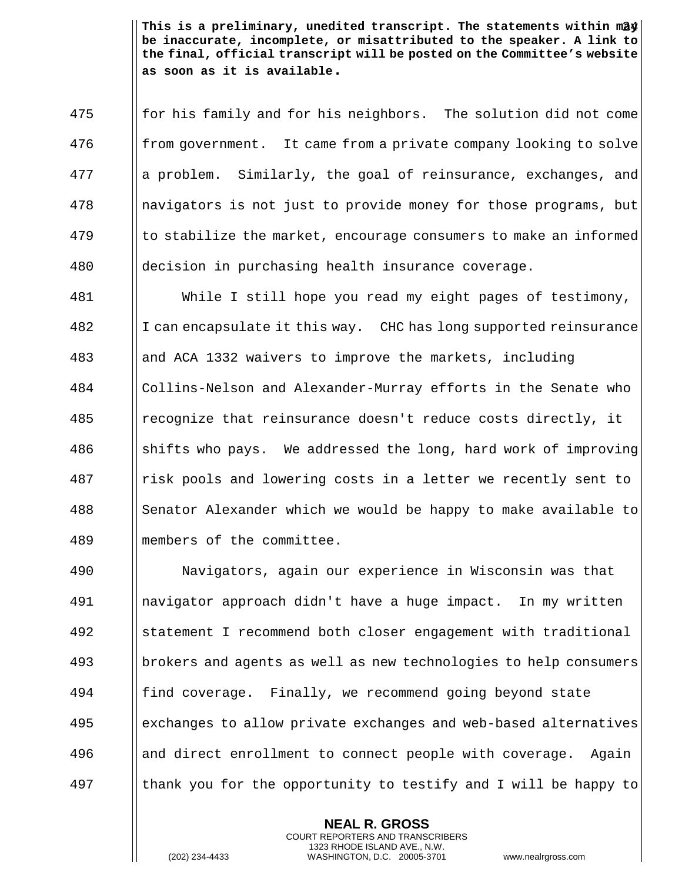**This is a preliminary, unedited transcript. The statements within may be inaccurate, incomplete, or misattributed to the speaker. A link to the final, official transcript will be posted on the Committee's website as soon as it is available.**

for his family and for his neighbors. The solution did not come from government. It came from a private company looking to solve a problem. Similarly, the goal of reinsurance, exchanges, and navigators is not just to provide money for those programs, but to stabilize the market, encourage consumers to make an informed decision in purchasing health insurance coverage.

While I still hope you read my eight pages of testimony, I can encapsulate it this way. CHC has long supported reinsurance and ACA 1332 waivers to improve the markets, including Collins-Nelson and Alexander-Murray efforts in the Senate who recognize that reinsurance doesn't reduce costs directly, it shifts who pays. We addressed the long, hard work of improving risk pools and lowering costs in a letter we recently sent to Senator Alexander which we would be happy to make available to members of the committee.

Navigators, again our experience in Wisconsin was that navigator approach didn't have a huge impact. In my written statement I recommend both closer engagement with traditional brokers and agents as well as new technologies to help consumers find coverage. Finally, we recommend going beyond state exchanges to allow private exchanges and web-based alternatives and direct enrollment to connect people with coverage. Again thank you for the opportunity to testify and I will be happy to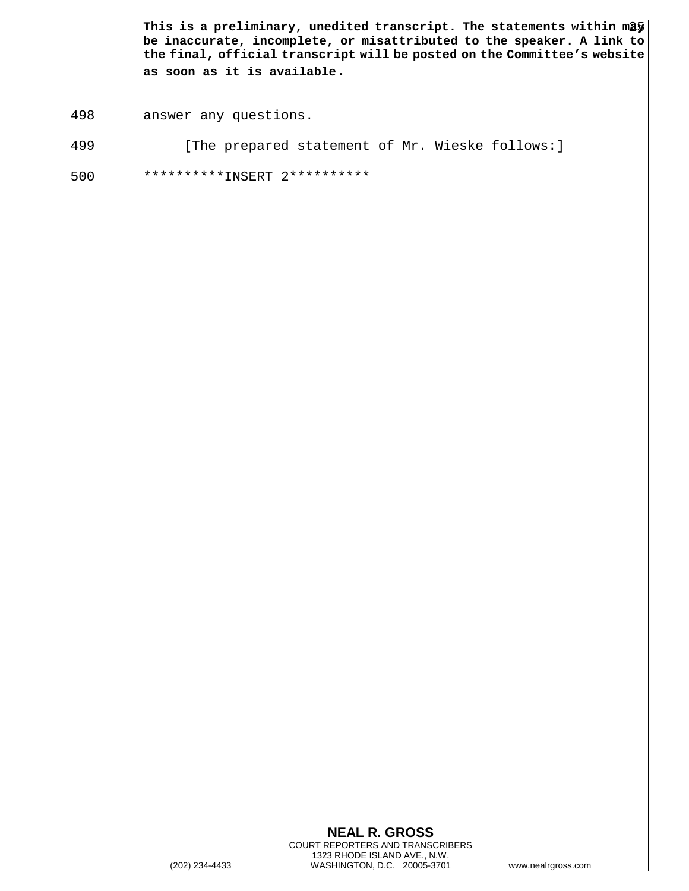answer any questions.

[The prepared statement of Mr. Wieske follows:]

**********INSERT 2**********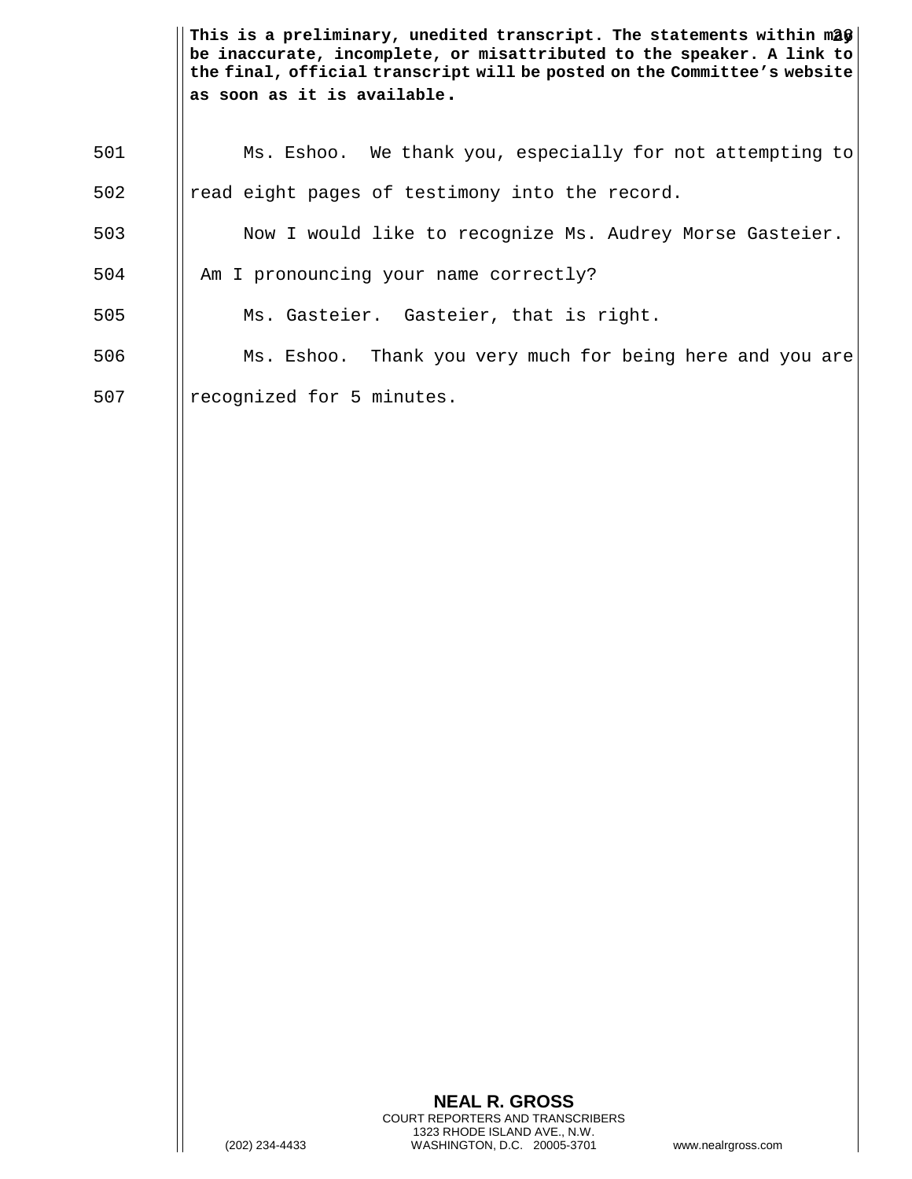This is a preliminary, unedited transcript. The statements within may be inaccurate, incomplete, or misattributed to the speaker. A link to the final, official transcript will be posted on the Committee's website as soon as it is available.

501 Ms. Eshoo. We thank you, especially for not attempting to

502 read eight pages of testimony into the record.

503 Now I would like to recognize Ms. Audrey Morse Gasteier.

504 Am I pronouncing your name correctly?

505 Ms. Gasteier. Gasteier, that is right.

506 Ms. Eshoo. Thank you very much for being here and you are

507 recognized for 5 minutes.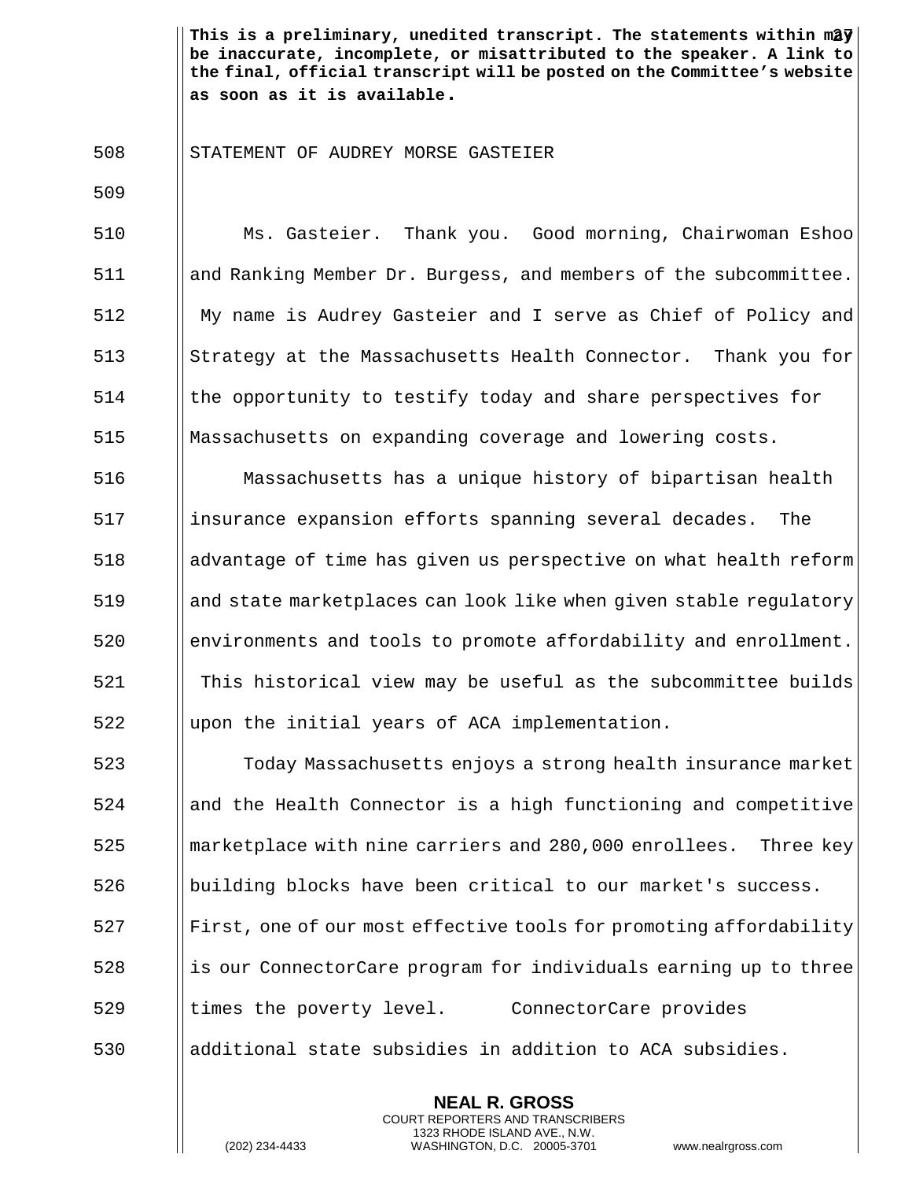**This is a preliminary, unedited transcript. The statements within may be inaccurate, incomplete, or misattributed to the speaker. A link to the final, official transcript will be posted on the Committee's website as soon as it is available.**

STATEMENT OF AUDREY MORSE GASTEIER

Ms. Gasteier. Thank you. Good morning, Chairwoman Eshoo and Ranking Member Dr. Burgess, and members of the subcommittee. My name is Audrey Gasteier and I serve as Chief of Policy and Strategy at the Massachusetts Health Connector. Thank you for the opportunity to testify today and share perspectives for Massachusetts on expanding coverage and lowering costs.

Massachusetts has a unique history of bipartisan health insurance expansion efforts spanning several decades. The advantage of time has given us perspective on what health reform and state marketplaces can look like when given stable regulatory environments and tools to promote affordability and enrollment. This historical view may be useful as the subcommittee builds upon the initial years of ACA implementation.

Today Massachusetts enjoys a strong health insurance market and the Health Connector is a high functioning and competitive marketplace with nine carriers and 280,000 enrollees. Three key building blocks have been critical to our market's success. First, one of our most effective tools for promoting affordability is our ConnectorCare program for individuals earning up to three times the poverty level. ConnectorCare provides additional state subsidies in addition to ACA subsidies.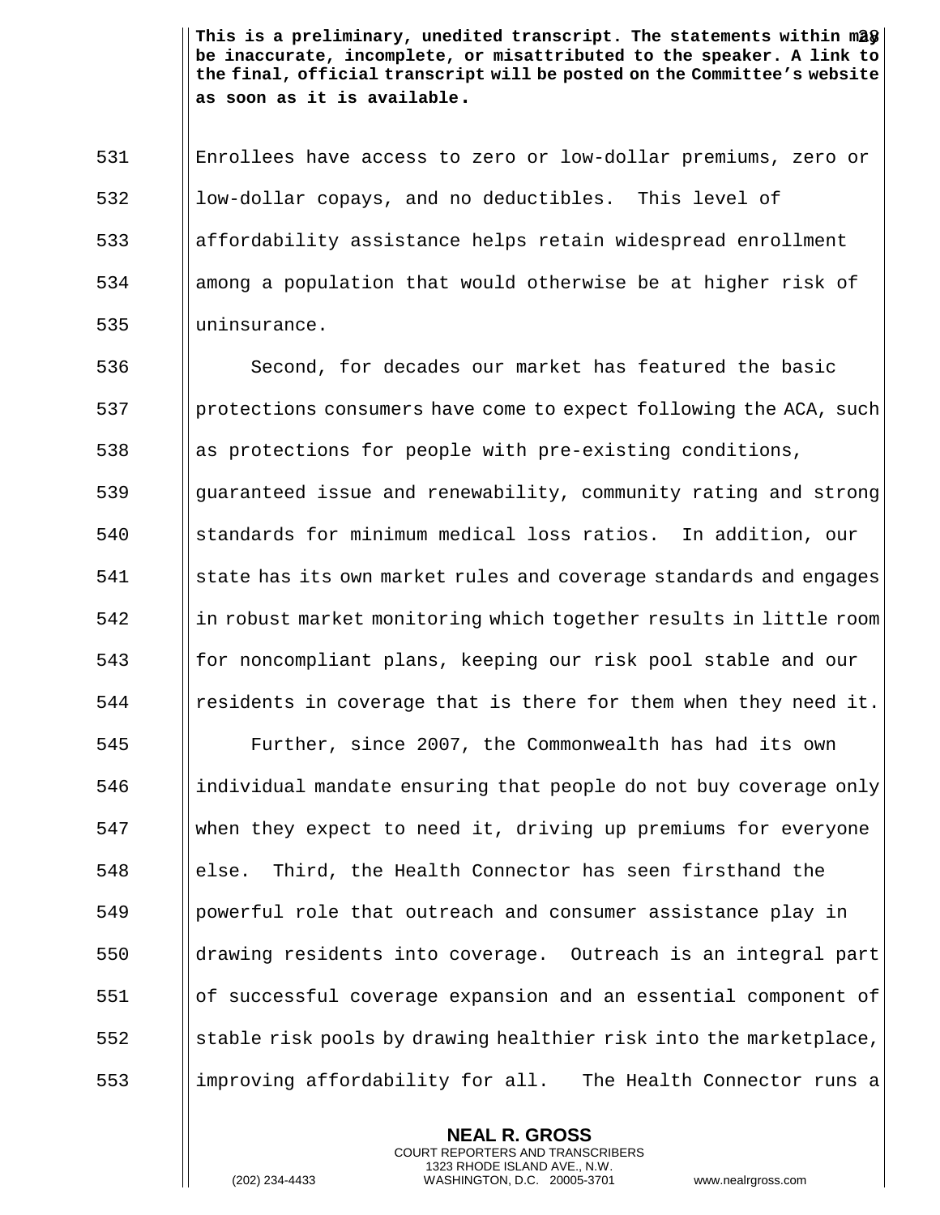This is a preliminary, unedited transcript. The statements within may be inaccurate, incomplete, or misattributed to the speaker. A link to the final, official transcript will be posted on the Committee's website as soon as it is available.

Enrollees have access to zero or low-dollar premiums, zero or low-dollar copays, and no deductibles. This level of affordability assistance helps retain widespread enrollment among a population that would otherwise be at higher risk of uninsurance.

Second, for decades our market has featured the basic protections consumers have come to expect following the ACA, such as protections for people with pre-existing conditions, guaranteed issue and renewability, community rating and strong standards for minimum medical loss ratios. In addition, our state has its own market rules and coverage standards and engages in robust market monitoring which together results in little room for noncompliant plans, keeping our risk pool stable and our residents in coverage that is there for them when they need it.

Further, since 2007, the Commonwealth has had its own individual mandate ensuring that people do not buy coverage only when they expect to need it, driving up premiums for everyone else. Third, the Health Connector has seen firsthand the powerful role that outreach and consumer assistance play in drawing residents into coverage. Outreach is an integral part of successful coverage expansion and an essential component of stable risk pools by drawing healthier risk into the marketplace, improving affordability for all. The Health Connector runs a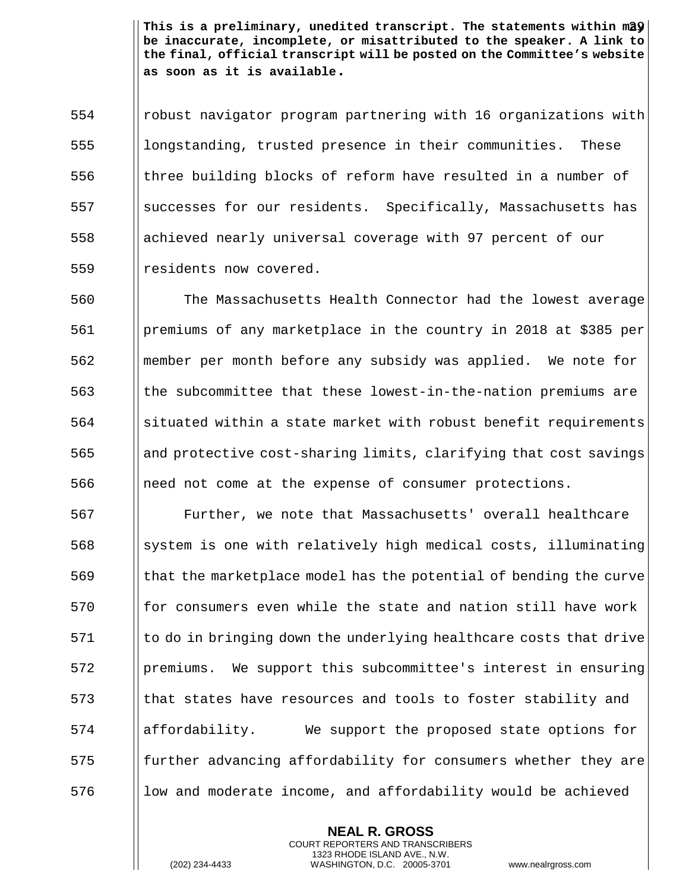robust navigator program partnering with 16 organizations with longstanding, trusted presence in their communities. These three building blocks of reform have resulted in a number of successes for our residents. Specifically, Massachusetts has achieved nearly universal coverage with 97 percent of our residents now covered.

The Massachusetts Health Connector had the lowest average premiums of any marketplace in the country in 2018 at $385 per member per month before any subsidy was applied. We note for the subcommittee that these lowest-in-the-nation premiums are situated within a state market with robust benefit requirements and protective cost-sharing limits, clarifying that cost savings need not come at the expense of consumer protections.

Further, we note that Massachusetts' overall healthcare system is one with relatively high medical costs, illuminating that the marketplace model has the potential of bending the curve for consumers even while the state and nation still have work to do in bringing down the underlying healthcare costs that drive premiums. We support this subcommittee's interest in ensuring that states have resources and tools to foster stability and affordability. We support the proposed state options for further advancing affordability for consumers whether they are low and moderate income, and affordability would be achieved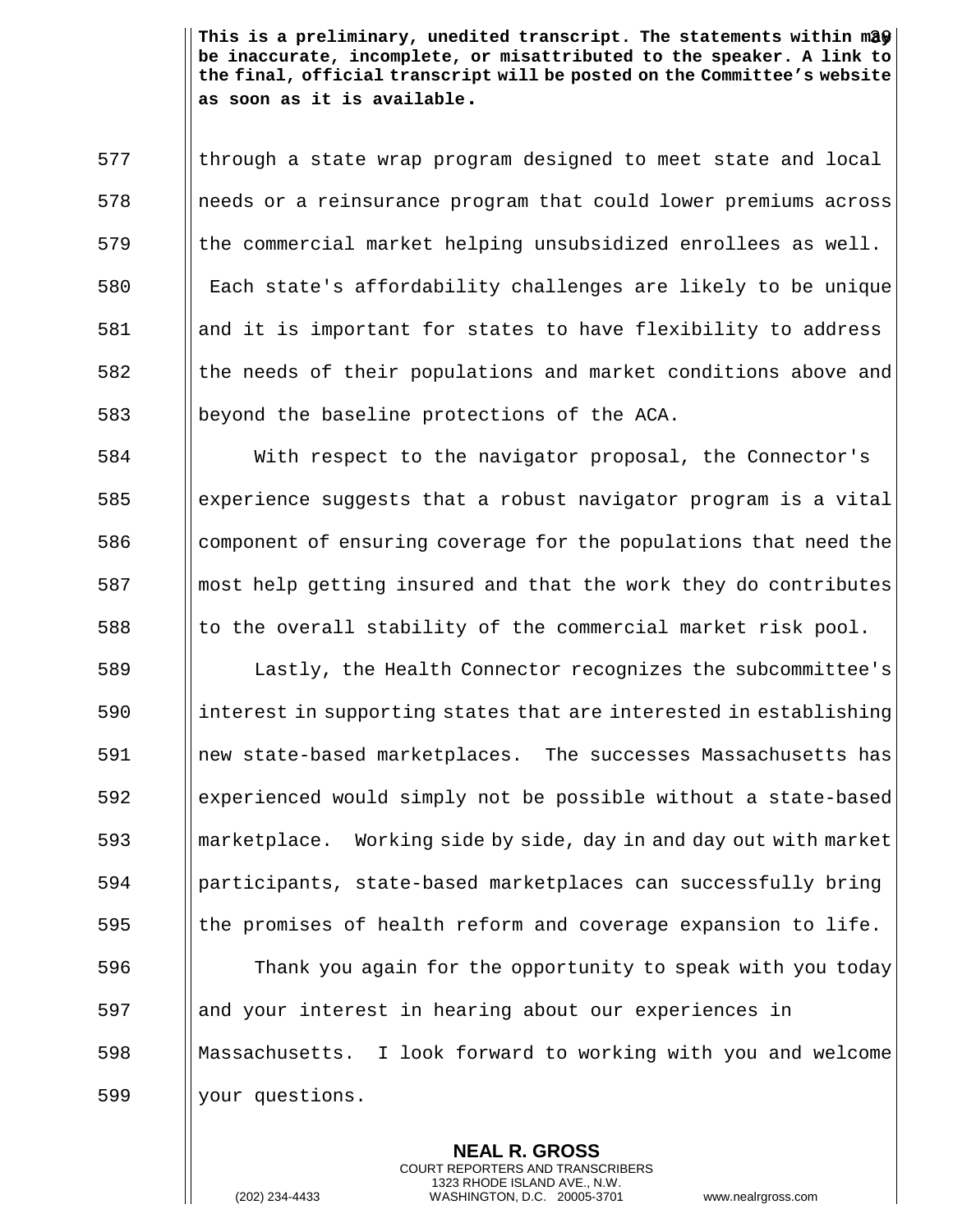through a state wrap program designed to meet state and local needs or a reinsurance program that could lower premiums across the commercial market helping unsubsidized enrollees as well. Each state's affordability challenges are likely to be unique and it is important for states to have flexibility to address the needs of their populations and market conditions above and beyond the baseline protections of the ACA.

With respect to the navigator proposal, the Connector's experience suggests that a robust navigator program is a vital component of ensuring coverage for the populations that need the most help getting insured and that the work they do contributes to the overall stability of the commercial market risk pool.

Lastly, the Health Connector recognizes the subcommittee's interest in supporting states that are interested in establishing new state-based marketplaces. The successes Massachusetts has experienced would simply not be possible without a state-based marketplace. Working side by side, day in and day out with market participants, state-based marketplaces can successfully bring the promises of health reform and coverage expansion to life.

Thank you again for the opportunity to speak with you today and your interest in hearing about our experiences in Massachusetts. I look forward to working with you and welcome your questions.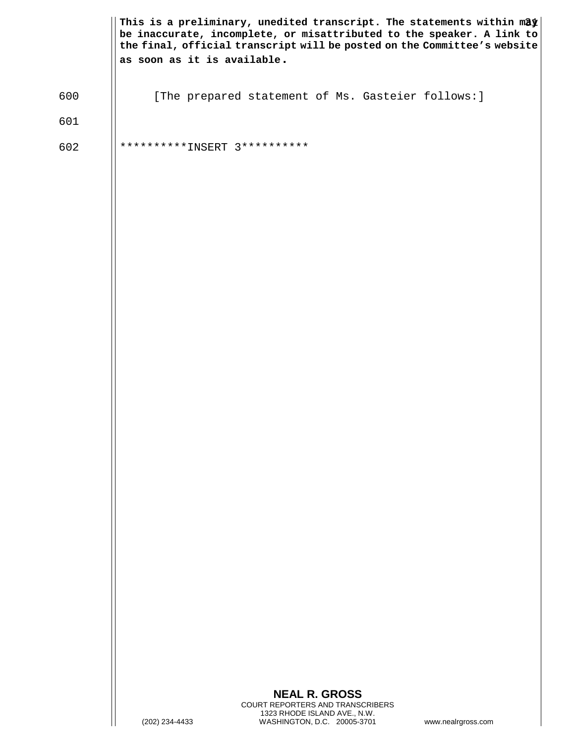[The prepared statement of Ms. Gasteier follows:]

**********INSERT 3**********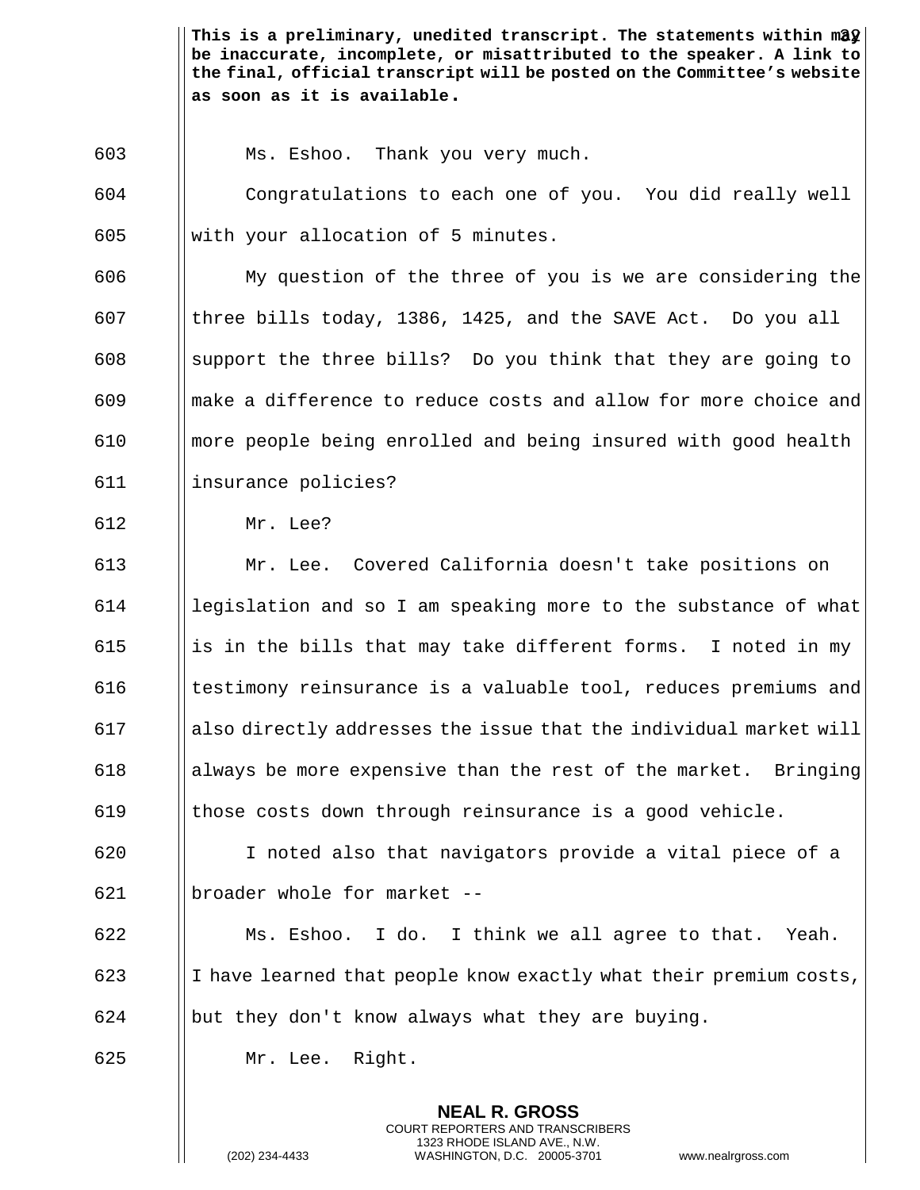**This is a preliminary, unedited transcript. The statements within may be inaccurate, incomplete, or misattributed to the speaker. A link to the final, official transcript will be posted on the Committee's website as soon as it is available.**

603 Ms. Eshoo. Thank you very much.

604 Congratulations to each one of you. You did really well
605 with your allocation of 5 minutes.

606 My question of the three of you is we are considering the
607 three bills today, 1386, 1425, and the SAVE Act. Do you all
608 support the three bills? Do you think that they are going to
609 make a difference to reduce costs and allow for more choice and
610 more people being enrolled and being insured with good health
611 insurance policies?

612 Mr. Lee?

613 Mr. Lee. Covered California doesn't take positions on
614 legislation and so I am speaking more to the substance of what
615 is in the bills that may take different forms. I noted in my
616 testimony reinsurance is a valuable tool, reduces premiums and
617 also directly addresses the issue that the individual market will
618 always be more expensive than the rest of the market. Bringing
619 those costs down through reinsurance is a good vehicle.

620 I noted also that navigators provide a vital piece of a
621 broader whole for market --

622 Ms. Eshoo. I do. I think we all agree to that. Yeah.
623 I have learned that people know exactly what their premium costs,
624 but they don't know always what they are buying.

625 Mr. Lee. Right.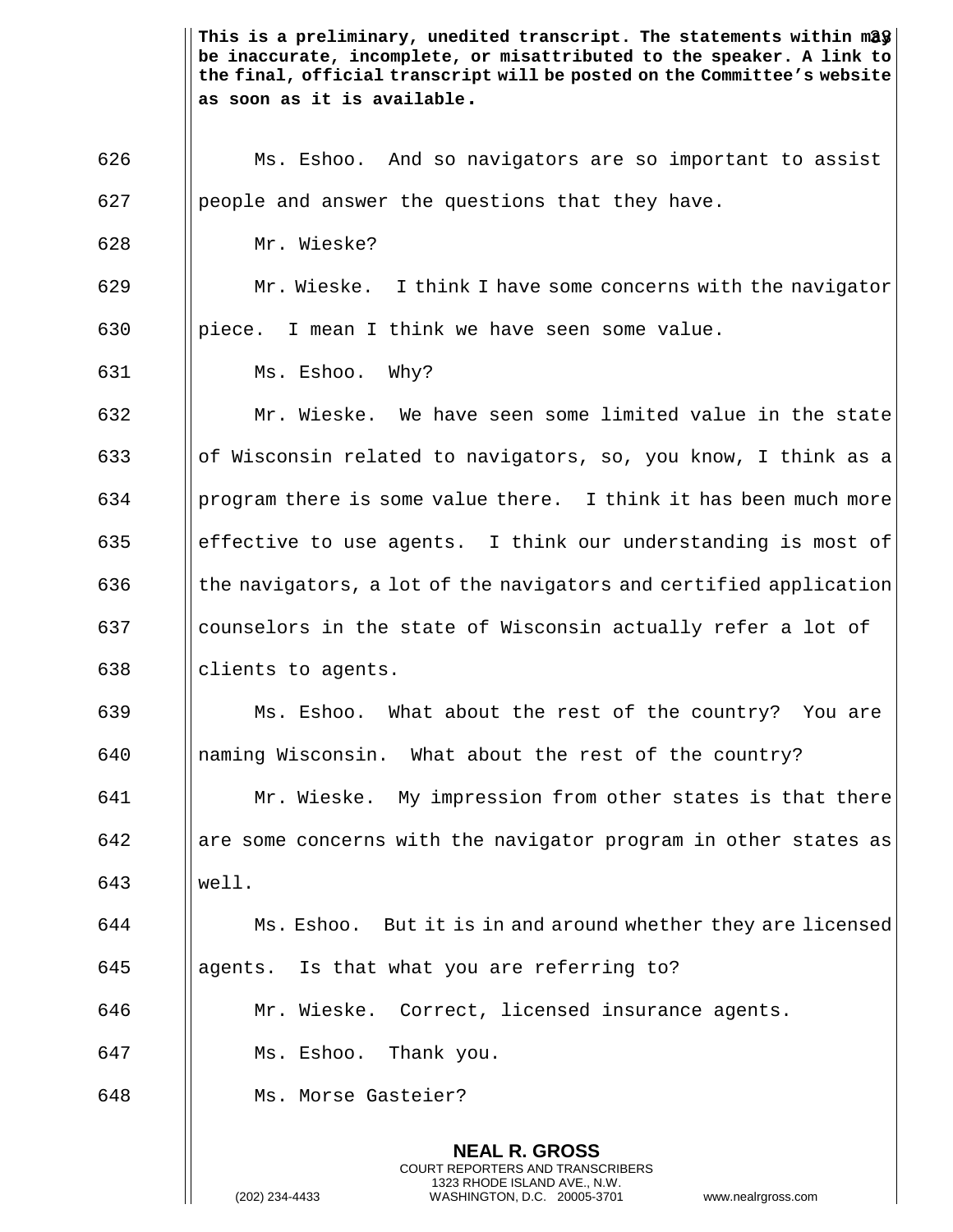**This is a preliminary, unedited transcript. The statements within may be inaccurate, incomplete, or misattributed to the speaker. A link to the final, official transcript will be posted on the Committee's website as soon as it is available.**

626 Ms. Eshoo. And so navigators are so important to assist
627 people and answer the questions that they have.
628 Mr. Wieske?
629 Mr. Wieske. I think I have some concerns with the navigator
630 piece. I mean I think we have seen some value.
631 Ms. Eshoo. Why?
632 Mr. Wieske. We have seen some limited value in the state
633 of Wisconsin related to navigators, so, you know, I think as a
634 program there is some value there. I think it has been much more
635 effective to use agents. I think our understanding is most of
636 the navigators, a lot of the navigators and certified application
637 counselors in the state of Wisconsin actually refer a lot of
638 clients to agents.
639 Ms. Eshoo. What about the rest of the country? You are
640 naming Wisconsin. What about the rest of the country?
641 Mr. Wieske. My impression from other states is that there
642 are some concerns with the navigator program in other states as
643 well.
644 Ms. Eshoo. But it is in and around whether they are licensed
645 agents. Is that what you are referring to?
646 Mr. Wieske. Correct, licensed insurance agents.
647 Ms. Eshoo. Thank you.
648 Ms. Morse Gasteier?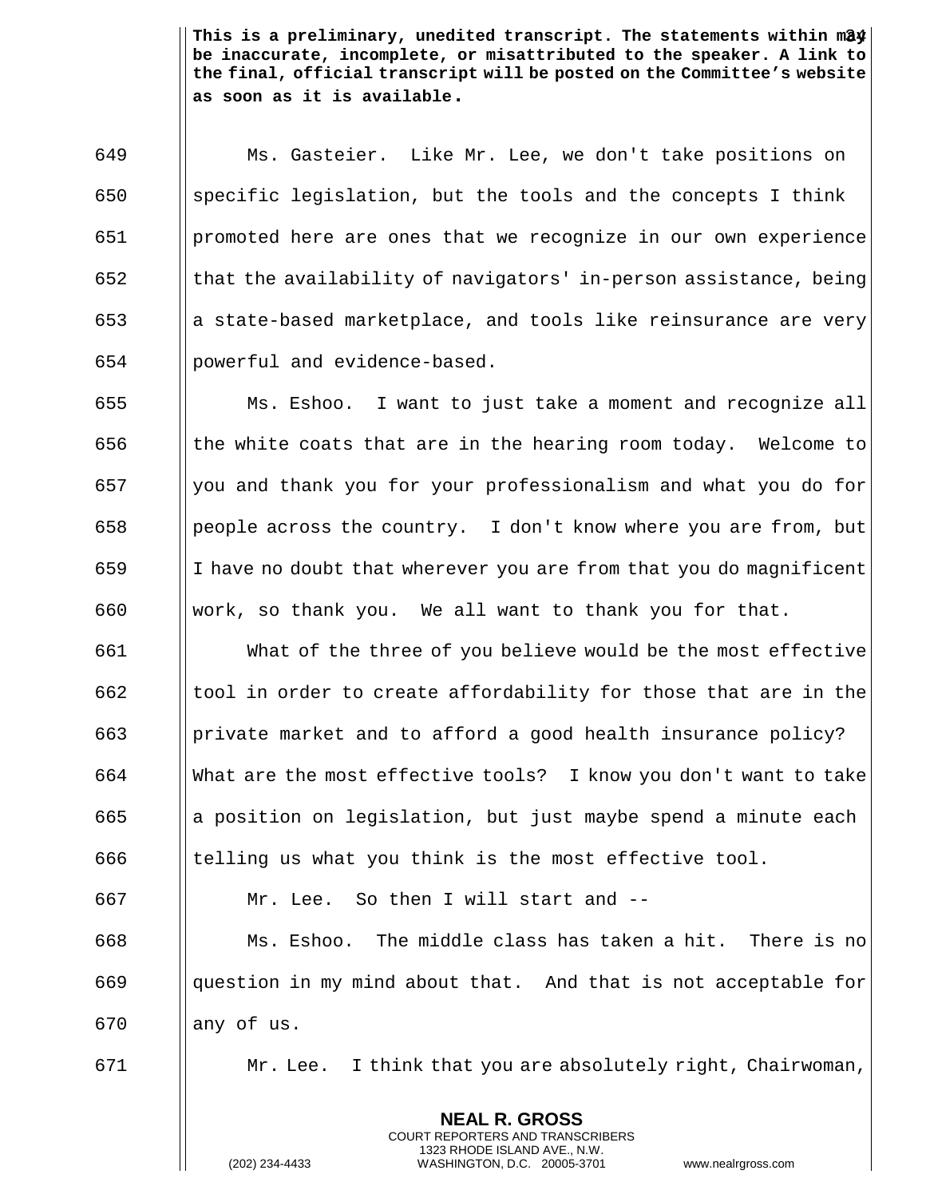**This is a preliminary, unedited transcript. The statements within may be inaccurate, incomplete, or misattributed to the speaker. A link to the final, official transcript will be posted on the Committee's website as soon as it is available.**

649 Ms. Gasteier. Like Mr. Lee, we don't take positions on
650 specific legislation, but the tools and the concepts I think
651 promoted here are ones that we recognize in our own experience
652 that the availability of navigators' in-person assistance, being
653 a state-based marketplace, and tools like reinsurance are very
654 powerful and evidence-based.

655 Ms. Eshoo. I want to just take a moment and recognize all
656 the white coats that are in the hearing room today. Welcome to
657 you and thank you for your professionalism and what you do for
658 people across the country. I don't know where you are from, but
659 I have no doubt that wherever you are from that you do magnificent
660 work, so thank you. We all want to thank you for that.

661 What of the three of you believe would be the most effective
662 tool in order to create affordability for those that are in the
663 private market and to afford a good health insurance policy?
664 What are the most effective tools? I know you don't want to take
665 a position on legislation, but just maybe spend a minute each
666 telling us what you think is the most effective tool.

667 Mr. Lee. So then I will start and --

668 Ms. Eshoo. The middle class has taken a hit. There is no
669 question in my mind about that. And that is not acceptable for
670 any of us.

671 Mr. Lee. I think that you are absolutely right, Chairwoman,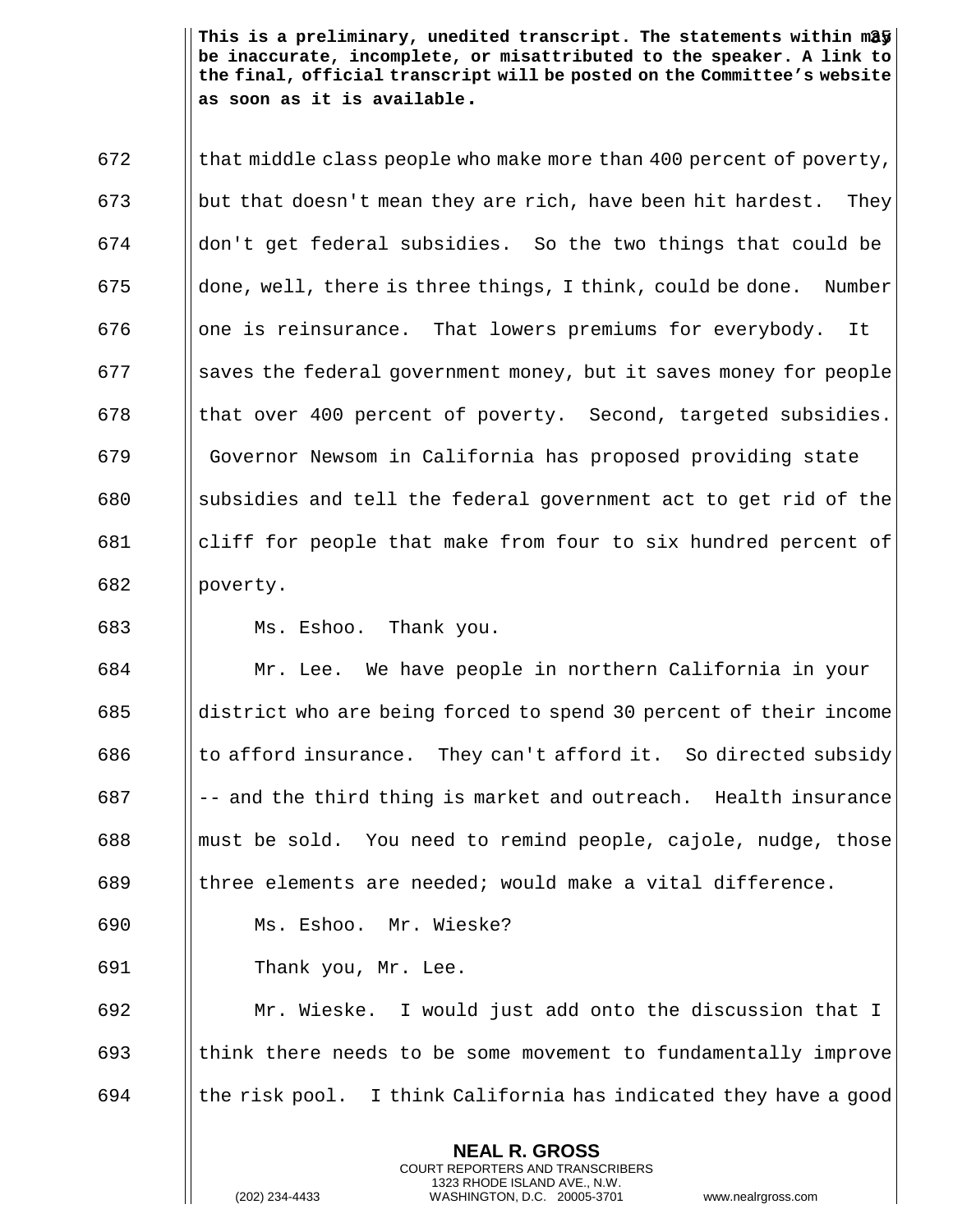that middle class people who make more than 400 percent of poverty, but that doesn't mean they are rich, have been hit hardest. They don't get federal subsidies. So the two things that could be done, well, there is three things, I think, could be done. Number one is reinsurance. That lowers premiums for everybody. It saves the federal government money, but it saves money for people that over 400 percent of poverty. Second, targeted subsidies. Governor Newsom in California has proposed providing state subsidies and tell the federal government act to get rid of the cliff for people that make from four to six hundred percent of poverty.

Ms. Eshoo. Thank you.

Mr. Lee. We have people in northern California in your district who are being forced to spend 30 percent of their income to afford insurance. They can't afford it. So directed subsidy -- and the third thing is market and outreach. Health insurance must be sold. You need to remind people, cajole, nudge, those three elements are needed; would make a vital difference.

Ms. Eshoo. Mr. Wieske?

Thank you, Mr. Lee.

Mr. Wieske. I would just add onto the discussion that I think there needs to be some movement to fundamentally improve the risk pool. I think California has indicated they have a good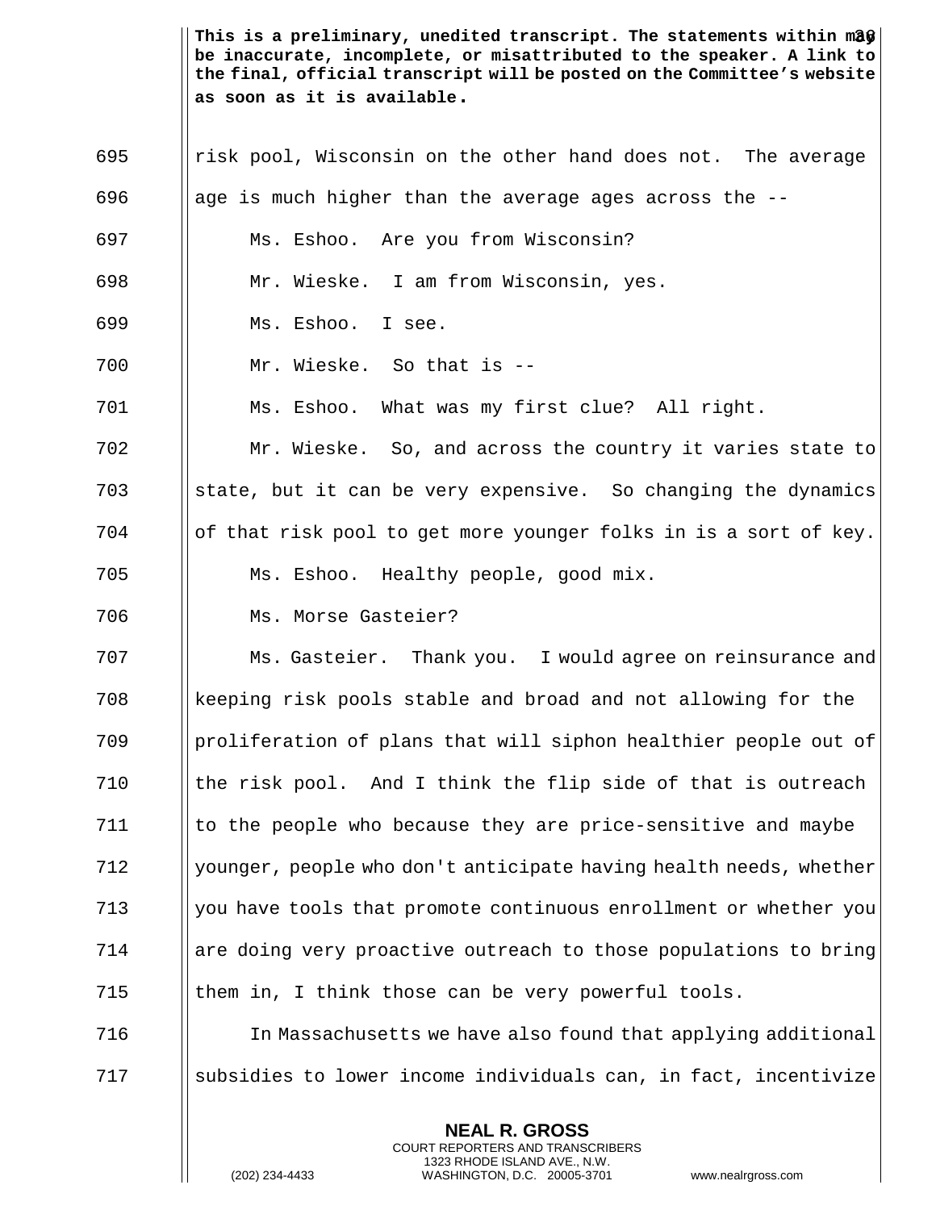risk pool, Wisconsin on the other hand does not. The average age is much higher than the average ages across the --

Ms. Eshoo. Are you from Wisconsin?

Mr. Wieske. I am from Wisconsin, yes.

Ms. Eshoo. I see.

Mr. Wieske. So that is --

Ms. Eshoo. What was my first clue? All right.

Mr. Wieske. So, and across the country it varies state to state, but it can be very expensive. So changing the dynamics of that risk pool to get more younger folks in is a sort of key.

Ms. Eshoo. Healthy people, good mix.

Ms. Morse Gasteier?

Ms. Gasteier. Thank you. I would agree on reinsurance and keeping risk pools stable and broad and not allowing for the proliferation of plans that will siphon healthier people out of the risk pool. And I think the flip side of that is outreach to the people who because they are price-sensitive and maybe younger, people who don't anticipate having health needs, whether you have tools that promote continuous enrollment or whether you are doing very proactive outreach to those populations to bring them in, I think those can be very powerful tools.

In Massachusetts we have also found that applying additional subsidies to lower income individuals can, in fact, incentivize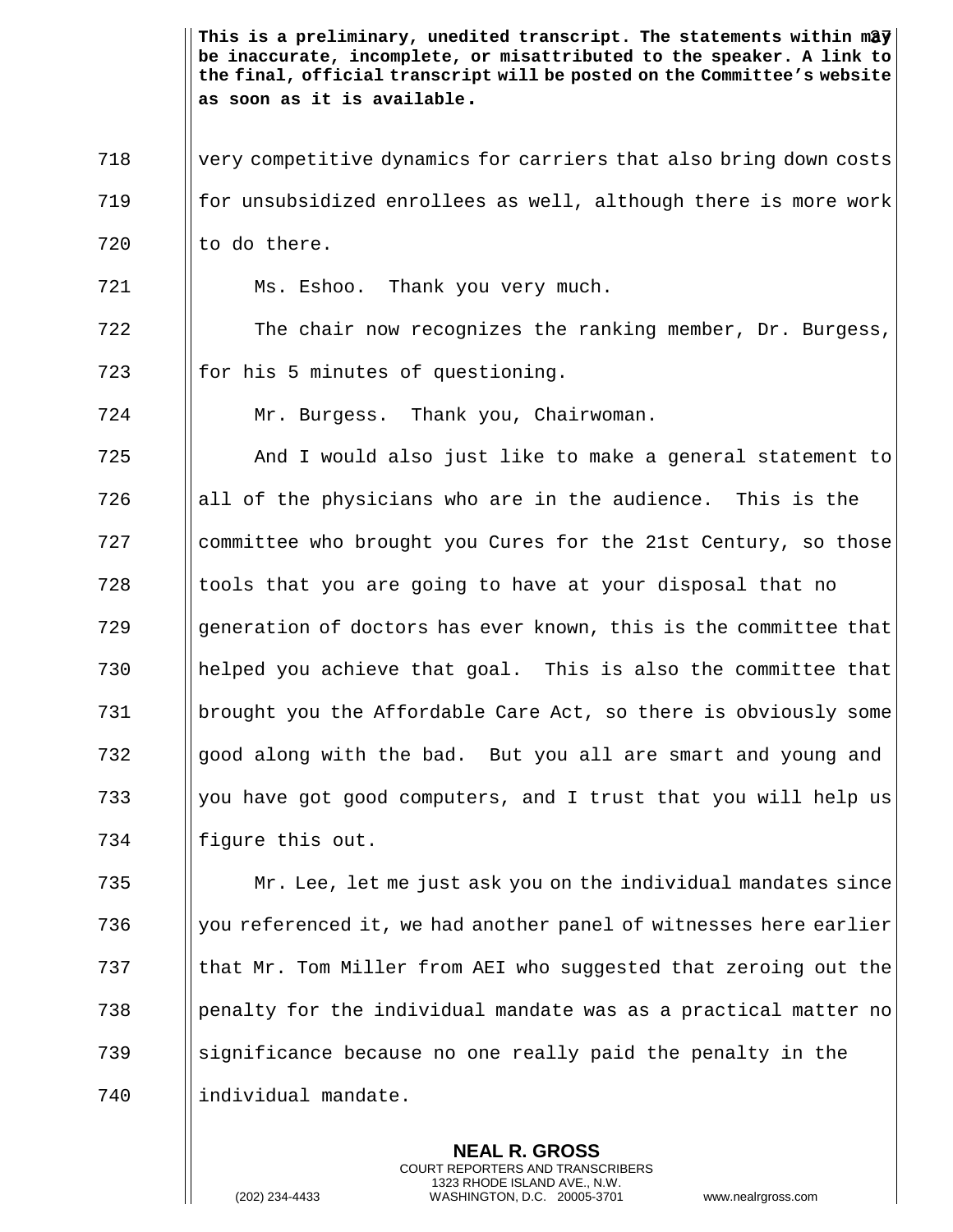**This is a preliminary, unedited transcript. The statements within may be inaccurate, incomplete, or misattributed to the speaker. A link to the final, official transcript will be posted on the Committee's website as soon as it is available.**

718 very competitive dynamics for carriers that also bring down costs
719 for unsubsidized enrollees as well, although there is more work
720 to do there.

721 Ms. Eshoo. Thank you very much.

722 The chair now recognizes the ranking member, Dr. Burgess,
723 for his 5 minutes of questioning.

724 Mr. Burgess. Thank you, Chairwoman.

725 And I would also just like to make a general statement to
726 all of the physicians who are in the audience. This is the
727 committee who brought you Cures for the 21st Century, so those
728 tools that you are going to have at your disposal that no
729 generation of doctors has ever known, this is the committee that
730 helped you achieve that goal. This is also the committee that
731 brought you the Affordable Care Act, so there is obviously some
732 good along with the bad. But you all are smart and young and
733 you have got good computers, and I trust that you will help us
734 figure this out.

735 Mr. Lee, let me just ask you on the individual mandates since
736 you referenced it, we had another panel of witnesses here earlier
737 that Mr. Tom Miller from AEI who suggested that zeroing out the
738 penalty for the individual mandate was as a practical matter no
739 significance because no one really paid the penalty in the
740 individual mandate.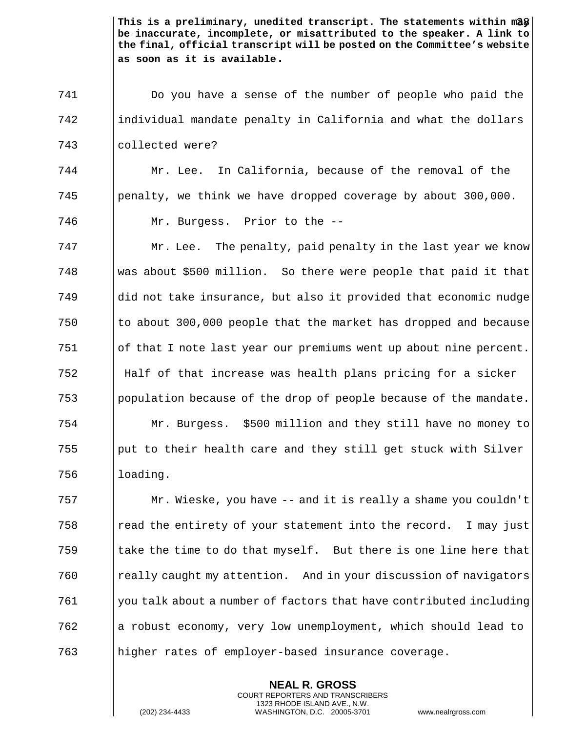**This is a preliminary, unedited transcript. The statements within may be inaccurate, incomplete, or misattributed to the speaker. A link to the final, official transcript will be posted on the Committee's website as soon as it is available.**

741 Do you have a sense of the number of people who paid the
742 individual mandate penalty in California and what the dollars
743 collected were?

744 Mr. Lee. In California, because of the removal of the
745 penalty, we think we have dropped coverage by about 300,000.

746 Mr. Burgess. Prior to the --

747 Mr. Lee. The penalty, paid penalty in the last year we know
748 was about $500 million. So there were people that paid it that
749 did not take insurance, but also it provided that economic nudge
750 to about 300,000 people that the market has dropped and because
751 of that I note last year our premiums went up about nine percent.
752 Half of that increase was health plans pricing for a sicker
753 population because of the drop of people because of the mandate.

754 Mr. Burgess. $500 million and they still have no money to
755 put to their health care and they still get stuck with Silver
756 loading.

757 Mr. Wieske, you have -- and it is really a shame you couldn't
758 read the entirety of your statement into the record. I may just
759 take the time to do that myself. But there is one line here that
760 really caught my attention. And in your discussion of navigators
761 you talk about a number of factors that have contributed including
762 a robust economy, very low unemployment, which should lead to
763 higher rates of employer-based insurance coverage.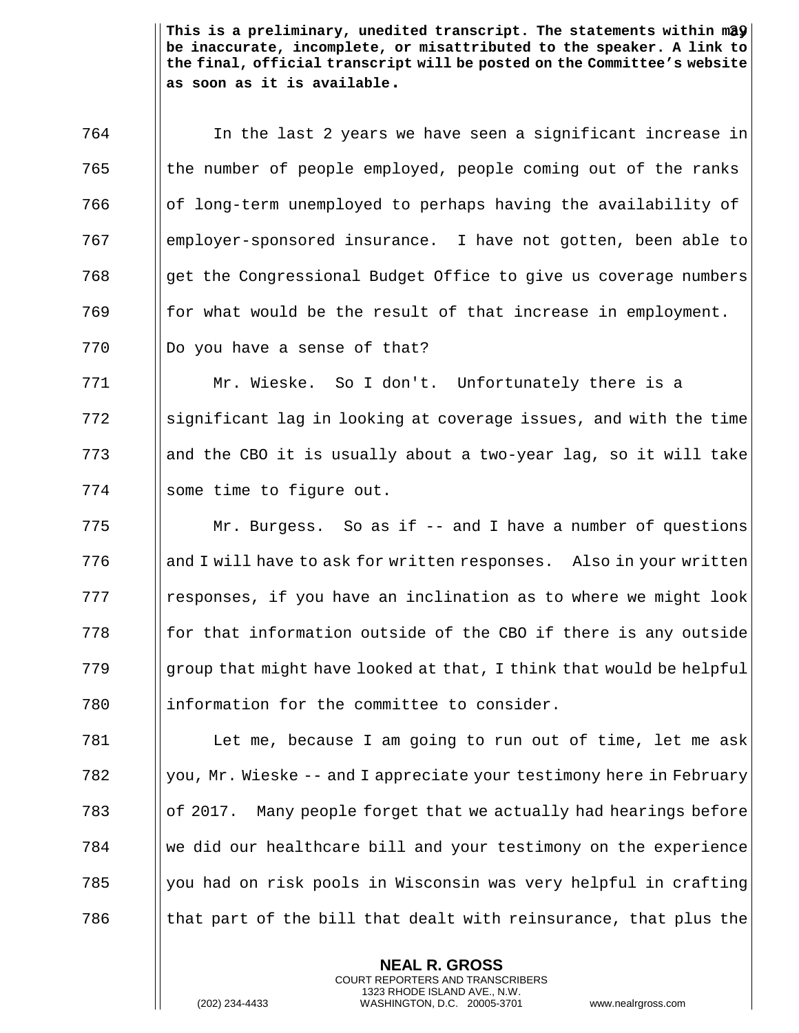**This is a preliminary, unedited transcript. The statements within may be inaccurate, incomplete, or misattributed to the speaker. A link to the final, official transcript will be posted on the Committee's website as soon as it is available.**

In the last 2 years we have seen a significant increase in the number of people employed, people coming out of the ranks of long-term unemployed to perhaps having the availability of employer-sponsored insurance. I have not gotten, been able to get the Congressional Budget Office to give us coverage numbers for what would be the result of that increase in employment. Do you have a sense of that?

Mr. Wieske. So I don't. Unfortunately there is a significant lag in looking at coverage issues, and with the time and the CBO it is usually about a two-year lag, so it will take some time to figure out.

Mr. Burgess. So as if -- and I have a number of questions and I will have to ask for written responses. Also in your written responses, if you have an inclination as to where we might look for that information outside of the CBO if there is any outside group that might have looked at that, I think that would be helpful information for the committee to consider.

Let me, because I am going to run out of time, let me ask you, Mr. Wieske -- and I appreciate your testimony here in February of 2017. Many people forget that we actually had hearings before we did our healthcare bill and your testimony on the experience you had on risk pools in Wisconsin was very helpful in crafting that part of the bill that dealt with reinsurance, that plus the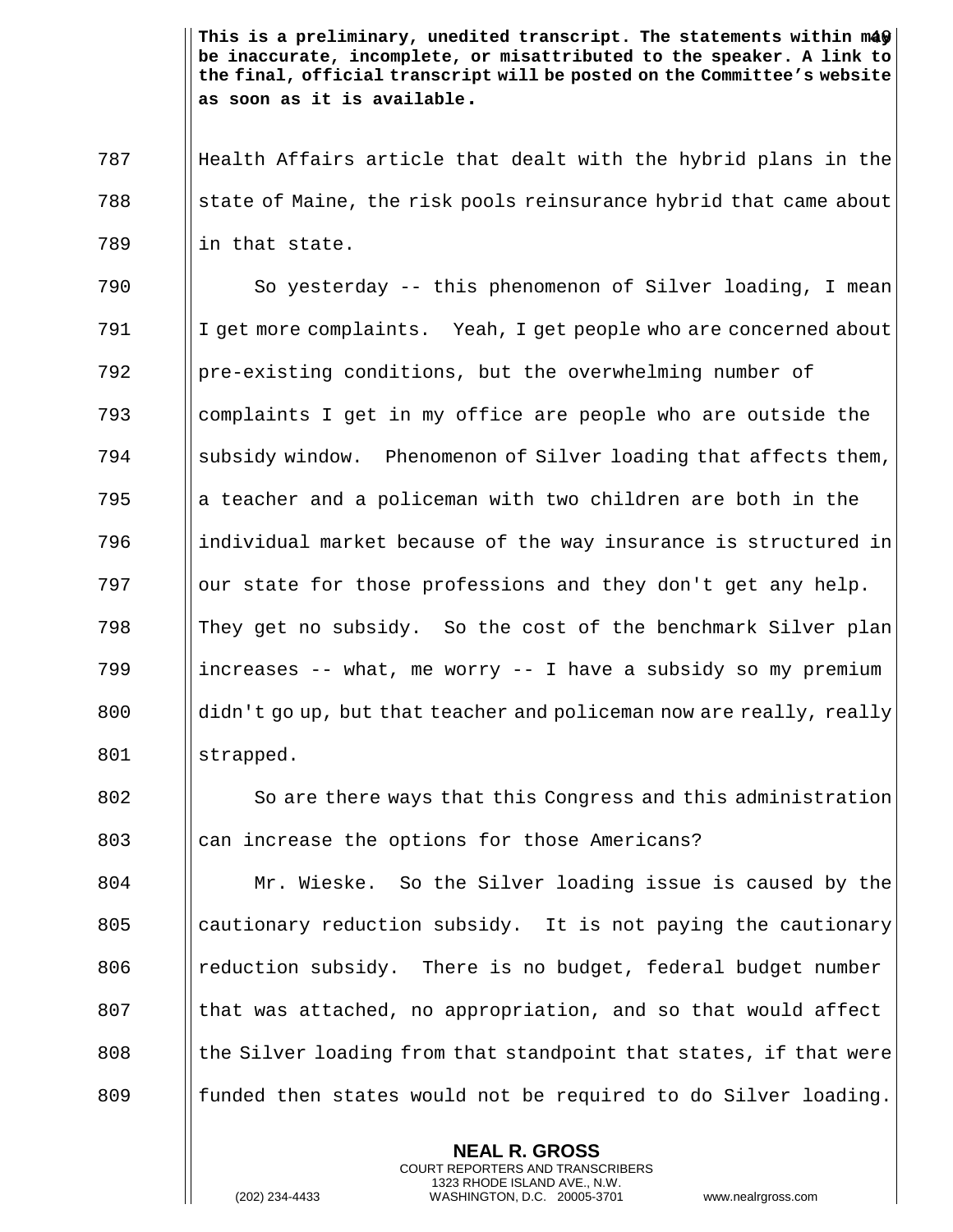This is a preliminary, unedited transcript. The statements within may be inaccurate, incomplete, or misattributed to the speaker. A link to the final, official transcript will be posted on the Committee's website as soon as it is available.

Health Affairs article that dealt with the hybrid plans in the state of Maine, the risk pools reinsurance hybrid that came about in that state.

So yesterday -- this phenomenon of Silver loading, I mean I get more complaints. Yeah, I get people who are concerned about pre-existing conditions, but the overwhelming number of complaints I get in my office are people who are outside the subsidy window. Phenomenon of Silver loading that affects them, a teacher and a policeman with two children are both in the individual market because of the way insurance is structured in our state for those professions and they don't get any help. They get no subsidy. So the cost of the benchmark Silver plan increases -- what, me worry -- I have a subsidy so my premium didn't go up, but that teacher and policeman now are really, really strapped.

So are there ways that this Congress and this administration can increase the options for those Americans?

Mr. Wieske. So the Silver loading issue is caused by the cautionary reduction subsidy. It is not paying the cautionary reduction subsidy. There is no budget, federal budget number that was attached, no appropriation, and so that would affect the Silver loading from that standpoint that states, if that were funded then states would not be required to do Silver loading.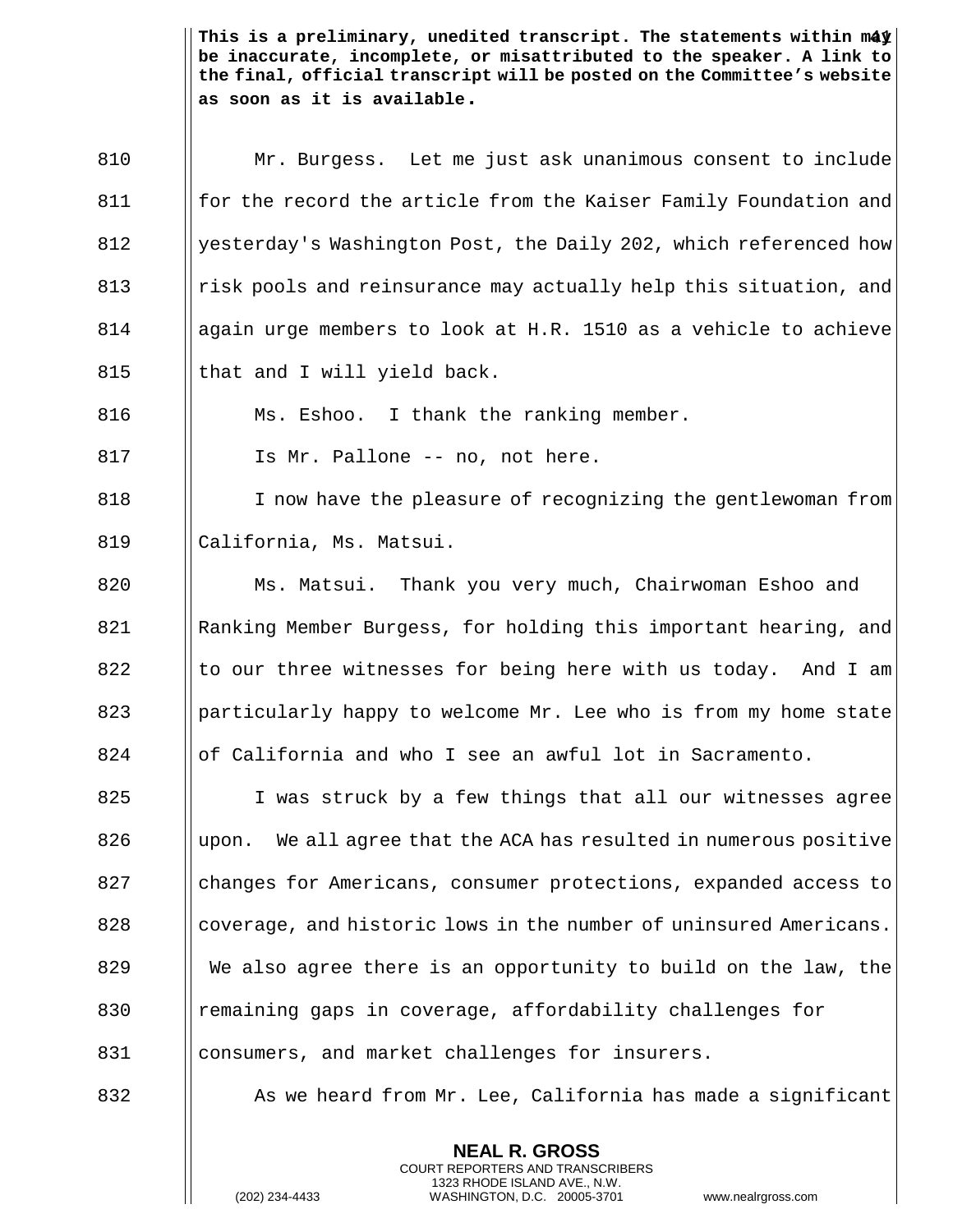This is a preliminary, unedited transcript. The statements within may be inaccurate, incomplete, or misattributed to the speaker. A link to the final, official transcript will be posted on the Committee's website as soon as it is available.

810 Mr. Burgess. Let me just ask unanimous consent to include
811 for the record the article from the Kaiser Family Foundation and
812 yesterday's Washington Post, the Daily 202, which referenced how
813 risk pools and reinsurance may actually help this situation, and
814 again urge members to look at H.R. 1510 as a vehicle to achieve
815 that and I will yield back.

816 Ms. Eshoo. I thank the ranking member.

817 Is Mr. Pallone -- no, not here.

818 I now have the pleasure of recognizing the gentlewoman from
819 California, Ms. Matsui.

820 Ms. Matsui. Thank you very much, Chairwoman Eshoo and
821 Ranking Member Burgess, for holding this important hearing, and
822 to our three witnesses for being here with us today. And I am
823 particularly happy to welcome Mr. Lee who is from my home state
824 of California and who I see an awful lot in Sacramento.

825 I was struck by a few things that all our witnesses agree
826 upon. We all agree that the ACA has resulted in numerous positive
827 changes for Americans, consumer protections, expanded access to
828 coverage, and historic lows in the number of uninsured Americans.
829 We also agree there is an opportunity to build on the law, the
830 remaining gaps in coverage, affordability challenges for
831 consumers, and market challenges for insurers.

832 As we heard from Mr. Lee, California has made a significant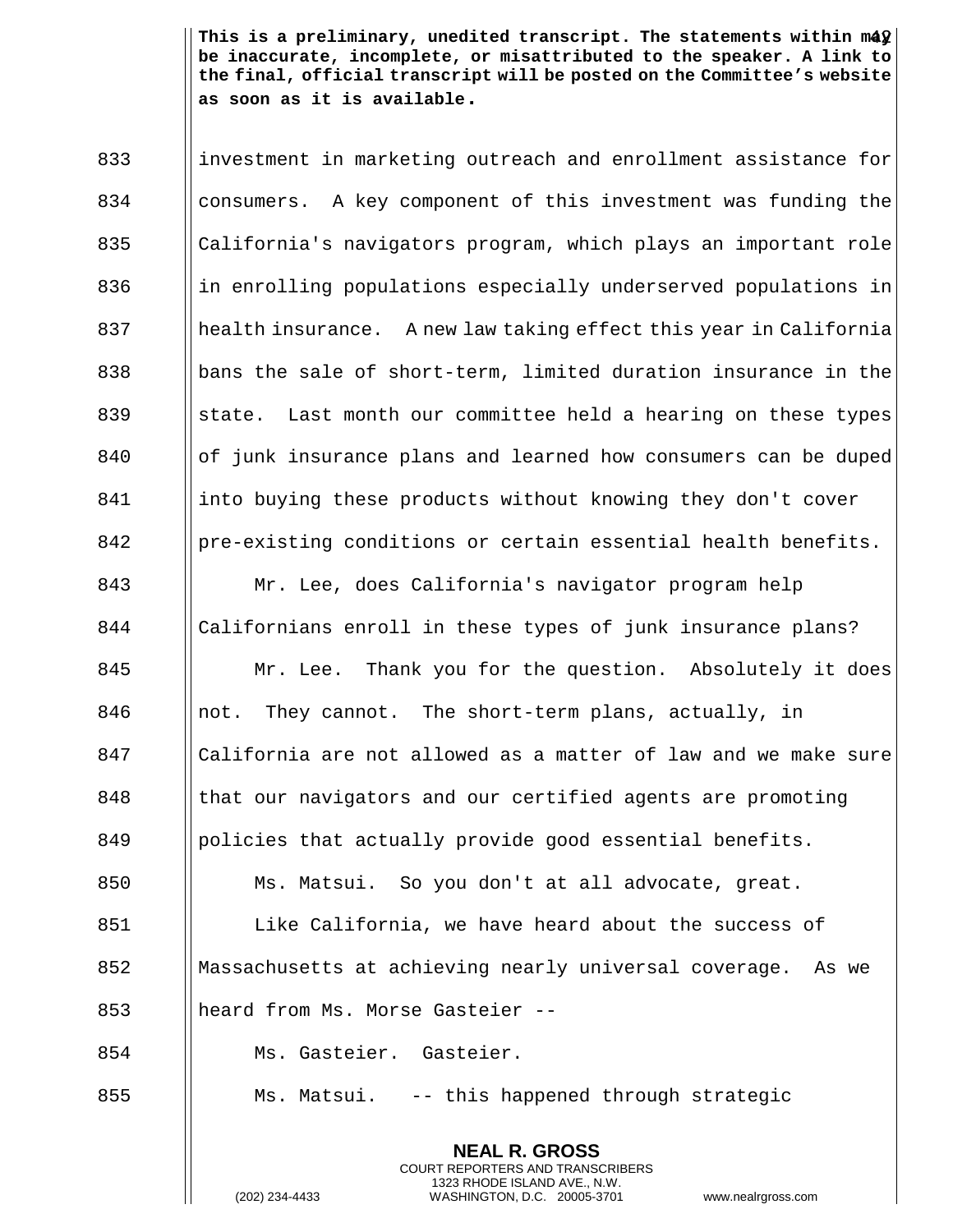**This is a preliminary, unedited transcript. The statements within may be inaccurate, incomplete, or misattributed to the speaker. A link to the final, official transcript will be posted on the Committee's website as soon as it is available.**

investment in marketing outreach and enrollment assistance for consumers. A key component of this investment was funding the California's navigators program, which plays an important role in enrolling populations especially underserved populations in health insurance. A new law taking effect this year in California bans the sale of short-term, limited duration insurance in the state. Last month our committee held a hearing on these types of junk insurance plans and learned how consumers can be duped into buying these products without knowing they don't cover pre-existing conditions or certain essential health benefits.

Mr. Lee, does California's navigator program help Californians enroll in these types of junk insurance plans?

Mr. Lee. Thank you for the question. Absolutely it does not. They cannot. The short-term plans, actually, in California are not allowed as a matter of law and we make sure that our navigators and our certified agents are promoting policies that actually provide good essential benefits.

Ms. Matsui. So you don't at all advocate, great.

Like California, we have heard about the success of Massachusetts at achieving nearly universal coverage. As we heard from Ms. Morse Gasteier --

Ms. Gasteier. Gasteier.

Ms. Matsui. -- this happened through strategic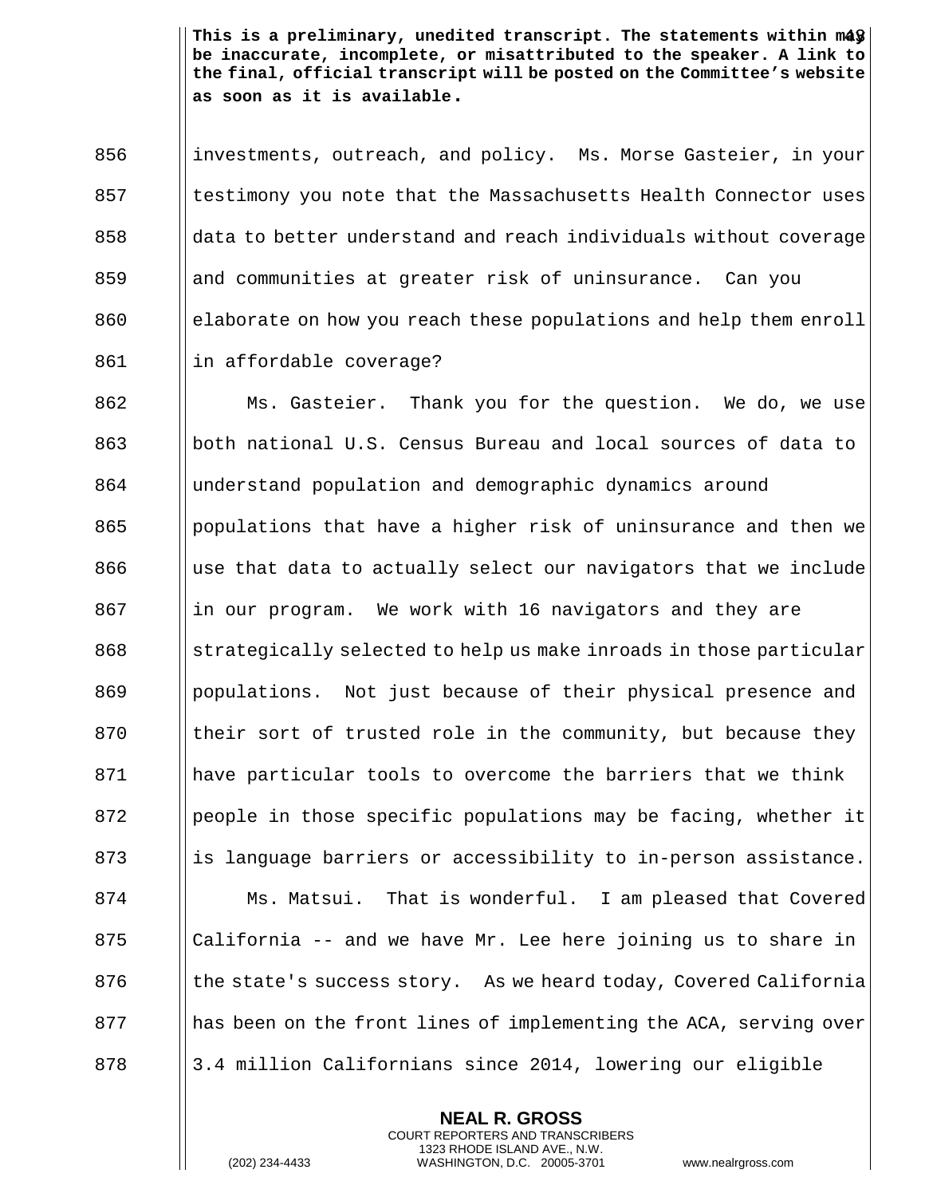This is a preliminary, unedited transcript. The statements within may be inaccurate, incomplete, or misattributed to the speaker. A link to the final, official transcript will be posted on the Committee's website as soon as it is available.

investments, outreach, and policy. Ms. Morse Gasteier, in your testimony you note that the Massachusetts Health Connector uses data to better understand and reach individuals without coverage and communities at greater risk of uninsurance. Can you elaborate on how you reach these populations and help them enroll in affordable coverage?

Ms. Gasteier. Thank you for the question. We do, we use both national U.S. Census Bureau and local sources of data to understand population and demographic dynamics around populations that have a higher risk of uninsurance and then we use that data to actually select our navigators that we include in our program. We work with 16 navigators and they are strategically selected to help us make inroads in those particular populations. Not just because of their physical presence and their sort of trusted role in the community, but because they have particular tools to overcome the barriers that we think people in those specific populations may be facing, whether it is language barriers or accessibility to in-person assistance.

Ms. Matsui. That is wonderful. I am pleased that Covered California -- and we have Mr. Lee here joining us to share in the state's success story. As we heard today, Covered California has been on the front lines of implementing the ACA, serving over 3.4 million Californians since 2014, lowering our eligible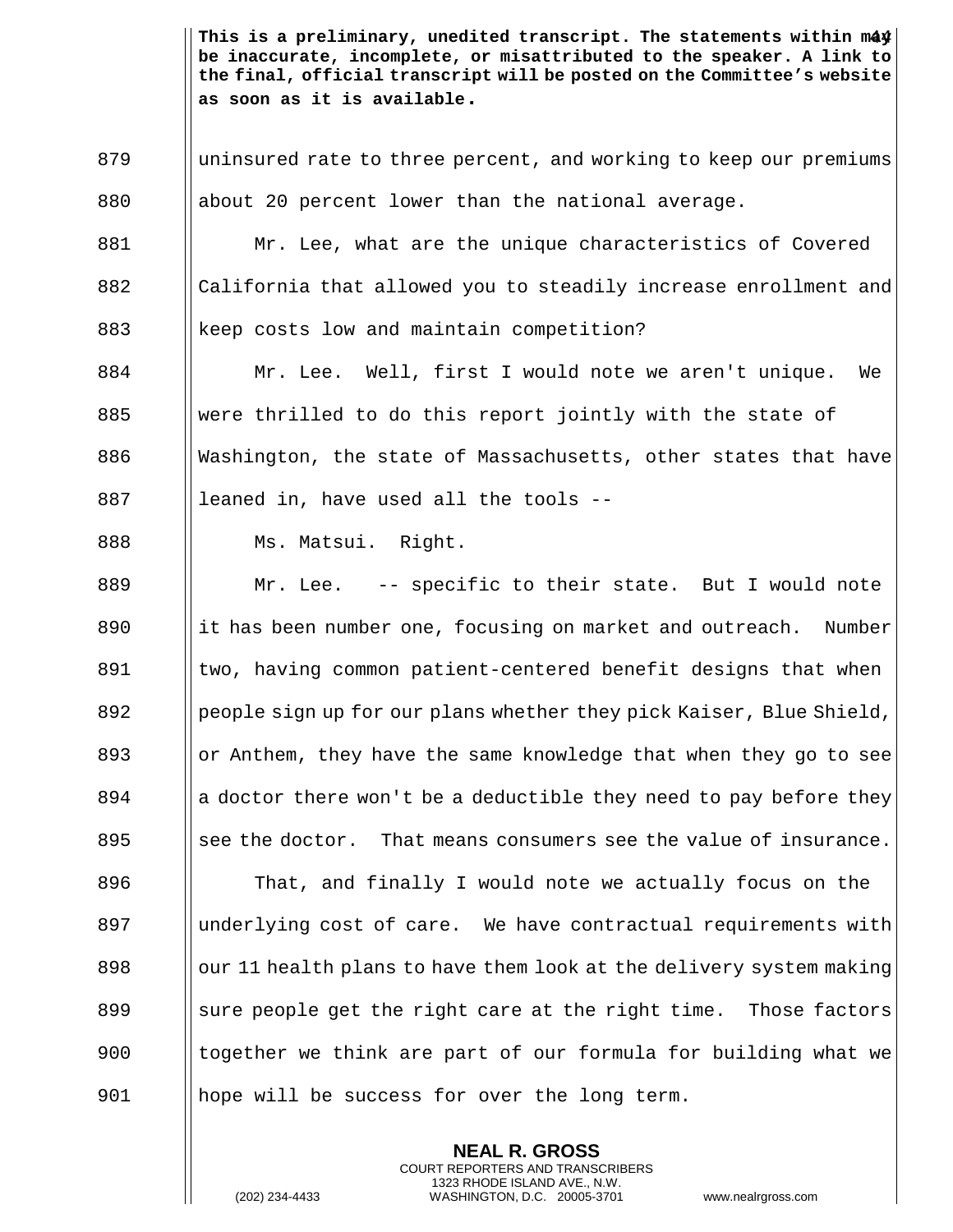uninsured rate to three percent, and working to keep our premiums about 20 percent lower than the national average.

Mr. Lee, what are the unique characteristics of Covered California that allowed you to steadily increase enrollment and keep costs low and maintain competition?

Mr. Lee. Well, first I would note we aren't unique. We were thrilled to do this report jointly with the state of Washington, the state of Massachusetts, other states that have leaned in, have used all the tools --

Ms. Matsui. Right.

Mr. Lee. -- specific to their state. But I would note it has been number one, focusing on market and outreach. Number two, having common patient-centered benefit designs that when people sign up for our plans whether they pick Kaiser, Blue Shield, or Anthem, they have the same knowledge that when they go to see a doctor there won't be a deductible they need to pay before they see the doctor. That means consumers see the value of insurance.

That, and finally I would note we actually focus on the underlying cost of care. We have contractual requirements with our 11 health plans to have them look at the delivery system making sure people get the right care at the right time. Those factors together we think are part of our formula for building what we hope will be success for over the long term.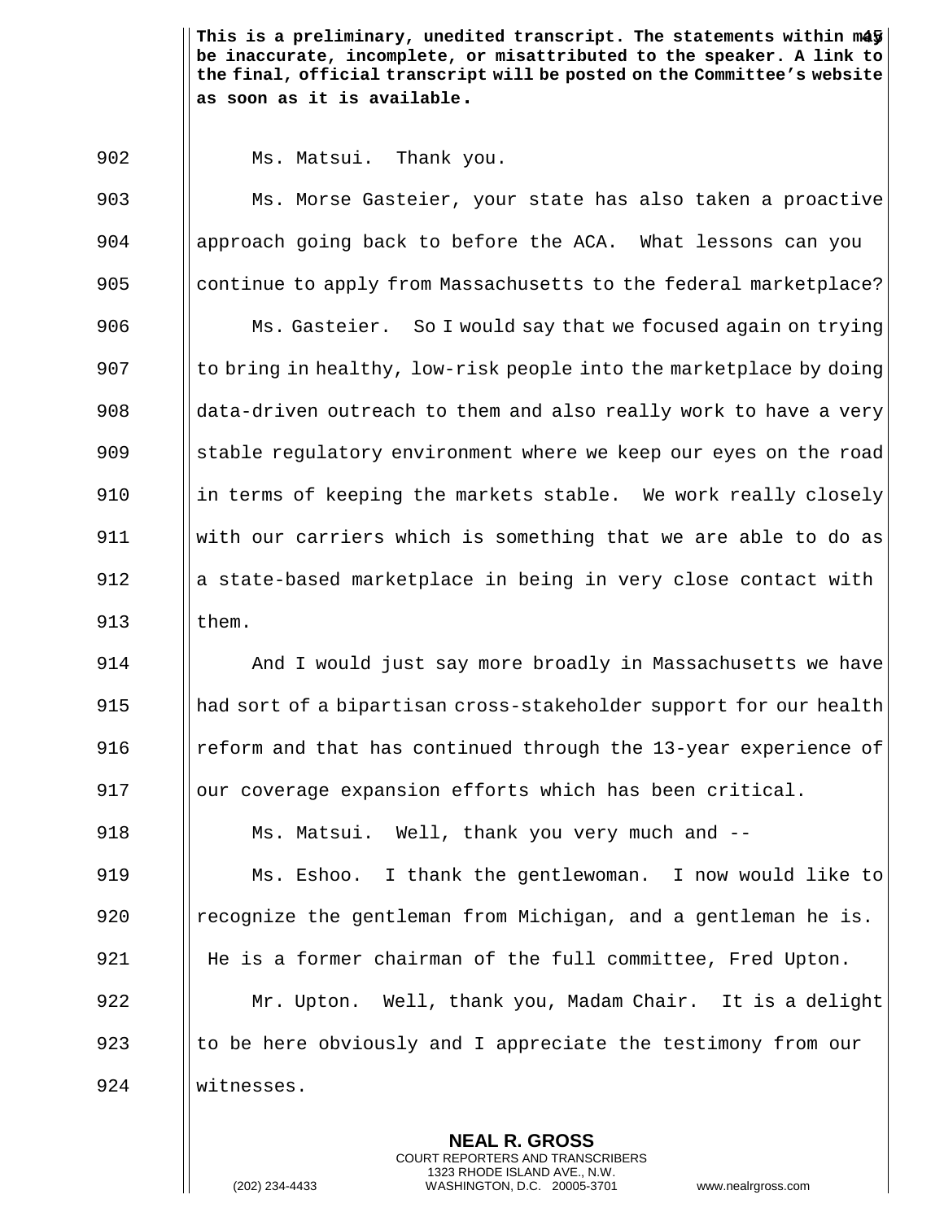**This is a preliminary, unedited transcript. The statements within may be inaccurate, incomplete, or misattributed to the speaker. A link to the final, official transcript will be posted on the Committee's website as soon as it is available.**

902 Ms. Matsui. Thank you.

903 Ms. Morse Gasteier, your state has also taken a proactive
904 approach going back to before the ACA. What lessons can you
905 continue to apply from Massachusetts to the federal marketplace?

906 Ms. Gasteier. So I would say that we focused again on trying
907 to bring in healthy, low-risk people into the marketplace by doing
908 data-driven outreach to them and also really work to have a very
909 stable regulatory environment where we keep our eyes on the road
910 in terms of keeping the markets stable. We work really closely
911 with our carriers which is something that we are able to do as
912 a state-based marketplace in being in very close contact with
913 them.

914 And I would just say more broadly in Massachusetts we have
915 had sort of a bipartisan cross-stakeholder support for our health
916 reform and that has continued through the 13-year experience of
917 our coverage expansion efforts which has been critical.

918 Ms. Matsui. Well, thank you very much and --

919 Ms. Eshoo. I thank the gentlewoman. I now would like to
920 recognize the gentleman from Michigan, and a gentleman he is.
921 He is a former chairman of the full committee, Fred Upton.

922 Mr. Upton. Well, thank you, Madam Chair. It is a delight
923 to be here obviously and I appreciate the testimony from our
924 witnesses.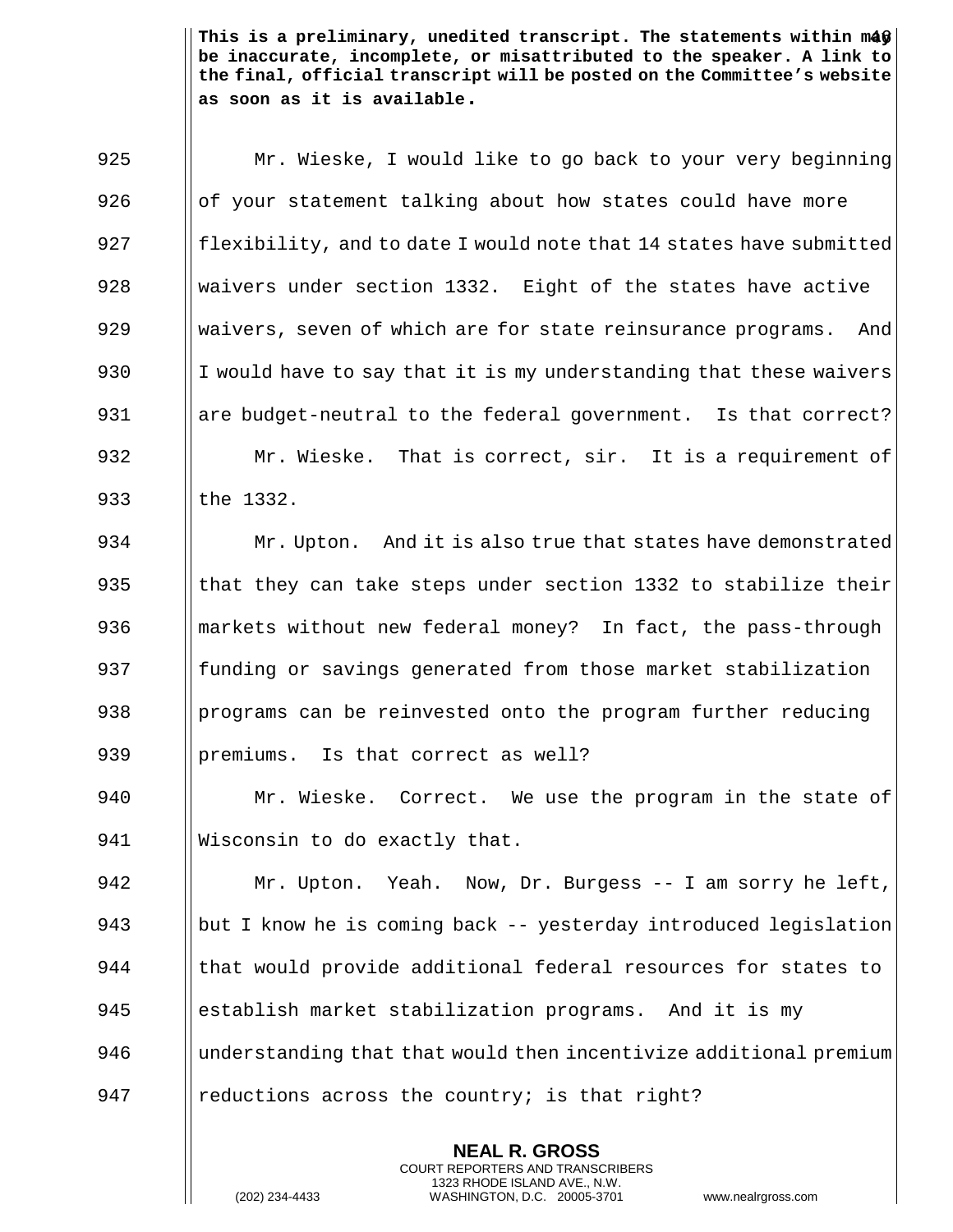Mr. Wieske, I would like to go back to your very beginning of your statement talking about how states could have more flexibility, and to date I would note that 14 states have submitted waivers under section 1332. Eight of the states have active waivers, seven of which are for state reinsurance programs. And I would have to say that it is my understanding that these waivers are budget-neutral to the federal government. Is that correct?

Mr. Wieske. That is correct, sir. It is a requirement of the 1332.

Mr. Upton. And it is also true that states have demonstrated that they can take steps under section 1332 to stabilize their markets without new federal money? In fact, the pass-through funding or savings generated from those market stabilization programs can be reinvested onto the program further reducing premiums. Is that correct as well?

Mr. Wieske. Correct. We use the program in the state of Wisconsin to do exactly that.

Mr. Upton. Yeah. Now, Dr. Burgess -- I am sorry he left, but I know he is coming back -- yesterday introduced legislation that would provide additional federal resources for states to establish market stabilization programs. And it is my understanding that that would then incentivize additional premium reductions across the country; is that right?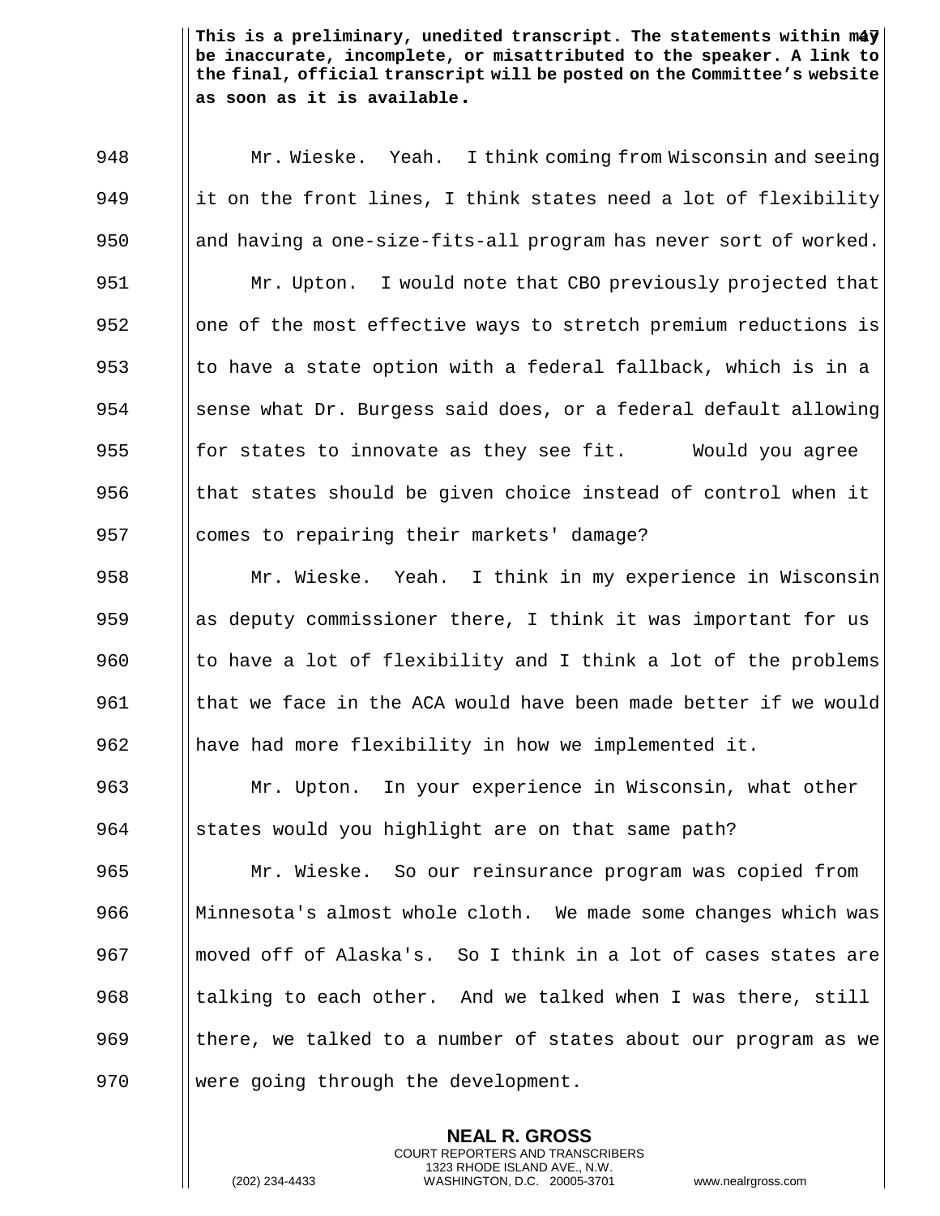**This is a preliminary, unedited transcript. The statements within may be inaccurate, incomplete, or misattributed to the speaker. A link to the final, official transcript will be posted on the Committee's website as soon as it is available.**

948 Mr. Wieske. Yeah. I think coming from Wisconsin and seeing
949 it on the front lines, I think states need a lot of flexibility
950 and having a one-size-fits-all program has never sort of worked.
951 Mr. Upton. I would note that CBO previously projected that
952 one of the most effective ways to stretch premium reductions is
953 to have a state option with a federal fallback, which is in a
954 sense what Dr. Burgess said does, or a federal default allowing
955 for states to innovate as they see fit. Would you agree
956 that states should be given choice instead of control when it
957 comes to repairing their markets' damage?
958 Mr. Wieske. Yeah. I think in my experience in Wisconsin
959 as deputy commissioner there, I think it was important for us
960 to have a lot of flexibility and I think a lot of the problems
961 that we face in the ACA would have been made better if we would
962 have had more flexibility in how we implemented it.
963 Mr. Upton. In your experience in Wisconsin, what other
964 states would you highlight are on that same path?
965 Mr. Wieske. So our reinsurance program was copied from
966 Minnesota's almost whole cloth. We made some changes which was
967 moved off of Alaska's. So I think in a lot of cases states are
968 talking to each other. And we talked when I was there, still
969 there, we talked to a number of states about our program as we
970 were going through the development.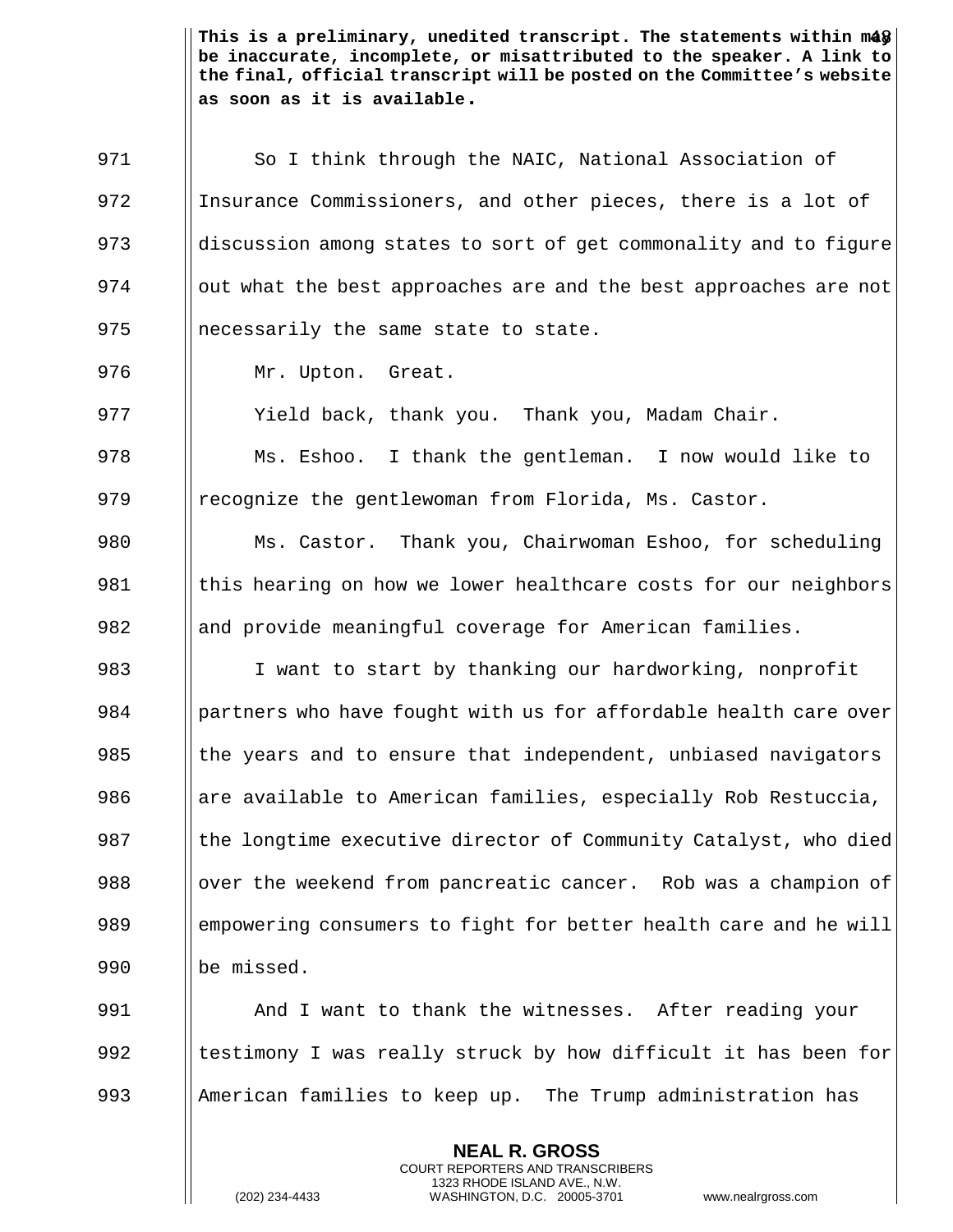**This is a preliminary, unedited transcript. The statements within may be inaccurate, incomplete, or misattributed to the speaker. A link to the final, official transcript will be posted on the Committee's website as soon as it is available.**

So I think through the NAIC, National Association of Insurance Commissioners, and other pieces, there is a lot of discussion among states to sort of get commonality and to figure out what the best approaches are and the best approaches are not necessarily the same state to state.

Mr. Upton. Great.

Yield back, thank you. Thank you, Madam Chair.

Ms. Eshoo. I thank the gentleman. I now would like to recognize the gentlewoman from Florida, Ms. Castor.

Ms. Castor. Thank you, Chairwoman Eshoo, for scheduling this hearing on how we lower healthcare costs for our neighbors and provide meaningful coverage for American families.

I want to start by thanking our hardworking, nonprofit partners who have fought with us for affordable health care over the years and to ensure that independent, unbiased navigators are available to American families, especially Rob Restuccia, the longtime executive director of Community Catalyst, who died over the weekend from pancreatic cancer. Rob was a champion of empowering consumers to fight for better health care and he will be missed.

And I want to thank the witnesses. After reading your testimony I was really struck by how difficult it has been for American families to keep up. The Trump administration has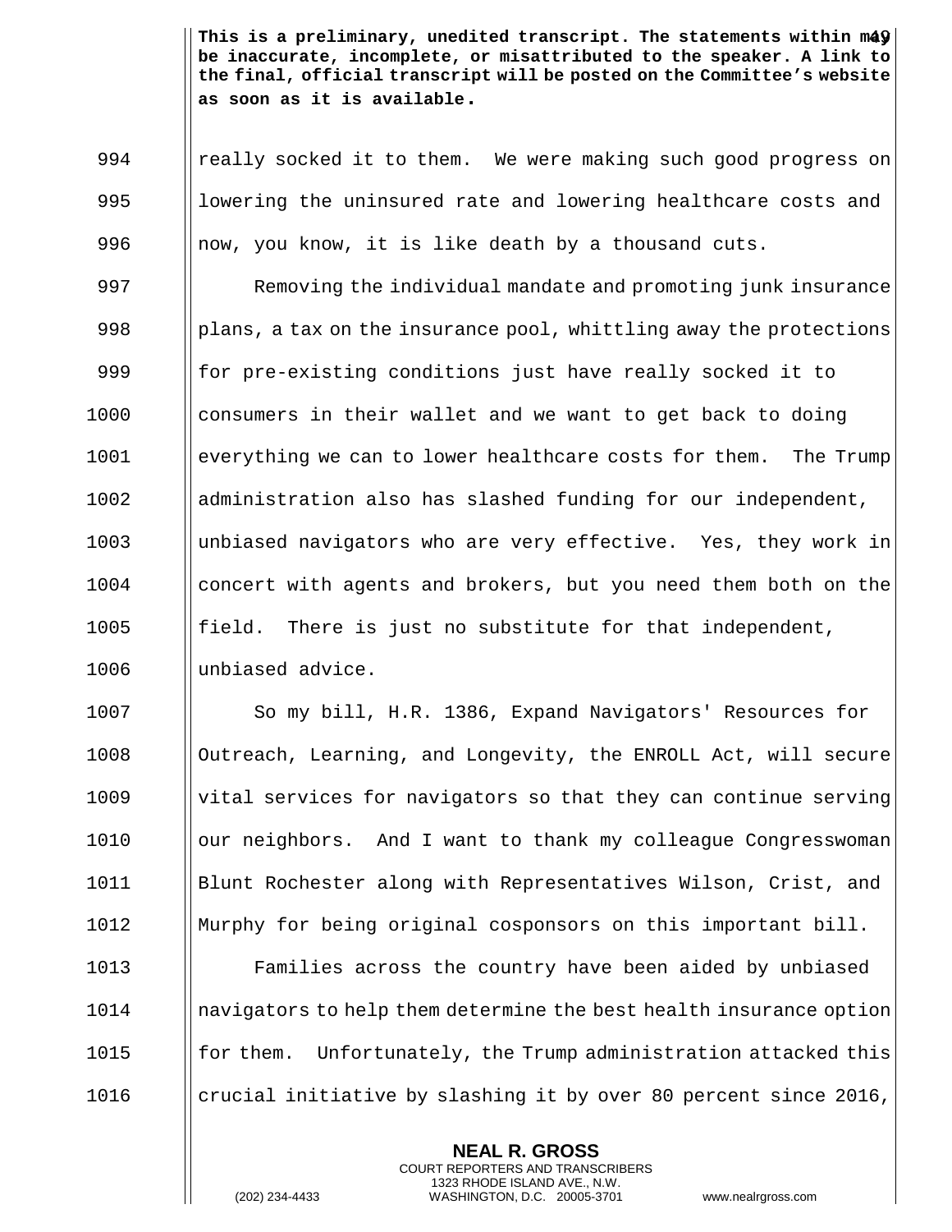**This is a preliminary, unedited transcript. The statements within may be inaccurate, incomplete, or misattributed to the speaker. A link to the final, official transcript will be posted on the Committee's website as soon as it is available.**

really socked it to them. We were making such good progress on lowering the uninsured rate and lowering healthcare costs and now, you know, it is like death by a thousand cuts.

Removing the individual mandate and promoting junk insurance plans, a tax on the insurance pool, whittling away the protections for pre-existing conditions just have really socked it to consumers in their wallet and we want to get back to doing everything we can to lower healthcare costs for them. The Trump administration also has slashed funding for our independent, unbiased navigators who are very effective. Yes, they work in concert with agents and brokers, but you need them both on the field. There is just no substitute for that independent, unbiased advice.

So my bill, H.R. 1386, Expand Navigators' Resources for Outreach, Learning, and Longevity, the ENROLL Act, will secure vital services for navigators so that they can continue serving our neighbors. And I want to thank my colleague Congresswoman Blunt Rochester along with Representatives Wilson, Crist, and Murphy for being original cosponsors on this important bill.

Families across the country have been aided by unbiased navigators to help them determine the best health insurance option for them. Unfortunately, the Trump administration attacked this crucial initiative by slashing it by over 80 percent since 2016,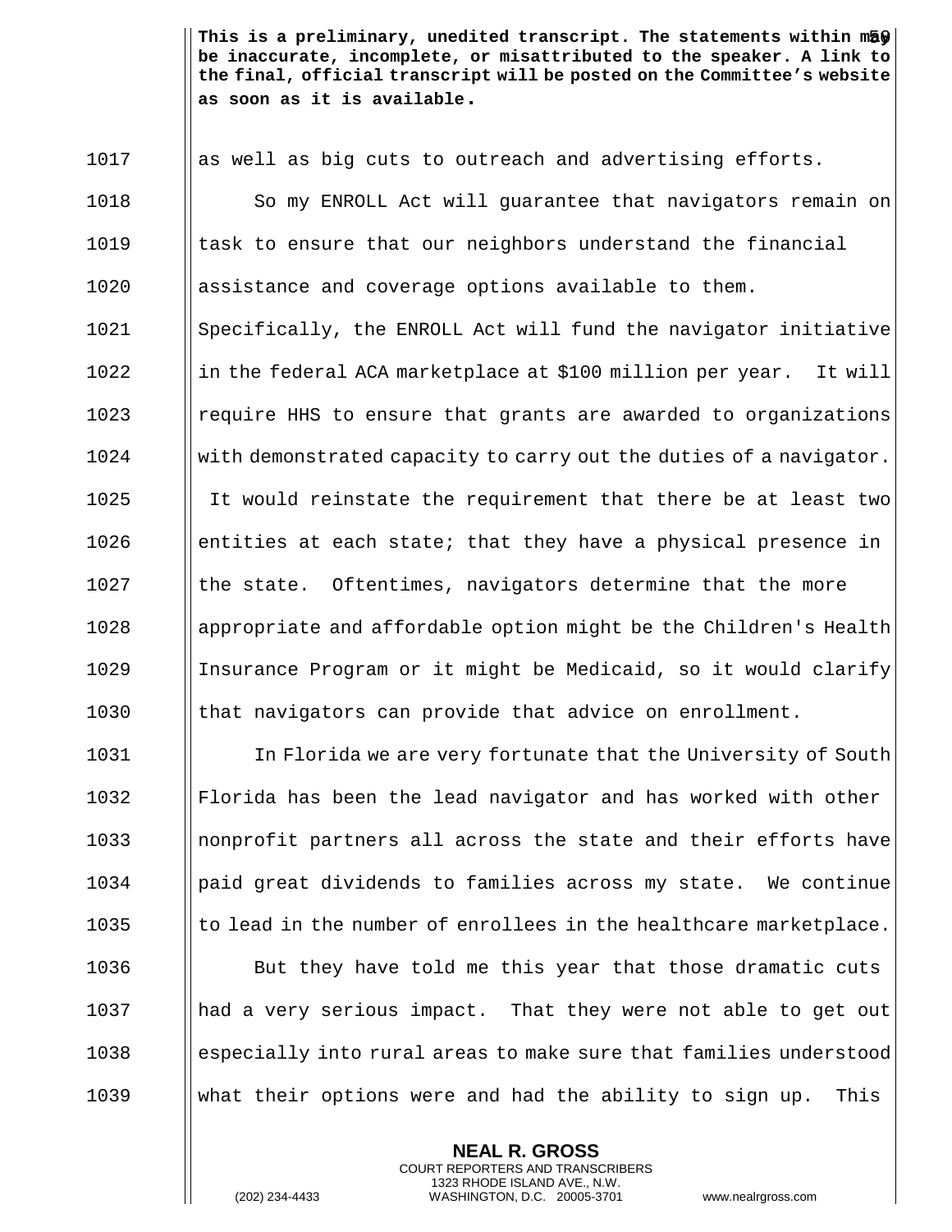as well as big cuts to outreach and advertising efforts.

So my ENROLL Act will guarantee that navigators remain on task to ensure that our neighbors understand the financial assistance and coverage options available to them. Specifically, the ENROLL Act will fund the navigator initiative in the federal ACA marketplace at $100 million per year. It will require HHS to ensure that grants are awarded to organizations with demonstrated capacity to carry out the duties of a navigator. It would reinstate the requirement that there be at least two entities at each state; that they have a physical presence in the state. Oftentimes, navigators determine that the more appropriate and affordable option might be the Children's Health Insurance Program or it might be Medicaid, so it would clarify that navigators can provide that advice on enrollment.

In Florida we are very fortunate that the University of South Florida has been the lead navigator and has worked with other nonprofit partners all across the state and their efforts have paid great dividends to families across my state. We continue to lead in the number of enrollees in the healthcare marketplace.

But they have told me this year that those dramatic cuts had a very serious impact. That they were not able to get out especially into rural areas to make sure that families understood what their options were and had the ability to sign up. This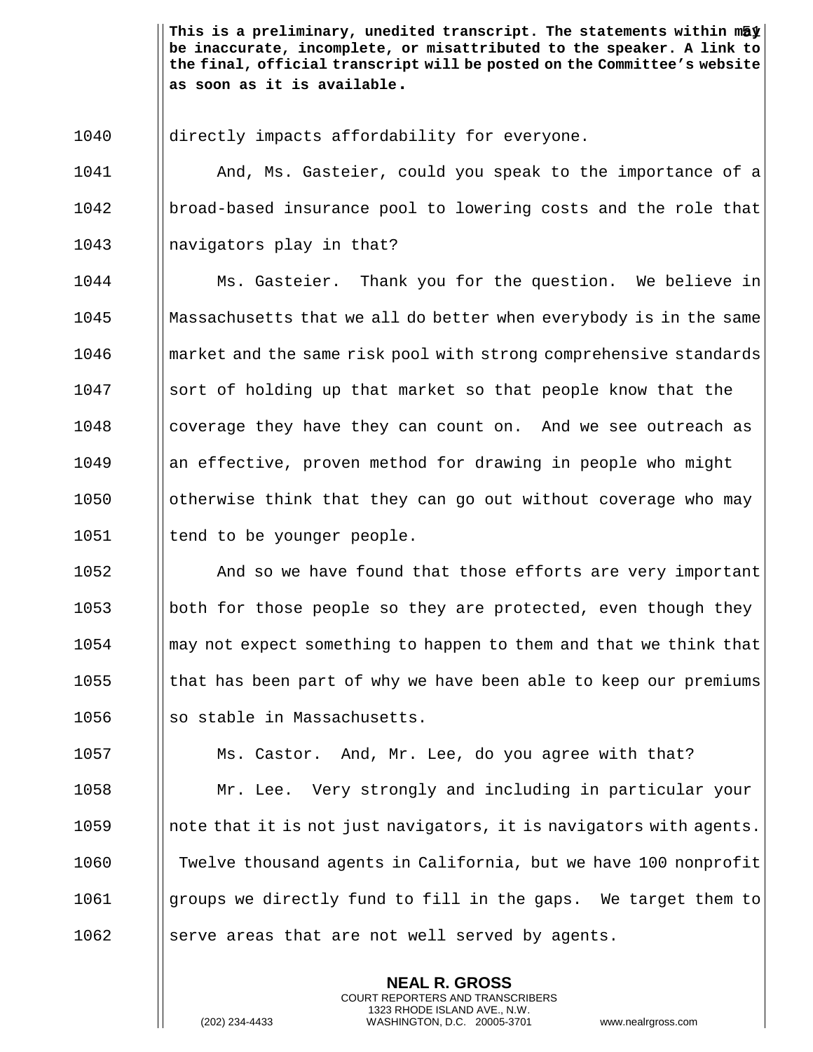directly impacts affordability for everyone.

And, Ms. Gasteier, could you speak to the importance of a broad-based insurance pool to lowering costs and the role that navigators play in that?

Ms. Gasteier. Thank you for the question. We believe in Massachusetts that we all do better when everybody is in the same market and the same risk pool with strong comprehensive standards sort of holding up that market so that people know that the coverage they have they can count on. And we see outreach as an effective, proven method for drawing in people who might otherwise think that they can go out without coverage who may tend to be younger people.

And so we have found that those efforts are very important both for those people so they are protected, even though they may not expect something to happen to them and that we think that that has been part of why we have been able to keep our premiums so stable in Massachusetts.

Ms. Castor. And, Mr. Lee, do you agree with that?

Mr. Lee. Very strongly and including in particular your note that it is not just navigators, it is navigators with agents. Twelve thousand agents in California, but we have 100 nonprofit groups we directly fund to fill in the gaps. We target them to serve areas that are not well served by agents.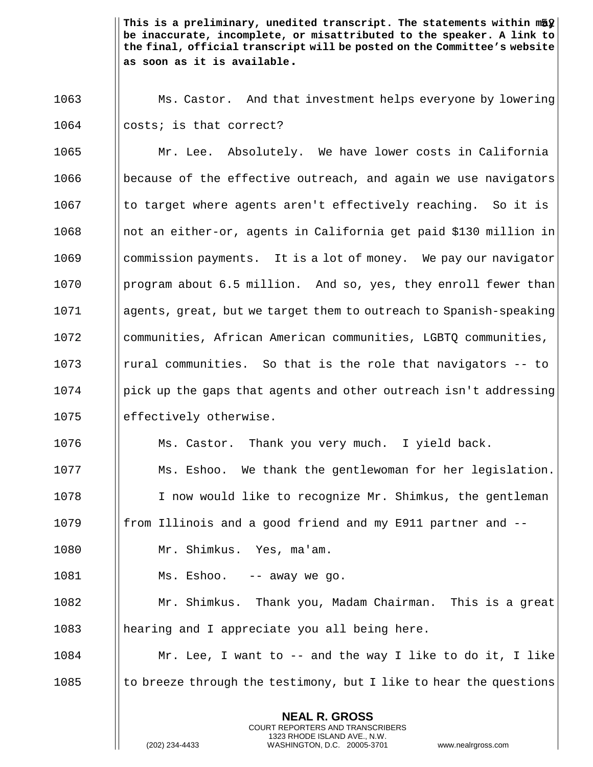**This is a preliminary, unedited transcript. The statements within may be inaccurate, incomplete, or misattributed to the speaker. A link to the final, official transcript will be posted on the Committee's website as soon as it is available.**

Ms. Castor. And that investment helps everyone by lowering costs; is that correct?

Mr. Lee. Absolutely. We have lower costs in California because of the effective outreach, and again we use navigators to target where agents aren't effectively reaching. So it is not an either-or, agents in California get paid $130 million in commission payments. It is a lot of money. We pay our navigator program about 6.5 million. And so, yes, they enroll fewer than agents, great, but we target them to outreach to Spanish-speaking communities, African American communities, LGBTQ communities, rural communities. So that is the role that navigators -- to pick up the gaps that agents and other outreach isn't addressing effectively otherwise.

Ms. Castor. Thank you very much. I yield back.

Ms. Eshoo. We thank the gentlewoman for her legislation.

I now would like to recognize Mr. Shimkus, the gentleman from Illinois and a good friend and my E911 partner and --

Mr. Shimkus. Yes, ma'am.

Ms. Eshoo. -- away we go.

Mr. Shimkus. Thank you, Madam Chairman. This is a great hearing and I appreciate you all being here.

Mr. Lee, I want to -- and the way I like to do it, I like to breeze through the testimony, but I like to hear the questions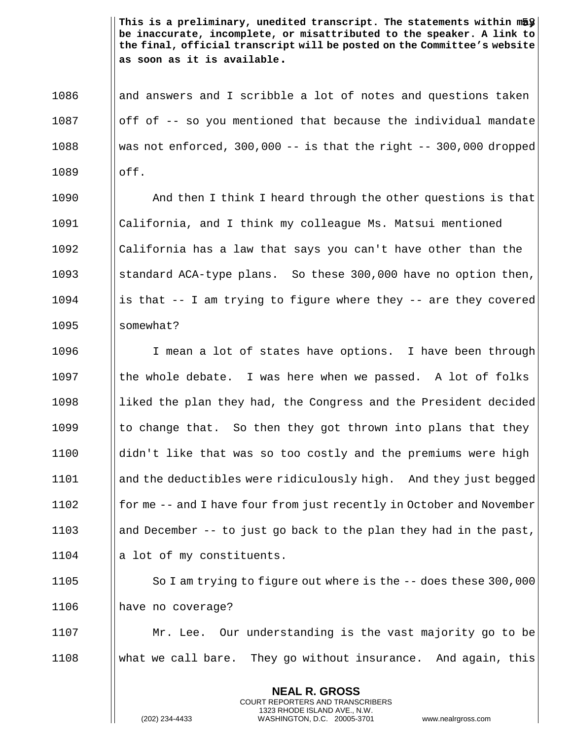This is a preliminary, unedited transcript. The statements within may be inaccurate, incomplete, or misattributed to the speaker. A link to the final, official transcript will be posted on the Committee's website as soon as it is available.

1086 and answers and I scribble a lot of notes and questions taken
1087 off of -- so you mentioned that because the individual mandate
1088 was not enforced, 300,000 -- is that the right -- 300,000 dropped
1089 off.

1090 And then I think I heard through the other questions is that
1091 California, and I think my colleague Ms. Matsui mentioned
1092 California has a law that says you can't have other than the
1093 standard ACA-type plans. So these 300,000 have no option then,
1094 is that -- I am trying to figure where they -- are they covered
1095 somewhat?

1096 I mean a lot of states have options. I have been through
1097 the whole debate. I was here when we passed. A lot of folks
1098 liked the plan they had, the Congress and the President decided
1099 to change that. So then they got thrown into plans that they
1100 didn't like that was so too costly and the premiums were high
1101 and the deductibles were ridiculously high. And they just begged
1102 for me -- and I have four from just recently in October and November
1103 and December -- to just go back to the plan they had in the past,
1104 a lot of my constituents.

1105 So I am trying to figure out where is the -- does these 300,000
1106 have no coverage?

1107 Mr. Lee. Our understanding is the vast majority go to be
1108 what we call bare. They go without insurance. And again, this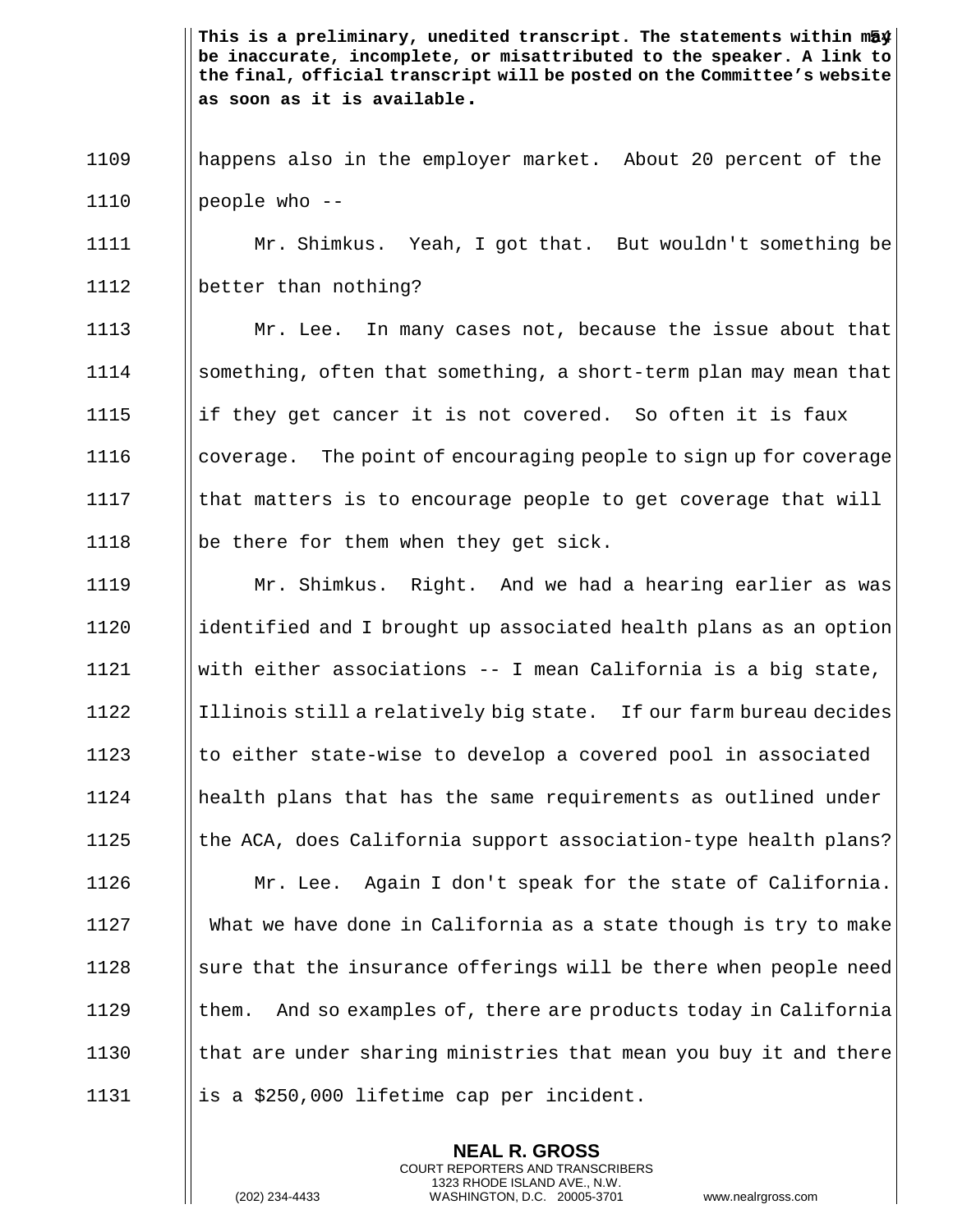**This is a preliminary, unedited transcript. The statements within may be inaccurate, incomplete, or misattributed to the speaker. A link to the final, official transcript will be posted on the Committee's website as soon as it is available.**

happens also in the employer market. About 20 percent of the people who --

Mr. Shimkus. Yeah, I got that. But wouldn't something be better than nothing?

Mr. Lee. In many cases not, because the issue about that something, often that something, a short-term plan may mean that if they get cancer it is not covered. So often it is faux coverage. The point of encouraging people to sign up for coverage that matters is to encourage people to get coverage that will be there for them when they get sick.

Mr. Shimkus. Right. And we had a hearing earlier as was identified and I brought up associated health plans as an option with either associations -- I mean California is a big state, Illinois still a relatively big state. If our farm bureau decides to either state-wise to develop a covered pool in associated health plans that has the same requirements as outlined under the ACA, does California support association-type health plans?

Mr. Lee. Again I don't speak for the state of California. What we have done in California as a state though is try to make sure that the insurance offerings will be there when people need them. And so examples of, there are products today in California that are under sharing ministries that mean you buy it and there is a $250,000 lifetime cap per incident.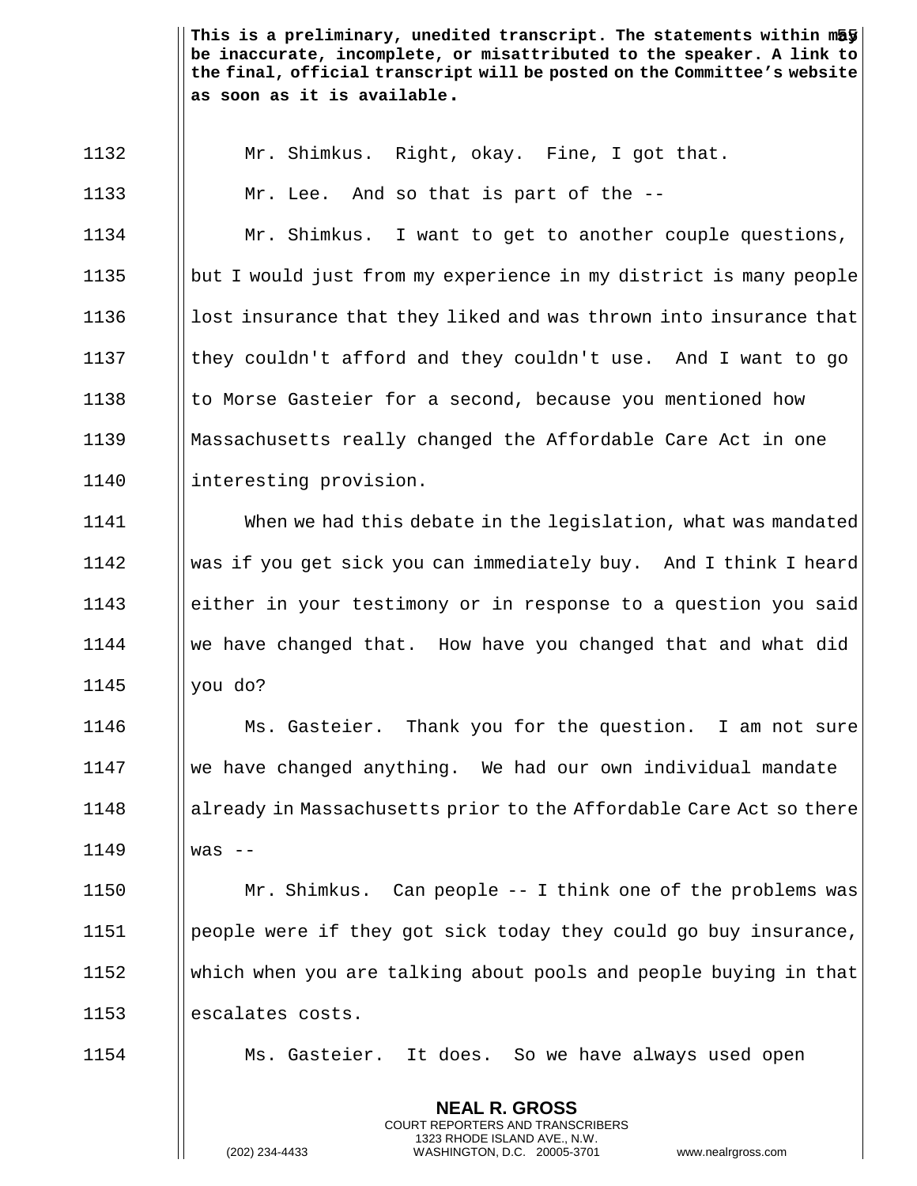**This is a preliminary, unedited transcript. The statements within may be inaccurate, incomplete, or misattributed to the speaker. A link to the final, official transcript will be posted on the Committee's website as soon as it is available.**

1132 Mr. Shimkus. Right, okay. Fine, I got that.

1133 Mr. Lee. And so that is part of the --

1134 Mr. Shimkus. I want to get to another couple questions,
1135 but I would just from my experience in my district is many people
1136 lost insurance that they liked and was thrown into insurance that
1137 they couldn't afford and they couldn't use. And I want to go
1138 to Morse Gasteier for a second, because you mentioned how
1139 Massachusetts really changed the Affordable Care Act in one
1140 interesting provision.

1141 When we had this debate in the legislation, what was mandated
1142 was if you get sick you can immediately buy. And I think I heard
1143 either in your testimony or in response to a question you said
1144 we have changed that. How have you changed that and what did
1145 you do?

1146 Ms. Gasteier. Thank you for the question. I am not sure
1147 we have changed anything. We had our own individual mandate
1148 already in Massachusetts prior to the Affordable Care Act so there
1149 was --

1150 Mr. Shimkus. Can people -- I think one of the problems was
1151 people were if they got sick today they could go buy insurance,
1152 which when you are talking about pools and people buying in that
1153 escalates costs.

1154 Ms. Gasteier. It does. So we have always used open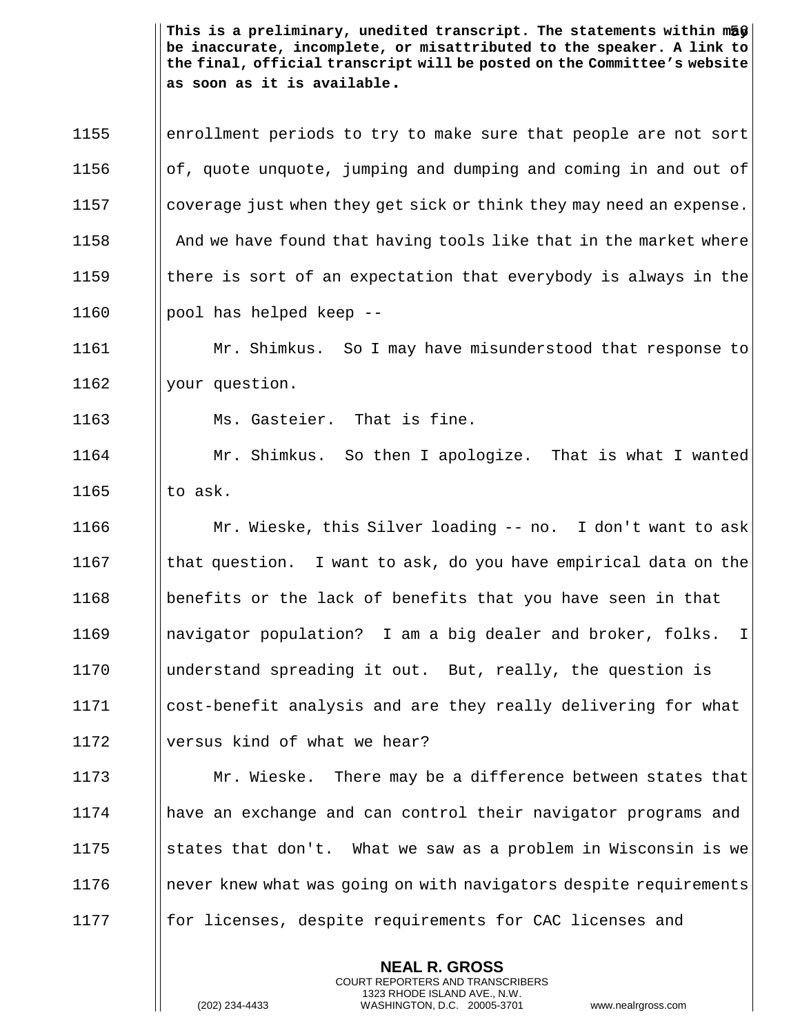This is a preliminary, unedited transcript. The statements within may be inaccurate, incomplete, or misattributed to the speaker. A link to the final, official transcript will be posted on the Committee's website as soon as it is available.

enrollment periods to try to make sure that people are not sort of, quote unquote, jumping and dumping and coming in and out of coverage just when they get sick or think they may need an expense. And we have found that having tools like that in the market where there is sort of an expectation that everybody is always in the pool has helped keep --

Mr. Shimkus. So I may have misunderstood that response to your question.

Ms. Gasteier. That is fine.

Mr. Shimkus. So then I apologize. That is what I wanted to ask.

Mr. Wieske, this Silver loading -- no. I don't want to ask that question. I want to ask, do you have empirical data on the benefits or the lack of benefits that you have seen in that navigator population? I am a big dealer and broker, folks. I understand spreading it out. But, really, the question is cost-benefit analysis and are they really delivering for what versus kind of what we hear?

Mr. Wieske. There may be a difference between states that have an exchange and can control their navigator programs and states that don't. What we saw as a problem in Wisconsin is we never knew what was going on with navigators despite requirements for licenses, despite requirements for CAC licenses and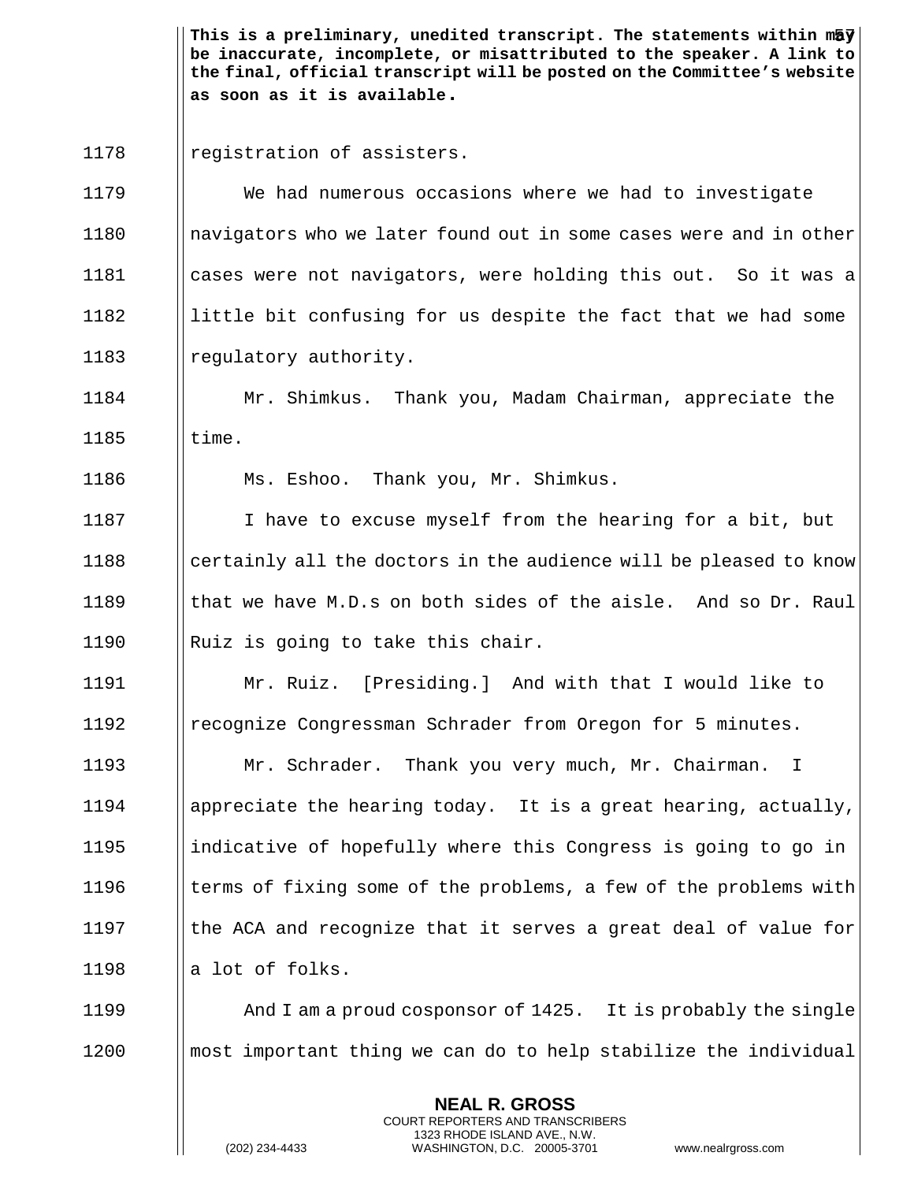**This is a preliminary, unedited transcript. The statements within may be inaccurate, incomplete, or misattributed to the speaker. A link to the final, official transcript will be posted on the Committee's website as soon as it is available.**

1178 registration of assisters.

1179 We had numerous occasions where we had to investigate
1180 navigators who we later found out in some cases were and in other
1181 cases were not navigators, were holding this out. So it was a
1182 little bit confusing for us despite the fact that we had some
1183 regulatory authority.

1184 Mr. Shimkus. Thank you, Madam Chairman, appreciate the
1185 time.

1186 Ms. Eshoo. Thank you, Mr. Shimkus.

1187 I have to excuse myself from the hearing for a bit, but
1188 certainly all the doctors in the audience will be pleased to know
1189 that we have M.D.s on both sides of the aisle. And so Dr. Raul
1190 Ruiz is going to take this chair.

1191 Mr. Ruiz. [Presiding.] And with that I would like to
1192 recognize Congressman Schrader from Oregon for 5 minutes.

1193 Mr. Schrader. Thank you very much, Mr. Chairman. I
1194 appreciate the hearing today. It is a great hearing, actually,
1195 indicative of hopefully where this Congress is going to go in
1196 terms of fixing some of the problems, a few of the problems with
1197 the ACA and recognize that it serves a great deal of value for
1198 a lot of folks.

1199 And I am a proud cosponsor of 1425. It is probably the single
1200 most important thing we can do to help stabilize the individual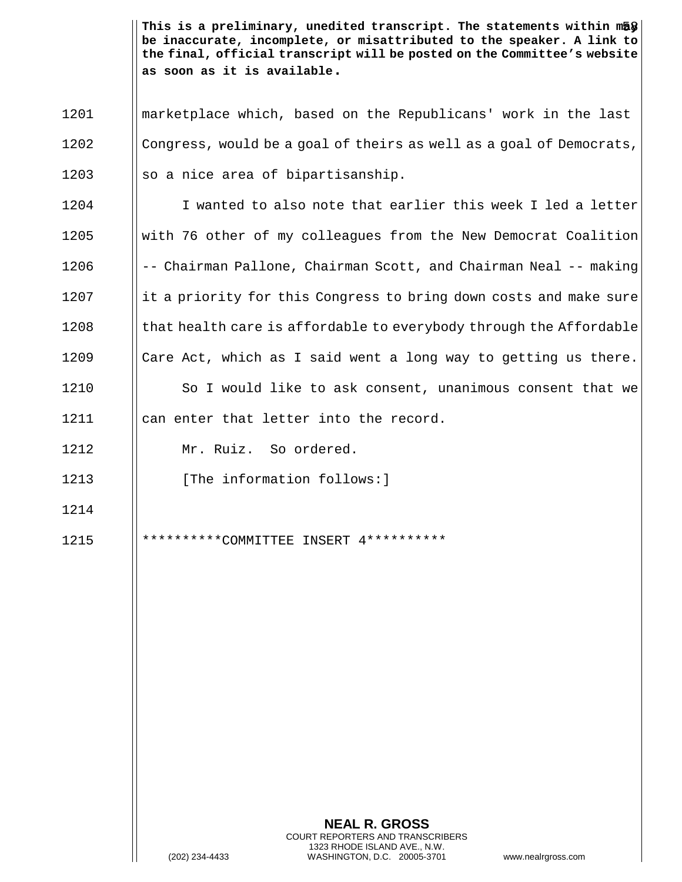This is a preliminary, unedited transcript. The statements within may be inaccurate, incomplete, or misattributed to the speaker. A link to the final, official transcript will be posted on the Committee's website as soon as it is available.

marketplace which, based on the Republicans' work in the last Congress, would be a goal of theirs as well as a goal of Democrats, so a nice area of bipartisanship.

I wanted to also note that earlier this week I led a letter with 76 other of my colleagues from the New Democrat Coalition -- Chairman Pallone, Chairman Scott, and Chairman Neal -- making it a priority for this Congress to bring down costs and make sure that health care is affordable to everybody through the Affordable Care Act, which as I said went a long way to getting us there.

So I would like to ask consent, unanimous consent that we can enter that letter into the record.

Mr. Ruiz. So ordered.

[The information follows:]

**********COMMITTEE INSERT 4**********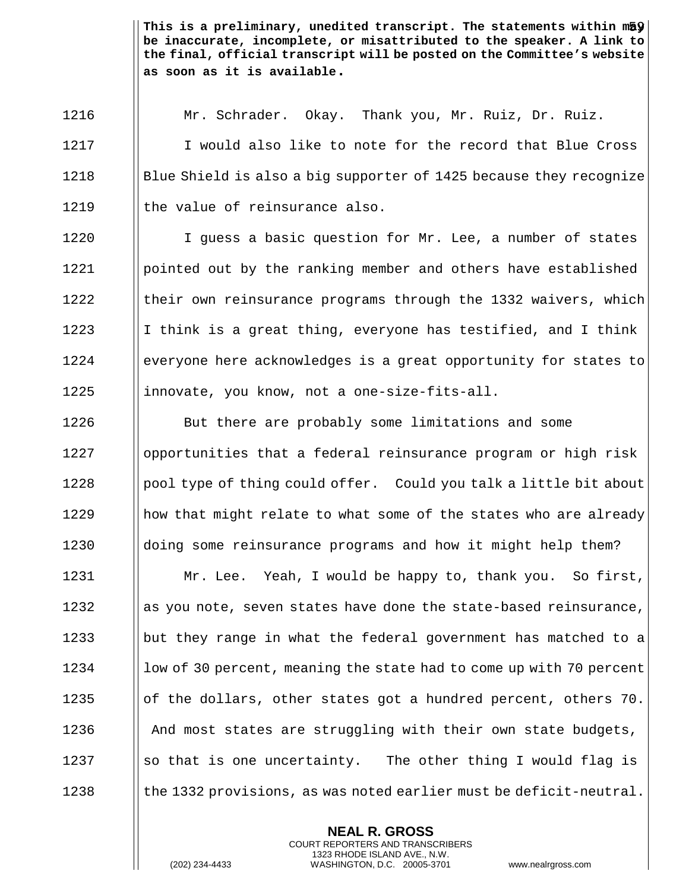**This is a preliminary, unedited transcript. The statements within may be inaccurate, incomplete, or misattributed to the speaker. A link to the final, official transcript will be posted on the Committee's website as soon as it is available.**

1216 Mr. Schrader. Okay. Thank you, Mr. Ruiz, Dr. Ruiz.

1217 I would also like to note for the record that Blue Cross

1218 Blue Shield is also a big supporter of 1425 because they recognize

1219 the value of reinsurance also.

1220 I guess a basic question for Mr. Lee, a number of states

1221 pointed out by the ranking member and others have established

1222 their own reinsurance programs through the 1332 waivers, which

1223 I think is a great thing, everyone has testified, and I think

1224 everyone here acknowledges is a great opportunity for states to

1225 innovate, you know, not a one-size-fits-all.

1226 But there are probably some limitations and some

1227 opportunities that a federal reinsurance program or high risk

1228 pool type of thing could offer. Could you talk a little bit about

1229 how that might relate to what some of the states who are already

1230 doing some reinsurance programs and how it might help them?

1231 Mr. Lee. Yeah, I would be happy to, thank you. So first,

1232 as you note, seven states have done the state-based reinsurance,

1233 but they range in what the federal government has matched to a

1234 low of 30 percent, meaning the state had to come up with 70 percent

1235 of the dollars, other states got a hundred percent, others 70.

1236 And most states are struggling with their own state budgets,

1237 so that is one uncertainty. The other thing I would flag is

1238 the 1332 provisions, as was noted earlier must be deficit-neutral.

**NEAL R. GROSS**
COURT REPORTERS AND TRANSCRIBERS
1323 RHODE ISLAND AVE., N.W.
(202) 234-4433 WASHINGTON, D.C. 20005-3701 www.nealrgross.com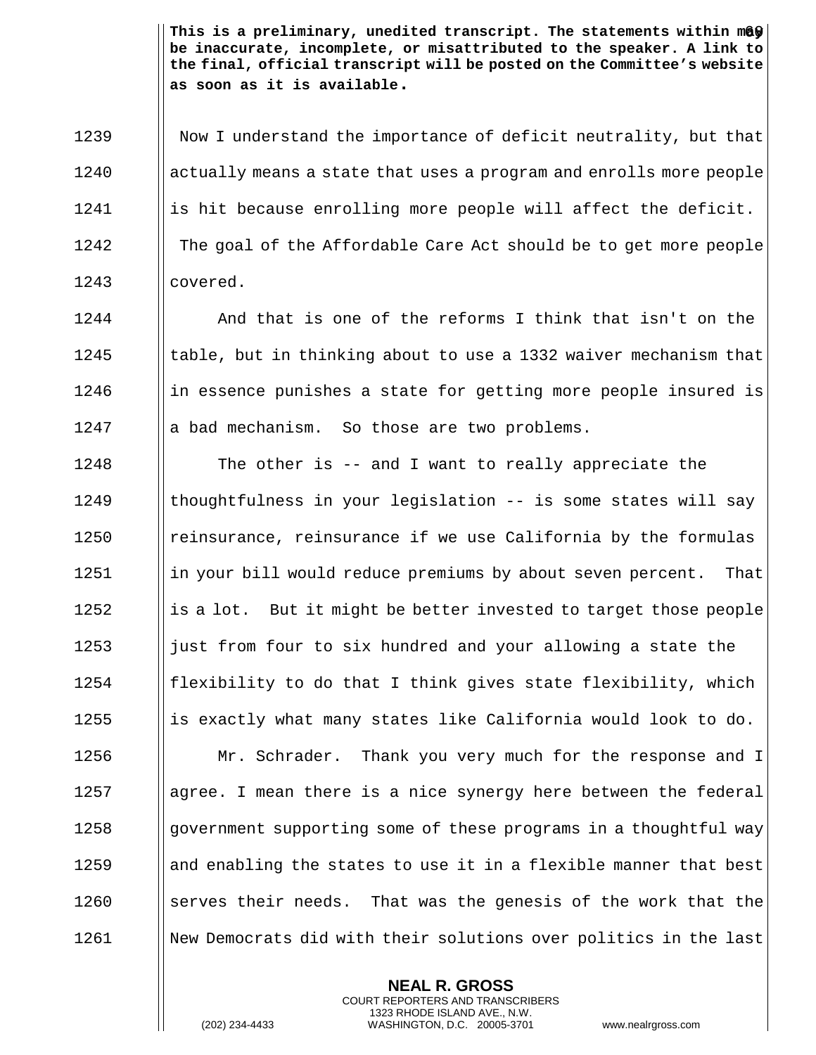**This is a preliminary, unedited transcript. The statements within may be inaccurate, incomplete, or misattributed to the speaker. A link to the final, official transcript will be posted on the Committee's website as soon as it is available.**

1239 Now I understand the importance of deficit neutrality, but that
1240 actually means a state that uses a program and enrolls more people
1241 is hit because enrolling more people will affect the deficit.
1242 The goal of the Affordable Care Act should be to get more people
1243 covered.

1244 And that is one of the reforms I think that isn't on the
1245 table, but in thinking about to use a 1332 waiver mechanism that
1246 in essence punishes a state for getting more people insured is
1247 a bad mechanism. So those are two problems.

1248 The other is -- and I want to really appreciate the
1249 thoughtfulness in your legislation -- is some states will say
1250 reinsurance, reinsurance if we use California by the formulas
1251 in your bill would reduce premiums by about seven percent. That
1252 is a lot. But it might be better invested to target those people
1253 just from four to six hundred and your allowing a state the
1254 flexibility to do that I think gives state flexibility, which
1255 is exactly what many states like California would look to do.

1256 Mr. Schrader. Thank you very much for the response and I
1257 agree. I mean there is a nice synergy here between the federal
1258 government supporting some of these programs in a thoughtful way
1259 and enabling the states to use it in a flexible manner that best
1260 serves their needs. That was the genesis of the work that the
1261 New Democrats did with their solutions over politics in the last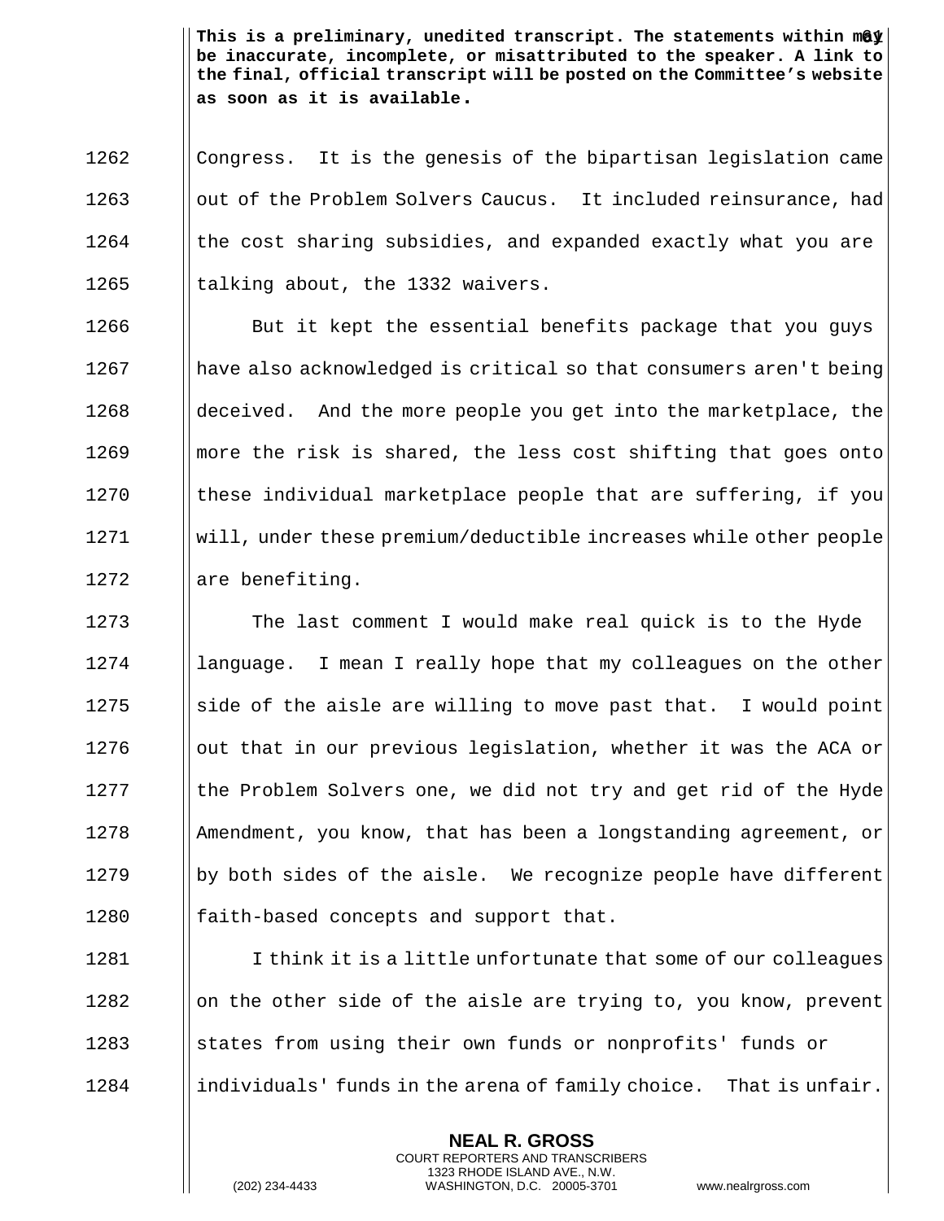Congress. It is the genesis of the bipartisan legislation came out of the Problem Solvers Caucus. It included reinsurance, had the cost sharing subsidies, and expanded exactly what you are talking about, the 1332 waivers.

But it kept the essential benefits package that you guys have also acknowledged is critical so that consumers aren't being deceived. And the more people you get into the marketplace, the more the risk is shared, the less cost shifting that goes onto these individual marketplace people that are suffering, if you will, under these premium/deductible increases while other people are benefiting.

The last comment I would make real quick is to the Hyde language. I mean I really hope that my colleagues on the other side of the aisle are willing to move past that. I would point out that in our previous legislation, whether it was the ACA or the Problem Solvers one, we did not try and get rid of the Hyde Amendment, you know, that has been a longstanding agreement, or by both sides of the aisle. We recognize people have different faith-based concepts and support that.

I think it is a little unfortunate that some of our colleagues on the other side of the aisle are trying to, you know, prevent states from using their own funds or nonprofits' funds or individuals' funds in the arena of family choice. That is unfair.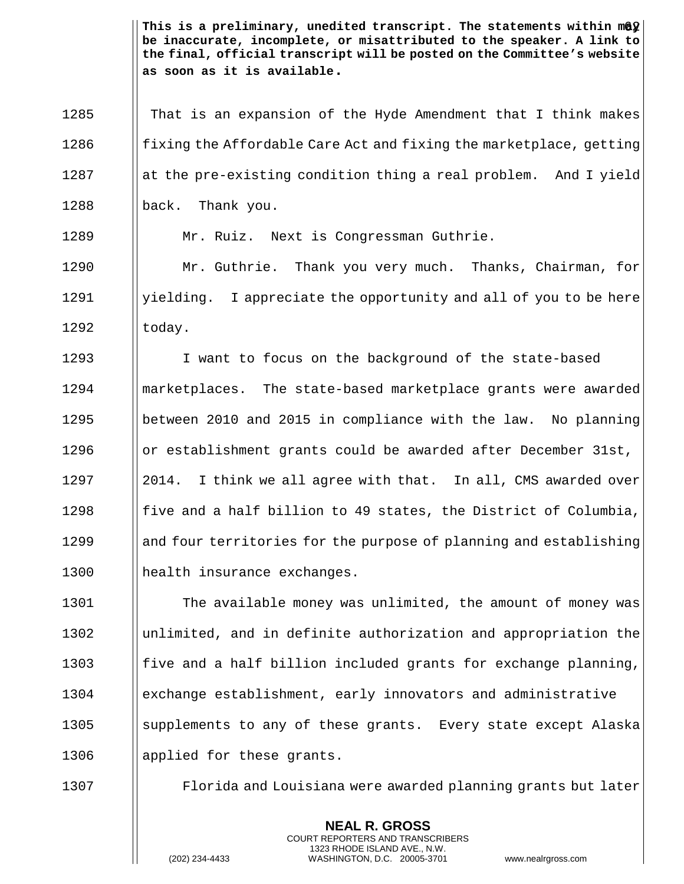**This is a preliminary, unedited transcript. The statements within may be inaccurate, incomplete, or misattributed to the speaker. A link to the final, official transcript will be posted on the Committee's website as soon as it is available.**

1285 That is an expansion of the Hyde Amendment that I think makes
1286 fixing the Affordable Care Act and fixing the marketplace, getting
1287 at the pre-existing condition thing a real problem. And I yield
1288 back. Thank you.

1289 Mr. Ruiz. Next is Congressman Guthrie.

1290 Mr. Guthrie. Thank you very much. Thanks, Chairman, for
1291 yielding. I appreciate the opportunity and all of you to be here
1292 today.

1293 I want to focus on the background of the state-based
1294 marketplaces. The state-based marketplace grants were awarded
1295 between 2010 and 2015 in compliance with the law. No planning
1296 or establishment grants could be awarded after December 31st,
1297 2014. I think we all agree with that. In all, CMS awarded over
1298 five and a half billion to 49 states, the District of Columbia,
1299 and four territories for the purpose of planning and establishing
1300 health insurance exchanges.

1301 The available money was unlimited, the amount of money was
1302 unlimited, and in definite authorization and appropriation the
1303 five and a half billion included grants for exchange planning,
1304 exchange establishment, early innovators and administrative
1305 supplements to any of these grants. Every state except Alaska
1306 applied for these grants.

1307 Florida and Louisiana were awarded planning grants but later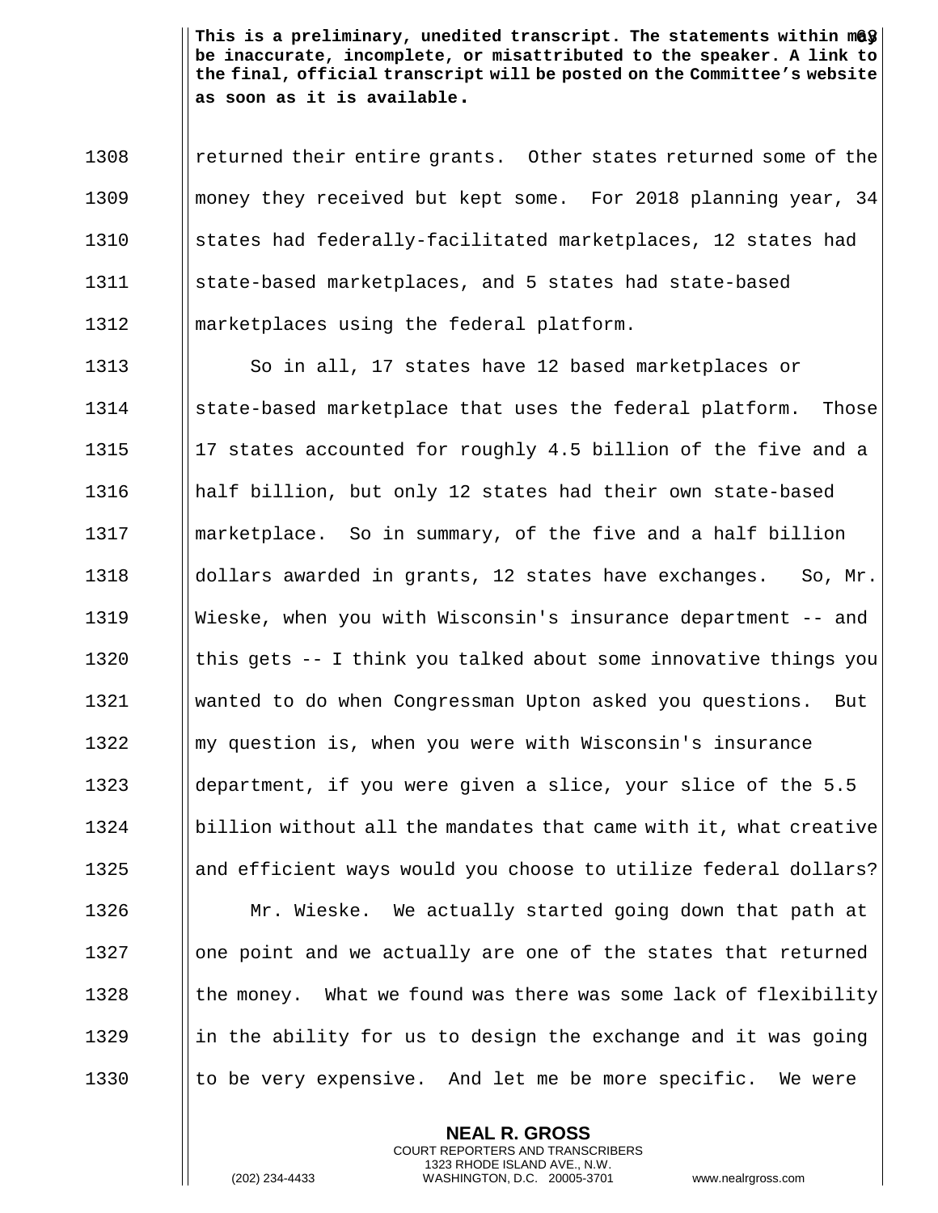**This is a preliminary, unedited transcript. The statements within may be inaccurate, incomplete, or misattributed to the speaker. A link to the final, official transcript will be posted on the Committee's website as soon as it is available.**

returned their entire grants. Other states returned some of the money they received but kept some. For 2018 planning year, 34 states had federally-facilitated marketplaces, 12 states had state-based marketplaces, and 5 states had state-based marketplaces using the federal platform.

So in all, 17 states have 12 based marketplaces or state-based marketplace that uses the federal platform. Those 17 states accounted for roughly 4.5 billion of the five and a half billion, but only 12 states had their own state-based marketplace. So in summary, of the five and a half billion dollars awarded in grants, 12 states have exchanges. So, Mr. Wieske, when you with Wisconsin's insurance department -- and this gets -- I think you talked about some innovative things you wanted to do when Congressman Upton asked you questions. But my question is, when you were with Wisconsin's insurance department, if you were given a slice, your slice of the 5.5 billion without all the mandates that came with it, what creative and efficient ways would you choose to utilize federal dollars?

Mr. Wieske. We actually started going down that path at one point and we actually are one of the states that returned the money. What we found was there was some lack of flexibility in the ability for us to design the exchange and it was going to be very expensive. And let me be more specific. We were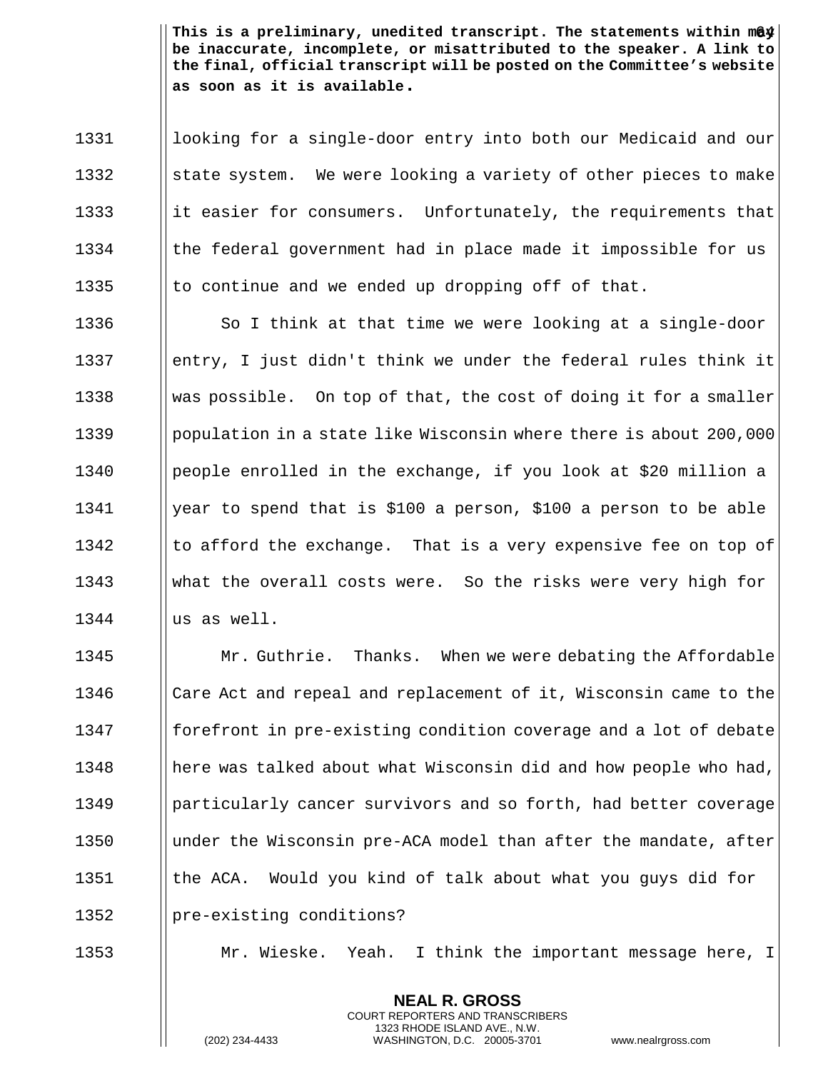This is a preliminary, unedited transcript. The statements within may be inaccurate, incomplete, or misattributed to the speaker. A link to the final, official transcript will be posted on the Committee's website as soon as it is available.

looking for a single-door entry into both our Medicaid and our state system. We were looking a variety of other pieces to make it easier for consumers. Unfortunately, the requirements that the federal government had in place made it impossible for us to continue and we ended up dropping off of that.

So I think at that time we were looking at a single-door entry, I just didn't think we under the federal rules think it was possible. On top of that, the cost of doing it for a smaller population in a state like Wisconsin where there is about 200,000 people enrolled in the exchange, if you look at $20 million a year to spend that is $100 a person, $100 a person to be able to afford the exchange. That is a very expensive fee on top of what the overall costs were. So the risks were very high for us as well.

Mr. Guthrie. Thanks. When we were debating the Affordable Care Act and repeal and replacement of it, Wisconsin came to the forefront in pre-existing condition coverage and a lot of debate here was talked about what Wisconsin did and how people who had, particularly cancer survivors and so forth, had better coverage under the Wisconsin pre-ACA model than after the mandate, after the ACA. Would you kind of talk about what you guys did for pre-existing conditions?

Mr. Wieske. Yeah. I think the important message here, I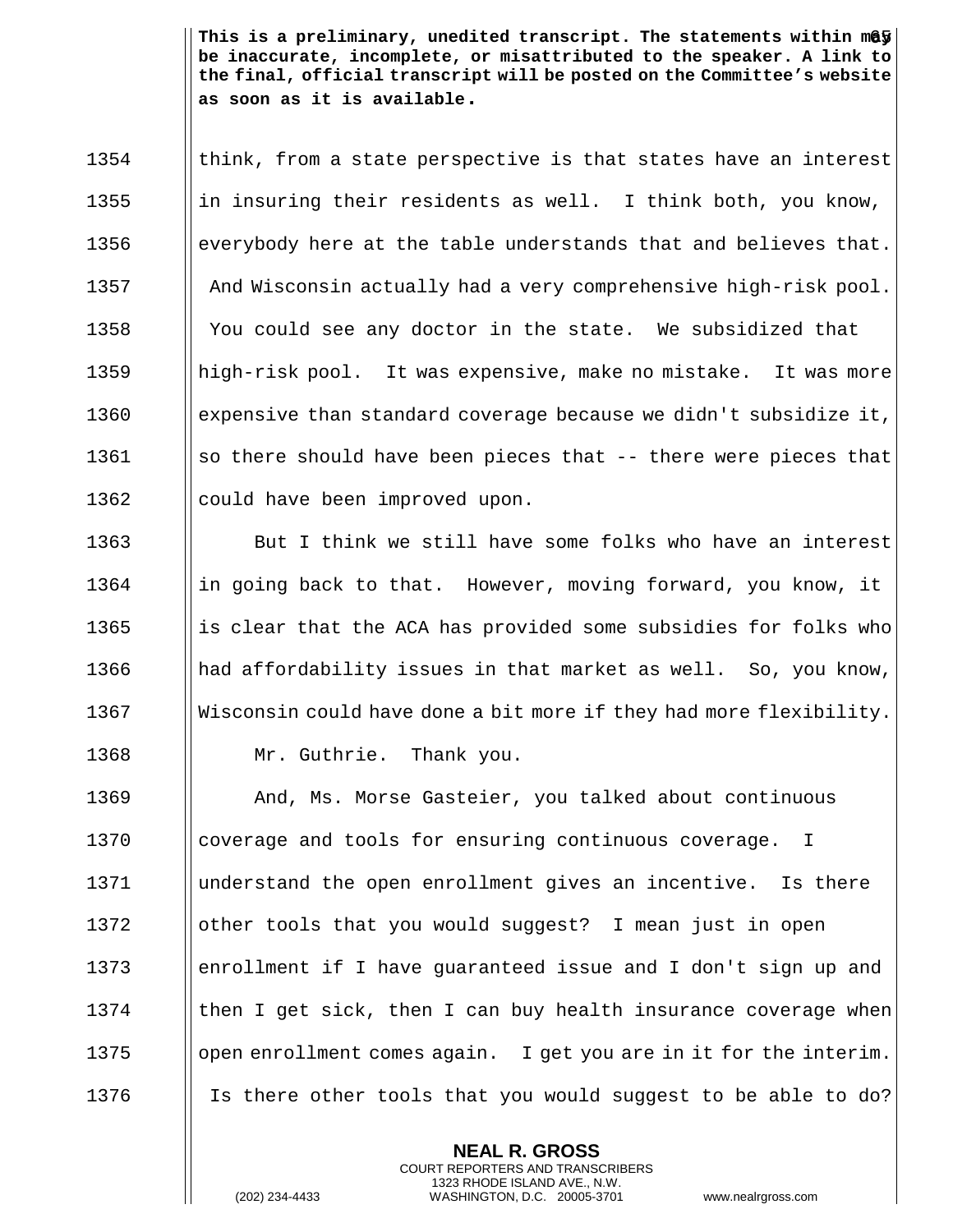**This is a preliminary, unedited transcript. The statements within may be inaccurate, incomplete, or misattributed to the speaker. A link to the final, official transcript will be posted on the Committee's website as soon as it is available.**

1354 think, from a state perspective is that states have an interest
1355 in insuring their residents as well. I think both, you know,
1356 everybody here at the table understands that and believes that.
1357 And Wisconsin actually had a very comprehensive high-risk pool.
1358 You could see any doctor in the state. We subsidized that
1359 high-risk pool. It was expensive, make no mistake. It was more
1360 expensive than standard coverage because we didn't subsidize it,
1361 so there should have been pieces that -- there were pieces that
1362 could have been improved upon.

1363 But I think we still have some folks who have an interest
1364 in going back to that. However, moving forward, you know, it
1365 is clear that the ACA has provided some subsidies for folks who
1366 had affordability issues in that market as well. So, you know,
1367 Wisconsin could have done a bit more if they had more flexibility.

1368 Mr. Guthrie. Thank you.

1369 And, Ms. Morse Gasteier, you talked about continuous
1370 coverage and tools for ensuring continuous coverage. I
1371 understand the open enrollment gives an incentive. Is there
1372 other tools that you would suggest? I mean just in open
1373 enrollment if I have guaranteed issue and I don't sign up and
1374 then I get sick, then I can buy health insurance coverage when
1375 open enrollment comes again. I get you are in it for the interim.
1376 Is there other tools that you would suggest to be able to do?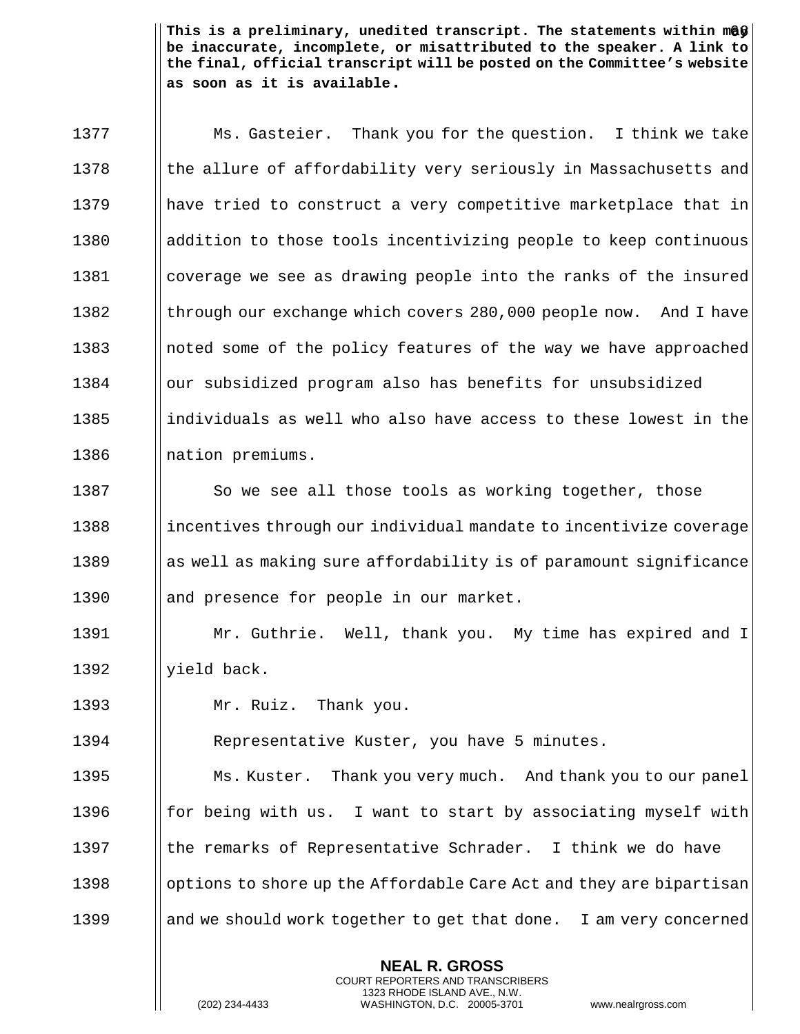**This is a preliminary, unedited transcript. The statements within may be inaccurate, incomplete, or misattributed to the speaker. A link to the final, official transcript will be posted on the Committee's website as soon as it is available.**

1377 Ms. Gasteier. Thank you for the question. I think we take
1378 the allure of affordability very seriously in Massachusetts and
1379 have tried to construct a very competitive marketplace that in
1380 addition to those tools incentivizing people to keep continuous
1381 coverage we see as drawing people into the ranks of the insured
1382 through our exchange which covers 280,000 people now. And I have
1383 noted some of the policy features of the way we have approached
1384 our subsidized program also has benefits for unsubsidized
1385 individuals as well who also have access to these lowest in the
1386 nation premiums.

1387 So we see all those tools as working together, those
1388 incentives through our individual mandate to incentivize coverage
1389 as well as making sure affordability is of paramount significance
1390 and presence for people in our market.

1391 Mr. Guthrie. Well, thank you. My time has expired and I
1392 yield back.

1393 Mr. Ruiz. Thank you.

1394 Representative Kuster, you have 5 minutes.

1395 Ms. Kuster. Thank you very much. And thank you to our panel
1396 for being with us. I want to start by associating myself with
1397 the remarks of Representative Schrader. I think we do have
1398 options to shore up the Affordable Care Act and they are bipartisan
1399 and we should work together to get that done. I am very concerned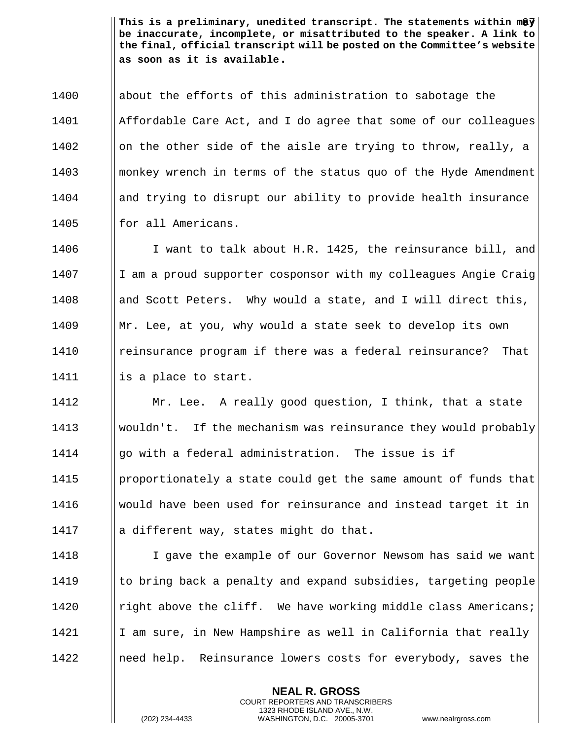**This is a preliminary, unedited transcript. The statements within may be inaccurate, incomplete, or misattributed to the speaker. A link to the final, official transcript will be posted on the Committee's website as soon as it is available.**

about the efforts of this administration to sabotage the Affordable Care Act, and I do agree that some of our colleagues on the other side of the aisle are trying to throw, really, a monkey wrench in terms of the status quo of the Hyde Amendment and trying to disrupt our ability to provide health insurance for all Americans.

I want to talk about H.R. 1425, the reinsurance bill, and I am a proud supporter cosponsor with my colleagues Angie Craig and Scott Peters. Why would a state, and I will direct this, Mr. Lee, at you, why would a state seek to develop its own reinsurance program if there was a federal reinsurance? That is a place to start.

Mr. Lee. A really good question, I think, that a state wouldn't. If the mechanism was reinsurance they would probably go with a federal administration. The issue is if proportionately a state could get the same amount of funds that would have been used for reinsurance and instead target it in a different way, states might do that.

I gave the example of our Governor Newsom has said we want to bring back a penalty and expand subsidies, targeting people right above the cliff. We have working middle class Americans; I am sure, in New Hampshire as well in California that really need help. Reinsurance lowers costs for everybody, saves the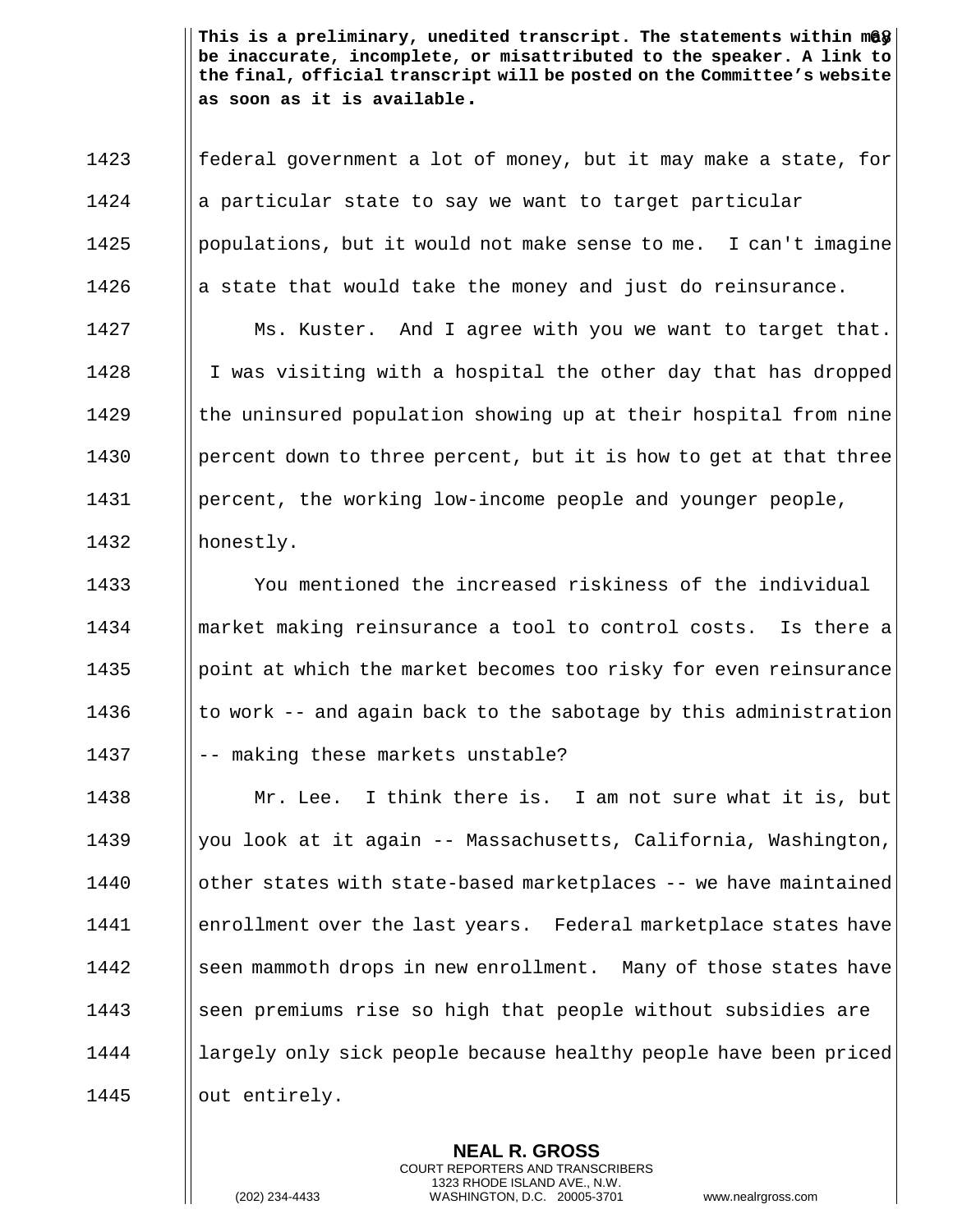**This is a preliminary, unedited transcript. The statements within may be inaccurate, incomplete, or misattributed to the speaker. A link to the final, official transcript will be posted on the Committee's website as soon as it is available.**

federal government a lot of money, but it may make a state, for a particular state to say we want to target particular populations, but it would not make sense to me. I can't imagine a state that would take the money and just do reinsurance.

Ms. Kuster. And I agree with you we want to target that. I was visiting with a hospital the other day that has dropped the uninsured population showing up at their hospital from nine percent down to three percent, but it is how to get at that three percent, the working low-income people and younger people, honestly.

You mentioned the increased riskiness of the individual market making reinsurance a tool to control costs. Is there a point at which the market becomes too risky for even reinsurance to work -- and again back to the sabotage by this administration -- making these markets unstable?

Mr. Lee. I think there is. I am not sure what it is, but you look at it again -- Massachusetts, California, Washington, other states with state-based marketplaces -- we have maintained enrollment over the last years. Federal marketplace states have seen mammoth drops in new enrollment. Many of those states have seen premiums rise so high that people without subsidies are largely only sick people because healthy people have been priced out entirely.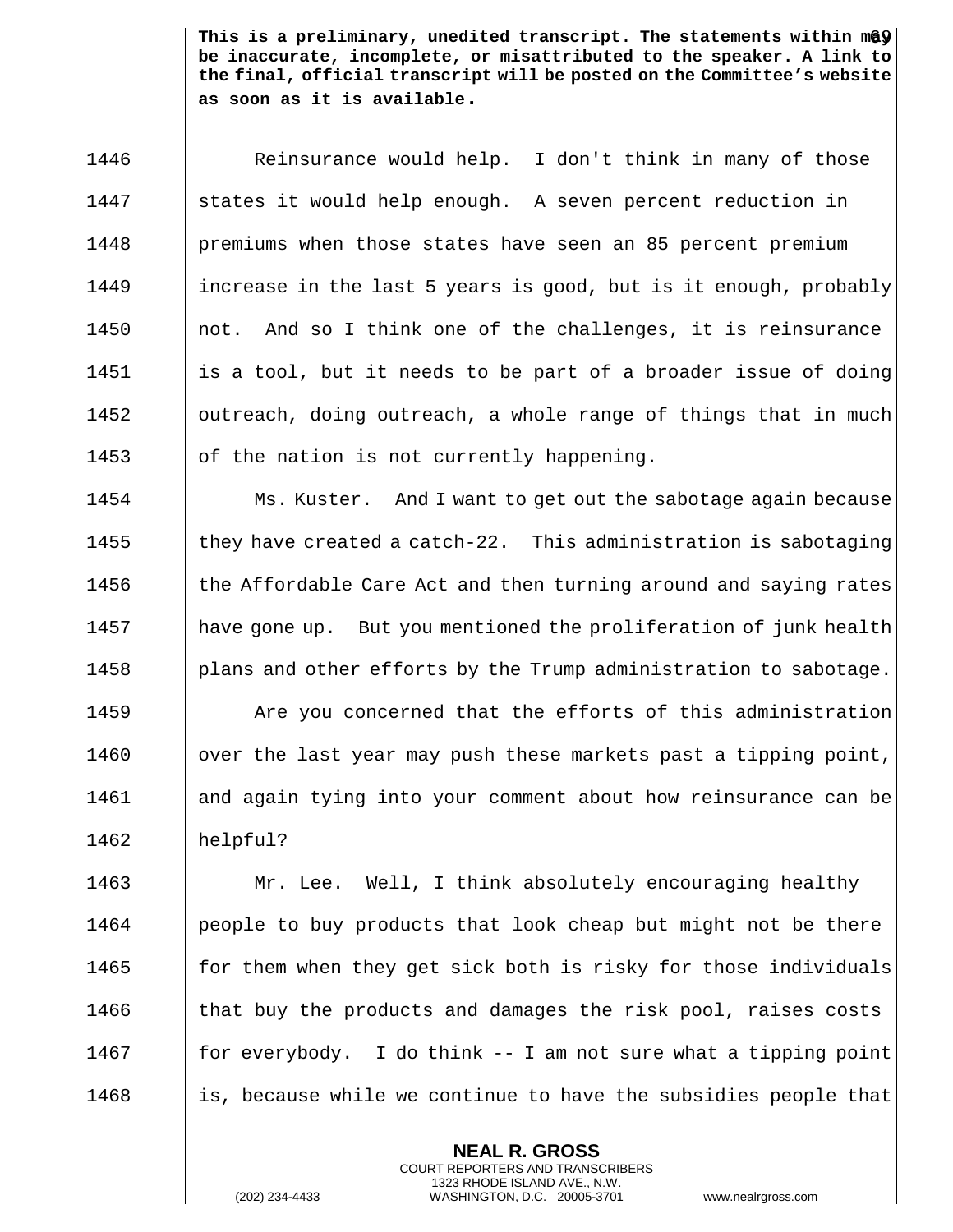**This is a preliminary, unedited transcript. The statements within may be inaccurate, incomplete, or misattributed to the speaker. A link to the final, official transcript will be posted on the Committee's website as soon as it is available.**

Reinsurance would help. I don't think in many of those states it would help enough. A seven percent reduction in premiums when those states have seen an 85 percent premium increase in the last 5 years is good, but is it enough, probably not. And so I think one of the challenges, it is reinsurance is a tool, but it needs to be part of a broader issue of doing outreach, doing outreach, a whole range of things that in much of the nation is not currently happening.

Ms. Kuster. And I want to get out the sabotage again because they have created a catch-22. This administration is sabotaging the Affordable Care Act and then turning around and saying rates have gone up. But you mentioned the proliferation of junk health plans and other efforts by the Trump administration to sabotage.

Are you concerned that the efforts of this administration over the last year may push these markets past a tipping point, and again tying into your comment about how reinsurance can be helpful?

Mr. Lee. Well, I think absolutely encouraging healthy people to buy products that look cheap but might not be there for them when they get sick both is risky for those individuals that buy the products and damages the risk pool, raises costs for everybody. I do think -- I am not sure what a tipping point is, because while we continue to have the subsidies people that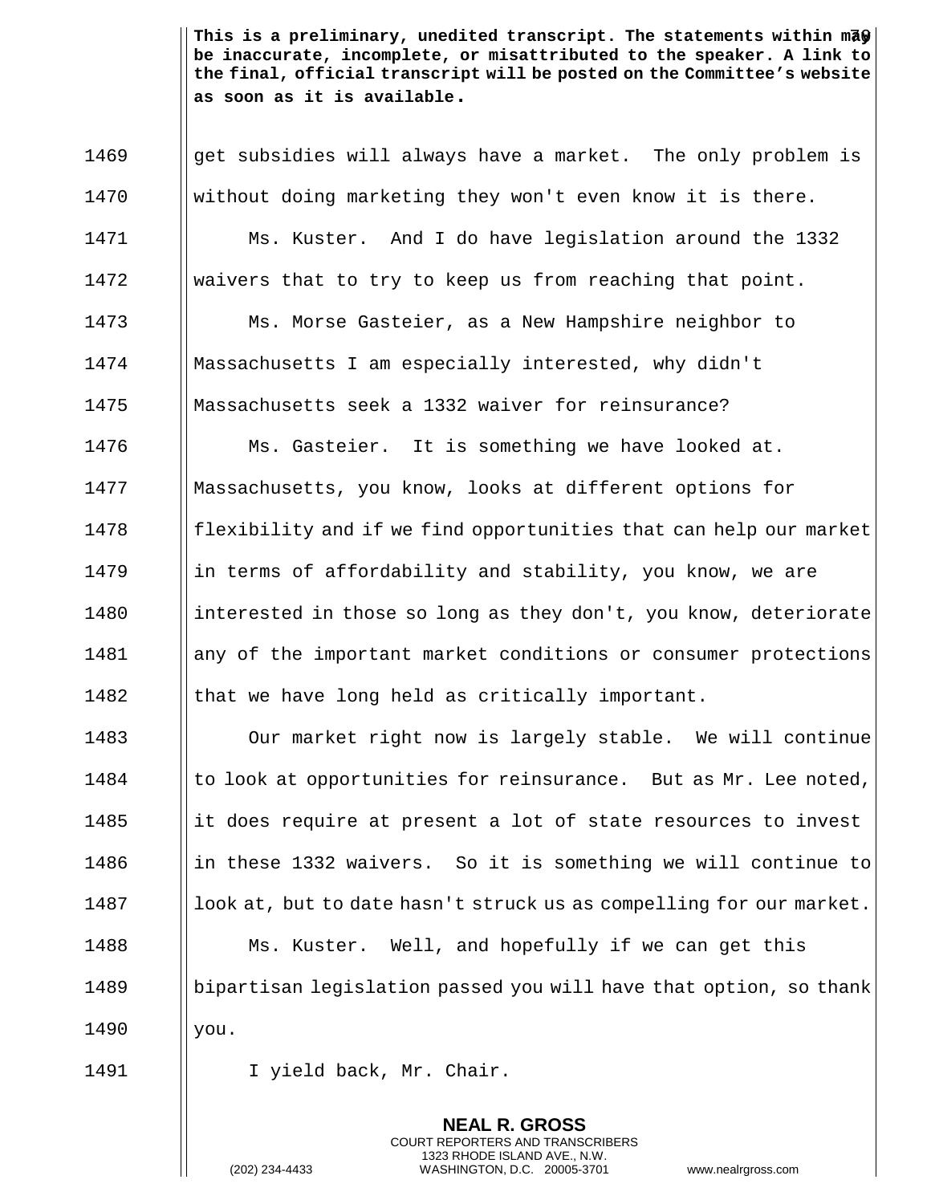**This is a preliminary, unedited transcript. The statements within may be inaccurate, incomplete, or misattributed to the speaker. A link to the final, official transcript will be posted on the Committee's website as soon as it is available.**

get subsidies will always have a market. The only problem is without doing marketing they won't even know it is there.

Ms. Kuster. And I do have legislation around the 1332 waivers that to try to keep us from reaching that point.

Ms. Morse Gasteier, as a New Hampshire neighbor to Massachusetts I am especially interested, why didn't Massachusetts seek a 1332 waiver for reinsurance?

Ms. Gasteier. It is something we have looked at. Massachusetts, you know, looks at different options for flexibility and if we find opportunities that can help our market in terms of affordability and stability, you know, we are interested in those so long as they don't, you know, deteriorate any of the important market conditions or consumer protections that we have long held as critically important.

Our market right now is largely stable. We will continue to look at opportunities for reinsurance. But as Mr. Lee noted, it does require at present a lot of state resources to invest in these 1332 waivers. So it is something we will continue to look at, but to date hasn't struck us as compelling for our market.

Ms. Kuster. Well, and hopefully if we can get this bipartisan legislation passed you will have that option, so thank you.

I yield back, Mr. Chair.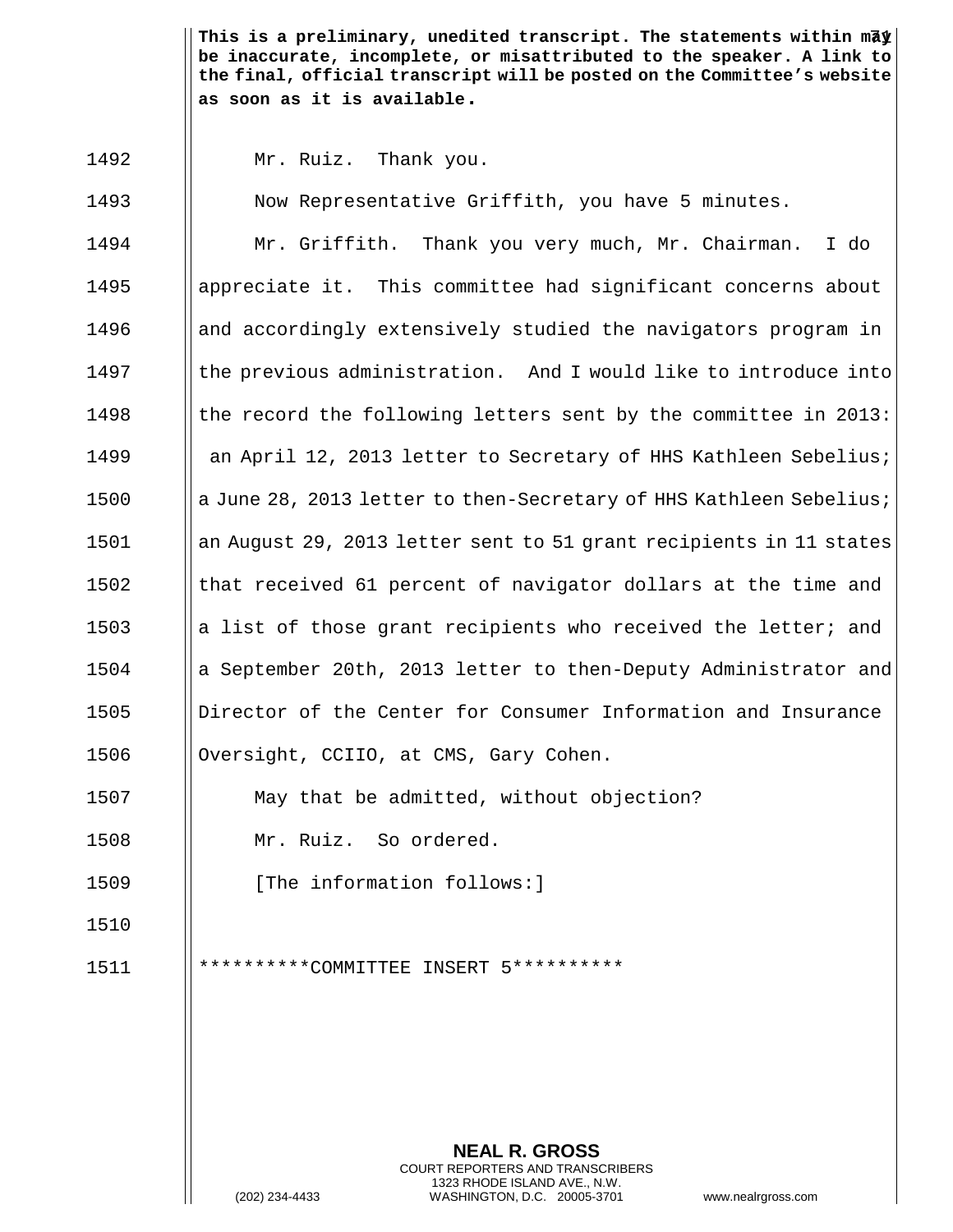**This is a preliminary, unedited transcript. The statements within may be inaccurate, incomplete, or misattributed to the speaker. A link to the final, official transcript will be posted on the Committee's website as soon as it is available.**

1492 Mr. Ruiz. Thank you.

1493 Now Representative Griffith, you have 5 minutes.

1494 Mr. Griffith. Thank you very much, Mr. Chairman. I do
1495 appreciate it. This committee had significant concerns about
1496 and accordingly extensively studied the navigators program in
1497 the previous administration. And I would like to introduce into
1498 the record the following letters sent by the committee in 2013:
1499 an April 12, 2013 letter to Secretary of HHS Kathleen Sebelius;
1500 a June 28, 2013 letter to then-Secretary of HHS Kathleen Sebelius;
1501 an August 29, 2013 letter sent to 51 grant recipients in 11 states
1502 that received 61 percent of navigator dollars at the time and
1503 a list of those grant recipients who received the letter; and
1504 a September 20th, 2013 letter to then-Deputy Administrator and
1505 Director of the Center for Consumer Information and Insurance
1506 Oversight, CCIIO, at CMS, Gary Cohen.

1507 May that be admitted, without objection?

1508 Mr. Ruiz. So ordered.

1509 [The information follows:]

1510

1511 **********COMMITTEE INSERT 5**********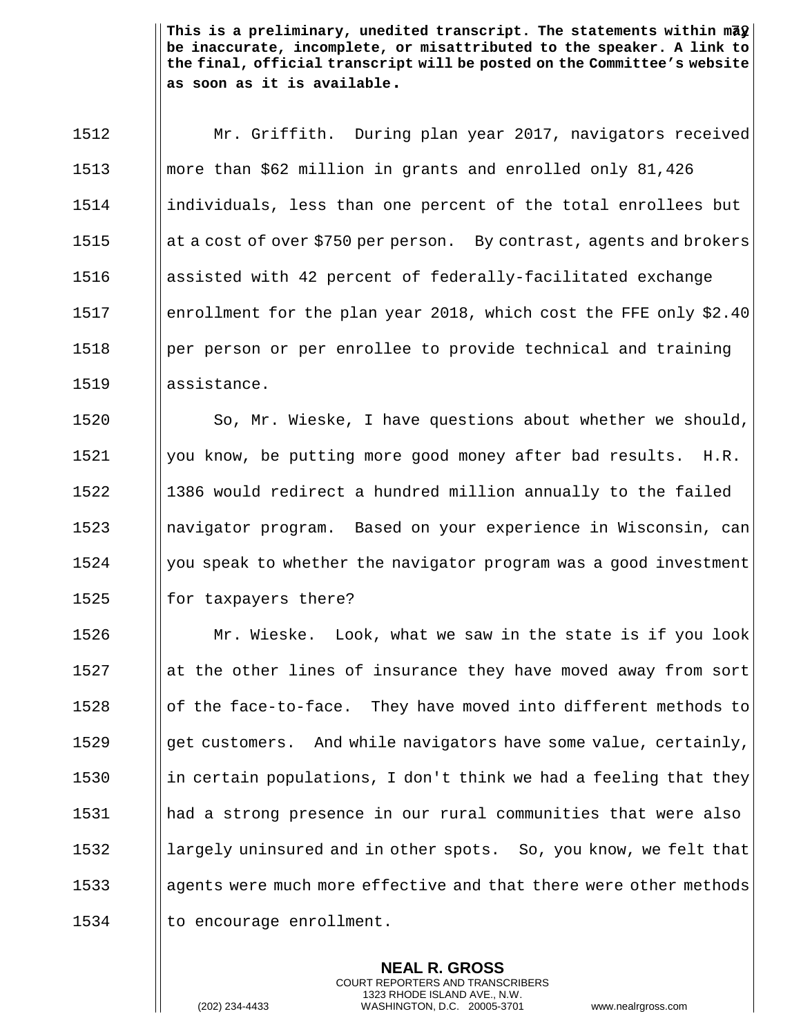**This is a preliminary, unedited transcript. The statements within may be inaccurate, incomplete, or misattributed to the speaker. A link to the final, official transcript will be posted on the Committee's website as soon as it is available.**

Mr. Griffith. During plan year 2017, navigators received more than $62 million in grants and enrolled only 81,426 individuals, less than one percent of the total enrollees but at a cost of over $750 per person. By contrast, agents and brokers assisted with 42 percent of federally-facilitated exchange enrollment for the plan year 2018, which cost the FFE only $2.40 per person or per enrollee to provide technical and training assistance.

So, Mr. Wieske, I have questions about whether we should, you know, be putting more good money after bad results. H.R. 1386 would redirect a hundred million annually to the failed navigator program. Based on your experience in Wisconsin, can you speak to whether the navigator program was a good investment for taxpayers there?

Mr. Wieske. Look, what we saw in the state is if you look at the other lines of insurance they have moved away from sort of the face-to-face. They have moved into different methods to get customers. And while navigators have some value, certainly, in certain populations, I don't think we had a feeling that they had a strong presence in our rural communities that were also largely uninsured and in other spots. So, you know, we felt that agents were much more effective and that there were other methods to encourage enrollment.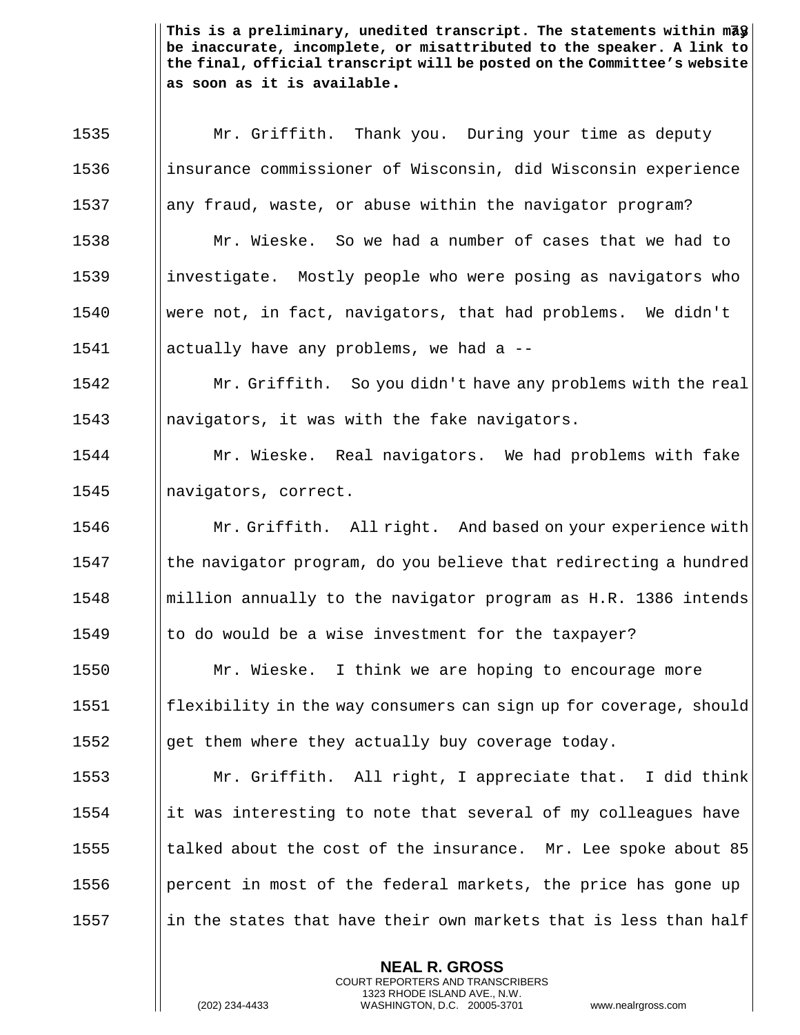**This is a preliminary, unedited transcript. The statements within may be inaccurate, incomplete, or misattributed to the speaker. A link to the final, official transcript will be posted on the Committee's website as soon as it is available.**

1535 Mr. Griffith. Thank you. During your time as deputy
1536 insurance commissioner of Wisconsin, did Wisconsin experience
1537 any fraud, waste, or abuse within the navigator program?
1538 Mr. Wieske. So we had a number of cases that we had to
1539 investigate. Mostly people who were posing as navigators who
1540 were not, in fact, navigators, that had problems. We didn't
1541 actually have any problems, we had a --
1542 Mr. Griffith. So you didn't have any problems with the real
1543 navigators, it was with the fake navigators.
1544 Mr. Wieske. Real navigators. We had problems with fake
1545 navigators, correct.
1546 Mr. Griffith. All right. And based on your experience with
1547 the navigator program, do you believe that redirecting a hundred
1548 million annually to the navigator program as H.R. 1386 intends
1549 to do would be a wise investment for the taxpayer?
1550 Mr. Wieske. I think we are hoping to encourage more
1551 flexibility in the way consumers can sign up for coverage, should
1552 get them where they actually buy coverage today.
1553 Mr. Griffith. All right, I appreciate that. I did think
1554 it was interesting to note that several of my colleagues have
1555 talked about the cost of the insurance. Mr. Lee spoke about 85
1556 percent in most of the federal markets, the price has gone up
1557 in the states that have their own markets that is less than half

**NEAL R. GROSS**
COURT REPORTERS AND TRANSCRIBERS
1323 RHODE ISLAND AVE., N.W.
(202) 234-4433 WASHINGTON, D.C. 20005-3701 www.nealrgross.com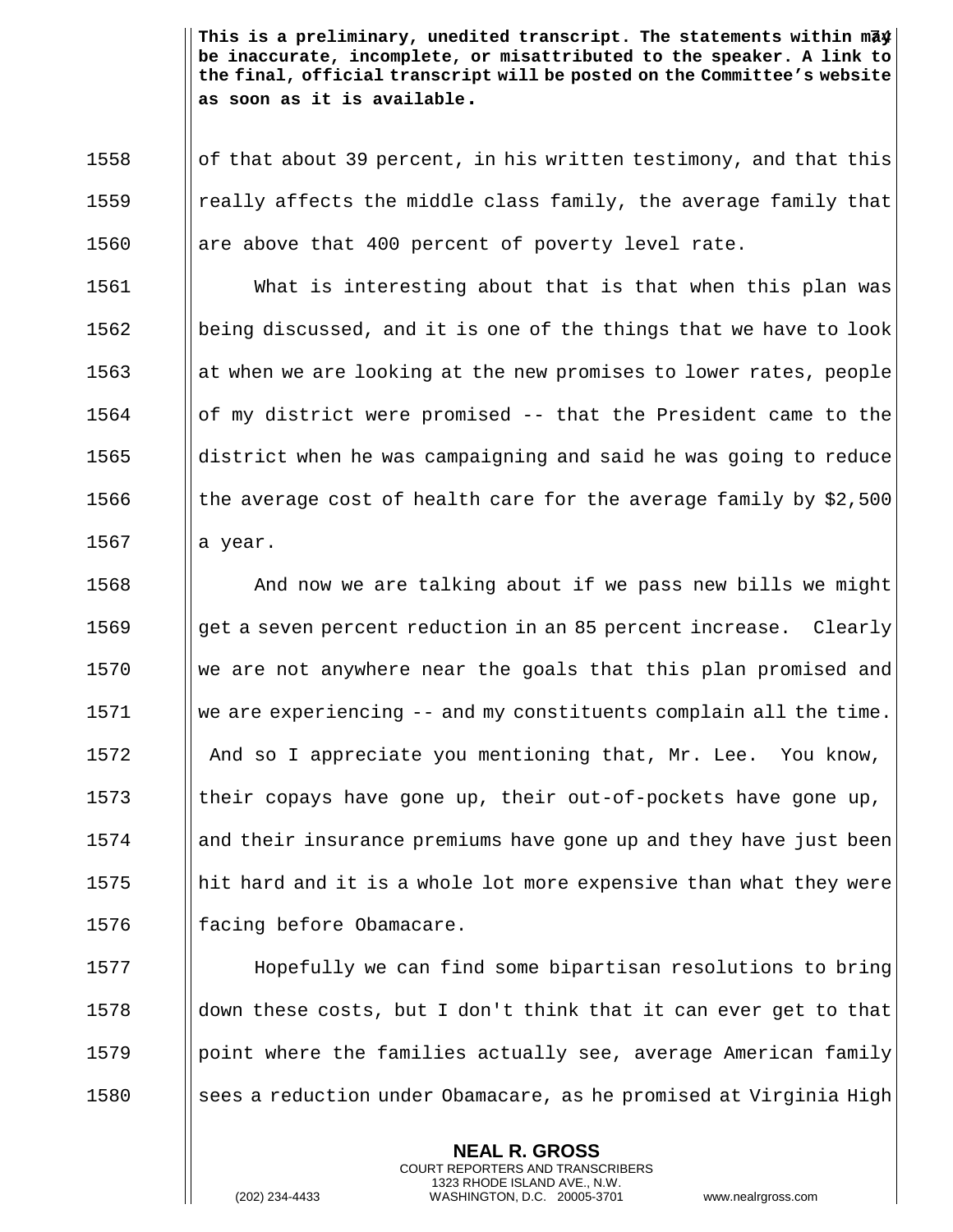of that about 39 percent, in his written testimony, and that this really affects the middle class family, the average family that are above that 400 percent of poverty level rate.

What is interesting about that is that when this plan was being discussed, and it is one of the things that we have to look at when we are looking at the new promises to lower rates, people of my district were promised -- that the President came to the district when he was campaigning and said he was going to reduce the average cost of health care for the average family by $2,500 a year.

And now we are talking about if we pass new bills we might get a seven percent reduction in an 85 percent increase. Clearly we are not anywhere near the goals that this plan promised and we are experiencing -- and my constituents complain all the time. And so I appreciate you mentioning that, Mr. Lee. You know, their copays have gone up, their out-of-pockets have gone up, and their insurance premiums have gone up and they have just been hit hard and it is a whole lot more expensive than what they were facing before Obamacare.

Hopefully we can find some bipartisan resolutions to bring down these costs, but I don't think that it can ever get to that point where the families actually see, average American family sees a reduction under Obamacare, as he promised at Virginia High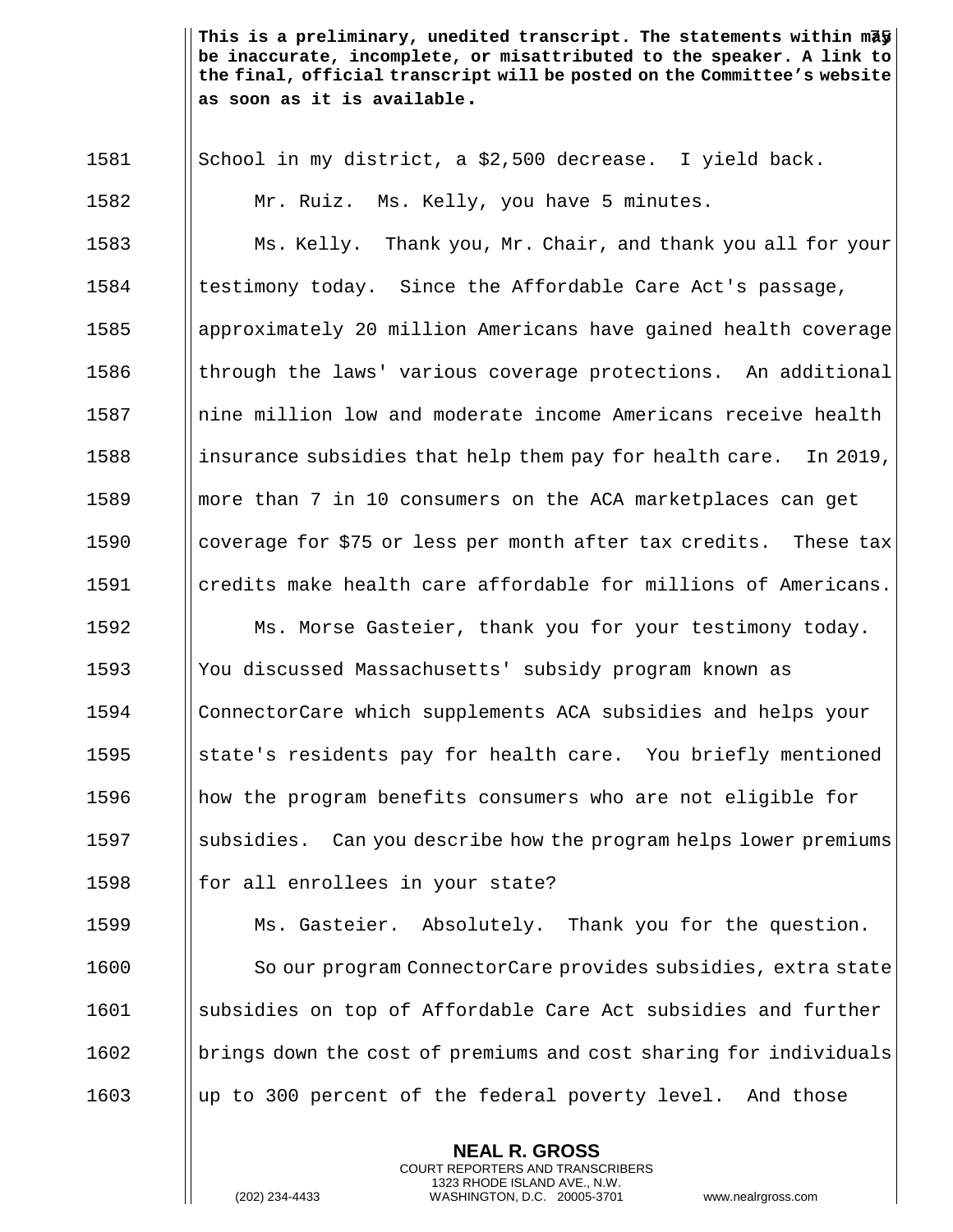**This is a preliminary, unedited transcript. The statements within may be inaccurate, incomplete, or misattributed to the speaker. A link to the final, official transcript will be posted on the Committee's website as soon as it is available.**

1581 School in my district, a $2,500 decrease. I yield back.

1582 Mr. Ruiz. Ms. Kelly, you have 5 minutes.

1583 Ms. Kelly. Thank you, Mr. Chair, and thank you all for your

1584 testimony today. Since the Affordable Care Act's passage,

1585 approximately 20 million Americans have gained health coverage

1586 through the laws' various coverage protections. An additional

1587 nine million low and moderate income Americans receive health

1588 insurance subsidies that help them pay for health care. In 2019,

1589 more than 7 in 10 consumers on the ACA marketplaces can get

1590 coverage for $75 or less per month after tax credits. These tax

1591 credits make health care affordable for millions of Americans.

1592 Ms. Morse Gasteier, thank you for your testimony today.

1593 You discussed Massachusetts' subsidy program known as

1594 ConnectorCare which supplements ACA subsidies and helps your

1595 state's residents pay for health care. You briefly mentioned

1596 how the program benefits consumers who are not eligible for

1597 subsidies. Can you describe how the program helps lower premiums

1598 for all enrollees in your state?

1599 Ms. Gasteier. Absolutely. Thank you for the question.

1600 So our program ConnectorCare provides subsidies, extra state

1601 subsidies on top of Affordable Care Act subsidies and further

1602 brings down the cost of premiums and cost sharing for individuals

1603 up to 300 percent of the federal poverty level. And those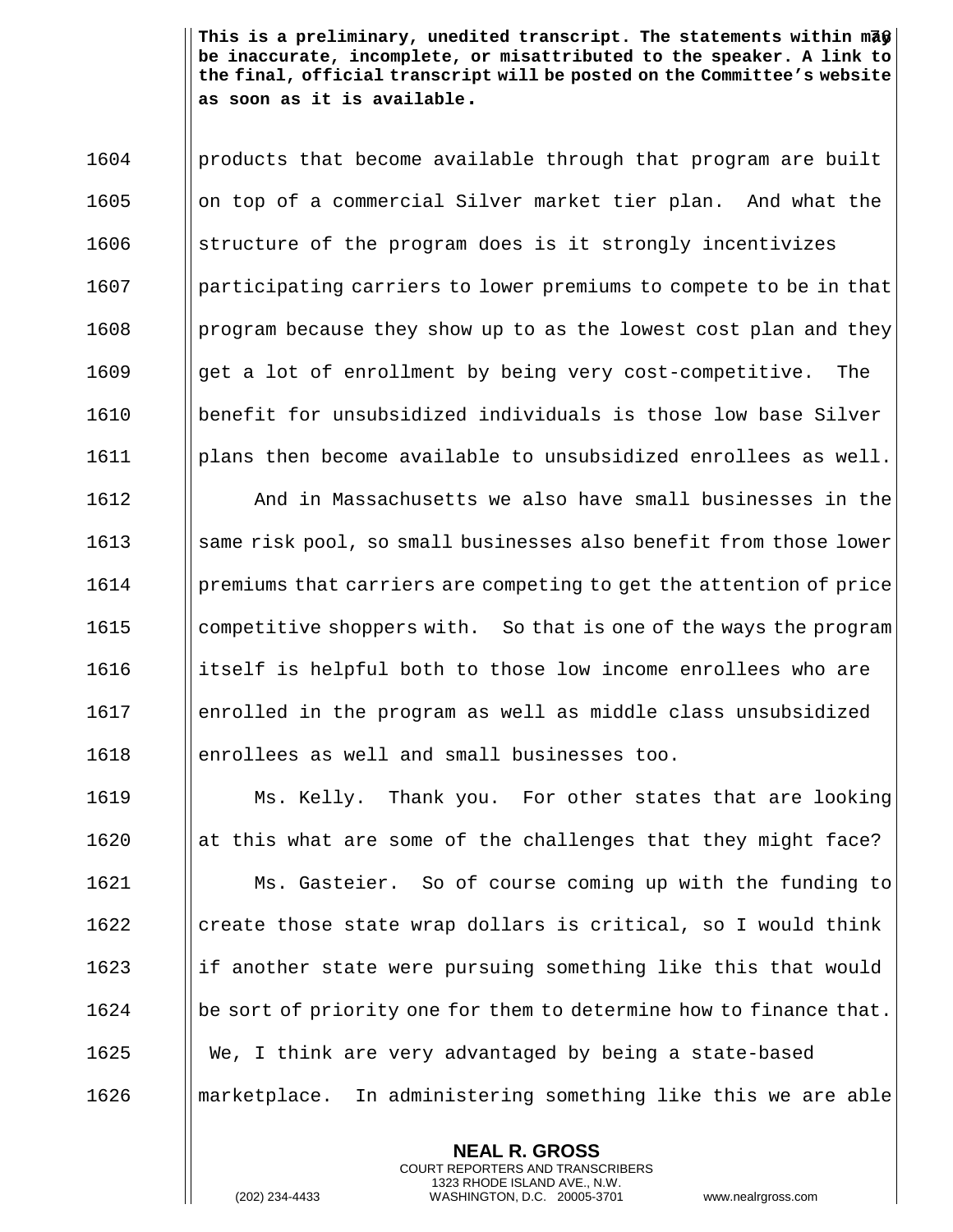**This is a preliminary, unedited transcript. The statements within may be inaccurate, incomplete, or misattributed to the speaker. A link to the final, official transcript will be posted on the Committee's website as soon as it is available.**

products that become available through that program are built on top of a commercial Silver market tier plan. And what the structure of the program does is it strongly incentivizes participating carriers to lower premiums to compete to be in that program because they show up to as the lowest cost plan and they get a lot of enrollment by being very cost-competitive. The benefit for unsubsidized individuals is those low base Silver plans then become available to unsubsidized enrollees as well.

And in Massachusetts we also have small businesses in the same risk pool, so small businesses also benefit from those lower premiums that carriers are competing to get the attention of price competitive shoppers with. So that is one of the ways the program itself is helpful both to those low income enrollees who are enrolled in the program as well as middle class unsubsidized enrollees as well and small businesses too.

Ms. Kelly. Thank you. For other states that are looking at this what are some of the challenges that they might face?

Ms. Gasteier. So of course coming up with the funding to create those state wrap dollars is critical, so I would think if another state were pursuing something like this that would be sort of priority one for them to determine how to finance that. We, I think are very advantaged by being a state-based marketplace. In administering something like this we are able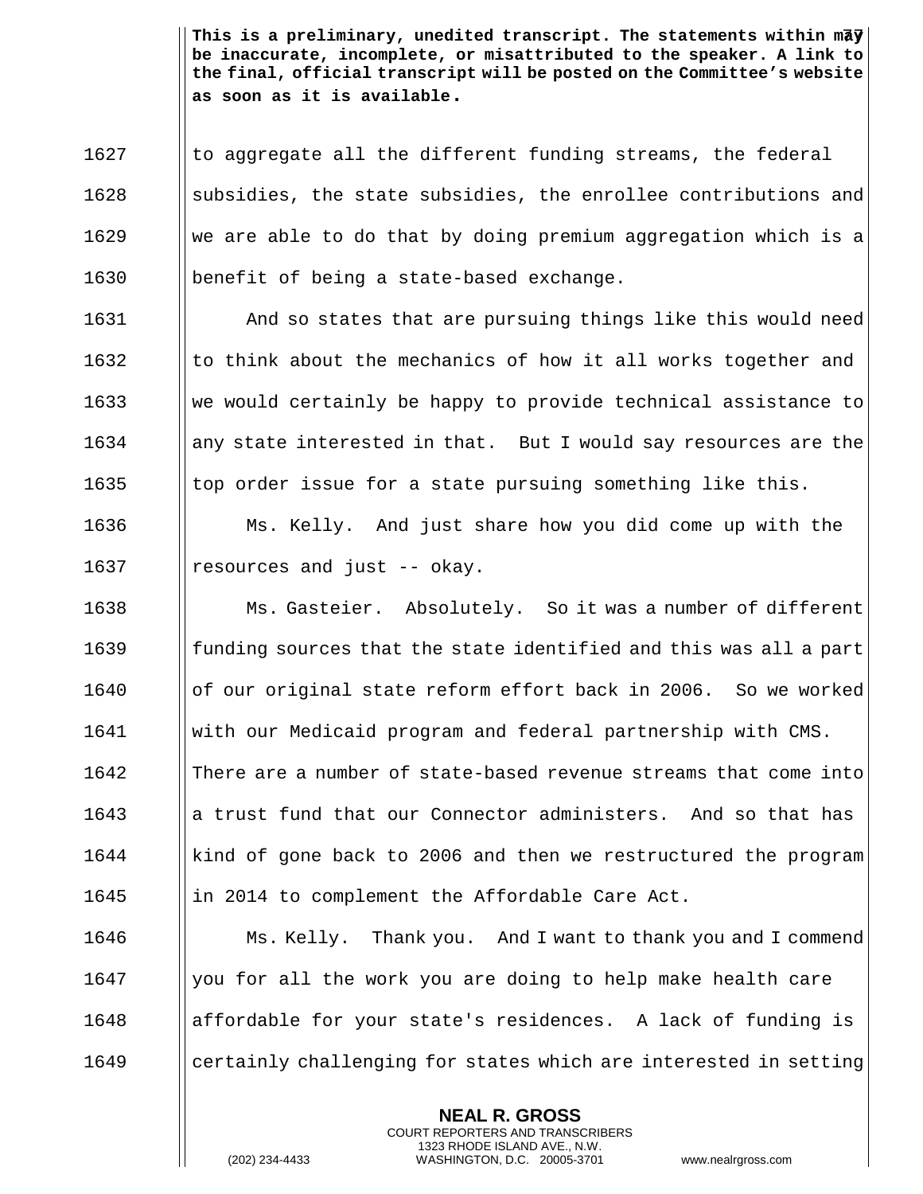**This is a preliminary, unedited transcript. The statements within may be inaccurate, incomplete, or misattributed to the speaker. A link to the final, official transcript will be posted on the Committee's website as soon as it is available.**

1627 to aggregate all the different funding streams, the federal
1628 subsidies, the state subsidies, the enrollee contributions and
1629 we are able to do that by doing premium aggregation which is a
1630 benefit of being a state-based exchange.

1631 And so states that are pursuing things like this would need
1632 to think about the mechanics of how it all works together and
1633 we would certainly be happy to provide technical assistance to
1634 any state interested in that. But I would say resources are the
1635 top order issue for a state pursuing something like this.

1636 Ms. Kelly. And just share how you did come up with the
1637 resources and just -- okay.

1638 Ms. Gasteier. Absolutely. So it was a number of different
1639 funding sources that the state identified and this was all a part
1640 of our original state reform effort back in 2006. So we worked
1641 with our Medicaid program and federal partnership with CMS.
1642 There are a number of state-based revenue streams that come into
1643 a trust fund that our Connector administers. And so that has
1644 kind of gone back to 2006 and then we restructured the program
1645 in 2014 to complement the Affordable Care Act.

1646 Ms. Kelly. Thank you. And I want to thank you and I commend
1647 you for all the work you are doing to help make health care
1648 affordable for your state's residences. A lack of funding is
1649 certainly challenging for states which are interested in setting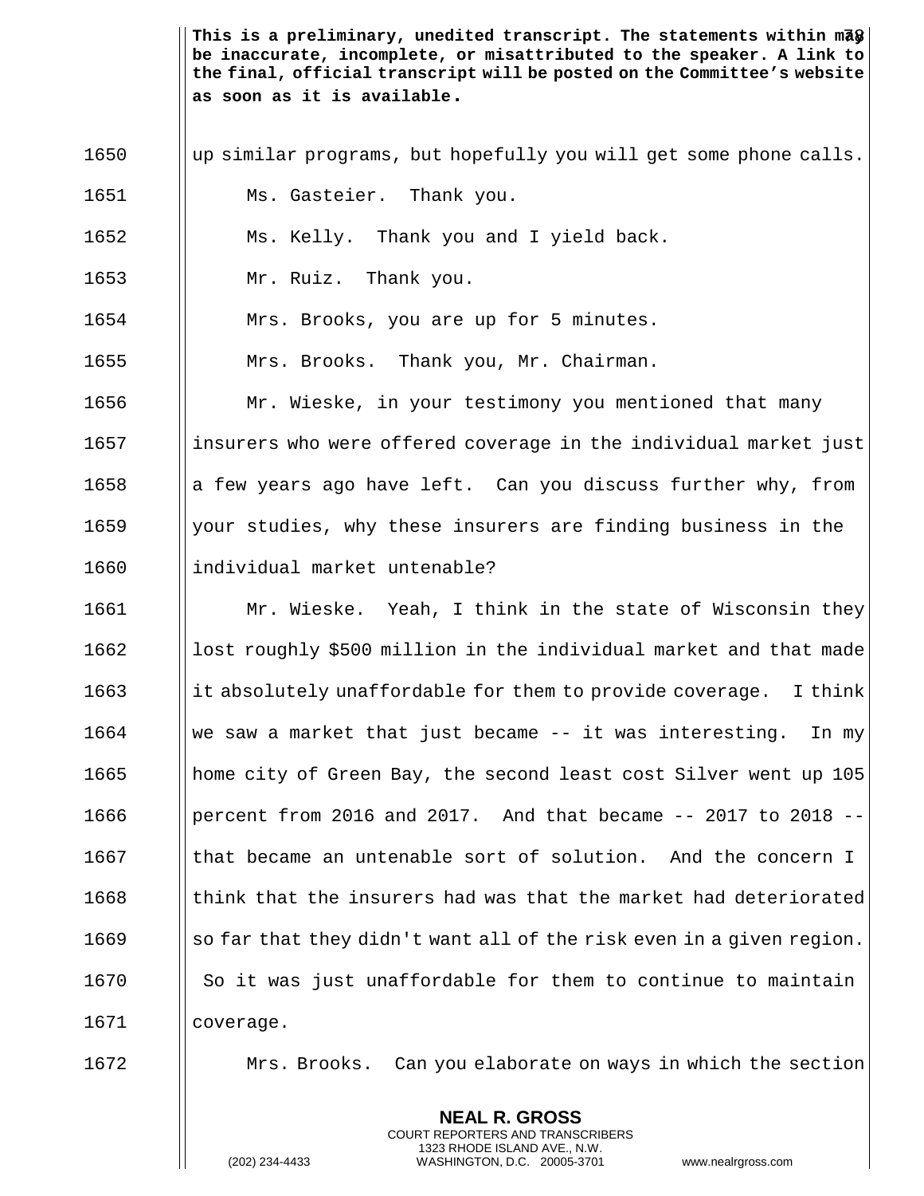**This is a preliminary, unedited transcript. The statements within may be inaccurate, incomplete, or misattributed to the speaker. A link to the final, official transcript will be posted on the Committee's website as soon as it is available.**

1650 up similar programs, but hopefully you will get some phone calls.

1651 Ms. Gasteier. Thank you.

1652 Ms. Kelly. Thank you and I yield back.

1653 Mr. Ruiz. Thank you.

1654 Mrs. Brooks, you are up for 5 minutes.

1655 Mrs. Brooks. Thank you, Mr. Chairman.

1656 Mr. Wieske, in your testimony you mentioned that many

1657 insurers who were offered coverage in the individual market just

1658 a few years ago have left. Can you discuss further why, from

1659 your studies, why these insurers are finding business in the

1660 individual market untenable?

1661 Mr. Wieske. Yeah, I think in the state of Wisconsin they

1662 lost roughly $500 million in the individual market and that made

1663 it absolutely unaffordable for them to provide coverage. I think

1664 we saw a market that just became -- it was interesting. In my

1665 home city of Green Bay, the second least cost Silver went up 105

1666 percent from 2016 and 2017. And that became -- 2017 to 2018 --

1667 that became an untenable sort of solution. And the concern I

1668 think that the insurers had was that the market had deteriorated

1669 so far that they didn't want all of the risk even in a given region.

1670 So it was just unaffordable for them to continue to maintain

1671 coverage.

1672 Mrs. Brooks. Can you elaborate on ways in which the section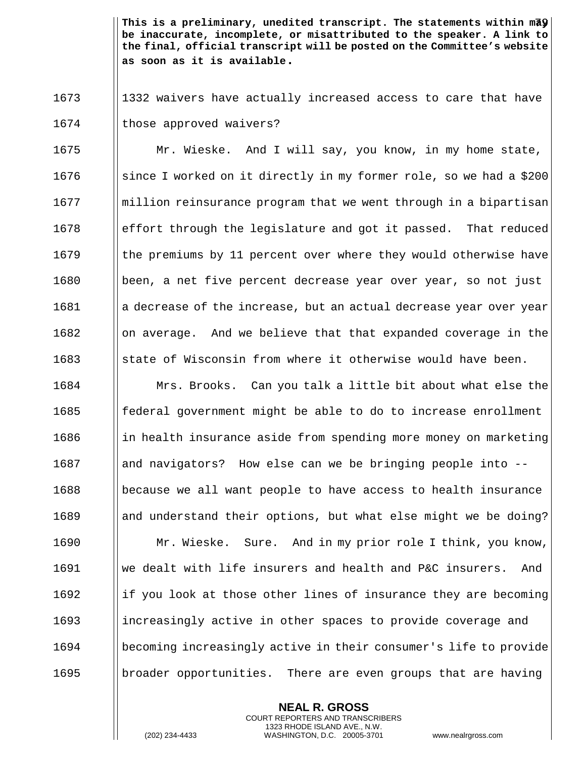**This is a preliminary, unedited transcript. The statements within may be inaccurate, incomplete, or misattributed to the speaker. A link to the final, official transcript will be posted on the Committee's website as soon as it is available.**

1332 waivers have actually increased access to care that have those approved waivers?

Mr. Wieske. And I will say, you know, in my home state, since I worked on it directly in my former role, so we had a $200 million reinsurance program that we went through in a bipartisan effort through the legislature and got it passed. That reduced the premiums by 11 percent over where they would otherwise have been, a net five percent decrease year over year, so not just a decrease of the increase, but an actual decrease year over year on average. And we believe that that expanded coverage in the state of Wisconsin from where it otherwise would have been.

Mrs. Brooks. Can you talk a little bit about what else the federal government might be able to do to increase enrollment in health insurance aside from spending more money on marketing and navigators? How else can we be bringing people into -- because we all want people to have access to health insurance and understand their options, but what else might we be doing?

Mr. Wieske. Sure. And in my prior role I think, you know, we dealt with life insurers and health and P&C insurers. And if you look at those other lines of insurance they are becoming increasingly active in other spaces to provide coverage and becoming increasingly active in their consumer's life to provide broader opportunities. There are even groups that are having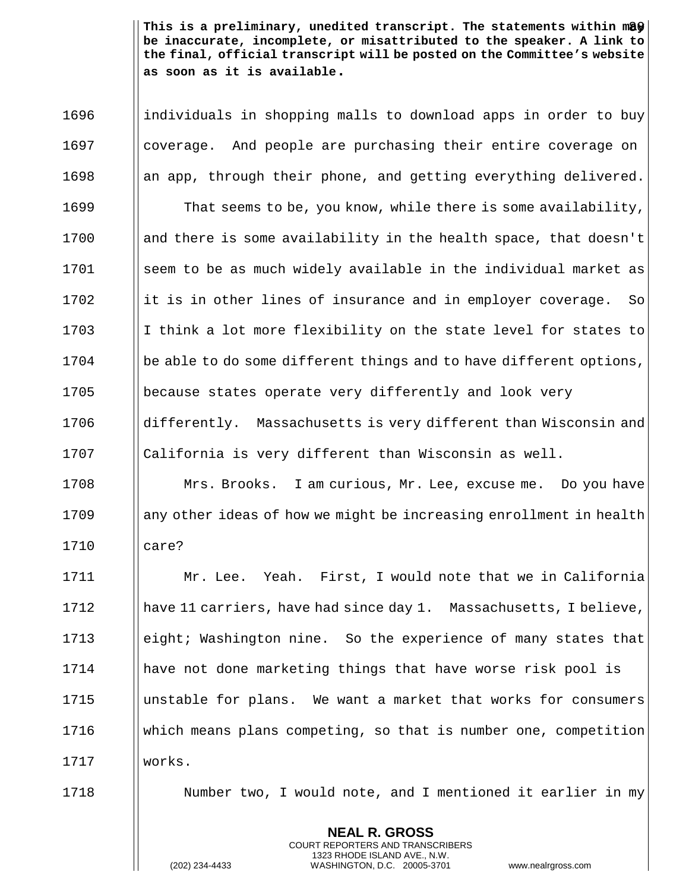individuals in shopping malls to download apps in order to buy coverage. And people are purchasing their entire coverage on an app, through their phone, and getting everything delivered.

That seems to be, you know, while there is some availability, and there is some availability in the health space, that doesn't seem to be as much widely available in the individual market as it is in other lines of insurance and in employer coverage. So I think a lot more flexibility on the state level for states to be able to do some different things and to have different options, because states operate very differently and look very differently. Massachusetts is very different than Wisconsin and California is very different than Wisconsin as well.

Mrs. Brooks. I am curious, Mr. Lee, excuse me. Do you have any other ideas of how we might be increasing enrollment in health care?

Mr. Lee. Yeah. First, I would note that we in California have 11 carriers, have had since day 1. Massachusetts, I believe, eight; Washington nine. So the experience of many states that have not done marketing things that have worse risk pool is unstable for plans. We want a market that works for consumers which means plans competing, so that is number one, competition works.

Number two, I would note, and I mentioned it earlier in my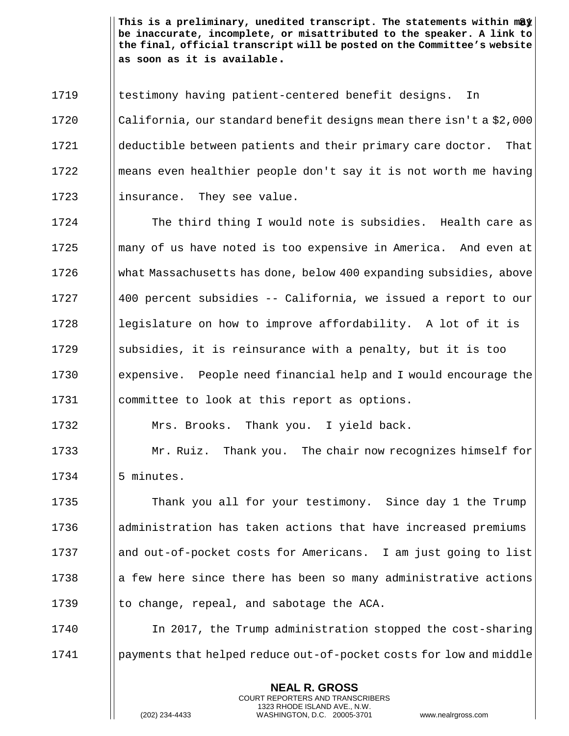testimony having patient-centered benefit designs. In California, our standard benefit designs mean there isn't a $2,000 deductible between patients and their primary care doctor. That means even healthier people don't say it is not worth me having insurance. They see value.

The third thing I would note is subsidies. Health care as many of us have noted is too expensive in America. And even at what Massachusetts has done, below 400 expanding subsidies, above 400 percent subsidies -- California, we issued a report to our legislature on how to improve affordability. A lot of it is subsidies, it is reinsurance with a penalty, but it is too expensive. People need financial help and I would encourage the committee to look at this report as options.

Mrs. Brooks. Thank you. I yield back.

Mr. Ruiz. Thank you. The chair now recognizes himself for 5 minutes.

Thank you all for your testimony. Since day 1 the Trump administration has taken actions that have increased premiums and out-of-pocket costs for Americans. I am just going to list a few here since there has been so many administrative actions to change, repeal, and sabotage the ACA.

In 2017, the Trump administration stopped the cost-sharing payments that helped reduce out-of-pocket costs for low and middle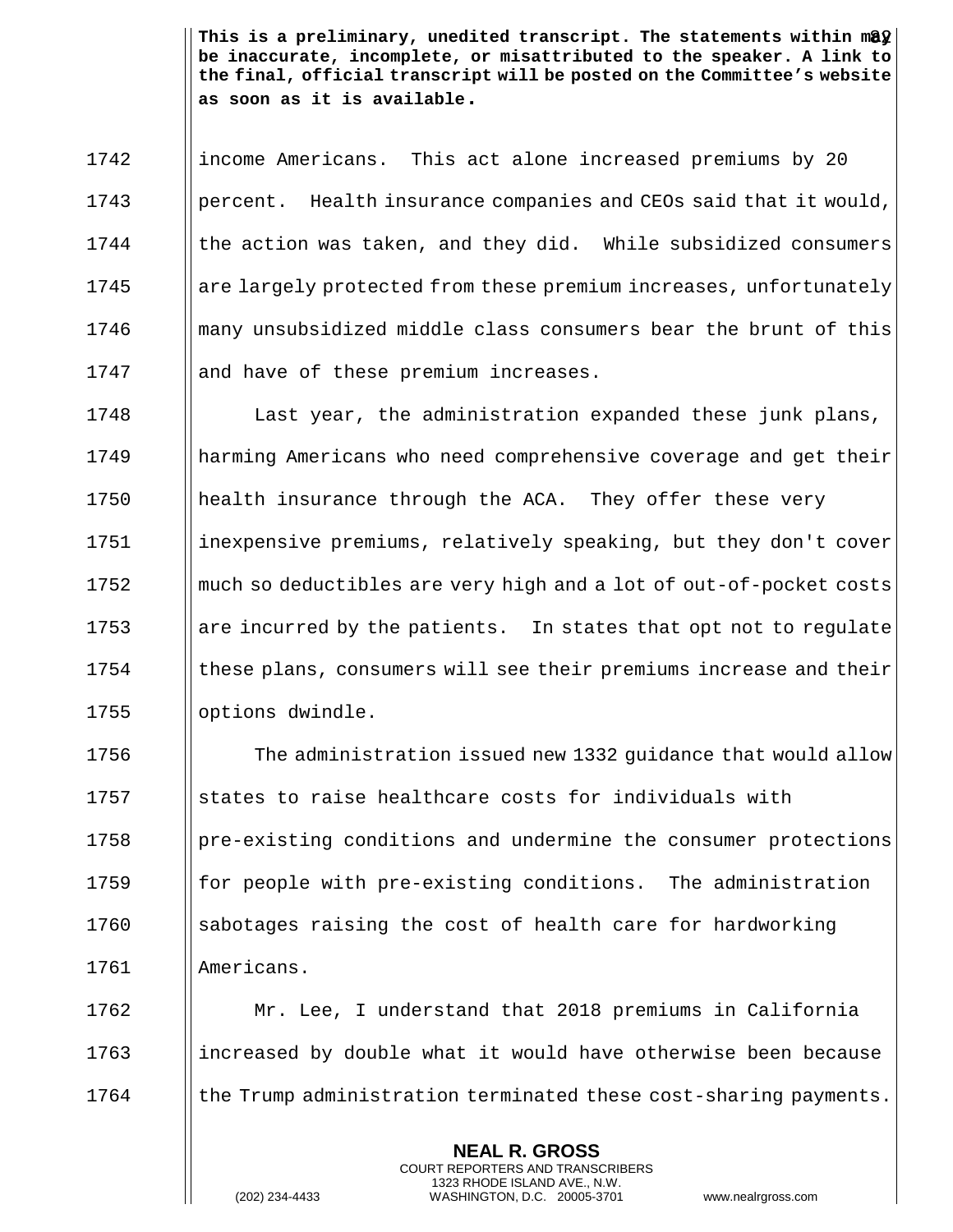**This is a preliminary, unedited transcript. The statements within may be inaccurate, incomplete, or misattributed to the speaker. A link to the final, official transcript will be posted on the Committee's website as soon as it is available.**

income Americans. This act alone increased premiums by 20 percent. Health insurance companies and CEOs said that it would, the action was taken, and they did. While subsidized consumers are largely protected from these premium increases, unfortunately many unsubsidized middle class consumers bear the brunt of this and have of these premium increases.

Last year, the administration expanded these junk plans, harming Americans who need comprehensive coverage and get their health insurance through the ACA. They offer these very inexpensive premiums, relatively speaking, but they don't cover much so deductibles are very high and a lot of out-of-pocket costs are incurred by the patients. In states that opt not to regulate these plans, consumers will see their premiums increase and their options dwindle.

The administration issued new 1332 guidance that would allow states to raise healthcare costs for individuals with pre-existing conditions and undermine the consumer protections for people with pre-existing conditions. The administration sabotages raising the cost of health care for hardworking Americans.

Mr. Lee, I understand that 2018 premiums in California increased by double what it would have otherwise been because the Trump administration terminated these cost-sharing payments.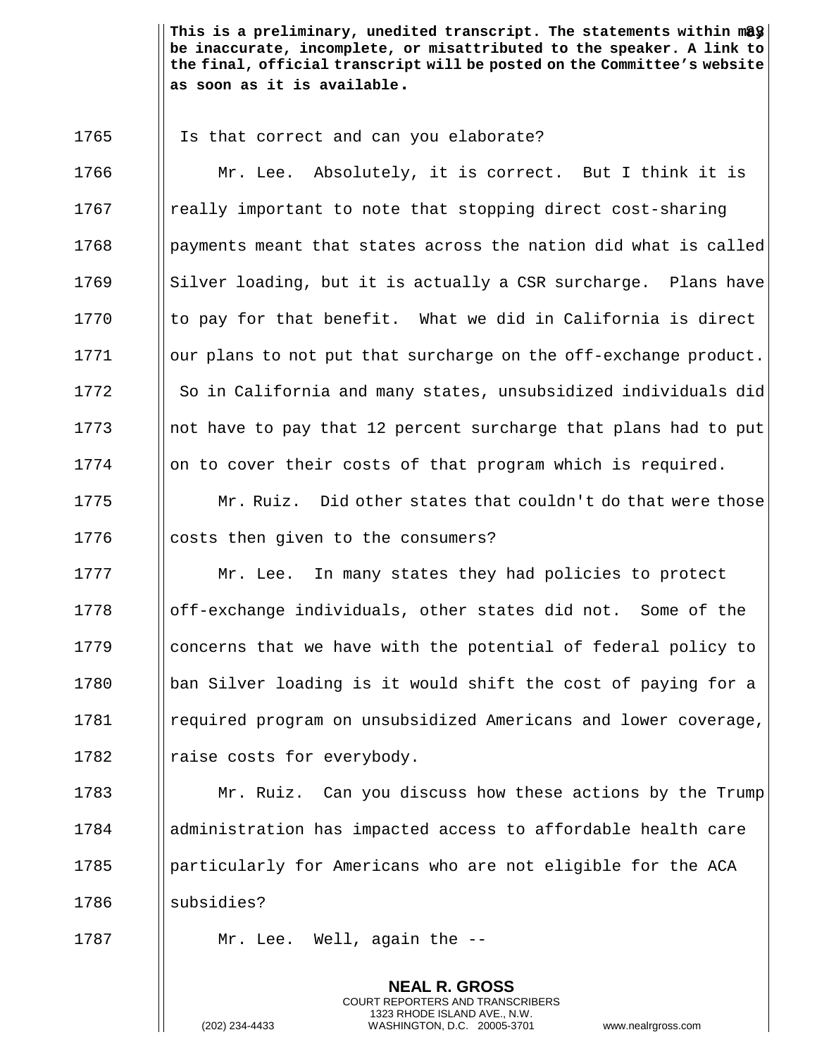**This is a preliminary, unedited transcript. The statements within may be inaccurate, incomplete, or misattributed to the speaker. A link to the final, official transcript will be posted on the Committee's website as soon as it is available.**

Is that correct and can you elaborate?

Mr. Lee. Absolutely, it is correct. But I think it is really important to note that stopping direct cost-sharing payments meant that states across the nation did what is called Silver loading, but it is actually a CSR surcharge. Plans have to pay for that benefit. What we did in California is direct our plans to not put that surcharge on the off-exchange product. So in California and many states, unsubsidized individuals did not have to pay that 12 percent surcharge that plans had to put on to cover their costs of that program which is required.

Mr. Ruiz. Did other states that couldn't do that were those costs then given to the consumers?

Mr. Lee. In many states they had policies to protect off-exchange individuals, other states did not. Some of the concerns that we have with the potential of federal policy to ban Silver loading is it would shift the cost of paying for a required program on unsubsidized Americans and lower coverage, raise costs for everybody.

Mr. Ruiz. Can you discuss how these actions by the Trump administration has impacted access to affordable health care particularly for Americans who are not eligible for the ACA subsidies?

Mr. Lee. Well, again the --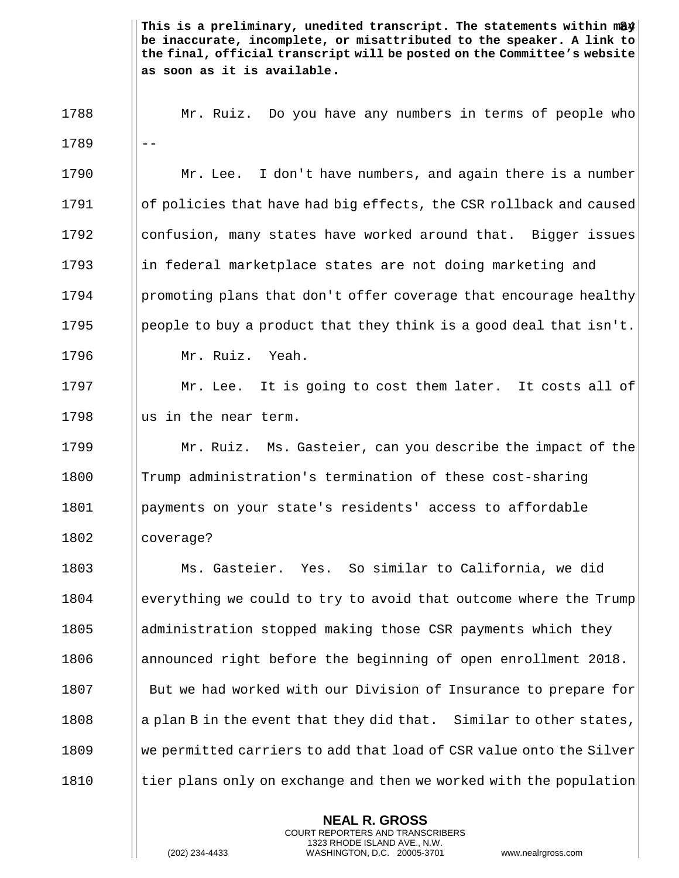**This is a preliminary, unedited transcript. The statements within may be inaccurate, incomplete, or misattributed to the speaker. A link to the final, official transcript will be posted on the Committee's website as soon as it is available.**

1788 Mr. Ruiz. Do you have any numbers in terms of people who
1789 --
1790 Mr. Lee. I don't have numbers, and again there is a number
1791 of policies that have had big effects, the CSR rollback and caused
1792 confusion, many states have worked around that. Bigger issues
1793 in federal marketplace states are not doing marketing and
1794 promoting plans that don't offer coverage that encourage healthy
1795 people to buy a product that they think is a good deal that isn't.
1796 Mr. Ruiz. Yeah.
1797 Mr. Lee. It is going to cost them later. It costs all of
1798 us in the near term.
1799 Mr. Ruiz. Ms. Gasteier, can you describe the impact of the
1800 Trump administration's termination of these cost-sharing
1801 payments on your state's residents' access to affordable
1802 coverage?
1803 Ms. Gasteier. Yes. So similar to California, we did
1804 everything we could to try to avoid that outcome where the Trump
1805 administration stopped making those CSR payments which they
1806 announced right before the beginning of open enrollment 2018.
1807 But we had worked with our Division of Insurance to prepare for
1808 a plan B in the event that they did that. Similar to other states,
1809 we permitted carriers to add that load of CSR value onto the Silver
1810 tier plans only on exchange and then we worked with the population

**NEAL R. GROSS**
COURT REPORTERS AND TRANSCRIBERS
1323 RHODE ISLAND AVE., N.W.
(202) 234-4433 WASHINGTON, D.C. 20005-3701 www.nealrgross.com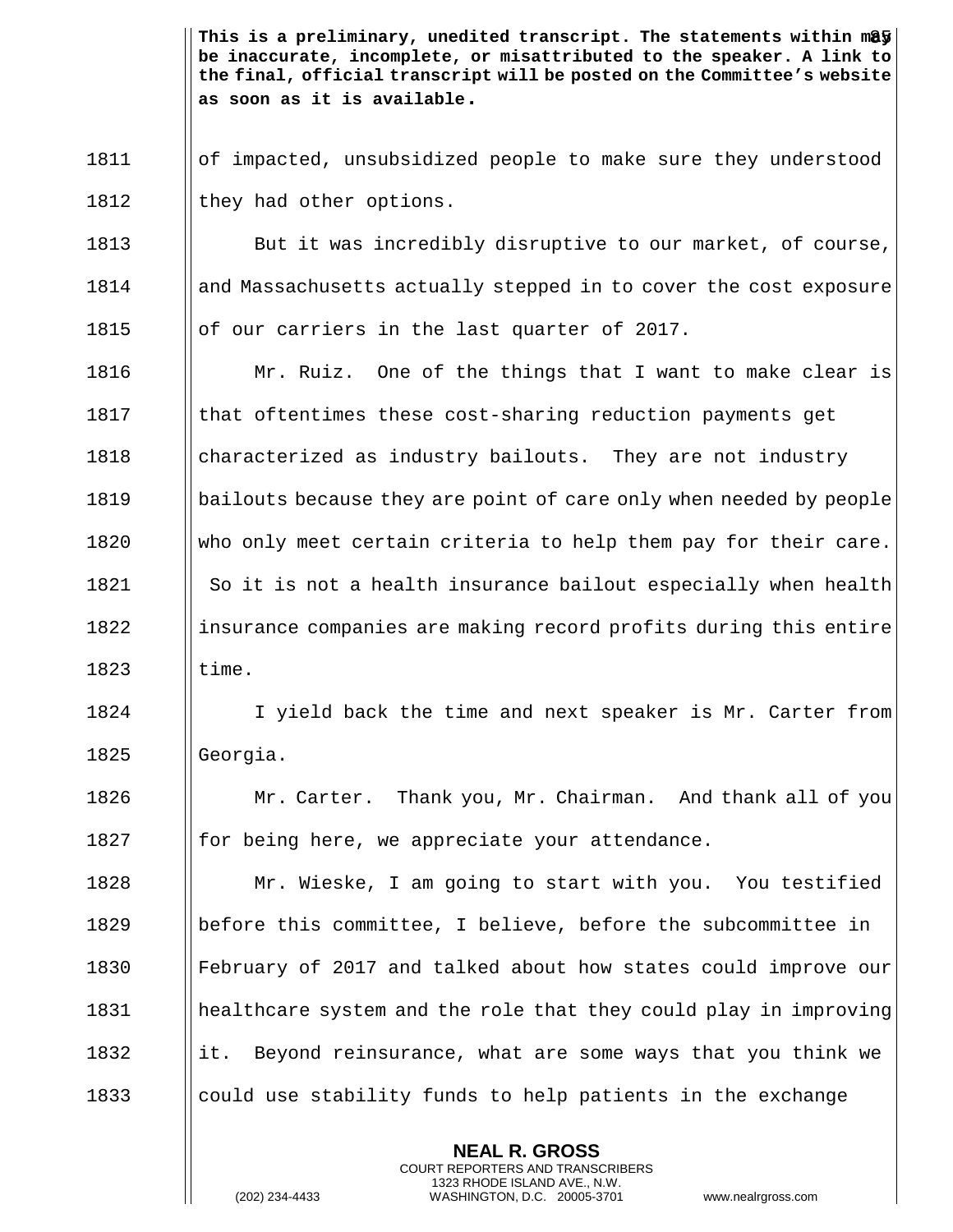**This is a preliminary, unedited transcript. The statements within may be inaccurate, incomplete, or misattributed to the speaker. A link to the final, official transcript will be posted on the Committee's website as soon as it is available.**

of impacted, unsubsidized people to make sure they understood they had other options.

But it was incredibly disruptive to our market, of course, and Massachusetts actually stepped in to cover the cost exposure of our carriers in the last quarter of 2017.

Mr. Ruiz. One of the things that I want to make clear is that oftentimes these cost-sharing reduction payments get characterized as industry bailouts. They are not industry bailouts because they are point of care only when needed by people who only meet certain criteria to help them pay for their care. So it is not a health insurance bailout especially when health insurance companies are making record profits during this entire time.

I yield back the time and next speaker is Mr. Carter from Georgia.

Mr. Carter. Thank you, Mr. Chairman. And thank all of you for being here, we appreciate your attendance.

Mr. Wieske, I am going to start with you. You testified before this committee, I believe, before the subcommittee in February of 2017 and talked about how states could improve our healthcare system and the role that they could play in improving it. Beyond reinsurance, what are some ways that you think we could use stability funds to help patients in the exchange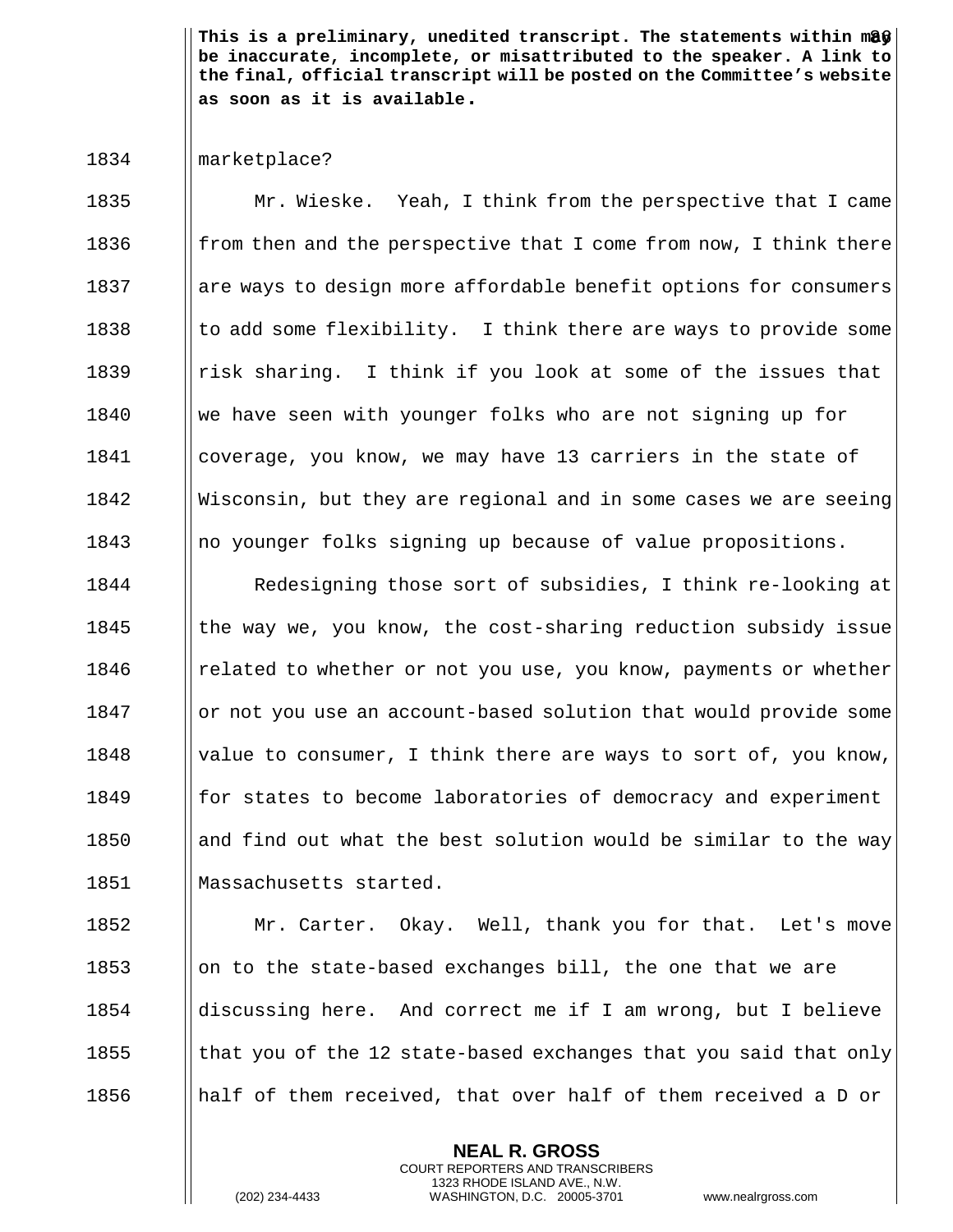marketplace?

Mr. Wieske. Yeah, I think from the perspective that I came from then and the perspective that I come from now, I think there are ways to design more affordable benefit options for consumers to add some flexibility. I think there are ways to provide some risk sharing. I think if you look at some of the issues that we have seen with younger folks who are not signing up for coverage, you know, we may have 13 carriers in the state of Wisconsin, but they are regional and in some cases we are seeing no younger folks signing up because of value propositions.

Redesigning those sort of subsidies, I think re-looking at the way we, you know, the cost-sharing reduction subsidy issue related to whether or not you use, you know, payments or whether or not you use an account-based solution that would provide some value to consumer, I think there are ways to sort of, you know, for states to become laboratories of democracy and experiment and find out what the best solution would be similar to the way Massachusetts started.

Mr. Carter. Okay. Well, thank you for that. Let's move on to the state-based exchanges bill, the one that we are discussing here. And correct me if I am wrong, but I believe that you of the 12 state-based exchanges that you said that only half of them received, that over half of them received a D or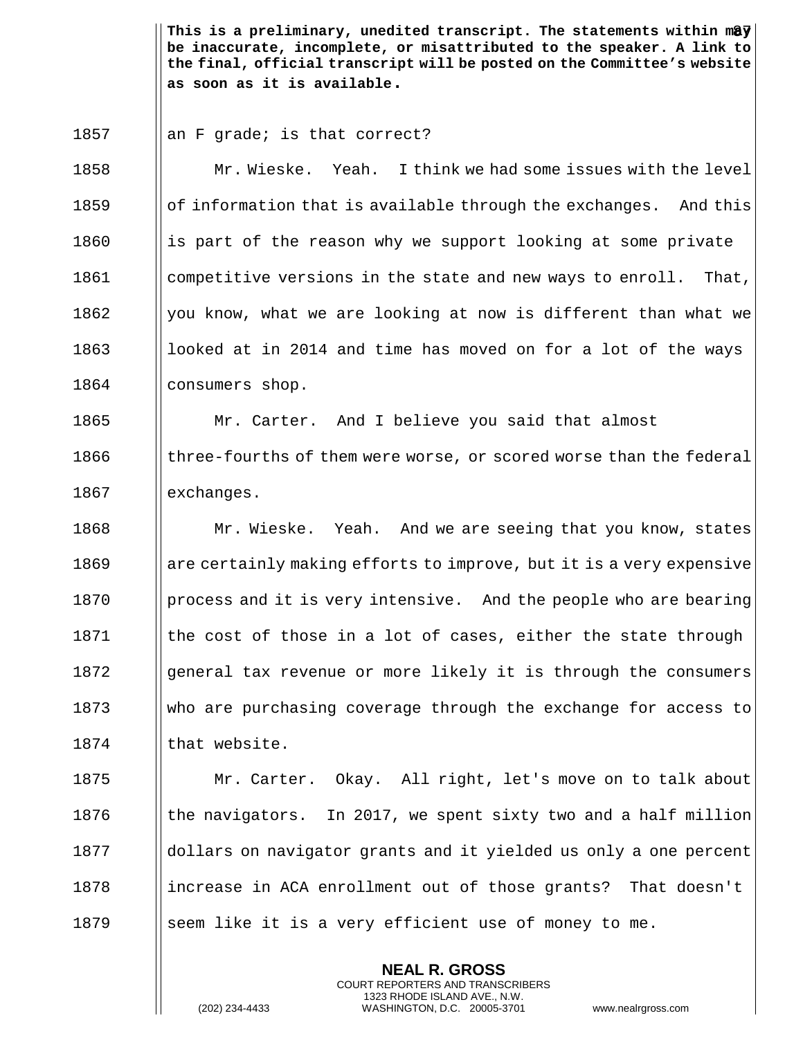This is a preliminary, unedited transcript. The statements within may be inaccurate, incomplete, or misattributed to the speaker. A link to the final, official transcript will be posted on the Committee's website as soon as it is available.

1857 an F grade; is that correct?

1858 Mr. Wieske. Yeah. I think we had some issues with the level

1859 of information that is available through the exchanges. And this

1860 is part of the reason why we support looking at some private

1861 competitive versions in the state and new ways to enroll. That,

1862 you know, what we are looking at now is different than what we

1863 looked at in 2014 and time has moved on for a lot of the ways

1864 consumers shop.

1865 Mr. Carter. And I believe you said that almost

1866 three-fourths of them were worse, or scored worse than the federal

1867 exchanges.

1868 Mr. Wieske. Yeah. And we are seeing that you know, states

1869 are certainly making efforts to improve, but it is a very expensive

1870 process and it is very intensive. And the people who are bearing

1871 the cost of those in a lot of cases, either the state through

1872 general tax revenue or more likely it is through the consumers

1873 who are purchasing coverage through the exchange for access to

1874 that website.

1875 Mr. Carter. Okay. All right, let's move on to talk about

1876 the navigators. In 2017, we spent sixty two and a half million

1877 dollars on navigator grants and it yielded us only a one percent

1878 increase in ACA enrollment out of those grants? That doesn't

1879 seem like it is a very efficient use of money to me.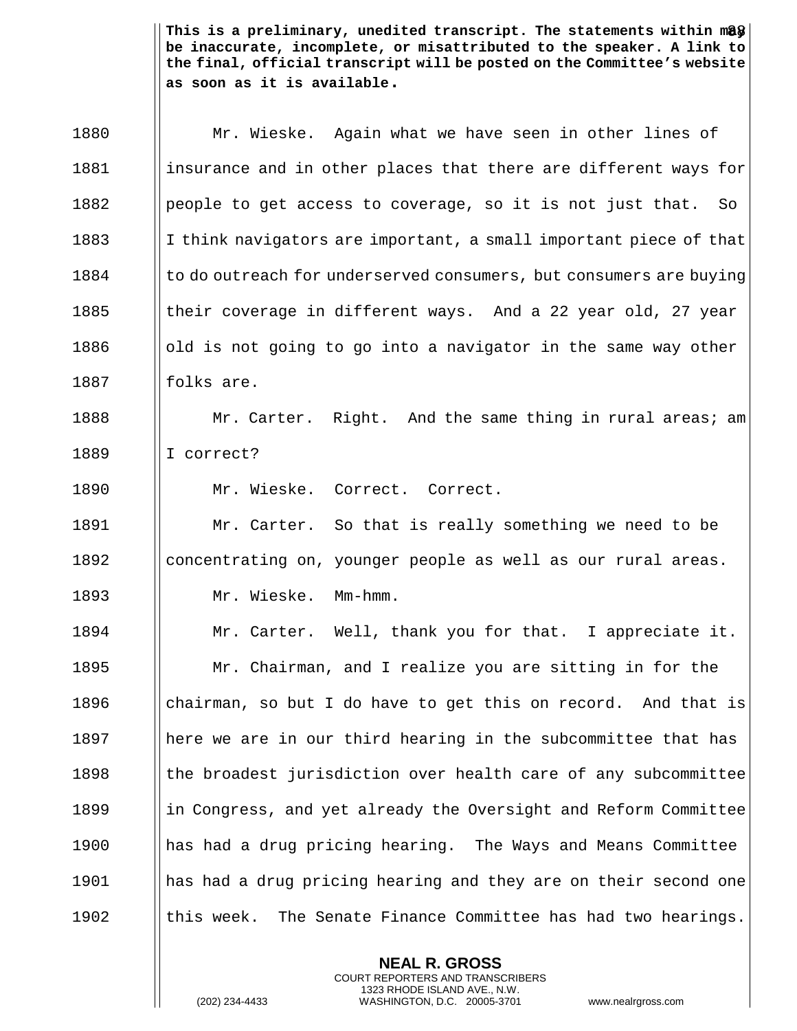**This is a preliminary, unedited transcript. The statements within may be inaccurate, incomplete, or misattributed to the speaker. A link to the final, official transcript will be posted on the Committee's website as soon as it is available.**

1880 Mr. Wieske. Again what we have seen in other lines of
1881 insurance and in other places that there are different ways for
1882 people to get access to coverage, so it is not just that. So
1883 I think navigators are important, a small important piece of that
1884 to do outreach for underserved consumers, but consumers are buying
1885 their coverage in different ways. And a 22 year old, 27 year
1886 old is not going to go into a navigator in the same way other
1887 folks are.

1888 Mr. Carter. Right. And the same thing in rural areas; am
1889 I correct?

1890 Mr. Wieske. Correct. Correct.

1891 Mr. Carter. So that is really something we need to be
1892 concentrating on, younger people as well as our rural areas.

1893 Mr. Wieske. Mm-hmm.

1894 Mr. Carter. Well, thank you for that. I appreciate it.

1895 Mr. Chairman, and I realize you are sitting in for the
1896 chairman, so but I do have to get this on record. And that is
1897 here we are in our third hearing in the subcommittee that has
1898 the broadest jurisdiction over health care of any subcommittee
1899 in Congress, and yet already the Oversight and Reform Committee
1900 has had a drug pricing hearing. The Ways and Means Committee
1901 has had a drug pricing hearing and they are on their second one
1902 this week. The Senate Finance Committee has had two hearings.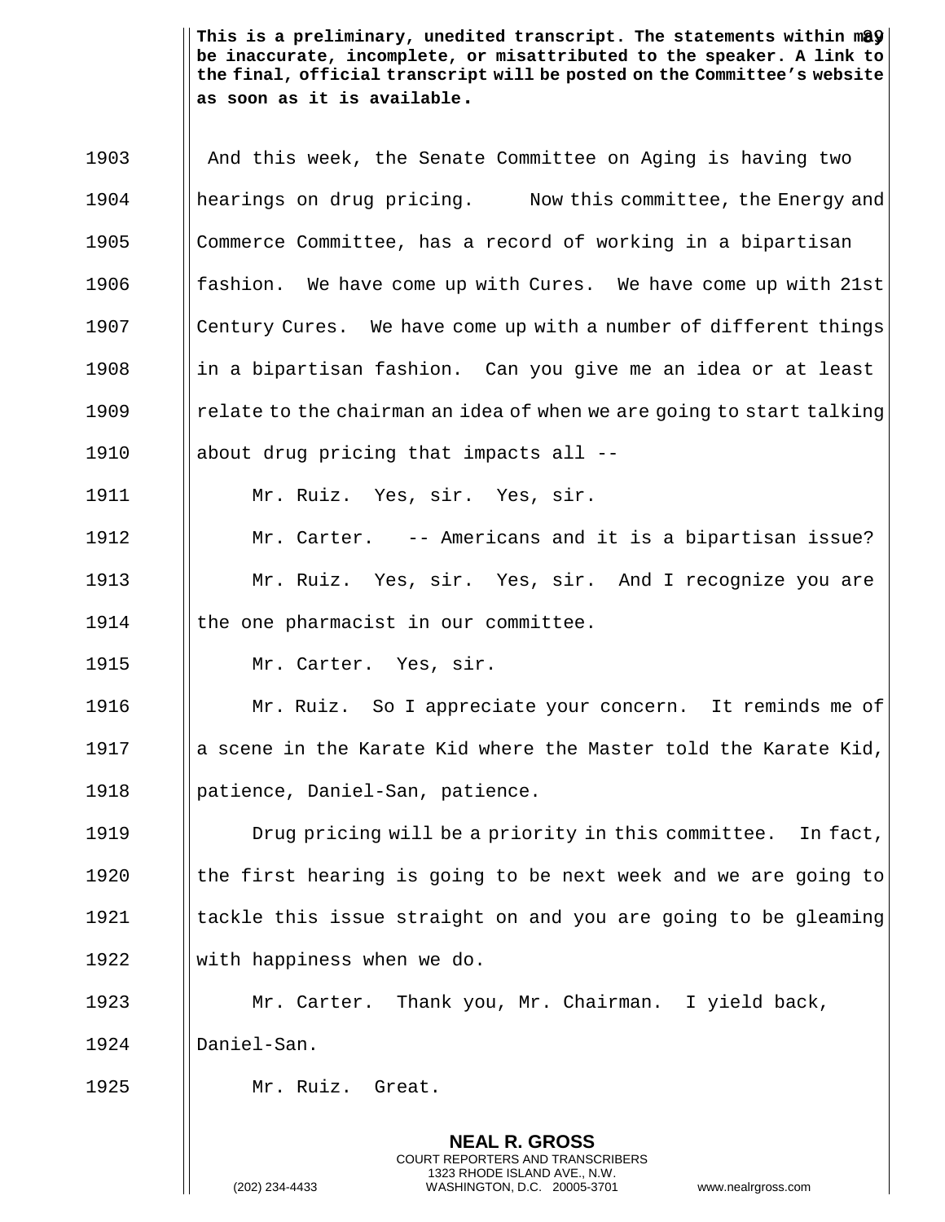This is a preliminary, unedited transcript. The statements within may be inaccurate, incomplete, or misattributed to the speaker. A link to the final, official transcript will be posted on the Committee's website as soon as it is available.

And this week, the Senate Committee on Aging is having two hearings on drug pricing. Now this committee, the Energy and Commerce Committee, has a record of working in a bipartisan fashion. We have come up with Cures. We have come up with 21st Century Cures. We have come up with a number of different things in a bipartisan fashion. Can you give me an idea or at least relate to the chairman an idea of when we are going to start talking about drug pricing that impacts all --

Mr. Ruiz. Yes, sir. Yes, sir.

Mr. Carter. -- Americans and it is a bipartisan issue?

Mr. Ruiz. Yes, sir. Yes, sir. And I recognize you are the one pharmacist in our committee.

Mr. Carter. Yes, sir.

Mr. Ruiz. So I appreciate your concern. It reminds me of a scene in the Karate Kid where the Master told the Karate Kid, patience, Daniel-San, patience.

Drug pricing will be a priority in this committee. In fact, the first hearing is going to be next week and we are going to tackle this issue straight on and you are going to be gleaming with happiness when we do.

Mr. Carter. Thank you, Mr. Chairman. I yield back, Daniel-San.

Mr. Ruiz. Great.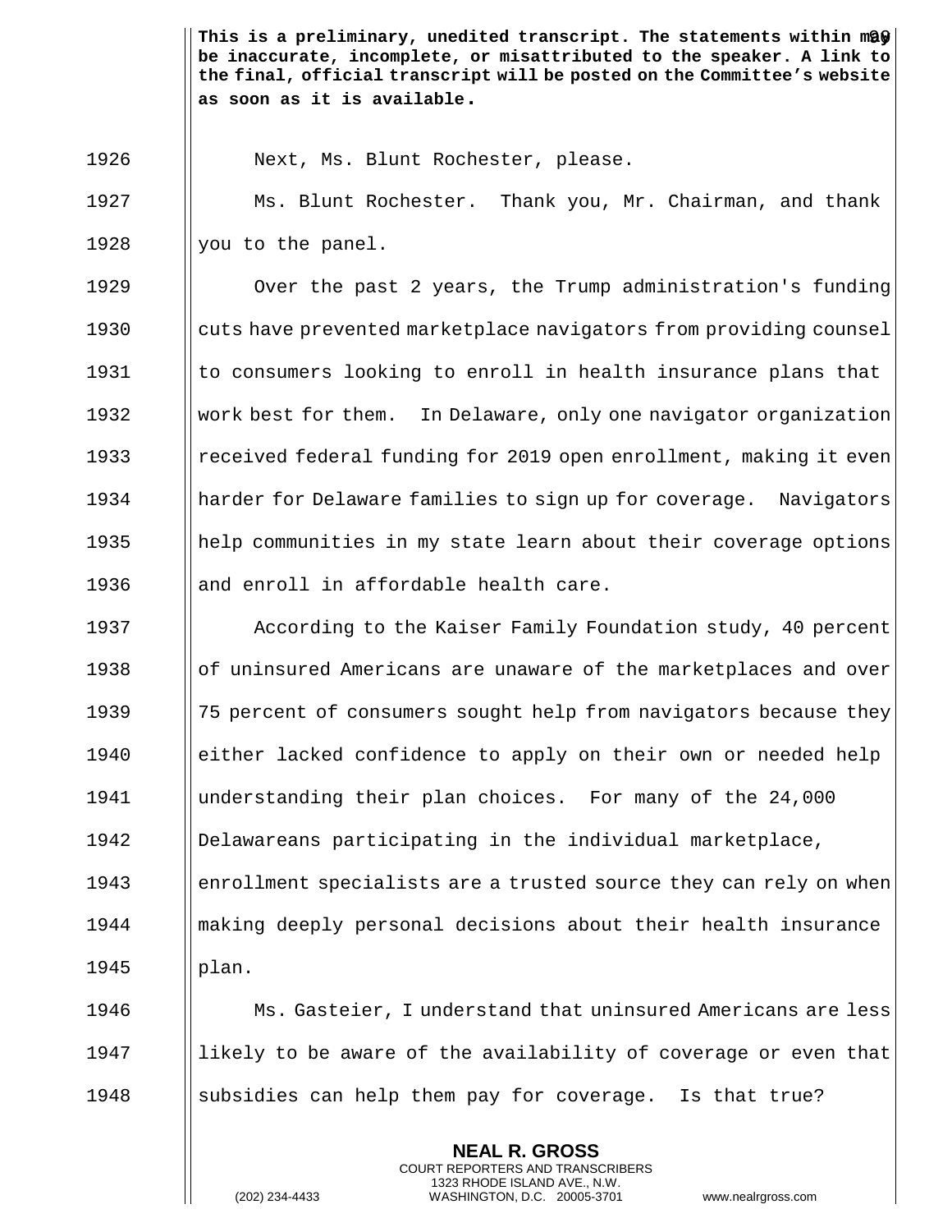Next, Ms. Blunt Rochester, please.

Ms. Blunt Rochester. Thank you, Mr. Chairman, and thank you to the panel.

Over the past 2 years, the Trump administration's funding cuts have prevented marketplace navigators from providing counsel to consumers looking to enroll in health insurance plans that work best for them. In Delaware, only one navigator organization received federal funding for 2019 open enrollment, making it even harder for Delaware families to sign up for coverage. Navigators help communities in my state learn about their coverage options and enroll in affordable health care.

According to the Kaiser Family Foundation study, 40 percent of uninsured Americans are unaware of the marketplaces and over 75 percent of consumers sought help from navigators because they either lacked confidence to apply on their own or needed help understanding their plan choices. For many of the 24,000 Delawareans participating in the individual marketplace, enrollment specialists are a trusted source they can rely on when making deeply personal decisions about their health insurance plan.

Ms. Gasteier, I understand that uninsured Americans are less likely to be aware of the availability of coverage or even that subsidies can help them pay for coverage. Is that true?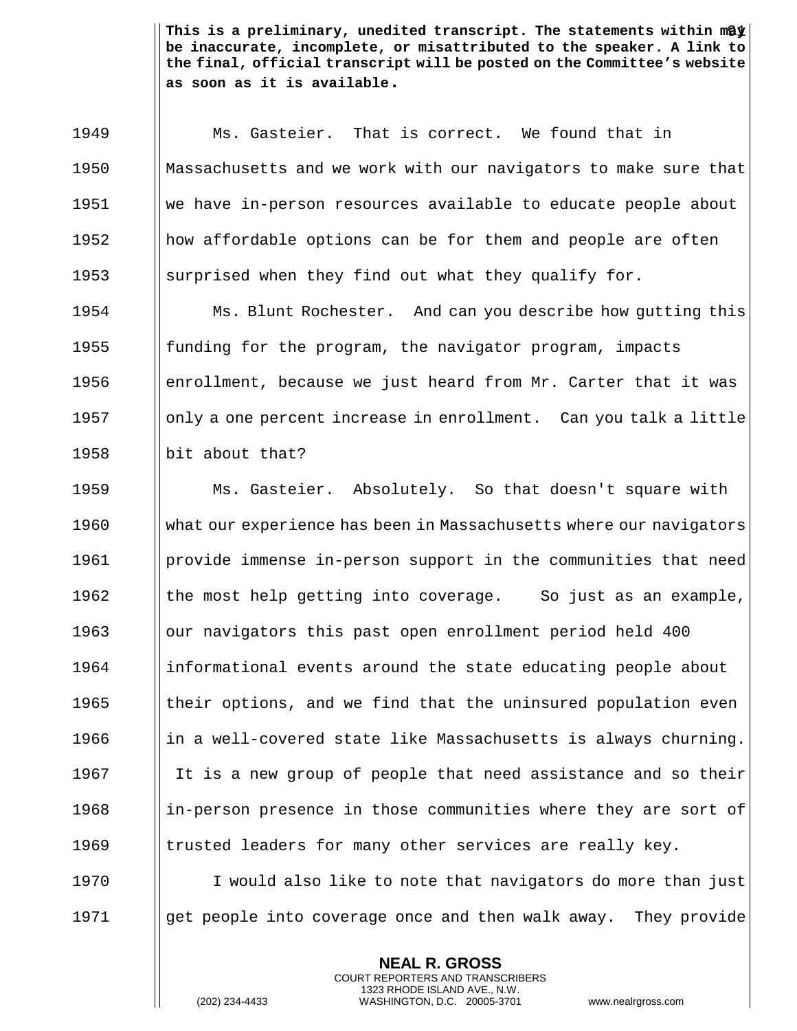**This is a preliminary, unedited transcript. The statements within may be inaccurate, incomplete, or misattributed to the speaker. A link to the final, official transcript will be posted on the Committee's website as soon as it is available.**

Ms. Gasteier. That is correct. We found that in Massachusetts and we work with our navigators to make sure that we have in-person resources available to educate people about how affordable options can be for them and people are often surprised when they find out what they qualify for.

Ms. Blunt Rochester. And can you describe how gutting this funding for the program, the navigator program, impacts enrollment, because we just heard from Mr. Carter that it was only a one percent increase in enrollment. Can you talk a little bit about that?

Ms. Gasteier. Absolutely. So that doesn't square with what our experience has been in Massachusetts where our navigators provide immense in-person support in the communities that need the most help getting into coverage. So just as an example, our navigators this past open enrollment period held 400 informational events around the state educating people about their options, and we find that the uninsured population even in a well-covered state like Massachusetts is always churning. It is a new group of people that need assistance and so their in-person presence in those communities where they are sort of trusted leaders for many other services are really key.

I would also like to note that navigators do more than just get people into coverage once and then walk away. They provide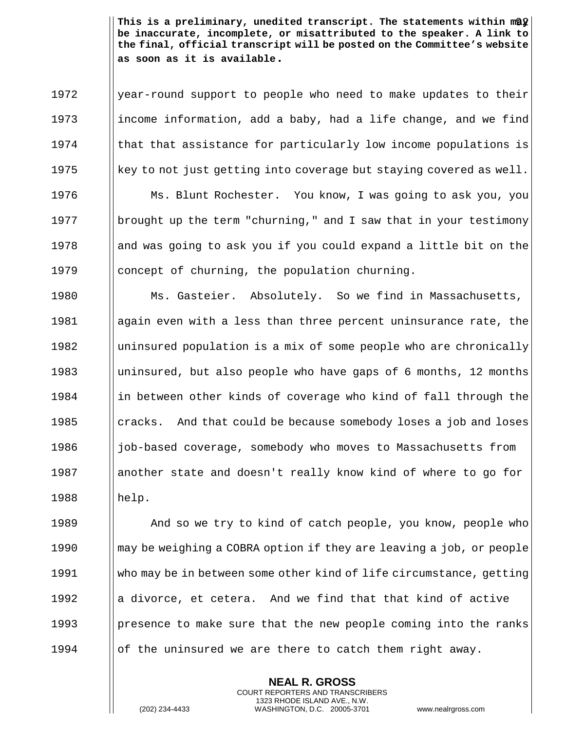**This is a preliminary, unedited transcript. The statements within may be inaccurate, incomplete, or misattributed to the speaker. A link to the final, official transcript will be posted on the Committee's website as soon as it is available.**

1972 year-round support to people who need to make updates to their
1973 income information, add a baby, had a life change, and we find
1974 that that assistance for particularly low income populations is
1975 key to not just getting into coverage but staying covered as well.

1976 Ms. Blunt Rochester. You know, I was going to ask you, you
1977 brought up the term "churning," and I saw that in your testimony
1978 and was going to ask you if you could expand a little bit on the
1979 concept of churning, the population churning.

1980 Ms. Gasteier. Absolutely. So we find in Massachusetts,
1981 again even with a less than three percent uninsurance rate, the
1982 uninsured population is a mix of some people who are chronically
1983 uninsured, but also people who have gaps of 6 months, 12 months
1984 in between other kinds of coverage who kind of fall through the
1985 cracks. And that could be because somebody loses a job and loses
1986 job-based coverage, somebody who moves to Massachusetts from
1987 another state and doesn't really know kind of where to go for
1988 help.

1989 And so we try to kind of catch people, you know, people who
1990 may be weighing a COBRA option if they are leaving a job, or people
1991 who may be in between some other kind of life circumstance, getting
1992 a divorce, et cetera. And we find that that kind of active
1993 presence to make sure that the new people coming into the ranks
1994 of the uninsured we are there to catch them right away.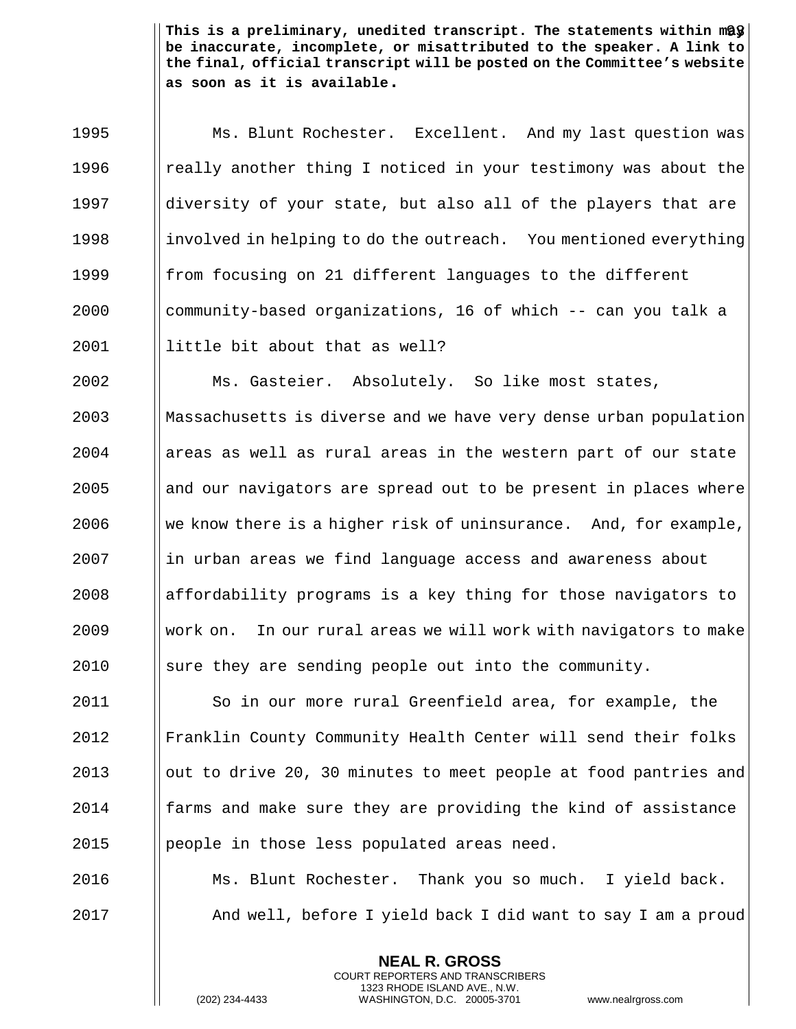**This is a preliminary, unedited transcript. The statements within may be inaccurate, incomplete, or misattributed to the speaker. A link to the final, official transcript will be posted on the Committee's website as soon as it is available.**

1995 Ms. Blunt Rochester. Excellent. And my last question was
1996 really another thing I noticed in your testimony was about the
1997 diversity of your state, but also all of the players that are
1998 involved in helping to do the outreach. You mentioned everything
1999 from focusing on 21 different languages to the different
2000 community-based organizations, 16 of which -- can you talk a
2001 little bit about that as well?

2002 Ms. Gasteier. Absolutely. So like most states,
2003 Massachusetts is diverse and we have very dense urban population
2004 areas as well as rural areas in the western part of our state
2005 and our navigators are spread out to be present in places where
2006 we know there is a higher risk of uninsurance. And, for example,
2007 in urban areas we find language access and awareness about
2008 affordability programs is a key thing for those navigators to
2009 work on. In our rural areas we will work with navigators to make
2010 sure they are sending people out into the community.

2011 So in our more rural Greenfield area, for example, the
2012 Franklin County Community Health Center will send their folks
2013 out to drive 20, 30 minutes to meet people at food pantries and
2014 farms and make sure they are providing the kind of assistance
2015 people in those less populated areas need.

2016 Ms. Blunt Rochester. Thank you so much. I yield back.
2017 And well, before I yield back I did want to say I am a proud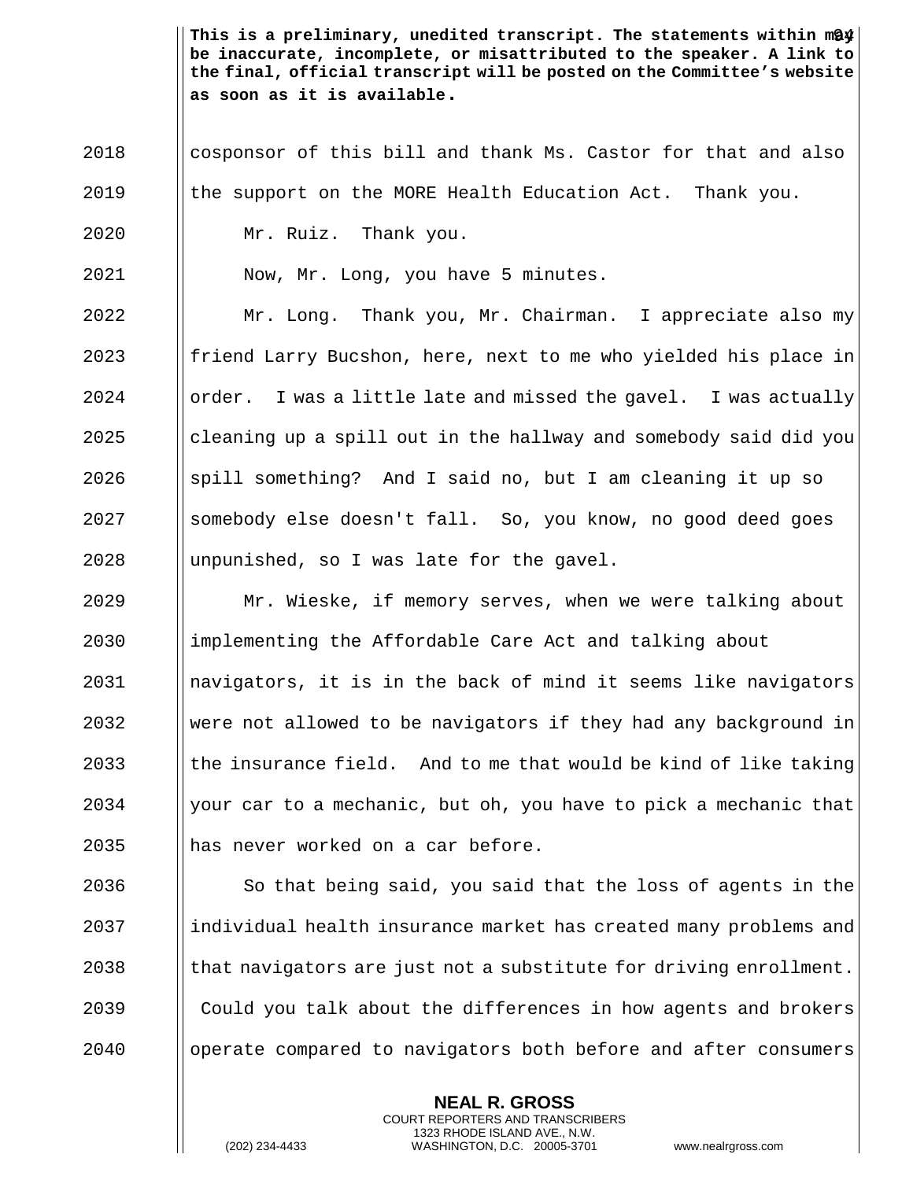**This is a preliminary, unedited transcript. The statements within may be inaccurate, incomplete, or misattributed to the speaker. A link to the final, official transcript will be posted on the Committee's website as soon as it is available.**

cosponsor of this bill and thank Ms. Castor for that and also the support on the MORE Health Education Act. Thank you.

Mr. Ruiz. Thank you.

Now, Mr. Long, you have 5 minutes.

Mr. Long. Thank you, Mr. Chairman. I appreciate also my friend Larry Bucshon, here, next to me who yielded his place in order. I was a little late and missed the gavel. I was actually cleaning up a spill out in the hallway and somebody said did you spill something? And I said no, but I am cleaning it up so somebody else doesn't fall. So, you know, no good deed goes unpunished, so I was late for the gavel.

Mr. Wieske, if memory serves, when we were talking about implementing the Affordable Care Act and talking about navigators, it is in the back of mind it seems like navigators were not allowed to be navigators if they had any background in the insurance field. And to me that would be kind of like taking your car to a mechanic, but oh, you have to pick a mechanic that has never worked on a car before.

So that being said, you said that the loss of agents in the individual health insurance market has created many problems and that navigators are just not a substitute for driving enrollment. Could you talk about the differences in how agents and brokers operate compared to navigators both before and after consumers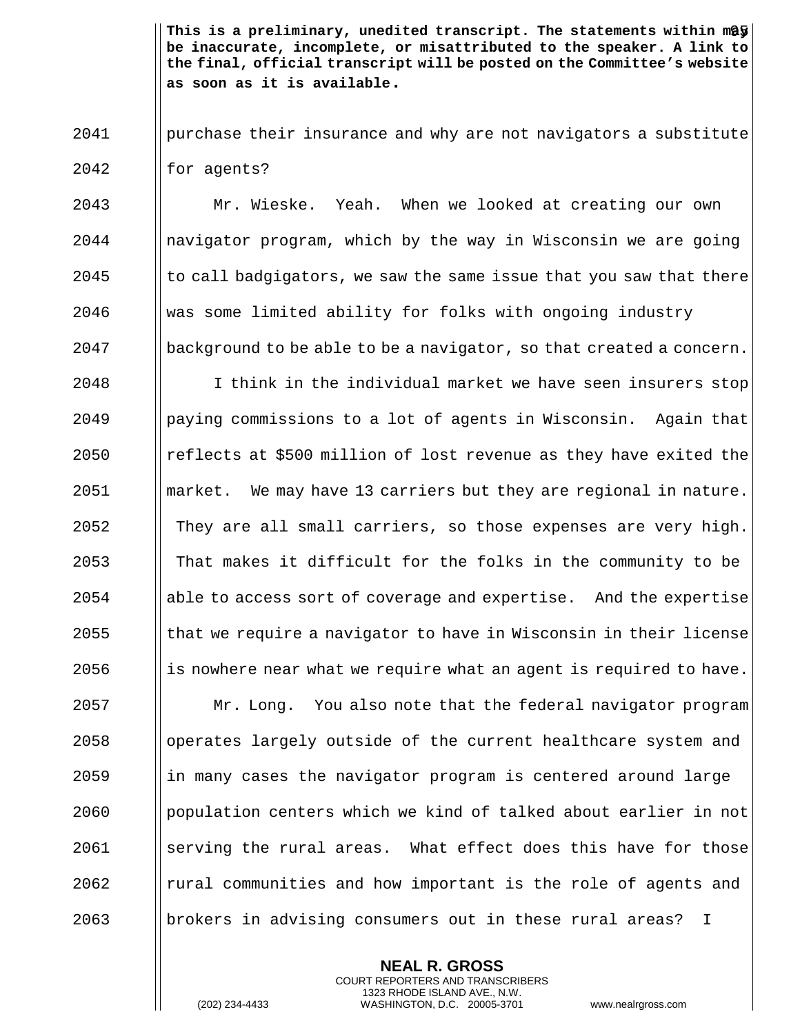purchase their insurance and why are not navigators a substitute for agents?

Mr. Wieske. Yeah. When we looked at creating our own navigator program, which by the way in Wisconsin we are going to call badgigators, we saw the same issue that you saw that there was some limited ability for folks with ongoing industry background to be able to be a navigator, so that created a concern.

I think in the individual market we have seen insurers stop paying commissions to a lot of agents in Wisconsin. Again that reflects at $500 million of lost revenue as they have exited the market. We may have 13 carriers but they are regional in nature. They are all small carriers, so those expenses are very high. That makes it difficult for the folks in the community to be able to access sort of coverage and expertise. And the expertise that we require a navigator to have in Wisconsin in their license is nowhere near what we require what an agent is required to have.

Mr. Long. You also note that the federal navigator program operates largely outside of the current healthcare system and in many cases the navigator program is centered around large population centers which we kind of talked about earlier in not serving the rural areas. What effect does this have for those rural communities and how important is the role of agents and brokers in advising consumers out in these rural areas? I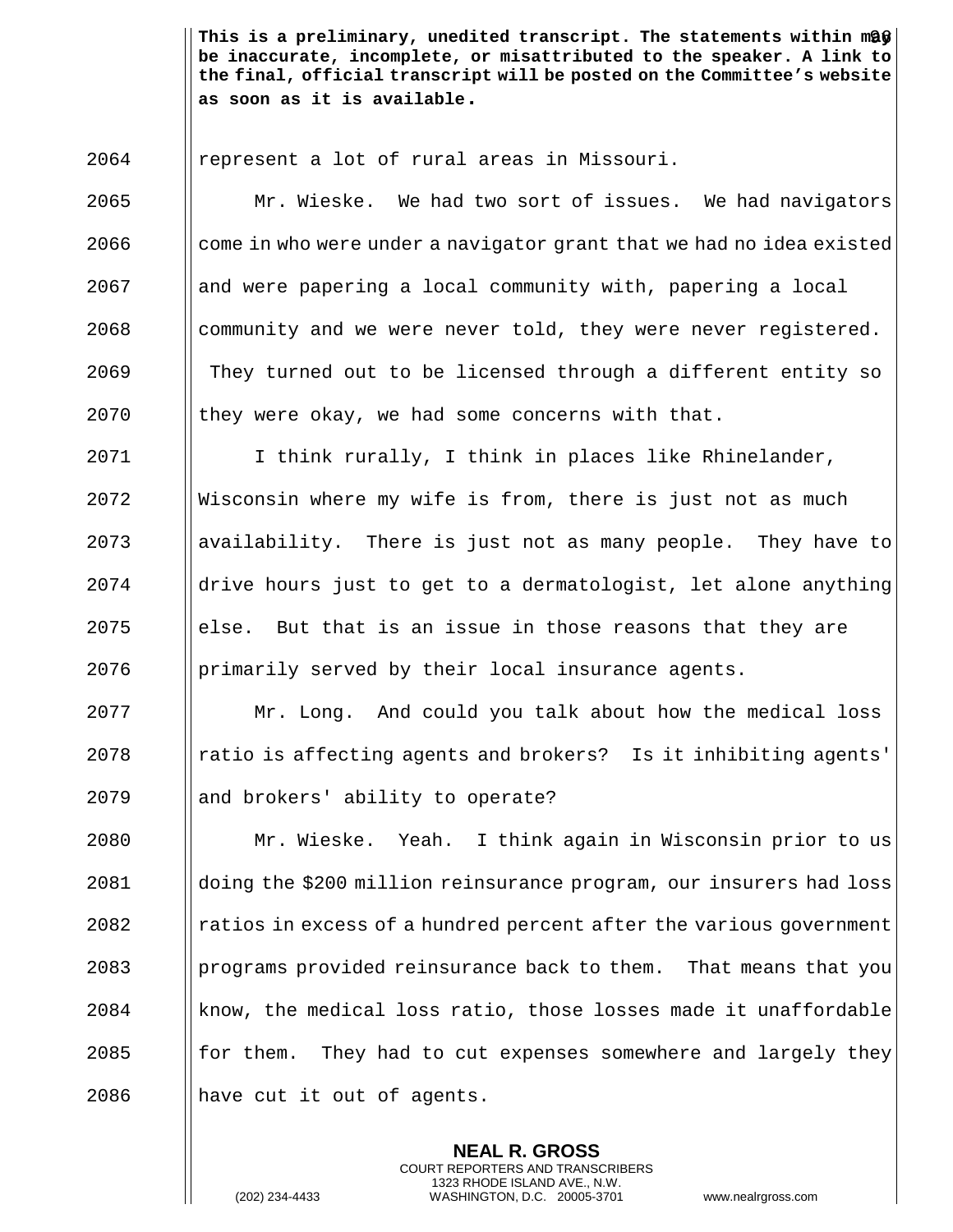represent a lot of rural areas in Missouri.

Mr. Wieske. We had two sort of issues. We had navigators come in who were under a navigator grant that we had no idea existed and were papering a local community with, papering a local community and we were never told, they were never registered. They turned out to be licensed through a different entity so they were okay, we had some concerns with that.

I think rurally, I think in places like Rhinelander, Wisconsin where my wife is from, there is just not as much availability. There is just not as many people. They have to drive hours just to get to a dermatologist, let alone anything else. But that is an issue in those reasons that they are primarily served by their local insurance agents.

Mr. Long. And could you talk about how the medical loss ratio is affecting agents and brokers? Is it inhibiting agents' and brokers' ability to operate?

Mr. Wieske. Yeah. I think again in Wisconsin prior to us doing the $200 million reinsurance program, our insurers had loss ratios in excess of a hundred percent after the various government programs provided reinsurance back to them. That means that you know, the medical loss ratio, those losses made it unaffordable for them. They had to cut expenses somewhere and largely they have cut it out of agents.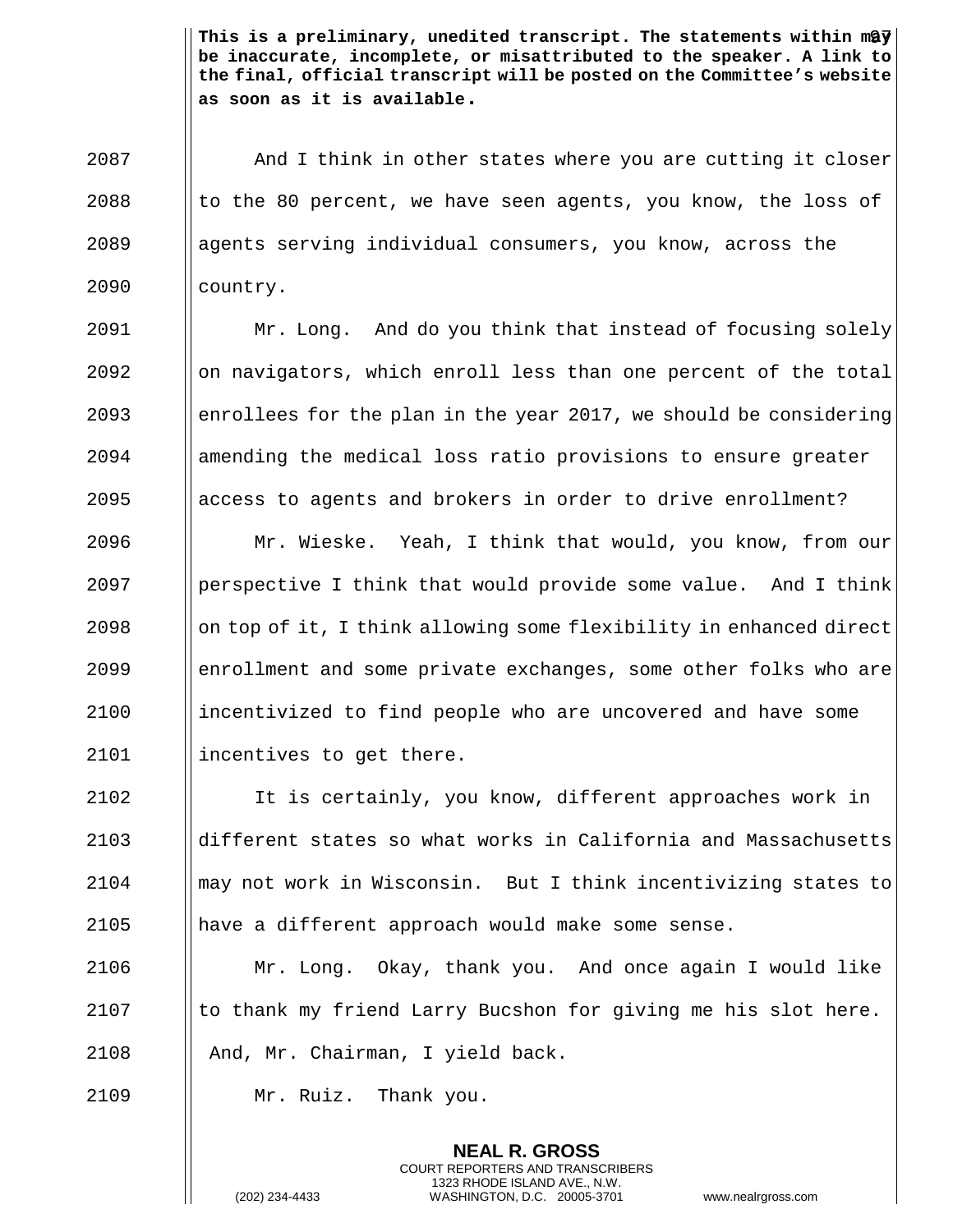And I think in other states where you are cutting it closer to the 80 percent, we have seen agents, you know, the loss of agents serving individual consumers, you know, across the country.

Mr. Long. And do you think that instead of focusing solely on navigators, which enroll less than one percent of the total enrollees for the plan in the year 2017, we should be considering amending the medical loss ratio provisions to ensure greater access to agents and brokers in order to drive enrollment?

Mr. Wieske. Yeah, I think that would, you know, from our perspective I think that would provide some value. And I think on top of it, I think allowing some flexibility in enhanced direct enrollment and some private exchanges, some other folks who are incentivized to find people who are uncovered and have some incentives to get there.

It is certainly, you know, different approaches work in different states so what works in California and Massachusetts may not work in Wisconsin. But I think incentivizing states to have a different approach would make some sense.

Mr. Long. Okay, thank you. And once again I would like to thank my friend Larry Bucshon for giving me his slot here. And, Mr. Chairman, I yield back.

Mr. Ruiz. Thank you.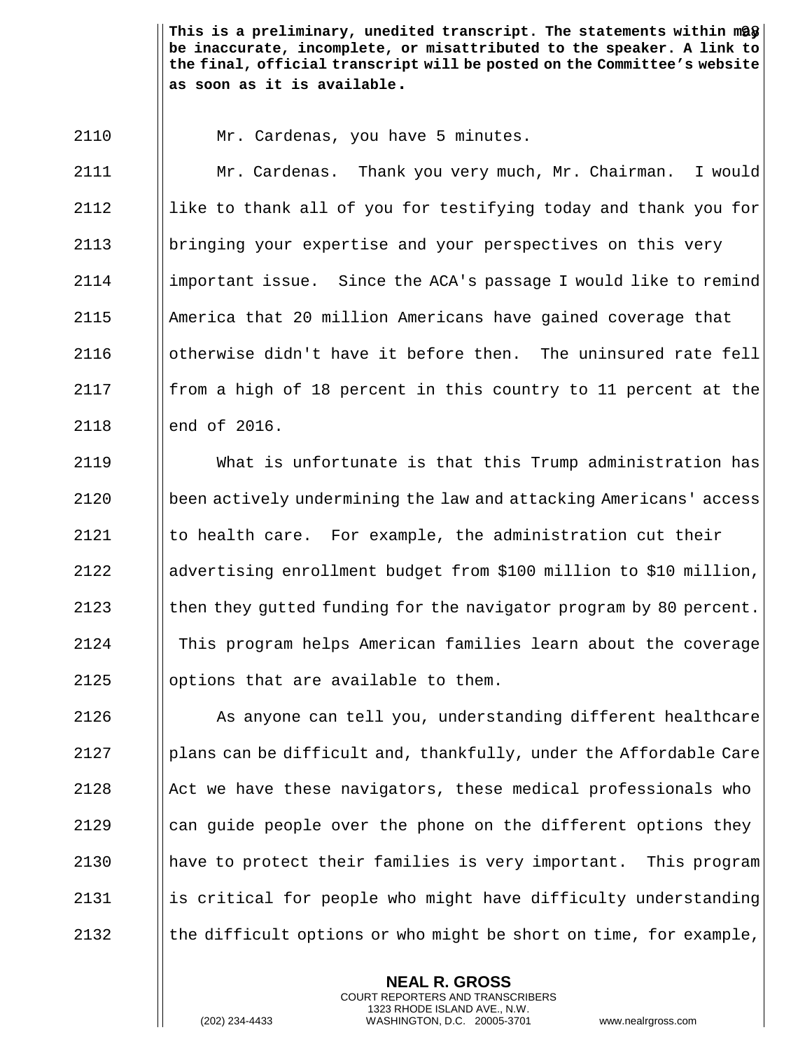**This is a preliminary, unedited transcript. The statements within may be inaccurate, incomplete, or misattributed to the speaker. A link to the final, official transcript will be posted on the Committee's website as soon as it is available.**

Mr. Cardenas, you have 5 minutes.

Mr. Cardenas. Thank you very much, Mr. Chairman. I would like to thank all of you for testifying today and thank you for bringing your expertise and your perspectives on this very important issue. Since the ACA's passage I would like to remind America that 20 million Americans have gained coverage that otherwise didn't have it before then. The uninsured rate fell from a high of 18 percent in this country to 11 percent at the end of 2016.

What is unfortunate is that this Trump administration has been actively undermining the law and attacking Americans' access to health care. For example, the administration cut their advertising enrollment budget from $100 million to $10 million, then they gutted funding for the navigator program by 80 percent. This program helps American families learn about the coverage options that are available to them.

As anyone can tell you, understanding different healthcare plans can be difficult and, thankfully, under the Affordable Care Act we have these navigators, these medical professionals who can guide people over the phone on the different options they have to protect their families is very important. This program is critical for people who might have difficulty understanding the difficult options or who might be short on time, for example,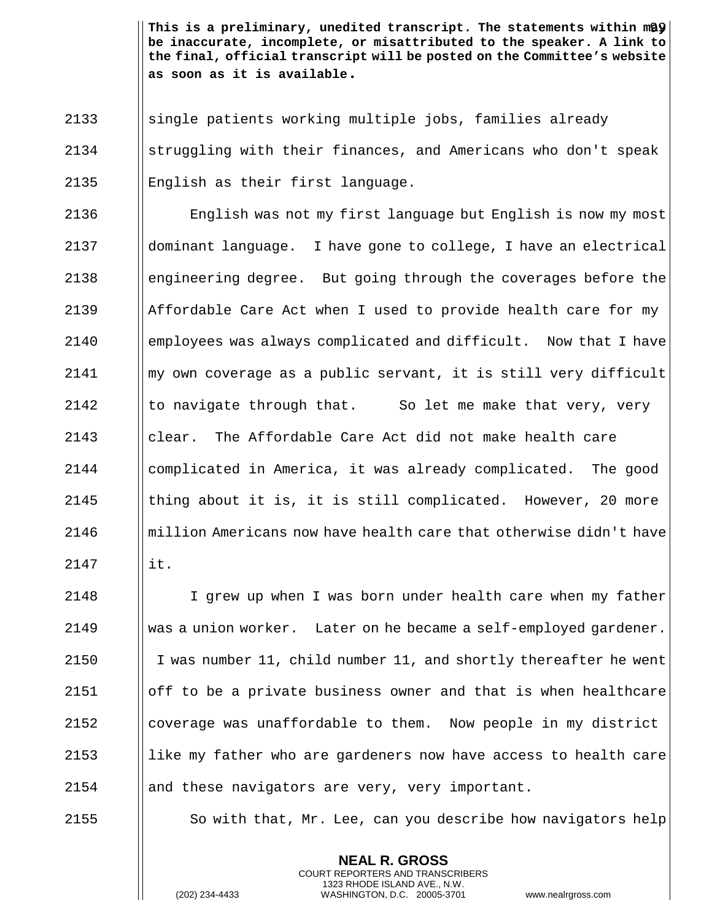single patients working multiple jobs, families already struggling with their finances, and Americans who don't speak English as their first language.

English was not my first language but English is now my most dominant language. I have gone to college, I have an electrical engineering degree. But going through the coverages before the Affordable Care Act when I used to provide health care for my employees was always complicated and difficult. Now that I have my own coverage as a public servant, it is still very difficult to navigate through that. So let me make that very, very clear. The Affordable Care Act did not make health care complicated in America, it was already complicated. The good thing about it is, it is still complicated. However, 20 more million Americans now have health care that otherwise didn't have it.

I grew up when I was born under health care when my father was a union worker. Later on he became a self-employed gardener. I was number 11, child number 11, and shortly thereafter he went off to be a private business owner and that is when healthcare coverage was unaffordable to them. Now people in my district like my father who are gardeners now have access to health care and these navigators are very, very important.

So with that, Mr. Lee, can you describe how navigators help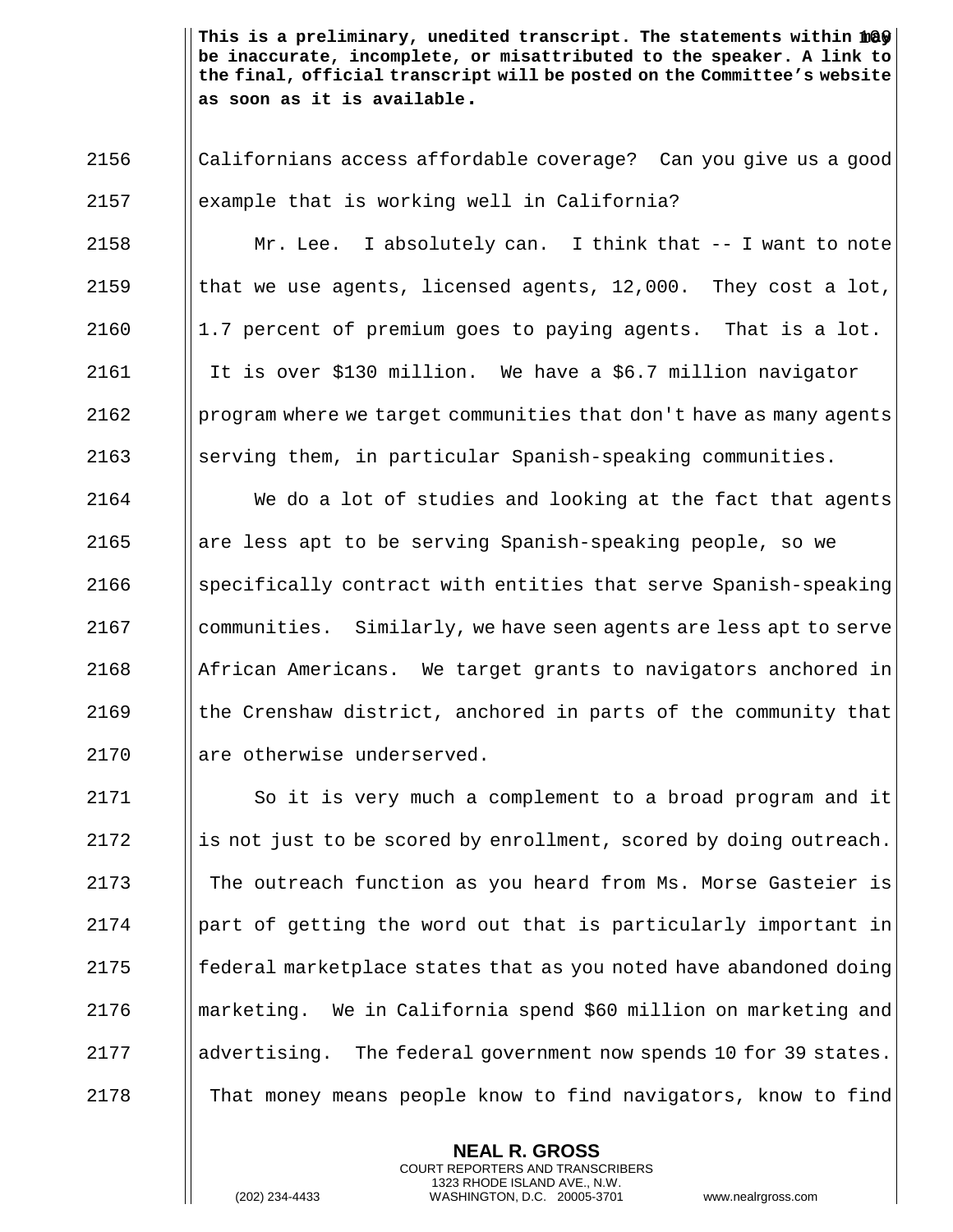This is a preliminary, unedited transcript. The statements within may be inaccurate, incomplete, or misattributed to the speaker. A link to the final, official transcript will be posted on the Committee's website as soon as it is available.

2156 Californians access affordable coverage? Can you give us a good
2157 example that is working well in California?

2158 Mr. Lee. I absolutely can. I think that -- I want to note
2159 that we use agents, licensed agents, 12,000. They cost a lot,
2160 1.7 percent of premium goes to paying agents. That is a lot.
2161 It is over $130 million. We have a $6.7 million navigator
2162 program where we target communities that don't have as many agents
2163 serving them, in particular Spanish-speaking communities.

2164 We do a lot of studies and looking at the fact that agents
2165 are less apt to be serving Spanish-speaking people, so we
2166 specifically contract with entities that serve Spanish-speaking
2167 communities. Similarly, we have seen agents are less apt to serve
2168 African Americans. We target grants to navigators anchored in
2169 the Crenshaw district, anchored in parts of the community that
2170 are otherwise underserved.

2171 So it is very much a complement to a broad program and it
2172 is not just to be scored by enrollment, scored by doing outreach.
2173 The outreach function as you heard from Ms. Morse Gasteier is
2174 part of getting the word out that is particularly important in
2175 federal marketplace states that as you noted have abandoned doing
2176 marketing. We in California spend $60 million on marketing and
2177 advertising. The federal government now spends 10 for 39 states.
2178 That money means people know to find navigators, know to find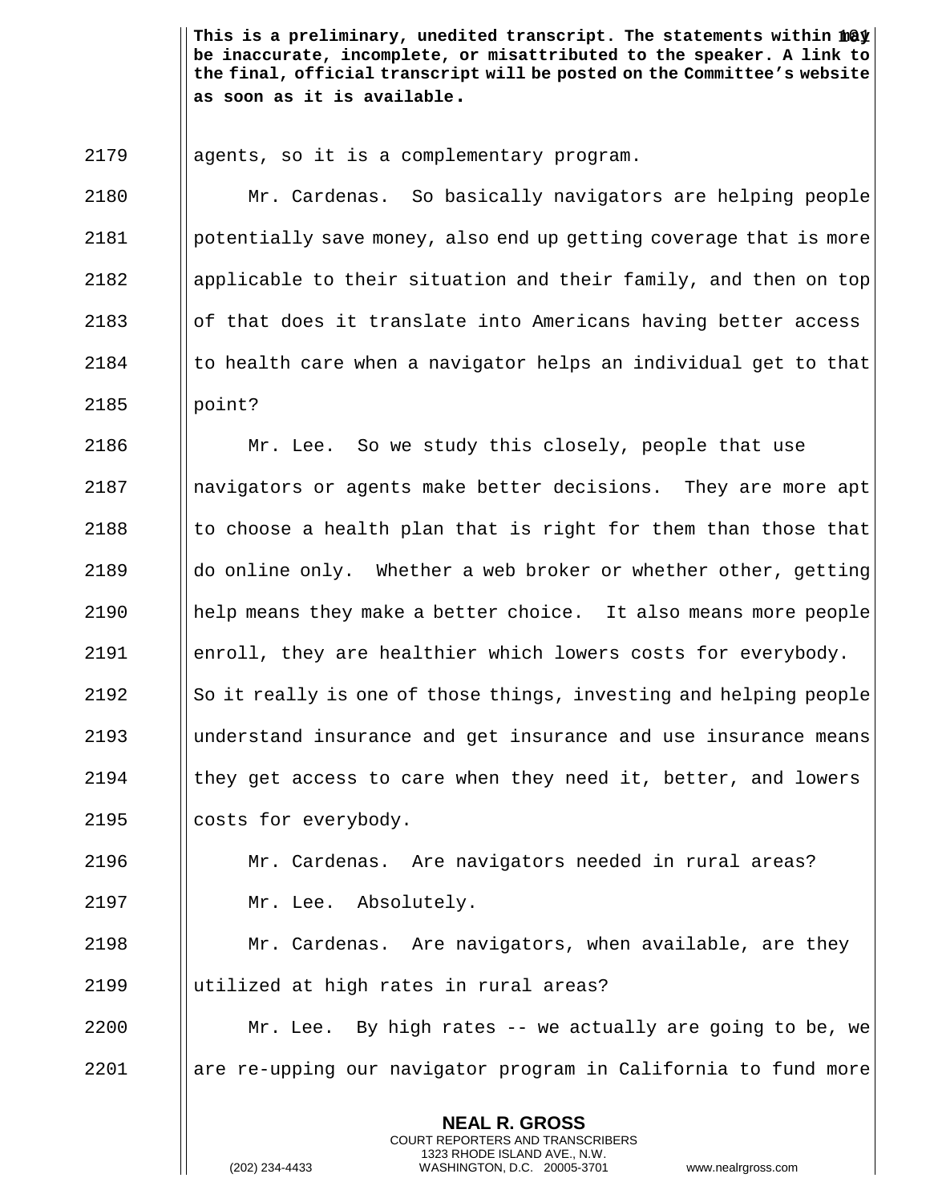This is a preliminary, unedited transcript. The statements within may be inaccurate, incomplete, or misattributed to the speaker. A link to the final, official transcript will be posted on the Committee's website as soon as it is available.

agents, so it is a complementary program.

Mr. Cardenas. So basically navigators are helping people potentially save money, also end up getting coverage that is more applicable to their situation and their family, and then on top of that does it translate into Americans having better access to health care when a navigator helps an individual get to that point?

Mr. Lee. So we study this closely, people that use navigators or agents make better decisions. They are more apt to choose a health plan that is right for them than those that do online only. Whether a web broker or whether other, getting help means they make a better choice. It also means more people enroll, they are healthier which lowers costs for everybody. So it really is one of those things, investing and helping people understand insurance and get insurance and use insurance means they get access to care when they need it, better, and lowers costs for everybody.

Mr. Cardenas. Are navigators needed in rural areas?

Mr. Lee. Absolutely.

Mr. Cardenas. Are navigators, when available, are they utilized at high rates in rural areas?

Mr. Lee. By high rates -- we actually are going to be, we are re-upping our navigator program in California to fund more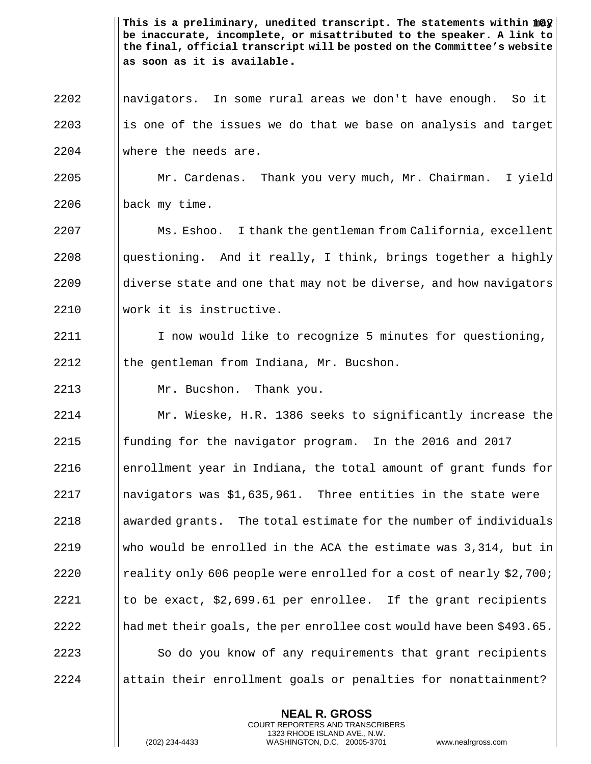**This is a preliminary, unedited transcript. The statements within may be inaccurate, incomplete, or misattributed to the speaker. A link to the final, official transcript will be posted on the Committee's website as soon as it is available.**

navigators. In some rural areas we don't have enough. So it is one of the issues we do that we base on analysis and target where the needs are.

Mr. Cardenas. Thank you very much, Mr. Chairman. I yield back my time.

Ms. Eshoo. I thank the gentleman from California, excellent questioning. And it really, I think, brings together a highly diverse state and one that may not be diverse, and how navigators work it is instructive.

I now would like to recognize 5 minutes for questioning, the gentleman from Indiana, Mr. Bucshon.

Mr. Bucshon. Thank you.

Mr. Wieske, H.R. 1386 seeks to significantly increase the funding for the navigator program. In the 2016 and 2017 enrollment year in Indiana, the total amount of grant funds for navigators was $1,635,961. Three entities in the state were awarded grants. The total estimate for the number of individuals who would be enrolled in the ACA the estimate was 3,314, but in reality only 606 people were enrolled for a cost of nearly $2,700; to be exact, $2,699.61 per enrollee. If the grant recipients had met their goals, the per enrollee cost would have been $493.65.

So do you know of any requirements that grant recipients attain their enrollment goals or penalties for nonattainment?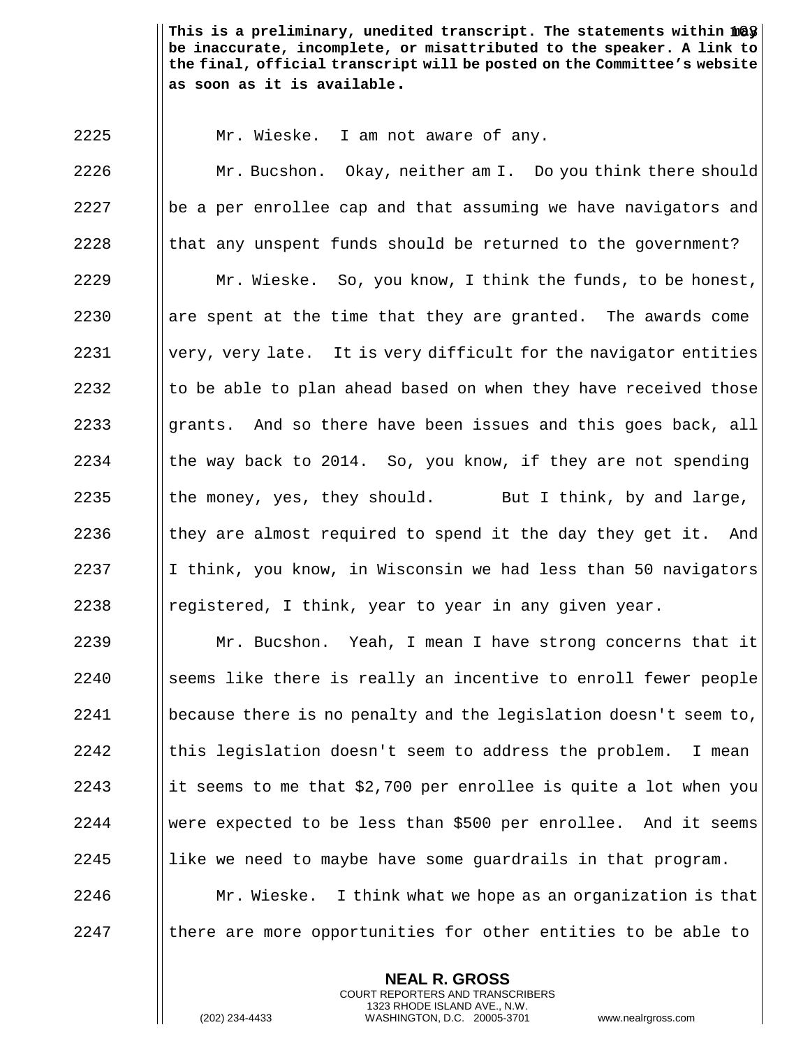This is a preliminary, unedited transcript. The statements within may be inaccurate, incomplete, or misattributed to the speaker. A link to the final, official transcript will be posted on the Committee's website as soon as it is available.

Mr. Wieske. I am not aware of any.

Mr. Bucshon. Okay, neither am I. Do you think there should be a per enrollee cap and that assuming we have navigators and that any unspent funds should be returned to the government?

Mr. Wieske. So, you know, I think the funds, to be honest, are spent at the time that they are granted. The awards come very, very late. It is very difficult for the navigator entities to be able to plan ahead based on when they have received those grants. And so there have been issues and this goes back, all the way back to 2014. So, you know, if they are not spending the money, yes, they should. But I think, by and large, they are almost required to spend it the day they get it. And I think, you know, in Wisconsin we had less than 50 navigators registered, I think, year to year in any given year.

Mr. Bucshon. Yeah, I mean I have strong concerns that it seems like there is really an incentive to enroll fewer people because there is no penalty and the legislation doesn't seem to, this legislation doesn't seem to address the problem. I mean it seems to me that $2,700 per enrollee is quite a lot when you were expected to be less than $500 per enrollee. And it seems like we need to maybe have some guardrails in that program.

Mr. Wieske. I think what we hope as an organization is that there are more opportunities for other entities to be able to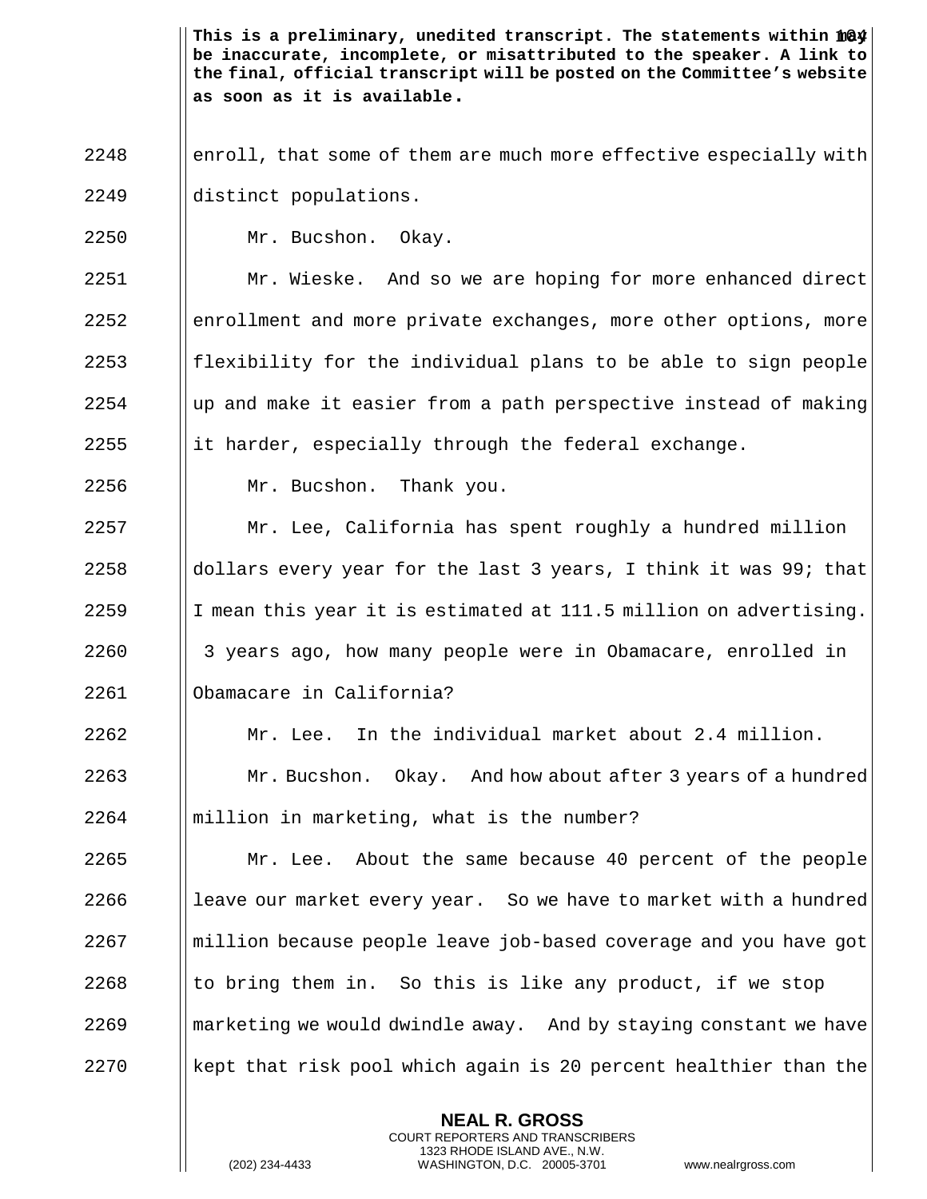**This is a preliminary, unedited transcript. The statements within may be inaccurate, incomplete, or misattributed to the speaker. A link to the final, official transcript will be posted on the Committee's website as soon as it is available.**

2248 enroll, that some of them are much more effective especially with
2249 distinct populations.

2250 Mr. Bucshon. Okay.

2251 Mr. Wieske. And so we are hoping for more enhanced direct
2252 enrollment and more private exchanges, more other options, more
2253 flexibility for the individual plans to be able to sign people
2254 up and make it easier from a path perspective instead of making
2255 it harder, especially through the federal exchange.

2256 Mr. Bucshon. Thank you.

2257 Mr. Lee, California has spent roughly a hundred million
2258 dollars every year for the last 3 years, I think it was 99; that
2259 I mean this year it is estimated at 111.5 million on advertising.
2260 3 years ago, how many people were in Obamacare, enrolled in
2261 Obamacare in California?

2262 Mr. Lee. In the individual market about 2.4 million.

2263 Mr. Bucshon. Okay. And how about after 3 years of a hundred
2264 million in marketing, what is the number?

2265 Mr. Lee. About the same because 40 percent of the people
2266 leave our market every year. So we have to market with a hundred
2267 million because people leave job-based coverage and you have got
2268 to bring them in. So this is like any product, if we stop
2269 marketing we would dwindle away. And by staying constant we have
2270 kept that risk pool which again is 20 percent healthier than the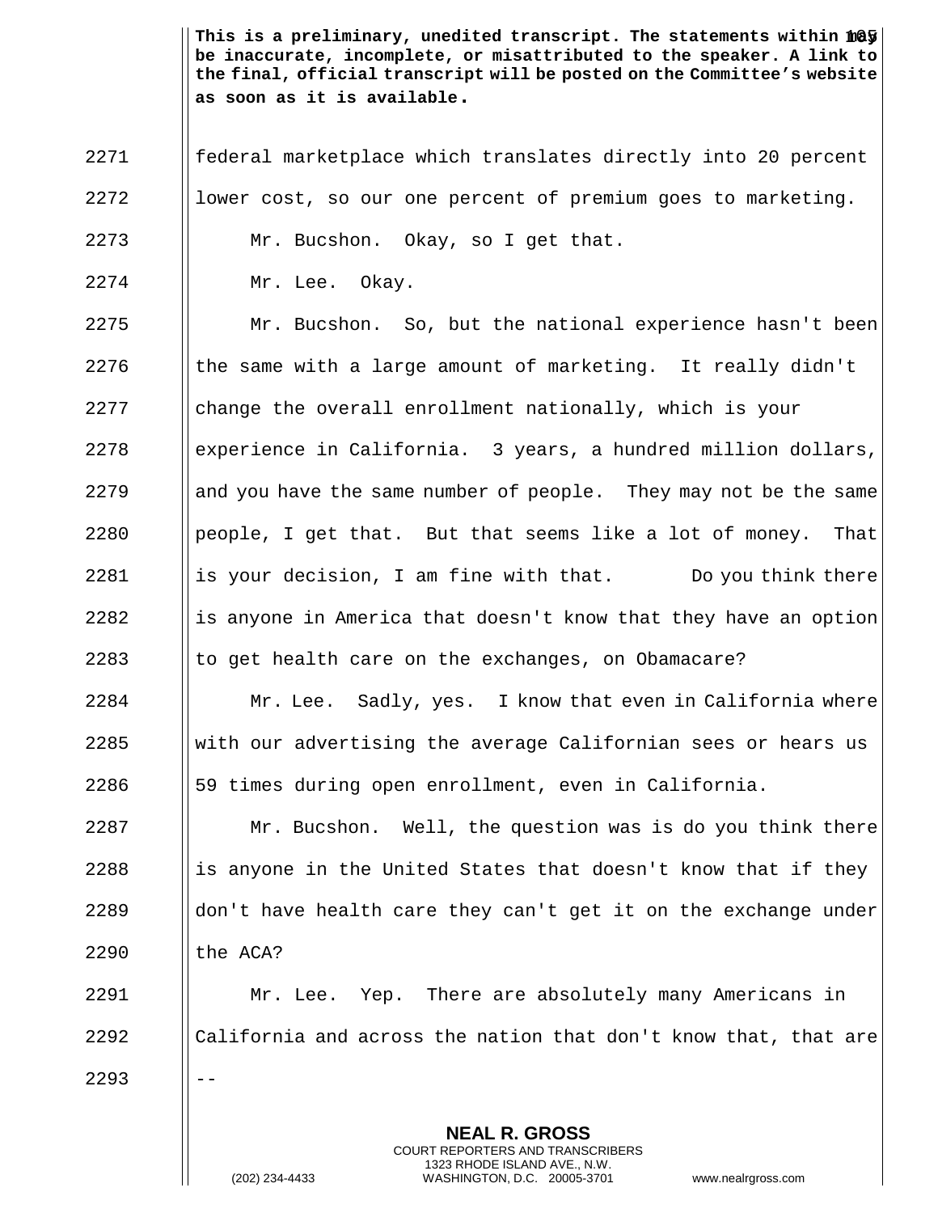This is a preliminary, unedited transcript. The statements within may be inaccurate, incomplete, or misattributed to the speaker. A link to the final, official transcript will be posted on the Committee's website as soon as it is available.

2271 federal marketplace which translates directly into 20 percent
2272 lower cost, so our one percent of premium goes to marketing.

2273 Mr. Bucshon. Okay, so I get that.

2274 Mr. Lee. Okay.

2275 Mr. Bucshon. So, but the national experience hasn't been
2276 the same with a large amount of marketing. It really didn't
2277 change the overall enrollment nationally, which is your
2278 experience in California. 3 years, a hundred million dollars,
2279 and you have the same number of people. They may not be the same
2280 people, I get that. But that seems like a lot of money. That
2281 is your decision, I am fine with that. Do you think there
2282 is anyone in America that doesn't know that they have an option
2283 to get health care on the exchanges, on Obamacare?

2284 Mr. Lee. Sadly, yes. I know that even in California where
2285 with our advertising the average Californian sees or hears us
2286 59 times during open enrollment, even in California.

2287 Mr. Bucshon. Well, the question was is do you think there
2288 is anyone in the United States that doesn't know that if they
2289 don't have health care they can't get it on the exchange under
2290 the ACA?

2291 Mr. Lee. Yep. There are absolutely many Americans in
2292 California and across the nation that don't know that, that are
2293 --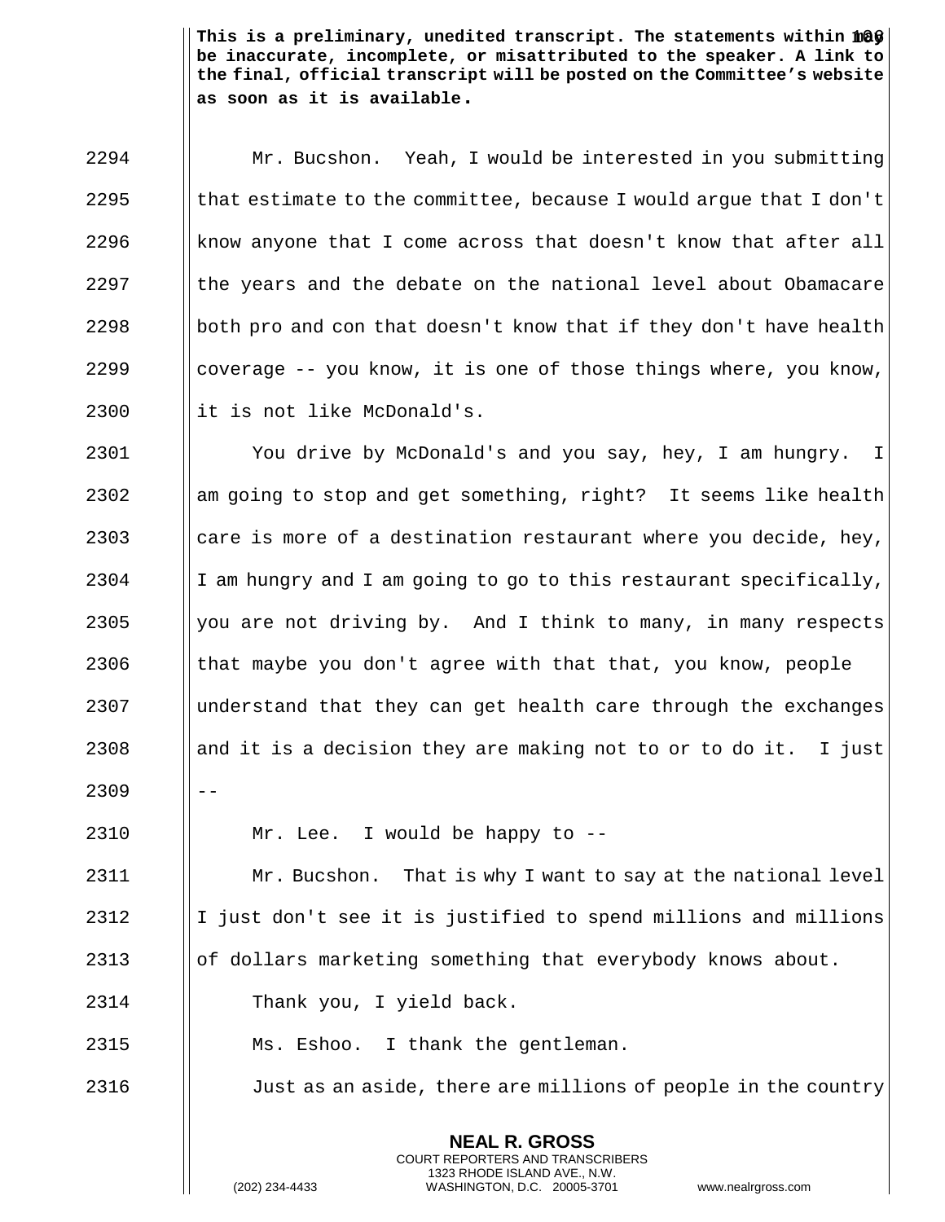**This is a preliminary, unedited transcript. The statements within may be inaccurate, incomplete, or misattributed to the speaker. A link to the final, official transcript will be posted on the Committee's website as soon as it is available.**

2294 Mr. Bucshon. Yeah, I would be interested in you submitting
2295 that estimate to the committee, because I would argue that I don't
2296 know anyone that I come across that doesn't know that after all
2297 the years and the debate on the national level about Obamacare
2298 both pro and con that doesn't know that if they don't have health
2299 coverage -- you know, it is one of those things where, you know,
2300 it is not like McDonald's.

2301 You drive by McDonald's and you say, hey, I am hungry. I
2302 am going to stop and get something, right? It seems like health
2303 care is more of a destination restaurant where you decide, hey,
2304 I am hungry and I am going to go to this restaurant specifically,
2305 you are not driving by. And I think to many, in many respects
2306 that maybe you don't agree with that that, you know, people
2307 understand that they can get health care through the exchanges
2308 and it is a decision they are making not to or to do it. I just
2309 --

2310 Mr. Lee. I would be happy to --

2311 Mr. Bucshon. That is why I want to say at the national level
2312 I just don't see it is justified to spend millions and millions
2313 of dollars marketing something that everybody knows about.

2314 Thank you, I yield back.

2315 Ms. Eshoo. I thank the gentleman.

2316 Just as an aside, there are millions of people in the country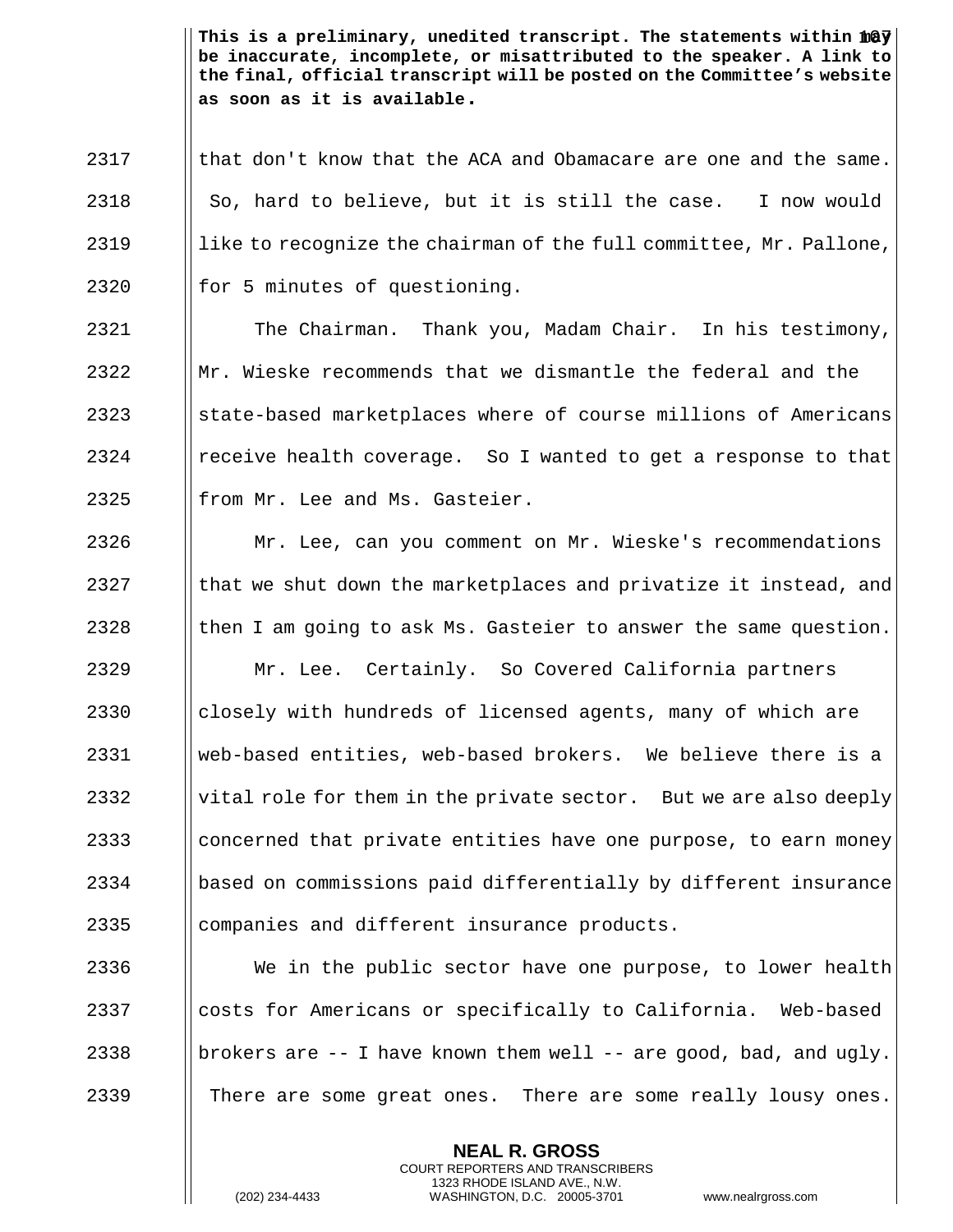**This is a preliminary, unedited transcript. The statements within may be inaccurate, incomplete, or misattributed to the speaker. A link to the final, official transcript will be posted on the Committee's website as soon as it is available.**

that don't know that the ACA and Obamacare are one and the same. So, hard to believe, but it is still the case. I now would like to recognize the chairman of the full committee, Mr. Pallone, for 5 minutes of questioning.

The Chairman. Thank you, Madam Chair. In his testimony, Mr. Wieske recommends that we dismantle the federal and the state-based marketplaces where of course millions of Americans receive health coverage. So I wanted to get a response to that from Mr. Lee and Ms. Gasteier.

Mr. Lee, can you comment on Mr. Wieske's recommendations that we shut down the marketplaces and privatize it instead, and then I am going to ask Ms. Gasteier to answer the same question.

Mr. Lee. Certainly. So Covered California partners closely with hundreds of licensed agents, many of which are web-based entities, web-based brokers. We believe there is a vital role for them in the private sector. But we are also deeply concerned that private entities have one purpose, to earn money based on commissions paid differentially by different insurance companies and different insurance products.

We in the public sector have one purpose, to lower health costs for Americans or specifically to California. Web-based brokers are -- I have known them well -- are good, bad, and ugly. There are some great ones. There are some really lousy ones.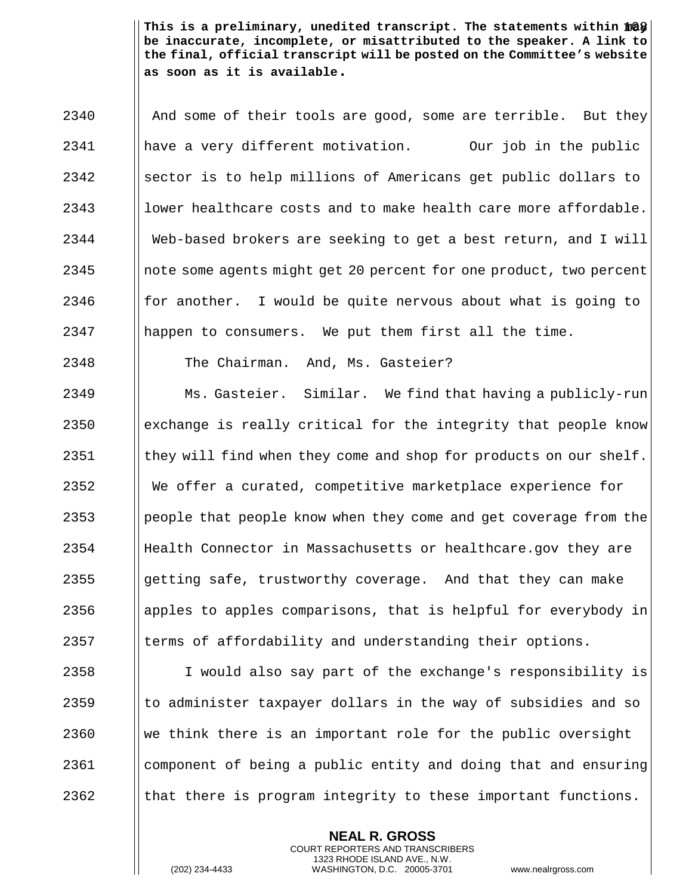This is a preliminary, unedited transcript. The statements within may be inaccurate, incomplete, or misattributed to the speaker. A link to the final, official transcript will be posted on the Committee's website as soon as it is available.

2340 And some of their tools are good, some are terrible. But they
2341 have a very different motivation. Our job in the public
2342 sector is to help millions of Americans get public dollars to
2343 lower healthcare costs and to make health care more affordable.
2344 Web-based brokers are seeking to get a best return, and I will
2345 note some agents might get 20 percent for one product, two percent
2346 for another. I would be quite nervous about what is going to
2347 happen to consumers. We put them first all the time.

2348 The Chairman. And, Ms. Gasteier?

2349 Ms. Gasteier. Similar. We find that having a publicly-run
2350 exchange is really critical for the integrity that people know
2351 they will find when they come and shop for products on our shelf.
2352 We offer a curated, competitive marketplace experience for
2353 people that people know when they come and get coverage from the
2354 Health Connector in Massachusetts or healthcare.gov they are
2355 getting safe, trustworthy coverage. And that they can make
2356 apples to apples comparisons, that is helpful for everybody in
2357 terms of affordability and understanding their options.

2358 I would also say part of the exchange's responsibility is
2359 to administer taxpayer dollars in the way of subsidies and so
2360 we think there is an important role for the public oversight
2361 component of being a public entity and doing that and ensuring
2362 that there is program integrity to these important functions.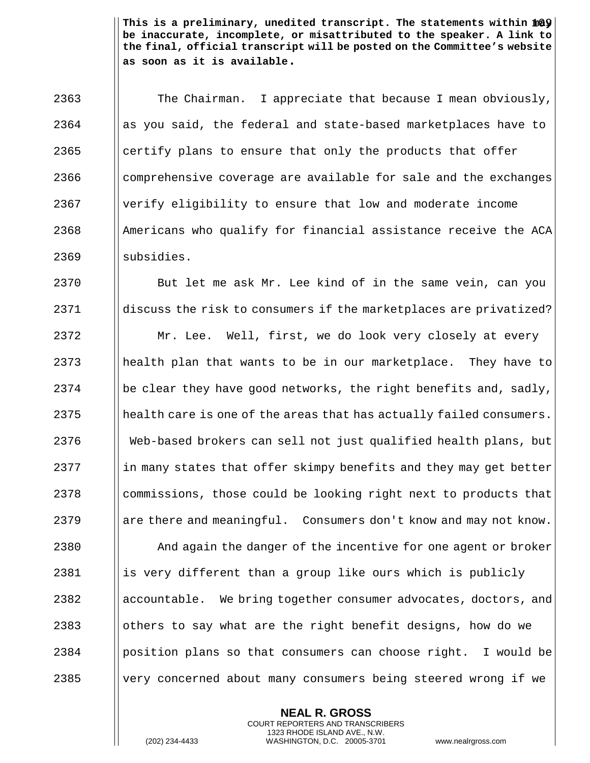**This is a preliminary, unedited transcript. The statements within may be inaccurate, incomplete, or misattributed to the speaker. A link to the final, official transcript will be posted on the Committee's website as soon as it is available.**

2363 The Chairman. I appreciate that because I mean obviously,
2364 as you said, the federal and state-based marketplaces have to
2365 certify plans to ensure that only the products that offer
2366 comprehensive coverage are available for sale and the exchanges
2367 verify eligibility to ensure that low and moderate income
2368 Americans who qualify for financial assistance receive the ACA
2369 subsidies.

2370 But let me ask Mr. Lee kind of in the same vein, can you
2371 discuss the risk to consumers if the marketplaces are privatized?

2372 Mr. Lee. Well, first, we do look very closely at every
2373 health plan that wants to be in our marketplace. They have to
2374 be clear they have good networks, the right benefits and, sadly,
2375 health care is one of the areas that has actually failed consumers.
2376 Web-based brokers can sell not just qualified health plans, but
2377 in many states that offer skimpy benefits and they may get better
2378 commissions, those could be looking right next to products that
2379 are there and meaningful. Consumers don't know and may not know.

2380 And again the danger of the incentive for one agent or broker
2381 is very different than a group like ours which is publicly
2382 accountable. We bring together consumer advocates, doctors, and
2383 others to say what are the right benefit designs, how do we
2384 position plans so that consumers can choose right. I would be
2385 very concerned about many consumers being steered wrong if we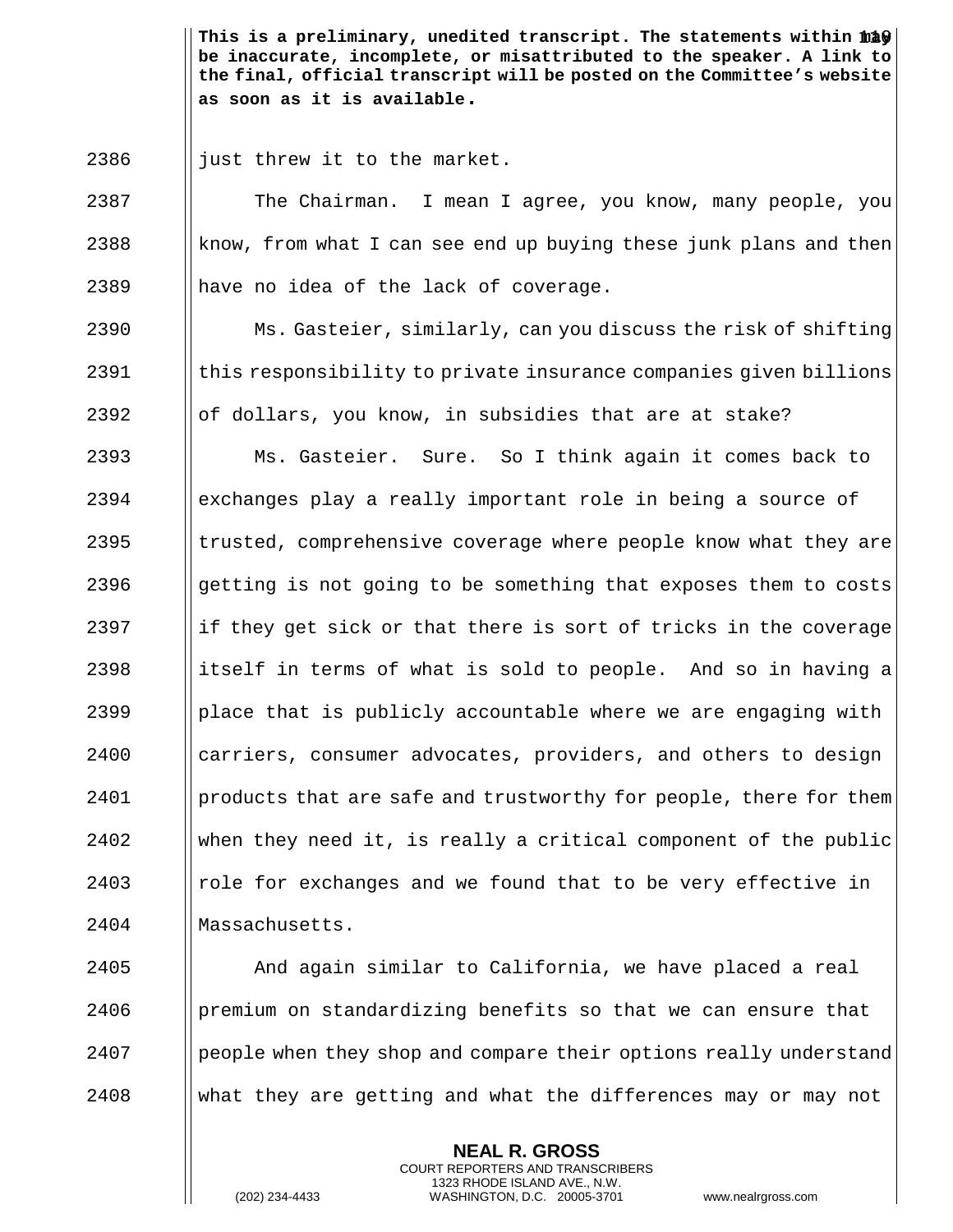just threw it to the market.

The Chairman. I mean I agree, you know, many people, you know, from what I can see end up buying these junk plans and then have no idea of the lack of coverage.

Ms. Gasteier, similarly, can you discuss the risk of shifting this responsibility to private insurance companies given billions of dollars, you know, in subsidies that are at stake?

Ms. Gasteier. Sure. So I think again it comes back to exchanges play a really important role in being a source of trusted, comprehensive coverage where people know what they are getting is not going to be something that exposes them to costs if they get sick or that there is sort of tricks in the coverage itself in terms of what is sold to people. And so in having a place that is publicly accountable where we are engaging with carriers, consumer advocates, providers, and others to design products that are safe and trustworthy for people, there for them when they need it, is really a critical component of the public role for exchanges and we found that to be very effective in Massachusetts.

And again similar to California, we have placed a real premium on standardizing benefits so that we can ensure that people when they shop and compare their options really understand what they are getting and what the differences may or may not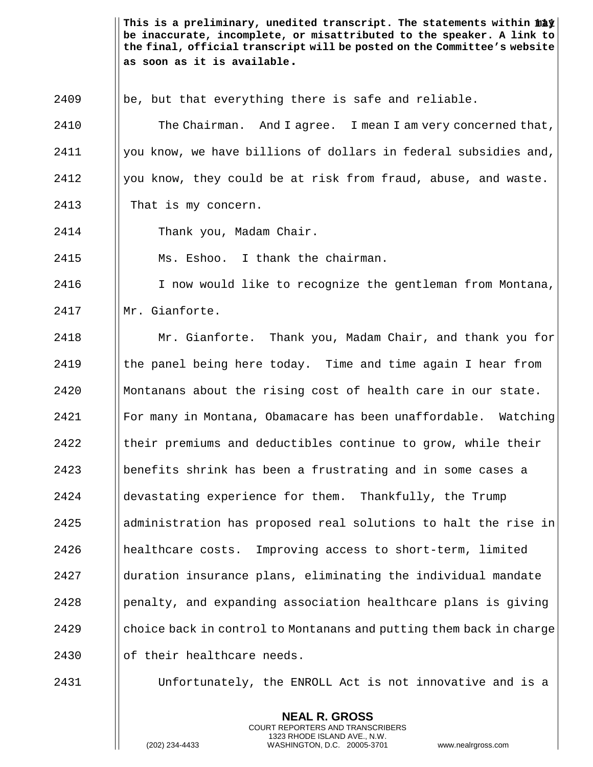be, but that everything there is safe and reliable.

The Chairman. And I agree. I mean I am very concerned that, you know, we have billions of dollars in federal subsidies and, you know, they could be at risk from fraud, abuse, and waste. That is my concern.

Thank you, Madam Chair.

Ms. Eshoo. I thank the chairman.

I now would like to recognize the gentleman from Montana, Mr. Gianforte.

Mr. Gianforte. Thank you, Madam Chair, and thank you for the panel being here today. Time and time again I hear from Montanans about the rising cost of health care in our state. For many in Montana, Obamacare has been unaffordable. Watching their premiums and deductibles continue to grow, while their benefits shrink has been a frustrating and in some cases a devastating experience for them. Thankfully, the Trump administration has proposed real solutions to halt the rise in healthcare costs. Improving access to short-term, limited duration insurance plans, eliminating the individual mandate penalty, and expanding association healthcare plans is giving choice back in control to Montanans and putting them back in charge of their healthcare needs.

Unfortunately, the ENROLL Act is not innovative and is a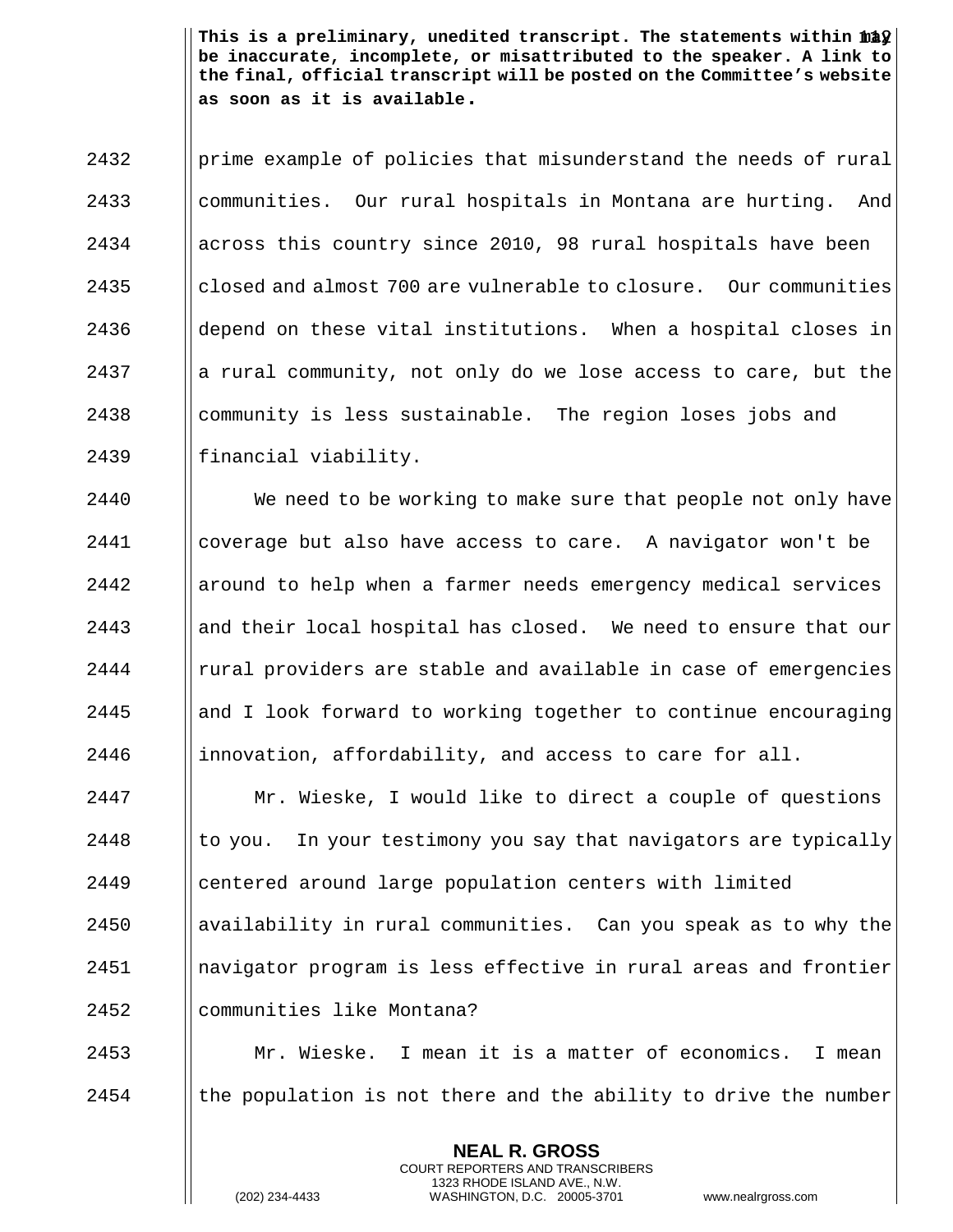prime example of policies that misunderstand the needs of rural communities. Our rural hospitals in Montana are hurting. And across this country since 2010, 98 rural hospitals have been closed and almost 700 are vulnerable to closure. Our communities depend on these vital institutions. When a hospital closes in a rural community, not only do we lose access to care, but the community is less sustainable. The region loses jobs and financial viability.

We need to be working to make sure that people not only have coverage but also have access to care. A navigator won't be around to help when a farmer needs emergency medical services and their local hospital has closed. We need to ensure that our rural providers are stable and available in case of emergencies and I look forward to working together to continue encouraging innovation, affordability, and access to care for all.

Mr. Wieske, I would like to direct a couple of questions to you. In your testimony you say that navigators are typically centered around large population centers with limited availability in rural communities. Can you speak as to why the navigator program is less effective in rural areas and frontier communities like Montana?

Mr. Wieske. I mean it is a matter of economics. I mean the population is not there and the ability to drive the number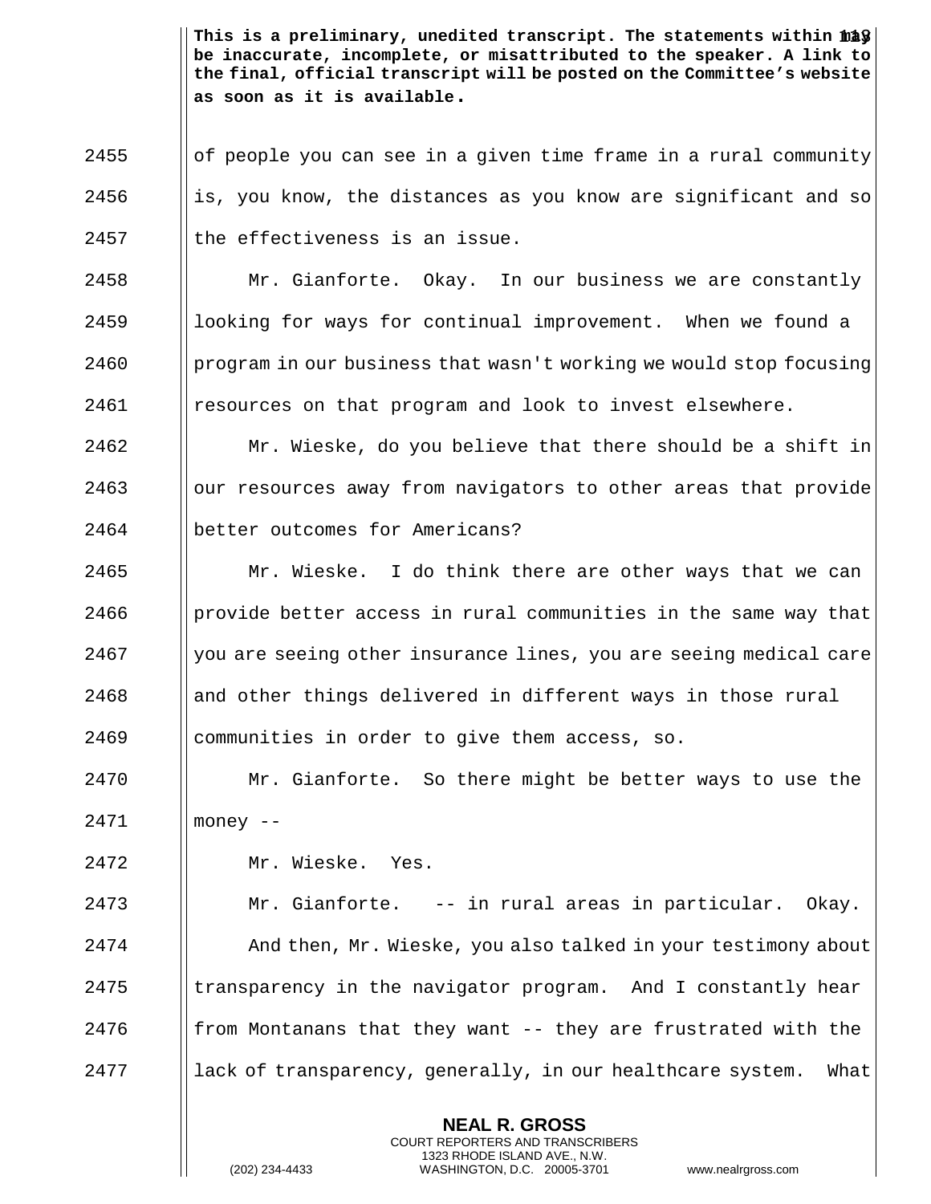of people you can see in a given time frame in a rural community is, you know, the distances as you know are significant and so the effectiveness is an issue.

Mr. Gianforte. Okay. In our business we are constantly looking for ways for continual improvement. When we found a program in our business that wasn't working we would stop focusing resources on that program and look to invest elsewhere.

Mr. Wieske, do you believe that there should be a shift in our resources away from navigators to other areas that provide better outcomes for Americans?

Mr. Wieske. I do think there are other ways that we can provide better access in rural communities in the same way that you are seeing other insurance lines, you are seeing medical care and other things delivered in different ways in those rural communities in order to give them access, so.

Mr. Gianforte. So there might be better ways to use the money --

Mr. Wieske. Yes.

Mr. Gianforte. -- in rural areas in particular. Okay.

And then, Mr. Wieske, you also talked in your testimony about transparency in the navigator program. And I constantly hear from Montanans that they want -- they are frustrated with the lack of transparency, generally, in our healthcare system. What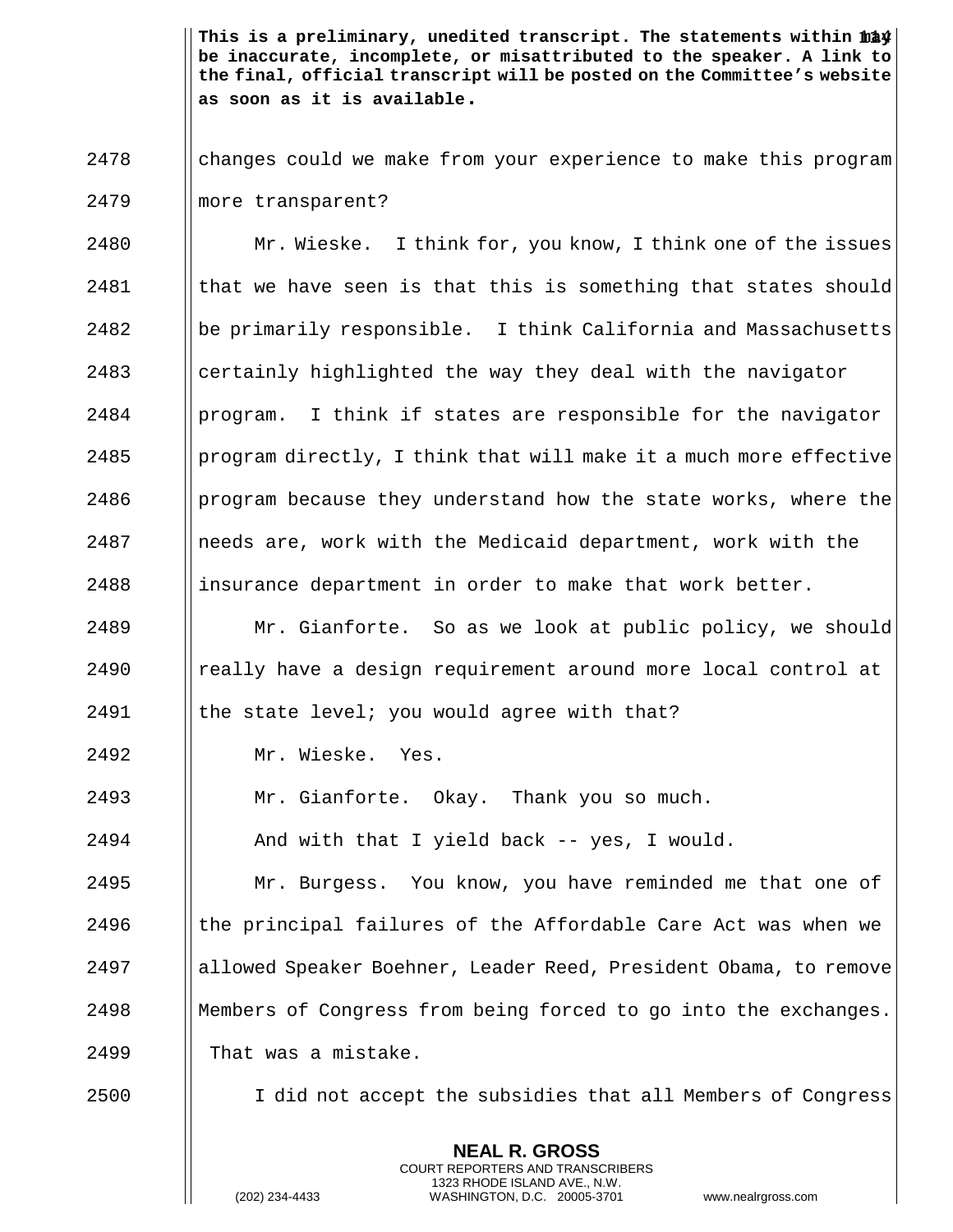**This is a preliminary, unedited transcript. The statements within may be inaccurate, incomplete, or misattributed to the speaker. A link to the final, official transcript will be posted on the Committee's website as soon as it is available.**

2478 changes could we make from your experience to make this program

2479 more transparent?

2480 Mr. Wieske. I think for, you know, I think one of the issues

2481 that we have seen is that this is something that states should

2482 be primarily responsible. I think California and Massachusetts

2483 certainly highlighted the way they deal with the navigator

2484 program. I think if states are responsible for the navigator

2485 program directly, I think that will make it a much more effective

2486 program because they understand how the state works, where the

2487 needs are, work with the Medicaid department, work with the

2488 insurance department in order to make that work better.

2489 Mr. Gianforte. So as we look at public policy, we should

2490 really have a design requirement around more local control at

2491 the state level; you would agree with that?

2492 Mr. Wieske. Yes.

2493 Mr. Gianforte. Okay. Thank you so much.

2494 And with that I yield back -- yes, I would.

2495 Mr. Burgess. You know, you have reminded me that one of

2496 the principal failures of the Affordable Care Act was when we

2497 allowed Speaker Boehner, Leader Reed, President Obama, to remove

2498 Members of Congress from being forced to go into the exchanges.

2499 That was a mistake.

2500 I did not accept the subsidies that all Members of Congress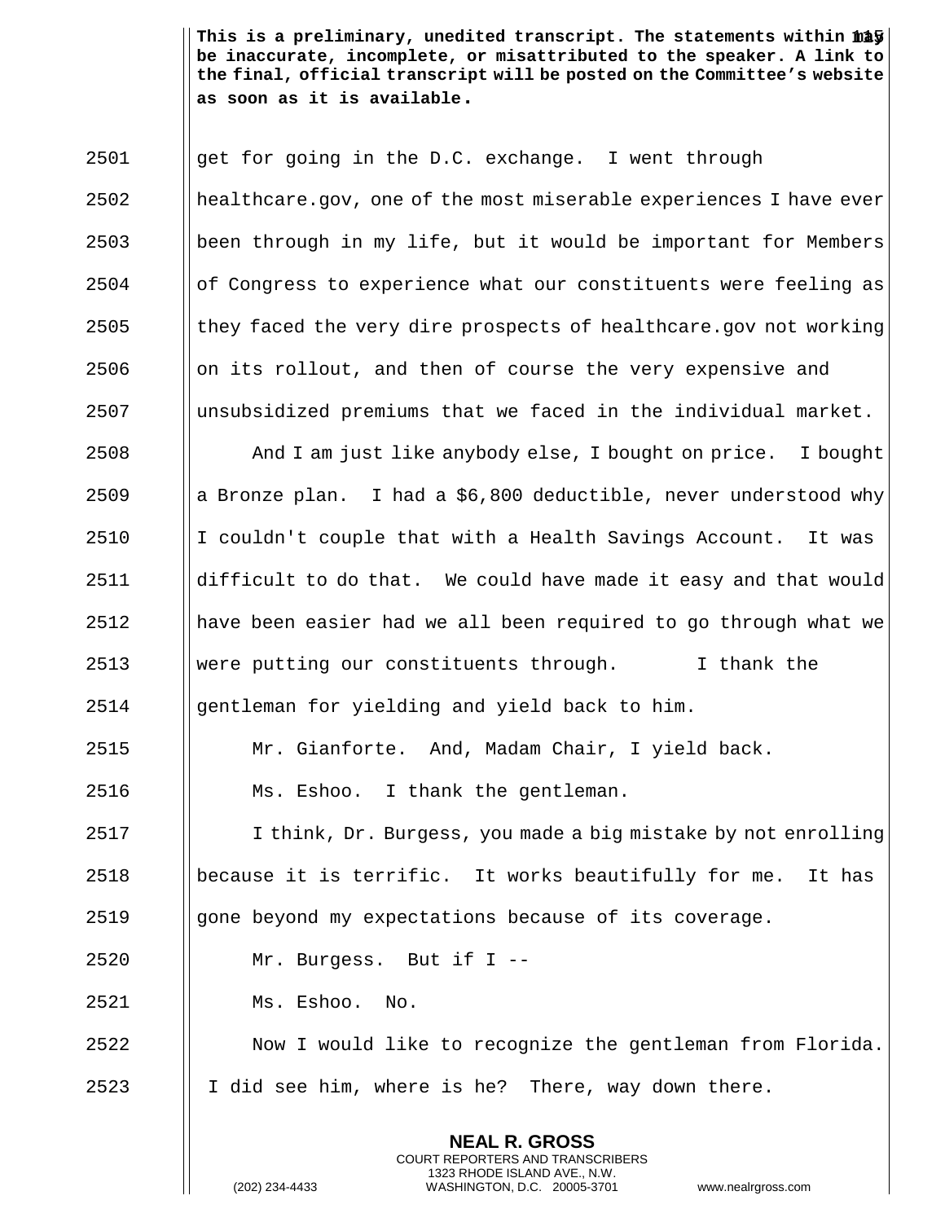get for going in the D.C. exchange. I went through healthcare.gov, one of the most miserable experiences I have ever been through in my life, but it would be important for Members of Congress to experience what our constituents were feeling as they faced the very dire prospects of healthcare.gov not working on its rollout, and then of course the very expensive and unsubsidized premiums that we faced in the individual market.

And I am just like anybody else, I bought on price. I bought a Bronze plan. I had a $6,800 deductible, never understood why I couldn't couple that with a Health Savings Account. It was difficult to do that. We could have made it easy and that would have been easier had we all been required to go through what we were putting our constituents through. I thank the gentleman for yielding and yield back to him.

Mr. Gianforte. And, Madam Chair, I yield back.

Ms. Eshoo. I thank the gentleman.

I think, Dr. Burgess, you made a big mistake by not enrolling because it is terrific. It works beautifully for me. It has gone beyond my expectations because of its coverage.

Mr. Burgess. But if I --

Ms. Eshoo. No.

Now I would like to recognize the gentleman from Florida. I did see him, where is he? There, way down there.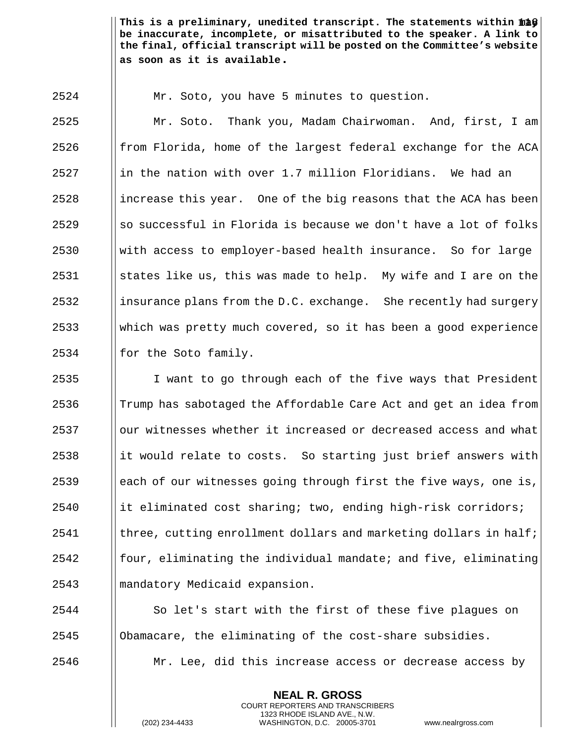**This is a preliminary, unedited transcript. The statements within may be inaccurate, incomplete, or misattributed to the speaker. A link to the final, official transcript will be posted on the Committee's website as soon as it is available.**

Mr. Soto, you have 5 minutes to question.

Mr. Soto. Thank you, Madam Chairwoman. And, first, I am from Florida, home of the largest federal exchange for the ACA in the nation with over 1.7 million Floridians. We had an increase this year. One of the big reasons that the ACA has been so successful in Florida is because we don't have a lot of folks with access to employer-based health insurance. So for large states like us, this was made to help. My wife and I are on the insurance plans from the D.C. exchange. She recently had surgery which was pretty much covered, so it has been a good experience for the Soto family.

I want to go through each of the five ways that President Trump has sabotaged the Affordable Care Act and get an idea from our witnesses whether it increased or decreased access and what it would relate to costs. So starting just brief answers with each of our witnesses going through first the five ways, one is, it eliminated cost sharing; two, ending high-risk corridors; three, cutting enrollment dollars and marketing dollars in half; four, eliminating the individual mandate; and five, eliminating mandatory Medicaid expansion.

So let's start with the first of these five plagues on Obamacare, the eliminating of the cost-share subsidies.

Mr. Lee, did this increase access or decrease access by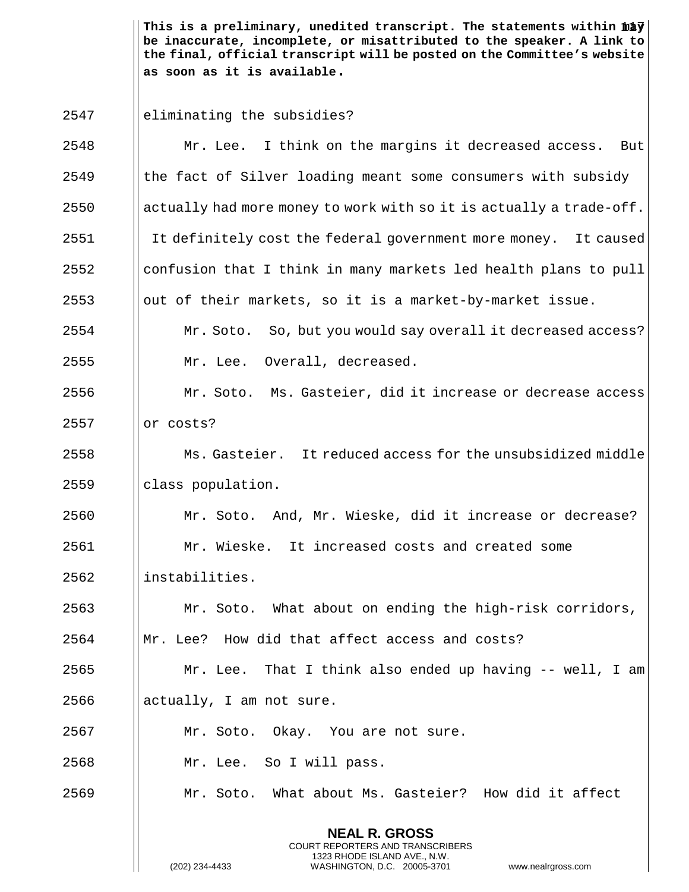**This is a preliminary, unedited transcript. The statements within may be inaccurate, incomplete, or misattributed to the speaker. A link to the final, official transcript will be posted on the Committee's website as soon as it is available.**

2547 eliminating the subsidies?

2548 Mr. Lee. I think on the margins it decreased access. But

2549 the fact of Silver loading meant some consumers with subsidy

2550 actually had more money to work with so it is actually a trade-off.

2551 It definitely cost the federal government more money. It caused

2552 confusion that I think in many markets led health plans to pull

2553 out of their markets, so it is a market-by-market issue.

2554 Mr. Soto. So, but you would say overall it decreased access?

2555 Mr. Lee. Overall, decreased.

2556 Mr. Soto. Ms. Gasteier, did it increase or decrease access

2557 or costs?

2558 Ms. Gasteier. It reduced access for the unsubsidized middle

2559 class population.

2560 Mr. Soto. And, Mr. Wieske, did it increase or decrease?

2561 Mr. Wieske. It increased costs and created some

2562 instabilities.

2563 Mr. Soto. What about on ending the high-risk corridors,

2564 Mr. Lee? How did that affect access and costs?

2565 Mr. Lee. That I think also ended up having -- well, I am

2566 actually, I am not sure.

2567 Mr. Soto. Okay. You are not sure.

2568 Mr. Lee. So I will pass.

2569 Mr. Soto. What about Ms. Gasteier? How did it affect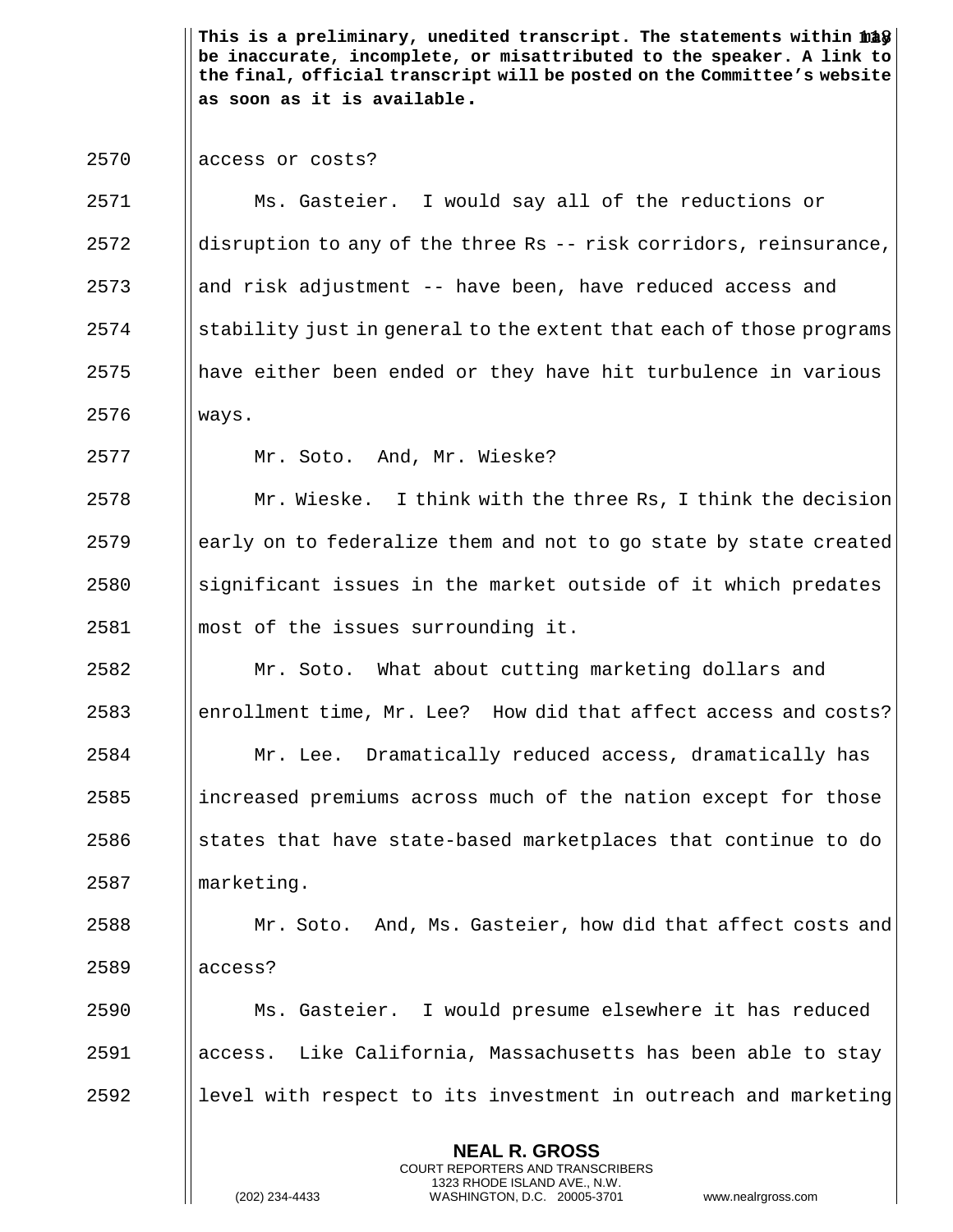access or costs?

Ms. Gasteier. I would say all of the reductions or disruption to any of the three Rs -- risk corridors, reinsurance, and risk adjustment -- have been, have reduced access and stability just in general to the extent that each of those programs have either been ended or they have hit turbulence in various ways.

Mr. Soto. And, Mr. Wieske?

Mr. Wieske. I think with the three Rs, I think the decision early on to federalize them and not to go state by state created significant issues in the market outside of it which predates most of the issues surrounding it.

Mr. Soto. What about cutting marketing dollars and enrollment time, Mr. Lee? How did that affect access and costs?

Mr. Lee. Dramatically reduced access, dramatically has increased premiums across much of the nation except for those states that have state-based marketplaces that continue to do marketing.

Mr. Soto. And, Ms. Gasteier, how did that affect costs and access?

Ms. Gasteier. I would presume elsewhere it has reduced access. Like California, Massachusetts has been able to stay level with respect to its investment in outreach and marketing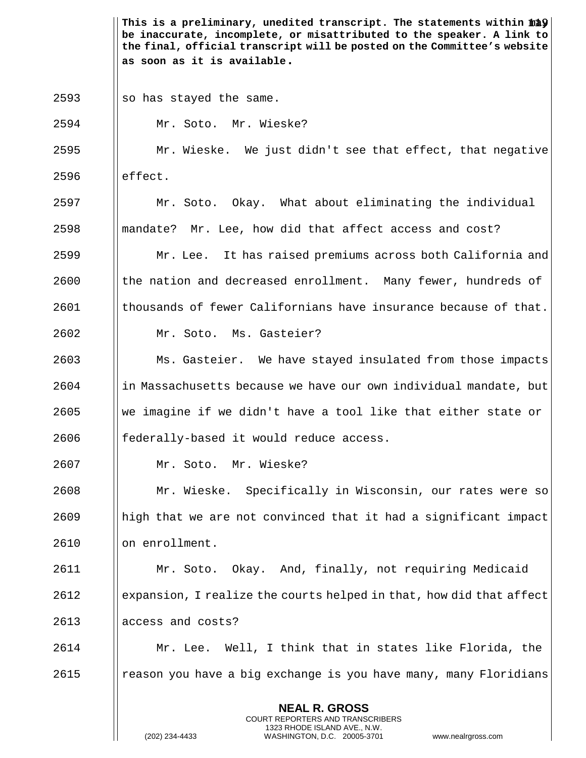**This is a preliminary, unedited transcript. The statements within may be inaccurate, incomplete, or misattributed to the speaker. A link to the final, official transcript will be posted on the Committee's website as soon as it is available.**

so has stayed the same.

Mr. Soto. Mr. Wieske?

Mr. Wieske. We just didn't see that effect, that negative effect.

Mr. Soto. Okay. What about eliminating the individual mandate? Mr. Lee, how did that affect access and cost?

Mr. Lee. It has raised premiums across both California and the nation and decreased enrollment. Many fewer, hundreds of thousands of fewer Californians have insurance because of that.

Mr. Soto. Ms. Gasteier?

Ms. Gasteier. We have stayed insulated from those impacts in Massachusetts because we have our own individual mandate, but we imagine if we didn't have a tool like that either state or federally-based it would reduce access.

Mr. Soto. Mr. Wieske?

Mr. Wieske. Specifically in Wisconsin, our rates were so high that we are not convinced that it had a significant impact on enrollment.

Mr. Soto. Okay. And, finally, not requiring Medicaid expansion, I realize the courts helped in that, how did that affect access and costs?

Mr. Lee. Well, I think that in states like Florida, the reason you have a big exchange is you have many, many Floridians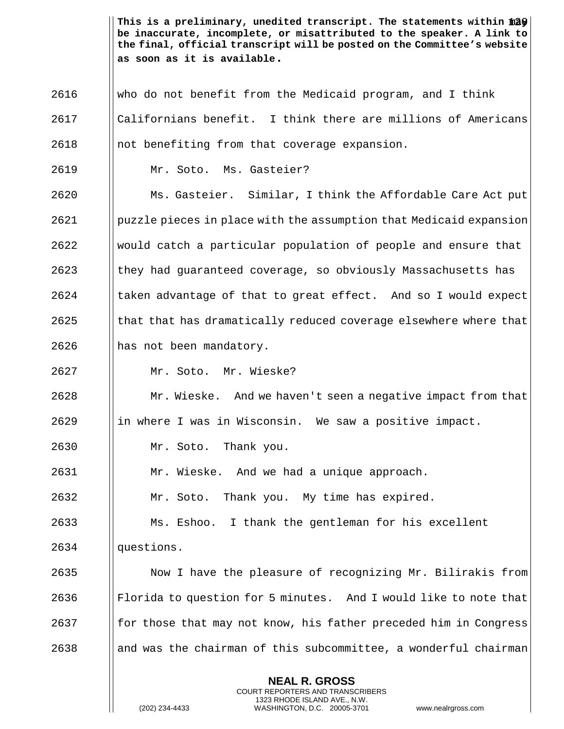This is a preliminary, unedited transcript. The statements within may be inaccurate, incomplete, or misattributed to the speaker. A link to the final, official transcript will be posted on the Committee's website as soon as it is available.

2616 who do not benefit from the Medicaid program, and I think
2617 Californians benefit. I think there are millions of Americans
2618 not benefiting from that coverage expansion.

2619 Mr. Soto. Ms. Gasteier?

2620 Ms. Gasteier. Similar, I think the Affordable Care Act put
2621 puzzle pieces in place with the assumption that Medicaid expansion
2622 would catch a particular population of people and ensure that
2623 they had guaranteed coverage, so obviously Massachusetts has
2624 taken advantage of that to great effect. And so I would expect
2625 that that has dramatically reduced coverage elsewhere where that
2626 has not been mandatory.

2627 Mr. Soto. Mr. Wieske?

2628 Mr. Wieske. And we haven't seen a negative impact from that
2629 in where I was in Wisconsin. We saw a positive impact.

2630 Mr. Soto. Thank you.

2631 Mr. Wieske. And we had a unique approach.

2632 Mr. Soto. Thank you. My time has expired.

2633 Ms. Eshoo. I thank the gentleman for his excellent
2634 questions.

2635 Now I have the pleasure of recognizing Mr. Bilirakis from
2636 Florida to question for 5 minutes. And I would like to note that
2637 for those that may not know, his father preceded him in Congress
2638 and was the chairman of this subcommittee, a wonderful chairman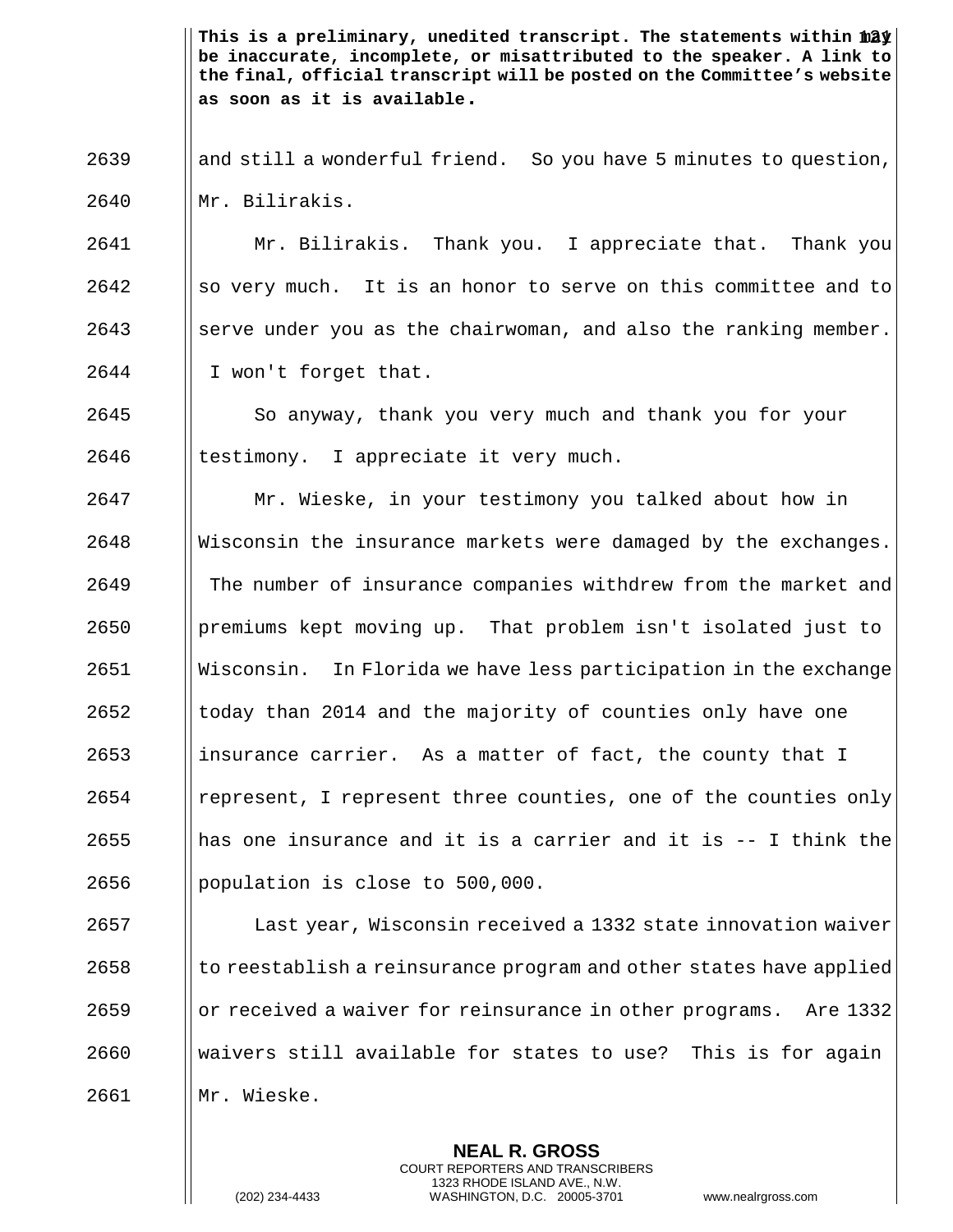**This is a preliminary, unedited transcript. The statements within may be inaccurate, incomplete, or misattributed to the speaker. A link to the final, official transcript will be posted on the Committee's website as soon as it is available.**

and still a wonderful friend. So you have 5 minutes to question, Mr. Bilirakis.

Mr. Bilirakis. Thank you. I appreciate that. Thank you so very much. It is an honor to serve on this committee and to serve under you as the chairwoman, and also the ranking member. I won't forget that.

So anyway, thank you very much and thank you for your testimony. I appreciate it very much.

Mr. Wieske, in your testimony you talked about how in Wisconsin the insurance markets were damaged by the exchanges. The number of insurance companies withdrew from the market and premiums kept moving up. That problem isn't isolated just to Wisconsin. In Florida we have less participation in the exchange today than 2014 and the majority of counties only have one insurance carrier. As a matter of fact, the county that I represent, I represent three counties, one of the counties only has one insurance and it is a carrier and it is -- I think the population is close to 500,000.

Last year, Wisconsin received a 1332 state innovation waiver to reestablish a reinsurance program and other states have applied or received a waiver for reinsurance in other programs. Are 1332 waivers still available for states to use? This is for again Mr. Wieske.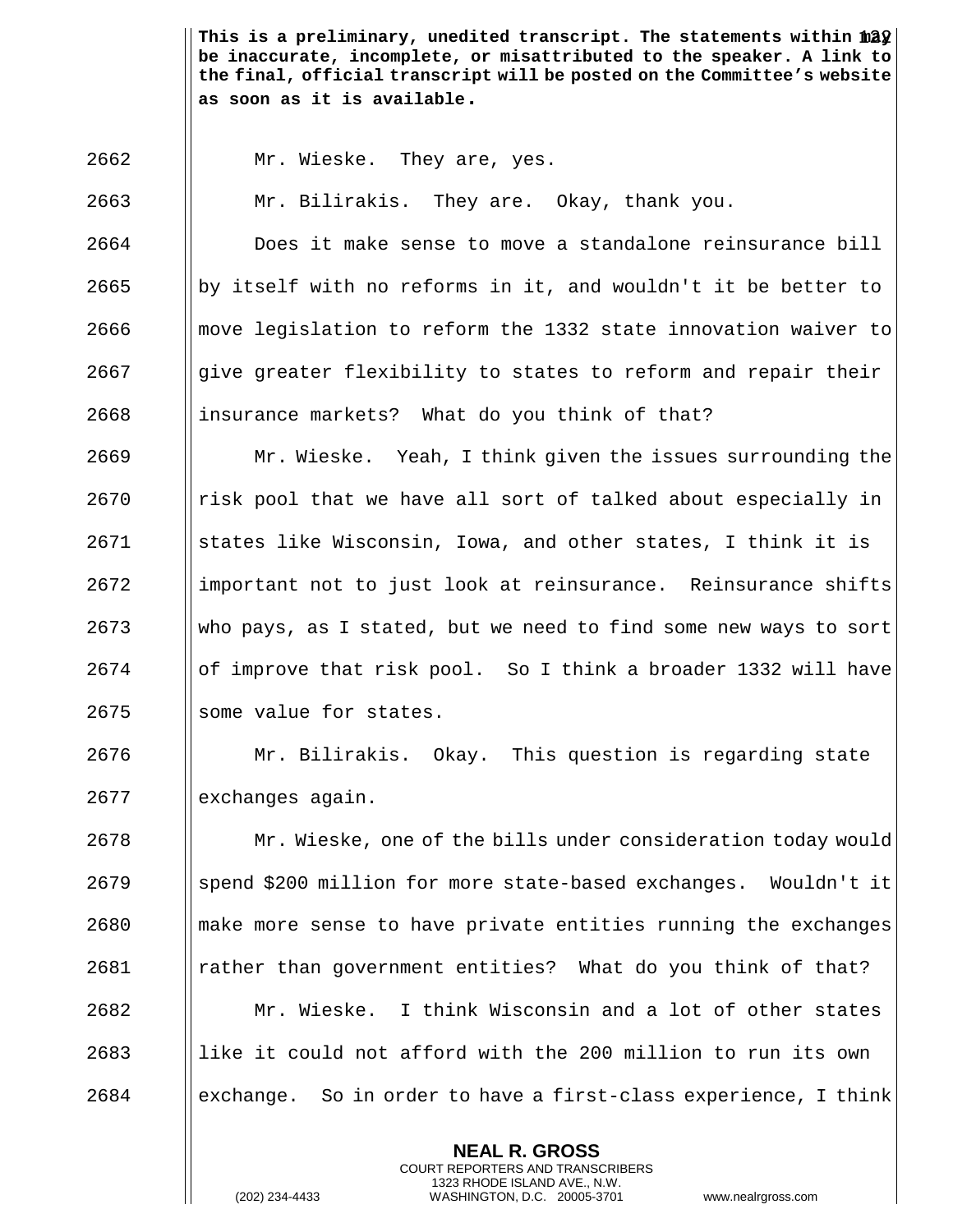This is a preliminary, unedited transcript. The statements within may be inaccurate, incomplete, or misattributed to the speaker. A link to the final, official transcript will be posted on the Committee's website as soon as it is available.

2662 Mr. Wieske. They are, yes.

2663 Mr. Bilirakis. They are. Okay, thank you.

2664 Does it make sense to move a standalone reinsurance bill
2665 by itself with no reforms in it, and wouldn't it be better to
2666 move legislation to reform the 1332 state innovation waiver to
2667 give greater flexibility to states to reform and repair their
2668 insurance markets? What do you think of that?

2669 Mr. Wieske. Yeah, I think given the issues surrounding the
2670 risk pool that we have all sort of talked about especially in
2671 states like Wisconsin, Iowa, and other states, I think it is
2672 important not to just look at reinsurance. Reinsurance shifts
2673 who pays, as I stated, but we need to find some new ways to sort
2674 of improve that risk pool. So I think a broader 1332 will have
2675 some value for states.

2676 Mr. Bilirakis. Okay. This question is regarding state
2677 exchanges again.

2678 Mr. Wieske, one of the bills under consideration today would
2679 spend $200 million for more state-based exchanges. Wouldn't it
2680 make more sense to have private entities running the exchanges
2681 rather than government entities? What do you think of that?

2682 Mr. Wieske. I think Wisconsin and a lot of other states
2683 like it could not afford with the 200 million to run its own
2684 exchange. So in order to have a first-class experience, I think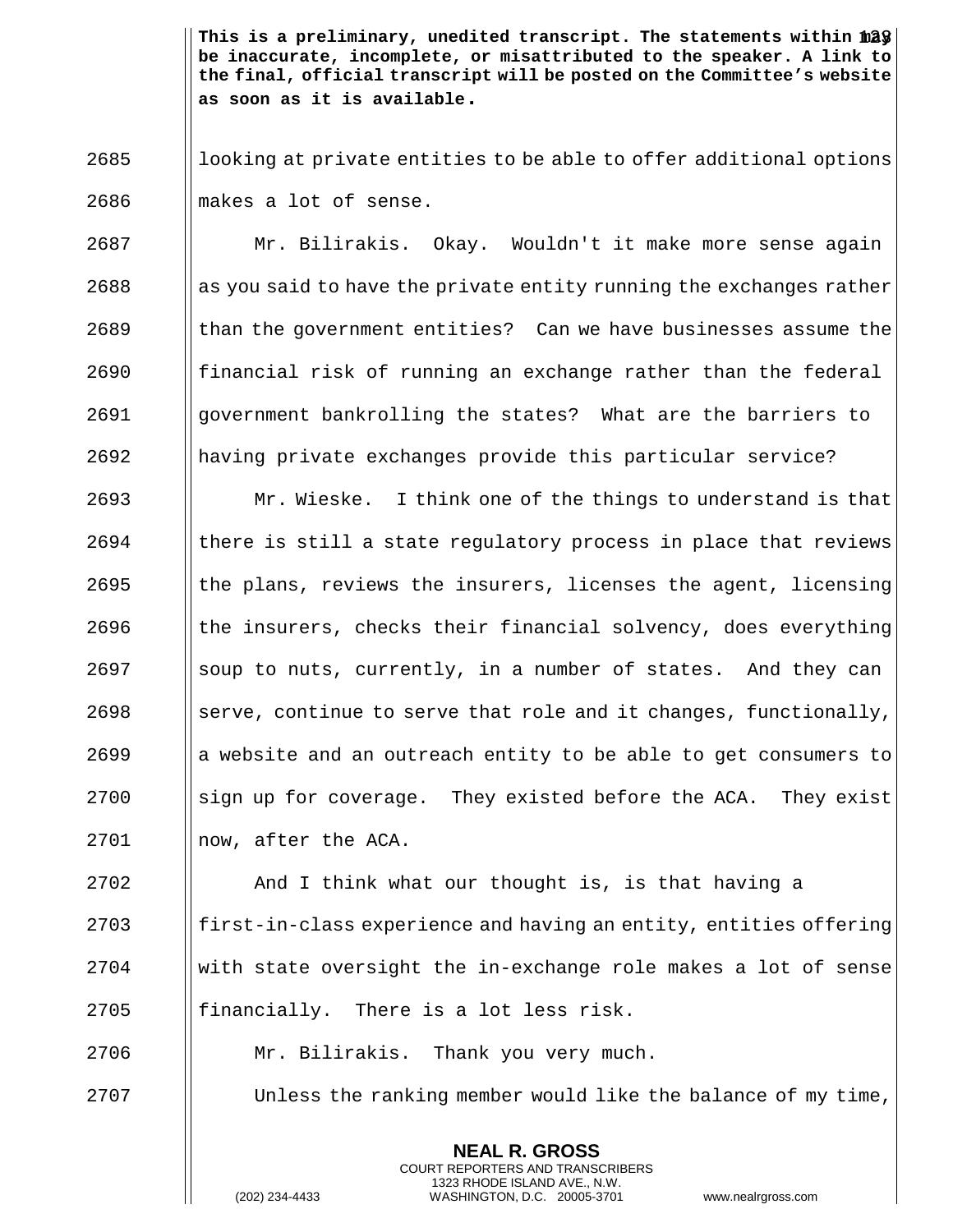looking at private entities to be able to offer additional options makes a lot of sense.

Mr. Bilirakis. Okay. Wouldn't it make more sense again as you said to have the private entity running the exchanges rather than the government entities? Can we have businesses assume the financial risk of running an exchange rather than the federal government bankrolling the states? What are the barriers to having private exchanges provide this particular service?

Mr. Wieske. I think one of the things to understand is that there is still a state regulatory process in place that reviews the plans, reviews the insurers, licenses the agent, licensing the insurers, checks their financial solvency, does everything soup to nuts, currently, in a number of states. And they can serve, continue to serve that role and it changes, functionally, a website and an outreach entity to be able to get consumers to sign up for coverage. They existed before the ACA. They exist now, after the ACA.

And I think what our thought is, is that having a first-in-class experience and having an entity, entities offering with state oversight the in-exchange role makes a lot of sense financially. There is a lot less risk.

Mr. Bilirakis. Thank you very much.

Unless the ranking member would like the balance of my time,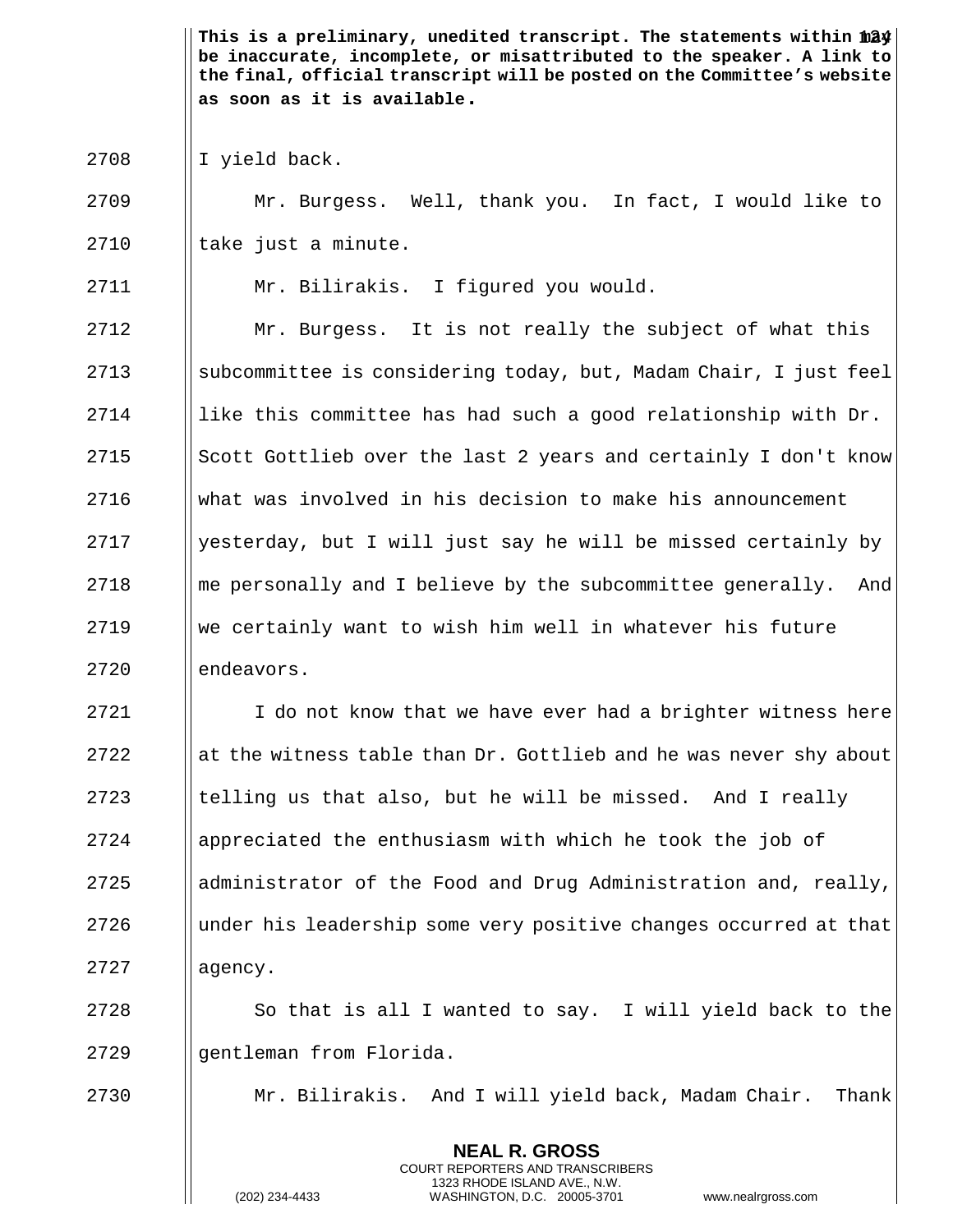This is a preliminary, unedited transcript. The statements within may be inaccurate, incomplete, or misattributed to the speaker. A link to the final, official transcript will be posted on the Committee's website as soon as it is available.

2708 I yield back.

2709 Mr. Burgess. Well, thank you. In fact, I would like to
2710 take just a minute.

2711 Mr. Bilirakis. I figured you would.

2712 Mr. Burgess. It is not really the subject of what this
2713 subcommittee is considering today, but, Madam Chair, I just feel
2714 like this committee has had such a good relationship with Dr.
2715 Scott Gottlieb over the last 2 years and certainly I don't know
2716 what was involved in his decision to make his announcement
2717 yesterday, but I will just say he will be missed certainly by
2718 me personally and I believe by the subcommittee generally. And
2719 we certainly want to wish him well in whatever his future
2720 endeavors.

2721 I do not know that we have ever had a brighter witness here
2722 at the witness table than Dr. Gottlieb and he was never shy about
2723 telling us that also, but he will be missed. And I really
2724 appreciated the enthusiasm with which he took the job of
2725 administrator of the Food and Drug Administration and, really,
2726 under his leadership some very positive changes occurred at that
2727 agency.

2728 So that is all I wanted to say. I will yield back to the
2729 gentleman from Florida.

2730 Mr. Bilirakis. And I will yield back, Madam Chair. Thank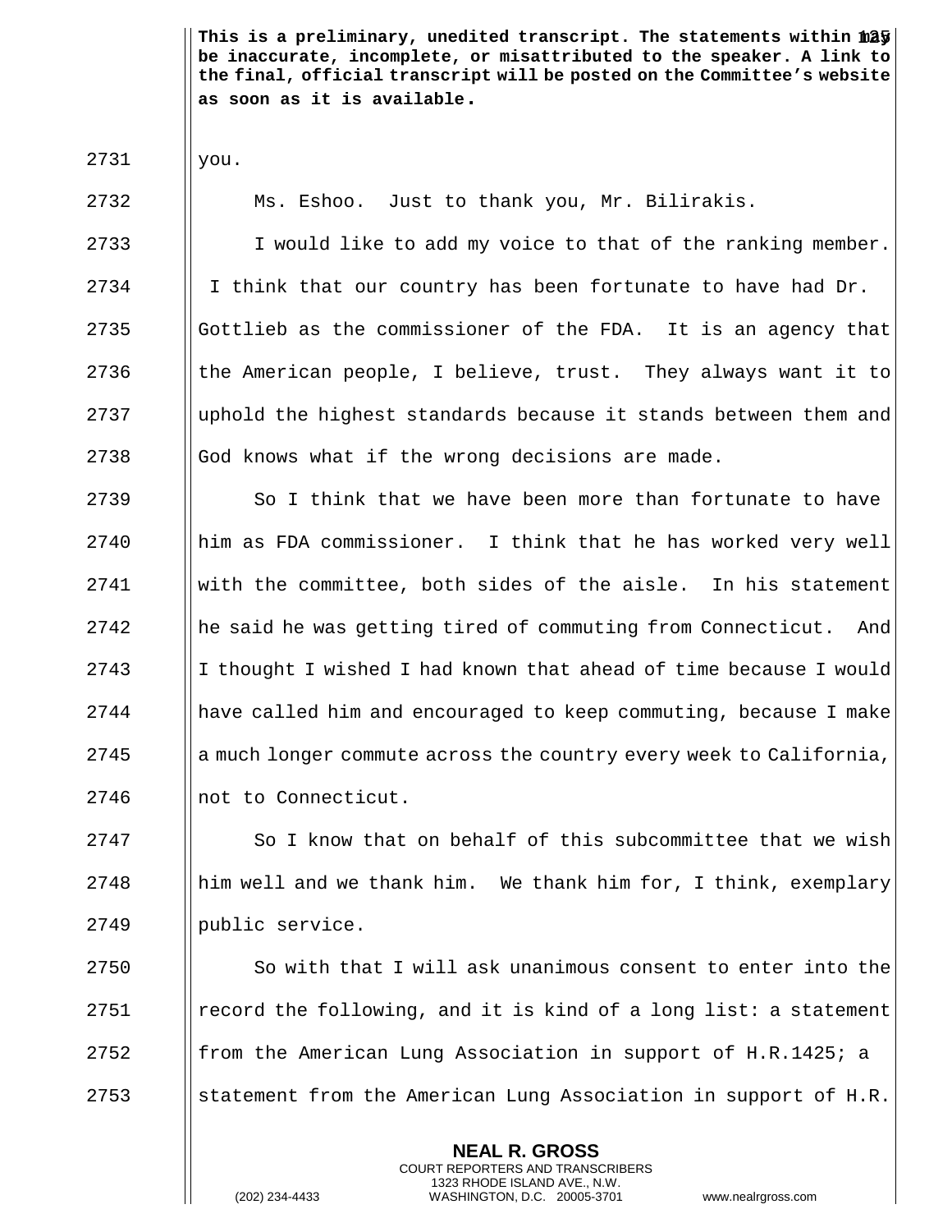you.

Ms. Eshoo. Just to thank you, Mr. Bilirakis.

I would like to add my voice to that of the ranking member. I think that our country has been fortunate to have had Dr. Gottlieb as the commissioner of the FDA. It is an agency that the American people, I believe, trust. They always want it to uphold the highest standards because it stands between them and God knows what if the wrong decisions are made.

So I think that we have been more than fortunate to have him as FDA commissioner. I think that he has worked very well with the committee, both sides of the aisle. In his statement he said he was getting tired of commuting from Connecticut. And I thought I wished I had known that ahead of time because I would have called him and encouraged to keep commuting, because I make a much longer commute across the country every week to California, not to Connecticut.

So I know that on behalf of this subcommittee that we wish him well and we thank him. We thank him for, I think, exemplary public service.

So with that I will ask unanimous consent to enter into the record the following, and it is kind of a long list: a statement from the American Lung Association in support of H.R.1425; a statement from the American Lung Association in support of H.R.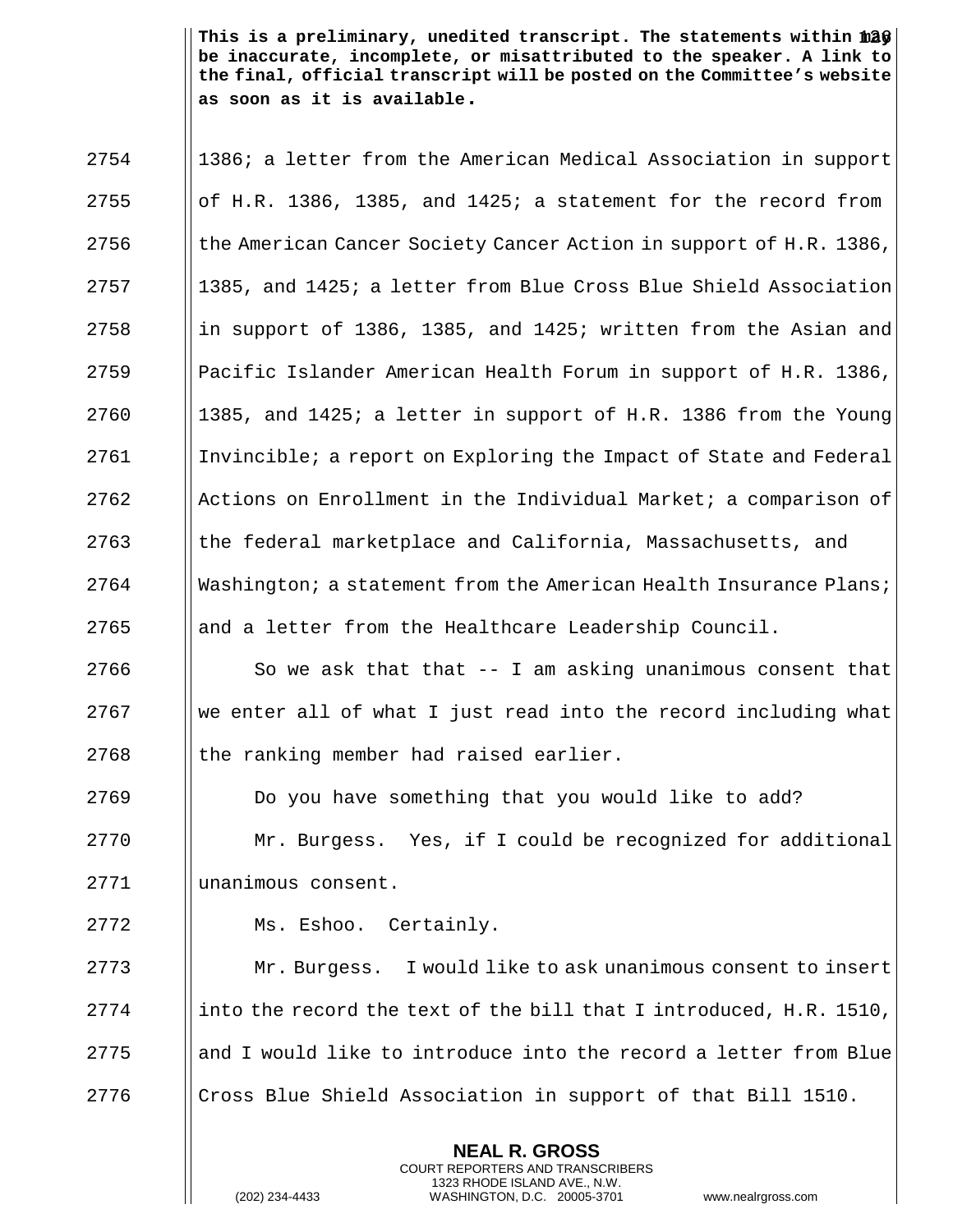This is a preliminary, unedited transcript. The statements within may be inaccurate, incomplete, or misattributed to the speaker. A link to the final, official transcript will be posted on the Committee's website as soon as it is available.

1386; a letter from the American Medical Association in support of H.R. 1386, 1385, and 1425; a statement for the record from the American Cancer Society Cancer Action in support of H.R. 1386, 1385, and 1425; a letter from Blue Cross Blue Shield Association in support of 1386, 1385, and 1425; written from the Asian and Pacific Islander American Health Forum in support of H.R. 1386, 1385, and 1425; a letter in support of H.R. 1386 from the Young Invincible; a report on Exploring the Impact of State and Federal Actions on Enrollment in the Individual Market; a comparison of the federal marketplace and California, Massachusetts, and Washington; a statement from the American Health Insurance Plans; and a letter from the Healthcare Leadership Council.

So we ask that that -- I am asking unanimous consent that we enter all of what I just read into the record including what the ranking member had raised earlier.

Do you have something that you would like to add?

Mr. Burgess. Yes, if I could be recognized for additional unanimous consent.

Ms. Eshoo. Certainly.

Mr. Burgess. I would like to ask unanimous consent to insert into the record the text of the bill that I introduced, H.R. 1510, and I would like to introduce into the record a letter from Blue Cross Blue Shield Association in support of that Bill 1510.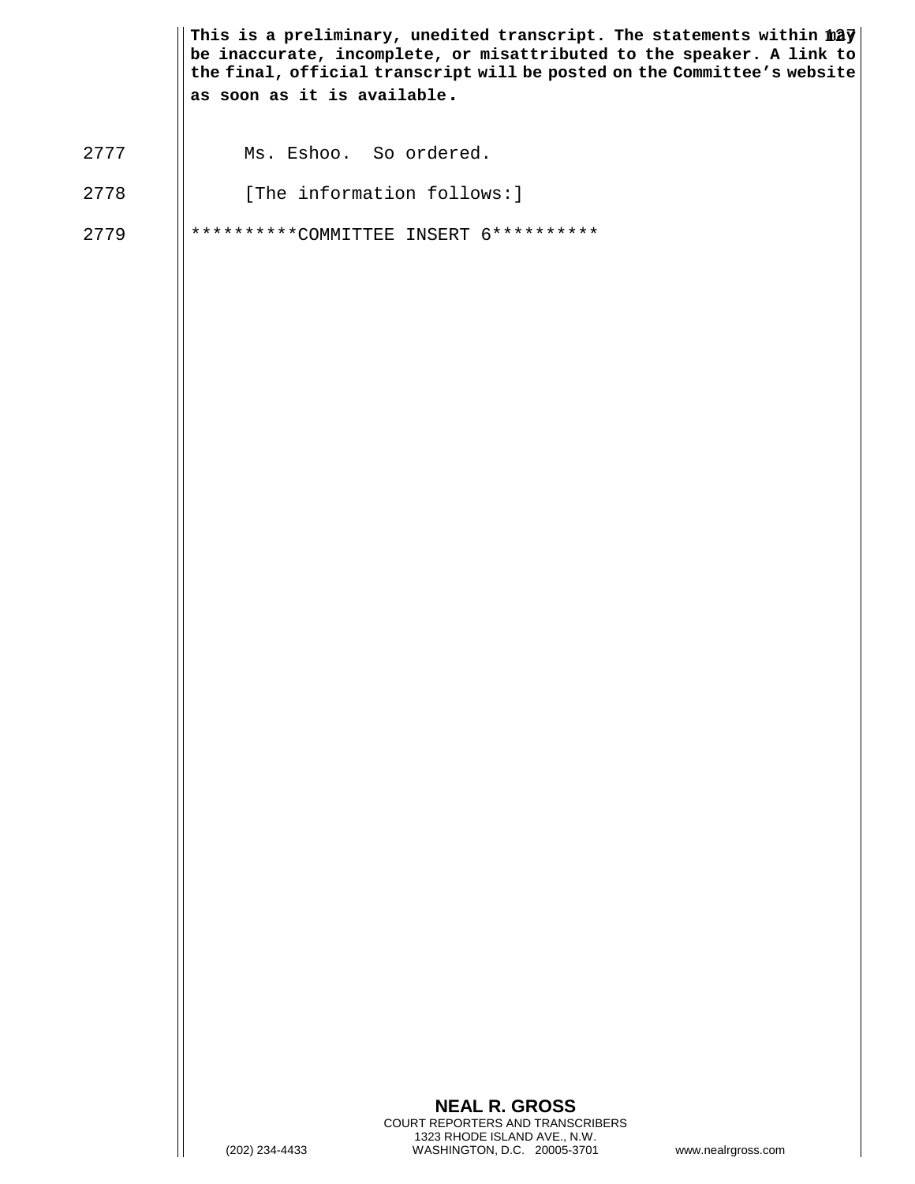This is a preliminary, unedited transcript. The statements within may be inaccurate, incomplete, or misattributed to the speaker. A link to the final, official transcript will be posted on the Committee's website as soon as it is available.

2777 Ms. Eshoo. So ordered.

2778 [The information follows:]

2779 **********COMMITTEE INSERT 6**********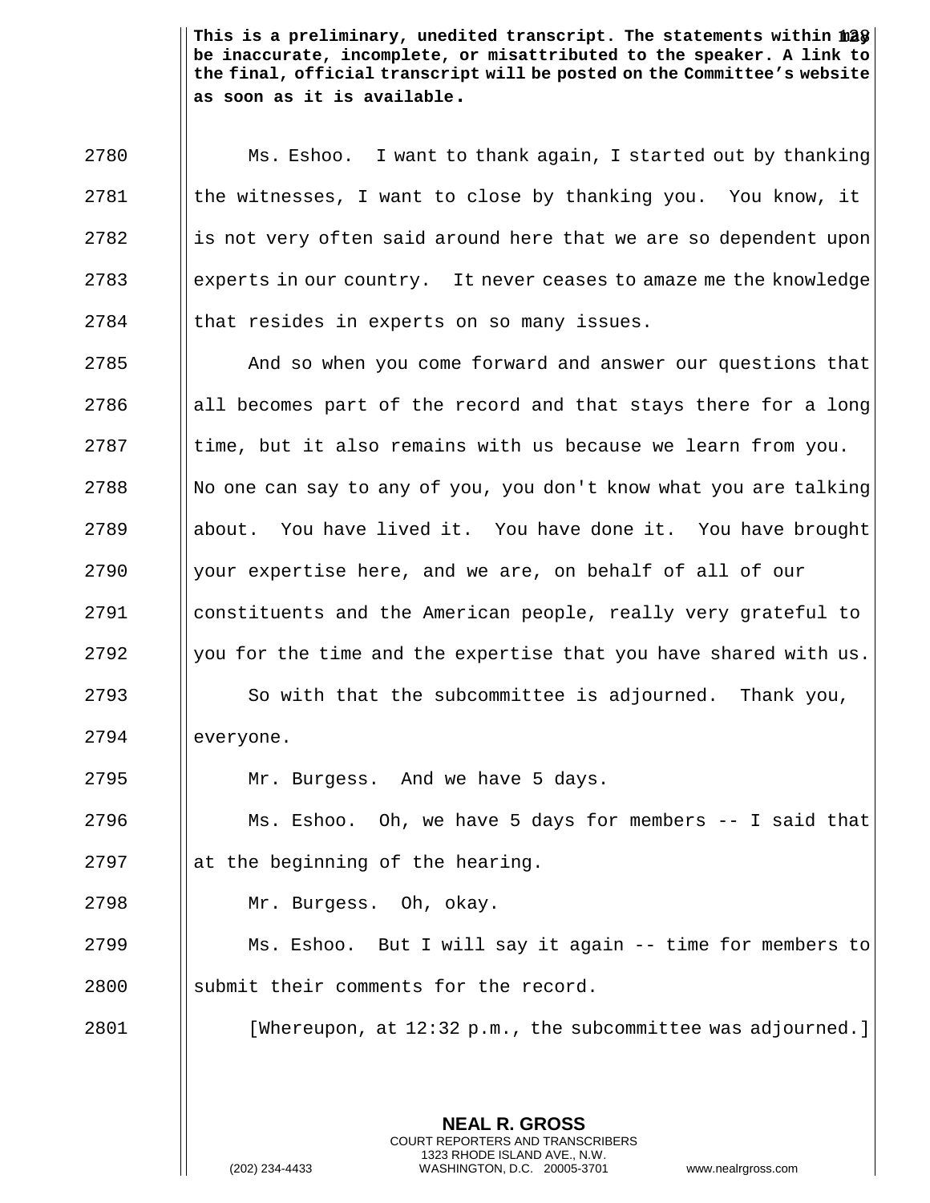Ms. Eshoo. I want to thank again, I started out by thanking the witnesses, I want to close by thanking you. You know, it is not very often said around here that we are so dependent upon experts in our country. It never ceases to amaze me the knowledge that resides in experts on so many issues.

And so when you come forward and answer our questions that all becomes part of the record and that stays there for a long time, but it also remains with us because we learn from you. No one can say to any of you, you don't know what you are talking about. You have lived it. You have done it. You have brought your expertise here, and we are, on behalf of all of our constituents and the American people, really very grateful to you for the time and the expertise that you have shared with us.

So with that the subcommittee is adjourned. Thank you, everyone.

Mr. Burgess. And we have 5 days.

Ms. Eshoo. Oh, we have 5 days for members -- I said that at the beginning of the hearing.

Mr. Burgess. Oh, okay.

Ms. Eshoo. But I will say it again -- time for members to submit their comments for the record.

[Whereupon, at 12:32 p.m., the subcommittee was adjourned.]